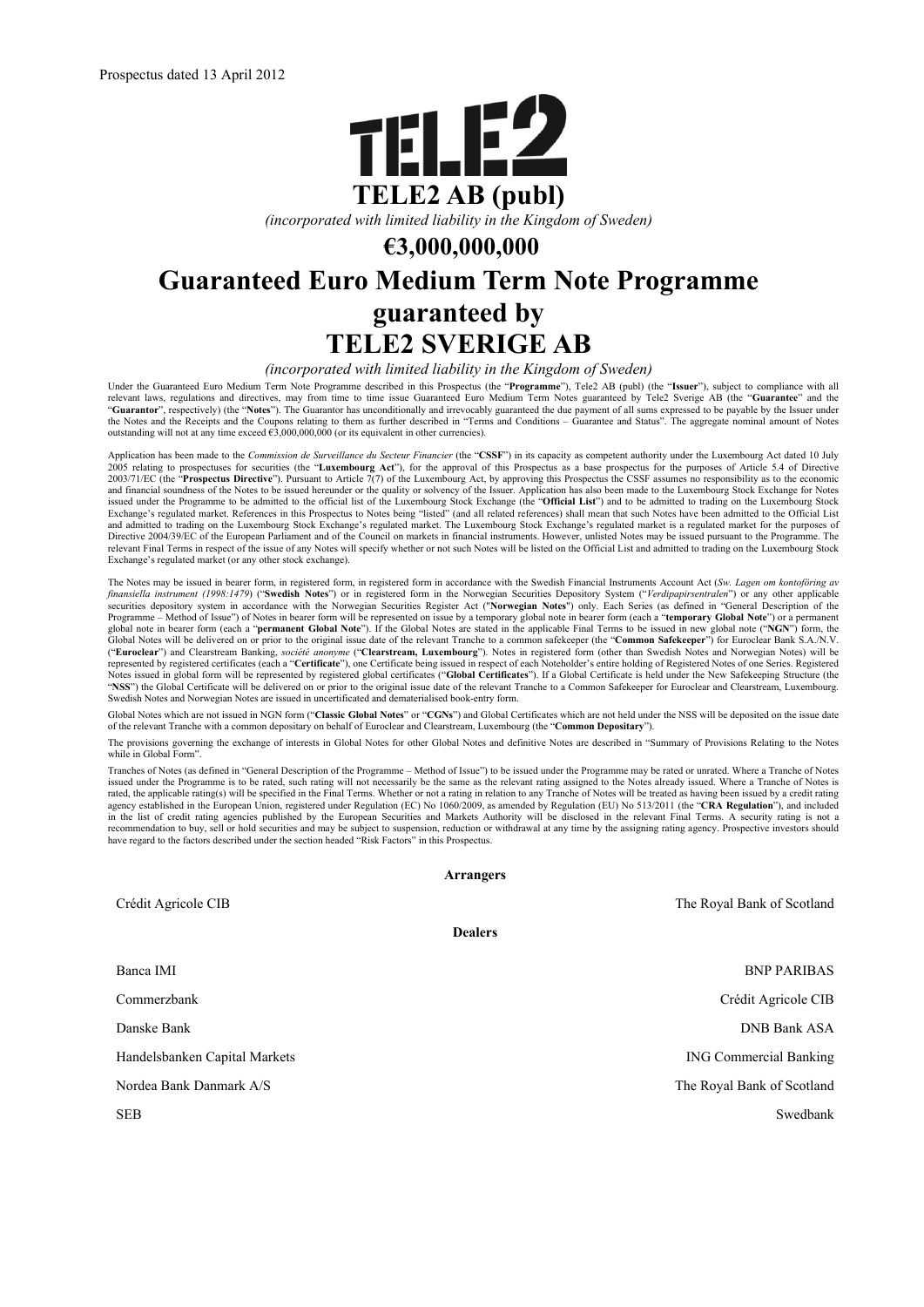Prospectus dated 13 April 2012

# TELE2

# TELE2 AB (publ)

*(incorporated with limited liability in the Kingdom of Sweden)*

# €3,000,000,000

# Guaranteed Euro Medium Term Note Programme guaranteed by TELE2 SVERIGE AB

*(incorporated with limited liability in the Kingdom of Sweden)*

Under the Guaranteed Euro Medium Term Note Programme described in this Prospectus (the "**Programme**"), Tele2 AB (publ) (the "**Issuer**"), subject to compliance with all relevant laws, regulations and directives, may from time to time issue Guaranteed Euro Medium Term Notes guaranteed by Tele2 Sverige AB (the "**Guarantee**" and the "**Guarantor**", respectively) (the "**Notes**"). The Guarantor has unconditionally and irrevocably guaranteed the due payment of all sums expressed to be payable by the Issuer under the Notes and the Receipts and the Coupons relating to them as further described in "Terms and Conditions – Guarantee and Status". The aggregate nominal amount of Notes outstanding will not at any time exceed €3,000,000,000 (or its equivalent in other currencies).

Application has been made to the *Commission de Surveillance du Secteur Financier* (the "**CSSF**") in its capacity as competent authority under the Luxembourg Act dated 10 July 2005 relating to prospectuses for securities (the "**Luxembourg Act**"), for the approval of this Prospectus as a base prospectus for the purposes of Article 5.4 of Directive 2003/71/EC (the "**Prospectus Directive**"). Pursuant to Article 7(7) of the Luxembourg Act, by approving this Prospectus the CSSF assumes no responsibility as to the economic and financial soundness of the Notes to be issued hereunder or the quality or solvency of the Issuer. Application has also been made to the Luxembourg Stock Exchange for Notes issued under the Programme to be admitted to the official list of the Luxembourg Stock Exchange (the "**Official List**") and to be admitted to trading on the Luxembourg Stock Exchange's regulated market. References in this Prospectus to Notes being "listed" (and all related references) shall mean that such Notes have been admitted to the Official List and admitted to trading on the Luxembourg Stock Exchange's regulated market. The Luxembourg Stock Exchange's regulated market is a regulated market for the purposes of Directive 2004/39/EC of the European Parliament and of the Council on markets in financial instruments. However, unlisted Notes may be issued pursuant to the Programme. The relevant Final Terms in respect of the issue of any Notes will specify whether or not such Notes will be listed on the Official List and admitted to trading on the Luxembourg Stock Exchange's regulated market (or any other stock exchange).

The Notes may be issued in bearer form, in registered form, in registered form in accordance with the Swedish Financial Instruments Account Act (*Sw. Lagen om kontoföring av finansiella instrument (1998:1479)*) ("**Swedish Notes**") or in registered form in the Norwegian Securities Depository System ("*Verdipapirsentralen*") or any other applicable securities depository system in accordance with the Norwegian Securities Register Act ("**Norwegian Notes**") only. Each Series (as defined in "General Description of the Programme – Method of Issue") of Notes in bearer form will be represented on issue by a temporary global note in bearer form (each a "**temporary Global Note**") or a permanent global note in bearer form (each a "**permanent Global Note**"). If the Global Notes are stated in the applicable Final Terms to be issued in new global note ("**NGN**") form, the Global Notes will be delivered on or prior to the original issue date of the relevant Tranche to a common safekeeper (the "**Common Safekeeper**") for Euroclear Bank S.A./N.V. ("**Euroclear**") and Clearstream Banking, *société anonyme* ("**Clearstream, Luxembourg**"). Notes in registered form (other than Swedish Notes and Norwegian Notes) will be represented by registered certificates (each a "**Certificate**"), one Certificate being issued in respect of each Noteholder's entire holding of Registered Notes of one Series. Registered Notes issued in global form will be represented by registered global certificates ("**Global Certificates**"). If a Global Certificate is held under the New Safekeeping Structure (the "**NSS**") the Global Certificate will be delivered on or prior to the original issue date of the relevant Tranche to a Common Safekeeper for Euroclear and Clearstream, Luxembourg. Swedish Notes and Norwegian Notes are issued in uncertificated and dematerialised book-entry form.

Global Notes which are not issued in NGN form ("**Classic Global Notes**" or "**CGNs**") and Global Certificates which are not held under the NSS will be deposited on the issue date of the relevant Tranche with a common depositary on behalf of Euroclear and Clearstream, Luxembourg (the "**Common Depositary**").

The provisions governing the exchange of interests in Global Notes for other Global Notes and definitive Notes are described in "Summary of Provisions Relating to the Notes while in Global Form".

Tranches of Notes (as defined in "General Description of the Programme – Method of Issue") to be issued under the Programme may be rated or unrated. Where a Tranche of Notes issued under the Programme is to be rated, such rating will not necessarily be the same as the relevant rating assigned to the Notes already issued. Where a Tranche of Notes is rated, the applicable rating(s) will be specified in the Final Terms. Whether or not a rating in relation to any Tranche of Notes will be treated as having been issued by a credit rating agency established in the European Union, registered under Regulation (EC) No 1060/2009, as amended by Regulation (EU) No 513/2011 (the "**CRA Regulation**"), and included in the list of credit rating agencies published by the European Securities and Markets Authority will be disclosed in the relevant Final Terms. A security rating is not a recommendation to buy, sell or hold securities and may be subject to suspension, reduction or withdrawal at any time by the assigning rating agency. Prospective investors should have regard to the factors described under the section headed "Risk Factors" in this Prospectus.

**Arrangers**

Crédit Agricole CIB

The Royal Bank of Scotland

**Dealers**

Banca IMI

BNP PARIBAS

Commerzbank

Crédit Agricole CIB

Danske Bank

DNB Bank ASA

Handelsbanken Capital Markets

ING Commercial Banking

Nordea Bank Danmark A/S

The Royal Bank of Scotland

SEB

Swedbank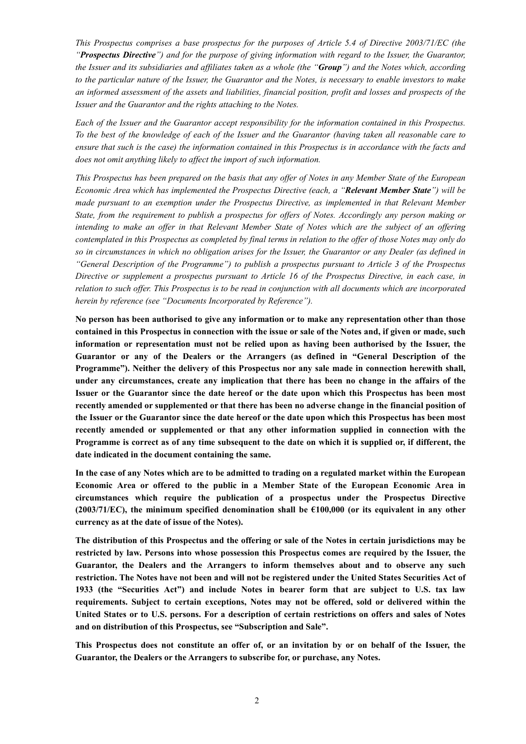*This Prospectus comprises a base prospectus for the purposes of Article 5.4 of Directive 2003/71/EC (the "**Prospectus Directive**") and for the purpose of giving information with regard to the Issuer, the Guarantor, the Issuer and its subsidiaries and affiliates taken as a whole (the "**Group**") and the Notes which, according to the particular nature of the Issuer, the Guarantor and the Notes, is necessary to enable investors to make an informed assessment of the assets and liabilities, financial position, profit and losses and prospects of the Issuer and the Guarantor and the rights attaching to the Notes.*

*Each of the Issuer and the Guarantor accept responsibility for the information contained in this Prospectus. To the best of the knowledge of each of the Issuer and the Guarantor (having taken all reasonable care to ensure that such is the case) the information contained in this Prospectus is in accordance with the facts and does not omit anything likely to affect the import of such information.*

*This Prospectus has been prepared on the basis that any offer of Notes in any Member State of the European Economic Area which has implemented the Prospectus Directive (each, a "**Relevant Member State**") will be made pursuant to an exemption under the Prospectus Directive, as implemented in that Relevant Member State, from the requirement to publish a prospectus for offers of Notes. Accordingly any person making or intending to make an offer in that Relevant Member State of Notes which are the subject of an offering contemplated in this Prospectus as completed by final terms in relation to the offer of those Notes may only do so in circumstances in which no obligation arises for the Issuer, the Guarantor or any Dealer (as defined in "General Description of the Programme") to publish a prospectus pursuant to Article 3 of the Prospectus Directive or supplement a prospectus pursuant to Article 16 of the Prospectus Directive, in each case, in relation to such offer. This Prospectus is to be read in conjunction with all documents which are incorporated herein by reference (see "Documents Incorporated by Reference").*

**No person has been authorised to give any information or to make any representation other than those contained in this Prospectus in connection with the issue or sale of the Notes and, if given or made, such information or representation must not be relied upon as having been authorised by the Issuer, the Guarantor or any of the Dealers or the Arrangers (as defined in "General Description of the Programme"). Neither the delivery of this Prospectus nor any sale made in connection herewith shall, under any circumstances, create any implication that there has been no change in the affairs of the Issuer or the Guarantor since the date hereof or the date upon which this Prospectus has been most recently amended or supplemented or that there has been no adverse change in the financial position of the Issuer or the Guarantor since the date hereof or the date upon which this Prospectus has been most recently amended or supplemented or that any other information supplied in connection with the Programme is correct as of any time subsequent to the date on which it is supplied or, if different, the date indicated in the document containing the same.**

**In the case of any Notes which are to be admitted to trading on a regulated market within the European Economic Area or offered to the public in a Member State of the European Economic Area in circumstances which require the publication of a prospectus under the Prospectus Directive (2003/71/EC), the minimum specified denomination shall be €100,000 (or its equivalent in any other currency as at the date of issue of the Notes).**

**The distribution of this Prospectus and the offering or sale of the Notes in certain jurisdictions may be restricted by law. Persons into whose possession this Prospectus comes are required by the Issuer, the Guarantor, the Dealers and the Arrangers to inform themselves about and to observe any such restriction. The Notes have not been and will not be registered under the United States Securities Act of 1933 (the "Securities Act") and include Notes in bearer form that are subject to U.S. tax law requirements. Subject to certain exceptions, Notes may not be offered, sold or delivered within the United States or to U.S. persons. For a description of certain restrictions on offers and sales of Notes and on distribution of this Prospectus, see "Subscription and Sale".**

**This Prospectus does not constitute an offer of, or an invitation by or on behalf of the Issuer, the Guarantor, the Dealers or the Arrangers to subscribe for, or purchase, any Notes.**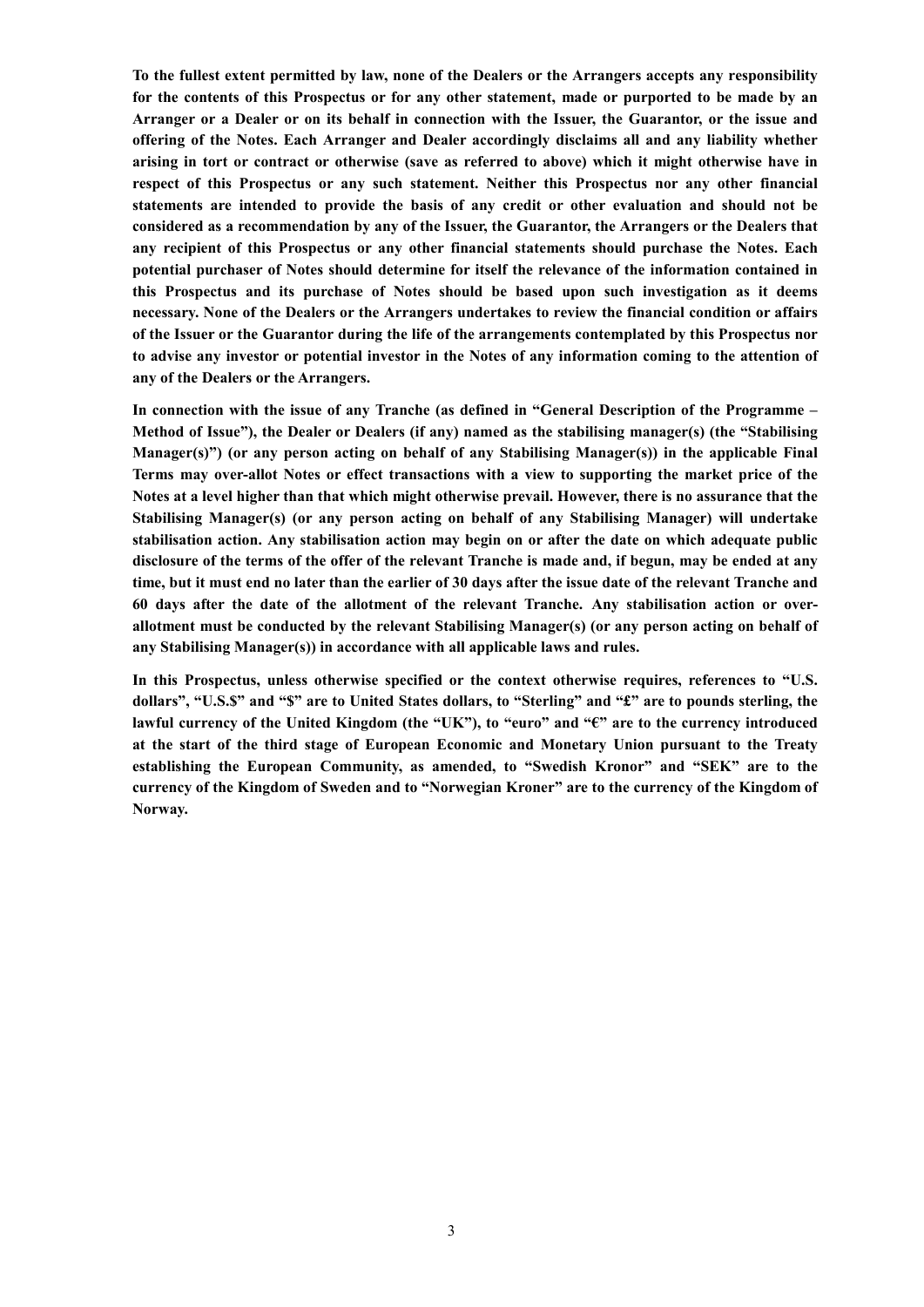**To the fullest extent permitted by law, none of the Dealers or the Arrangers accepts any responsibility for the contents of this Prospectus or for any other statement, made or purported to be made by an Arranger or a Dealer or on its behalf in connection with the Issuer, the Guarantor, or the issue and offering of the Notes. Each Arranger and Dealer accordingly disclaims all and any liability whether arising in tort or contract or otherwise (save as referred to above) which it might otherwise have in respect of this Prospectus or any such statement. Neither this Prospectus nor any other financial statements are intended to provide the basis of any credit or other evaluation and should not be considered as a recommendation by any of the Issuer, the Guarantor, the Arrangers or the Dealers that any recipient of this Prospectus or any other financial statements should purchase the Notes. Each potential purchaser of Notes should determine for itself the relevance of the information contained in this Prospectus and its purchase of Notes should be based upon such investigation as it deems necessary. None of the Dealers or the Arrangers undertakes to review the financial condition or affairs of the Issuer or the Guarantor during the life of the arrangements contemplated by this Prospectus nor to advise any investor or potential investor in the Notes of any information coming to the attention of any of the Dealers or the Arrangers.**

**In connection with the issue of any Tranche (as defined in "General Description of the Programme – Method of Issue"), the Dealer or Dealers (if any) named as the stabilising manager(s) (the "Stabilising Manager(s)") (or any person acting on behalf of any Stabilising Manager(s)) in the applicable Final Terms may over-allot Notes or effect transactions with a view to supporting the market price of the Notes at a level higher than that which might otherwise prevail. However, there is no assurance that the Stabilising Manager(s) (or any person acting on behalf of any Stabilising Manager) will undertake stabilisation action. Any stabilisation action may begin on or after the date on which adequate public disclosure of the terms of the offer of the relevant Tranche is made and, if begun, may be ended at any time, but it must end no later than the earlier of 30 days after the issue date of the relevant Tranche and 60 days after the date of the allotment of the relevant Tranche. Any stabilisation action or over-allotment must be conducted by the relevant Stabilising Manager(s) (or any person acting on behalf of any Stabilising Manager(s)) in accordance with all applicable laws and rules.**

**In this Prospectus, unless otherwise specified or the context otherwise requires, references to "U.S. dollars", "U.S.$" and "$" are to United States dollars, to "Sterling" and "£" are to pounds sterling, the lawful currency of the United Kingdom (the "UK"), to "euro" and "€" are to the currency introduced at the start of the third stage of European Economic and Monetary Union pursuant to the Treaty establishing the European Community, as amended, to "Swedish Kronor" and "SEK" are to the currency of the Kingdom of Sweden and to "Norwegian Kroner" are to the currency of the Kingdom of Norway.**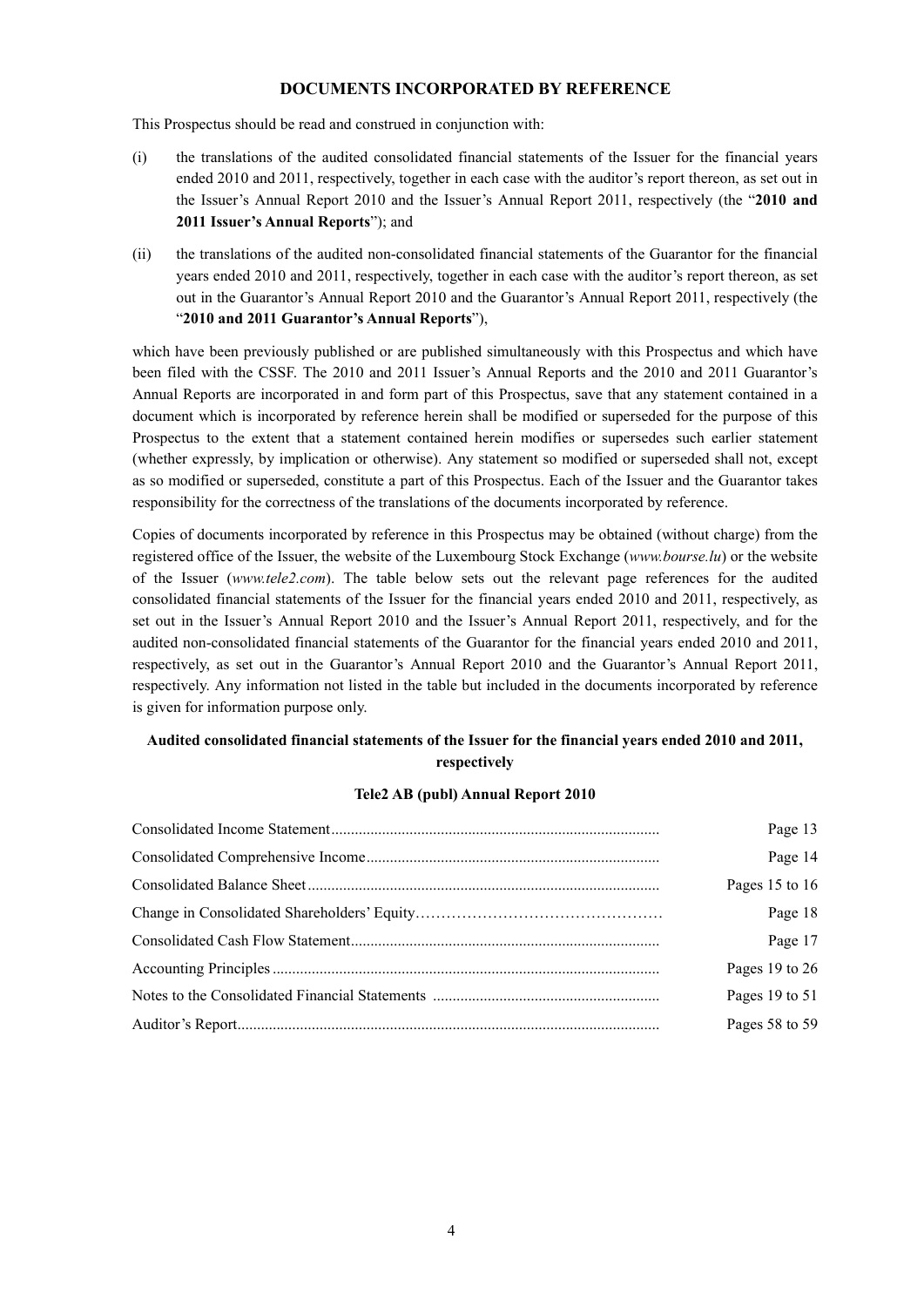## DOCUMENTS INCORPORATED BY REFERENCE

This Prospectus should be read and construed in conjunction with:

(i) the translations of the audited consolidated financial statements of the Issuer for the financial years ended 2010 and 2011, respectively, together in each case with the auditor's report thereon, as set out in the Issuer's Annual Report 2010 and the Issuer's Annual Report 2011, respectively (the "**2010 and 2011 Issuer's Annual Reports**"); and

(ii) the translations of the audited non-consolidated financial statements of the Guarantor for the financial years ended 2010 and 2011, respectively, together in each case with the auditor's report thereon, as set out in the Guarantor's Annual Report 2010 and the Guarantor's Annual Report 2011, respectively (the "**2010 and 2011 Guarantor's Annual Reports**"),

which have been previously published or are published simultaneously with this Prospectus and which have been filed with the CSSF. The 2010 and 2011 Issuer's Annual Reports and the 2010 and 2011 Guarantor's Annual Reports are incorporated in and form part of this Prospectus, save that any statement contained in a document which is incorporated by reference herein shall be modified or superseded for the purpose of this Prospectus to the extent that a statement contained herein modifies or supersedes such earlier statement (whether expressly, by implication or otherwise). Any statement so modified or superseded shall not, except as so modified or superseded, constitute a part of this Prospectus. Each of the Issuer and the Guarantor takes responsibility for the correctness of the translations of the documents incorporated by reference.

Copies of documents incorporated by reference in this Prospectus may be obtained (without charge) from the registered office of the Issuer, the website of the Luxembourg Stock Exchange (*www.bourse.lu*) or the website of the Issuer (*www.tele2.com*). The table below sets out the relevant page references for the audited consolidated financial statements of the Issuer for the financial years ended 2010 and 2011, respectively, as set out in the Issuer's Annual Report 2010 and the Issuer's Annual Report 2011, respectively, and for the audited non-consolidated financial statements of the Guarantor for the financial years ended 2010 and 2011, respectively, as set out in the Guarantor's Annual Report 2010 and the Guarantor's Annual Report 2011, respectively. Any information not listed in the table but included in the documents incorporated by reference is given for information purpose only.

### Audited consolidated financial statements of the Issuer for the financial years ended 2010 and 2011, respectively

#### Tele2 AB (publ) Annual Report 2010

| | |
|---|---|
| Consolidated Income Statement | Page 13 |
| Consolidated Comprehensive Income | Page 14 |
| Consolidated Balance Sheet | Pages 15 to 16 |
| Change in Consolidated Shareholders' Equity | Page 18 |
| Consolidated Cash Flow Statement | Page 17 |
| Accounting Principles | Pages 19 to 26 |
| Notes to the Consolidated Financial Statements | Pages 19 to 51 |
| Auditor's Report | Pages 58 to 59 |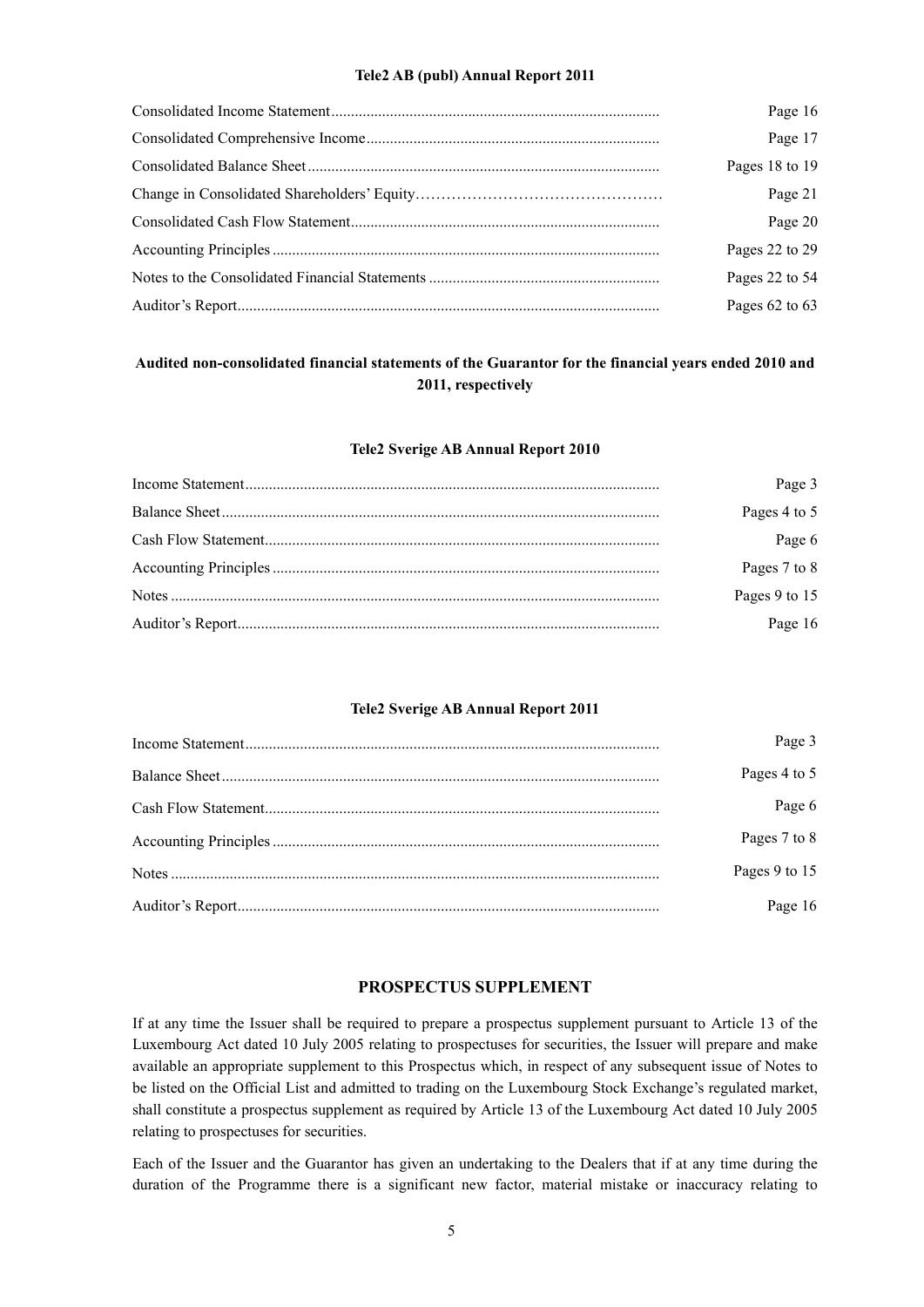**Tele2 AB (publ) Annual Report 2011**

| | |
|---|---|
| Consolidated Income Statement | Page 16 |
| Consolidated Comprehensive Income | Page 17 |
| Consolidated Balance Sheet | Pages 18 to 19 |
| Change in Consolidated Shareholders' Equity | Page 21 |
| Consolidated Cash Flow Statement | Page 20 |
| Accounting Principles | Pages 22 to 29 |
| Notes to the Consolidated Financial Statements | Pages 22 to 54 |
| Auditor's Report | Pages 62 to 63 |

**Audited non-consolidated financial statements of the Guarantor for the financial years ended 2010 and 2011, respectively**

**Tele2 Sverige AB Annual Report 2010**

| | |
|---|---|
| Income Statement | Page 3 |
| Balance Sheet | Pages 4 to 5 |
| Cash Flow Statement | Page 6 |
| Accounting Principles | Pages 7 to 8 |
| Notes | Pages 9 to 15 |
| Auditor's Report | Page 16 |

**Tele2 Sverige AB Annual Report 2011**

| | |
|---|---|
| Income Statement | Page 3 |
| Balance Sheet | Pages 4 to 5 |
| Cash Flow Statement | Page 6 |
| Accounting Principles | Pages 7 to 8 |
| Notes | Pages 9 to 15 |
| Auditor's Report | Page 16 |

## PROSPECTUS SUPPLEMENT

If at any time the Issuer shall be required to prepare a prospectus supplement pursuant to Article 13 of the Luxembourg Act dated 10 July 2005 relating to prospectuses for securities, the Issuer will prepare and make available an appropriate supplement to this Prospectus which, in respect of any subsequent issue of Notes to be listed on the Official List and admitted to trading on the Luxembourg Stock Exchange's regulated market, shall constitute a prospectus supplement as required by Article 13 of the Luxembourg Act dated 10 July 2005 relating to prospectuses for securities.

Each of the Issuer and the Guarantor has given an undertaking to the Dealers that if at any time during the duration of the Programme there is a significant new factor, material mistake or inaccuracy relating to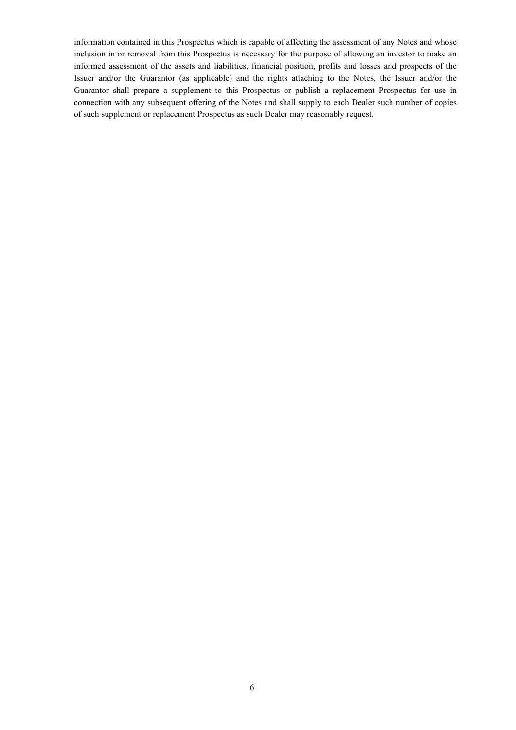information contained in this Prospectus which is capable of affecting the assessment of any Notes and whose inclusion in or removal from this Prospectus is necessary for the purpose of allowing an investor to make an informed assessment of the assets and liabilities, financial position, profits and losses and prospects of the Issuer and/or the Guarantor (as applicable) and the rights attaching to the Notes, the Issuer and/or the Guarantor shall prepare a supplement to this Prospectus or publish a replacement Prospectus for use in connection with any subsequent offering of the Notes and shall supply to each Dealer such number of copies of such supplement or replacement Prospectus as such Dealer may reasonably request.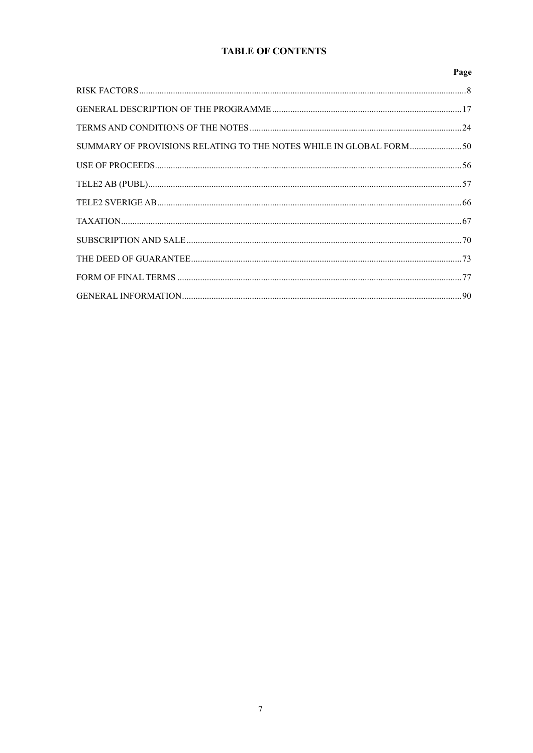# TABLE OF CONTENTS

| | Page |
|---|---|
| RISK FACTORS | 8 |
| GENERAL DESCRIPTION OF THE PROGRAMME | 17 |
| TERMS AND CONDITIONS OF THE NOTES | 24 |
| SUMMARY OF PROVISIONS RELATING TO THE NOTES WHILE IN GLOBAL FORM | 50 |
| USE OF PROCEEDS | 56 |
| TELE2 AB (PUBL) | 57 |
| TELE2 SVERIGE AB | 66 |
| TAXATION | 67 |
| SUBSCRIPTION AND SALE | 70 |
| THE DEED OF GUARANTEE | 73 |
| FORM OF FINAL TERMS | 77 |
| GENERAL INFORMATION | 90 |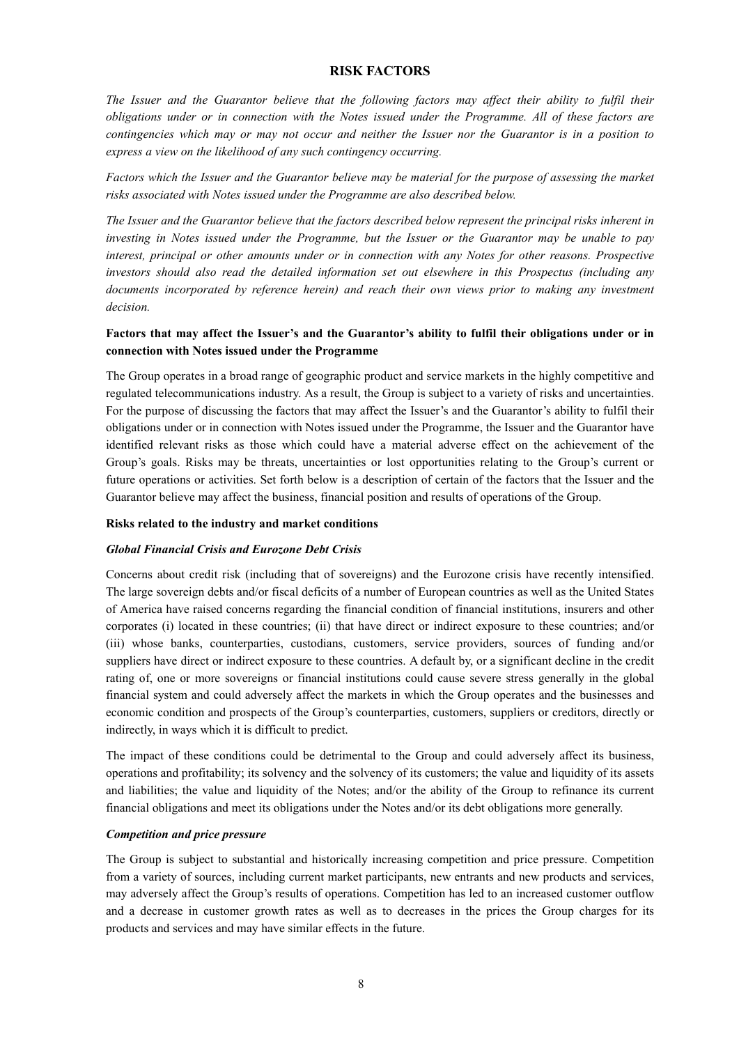# RISK FACTORS

*The Issuer and the Guarantor believe that the following factors may affect their ability to fulfil their obligations under or in connection with the Notes issued under the Programme. All of these factors are contingencies which may or may not occur and neither the Issuer nor the Guarantor is in a position to express a view on the likelihood of any such contingency occurring.*

*Factors which the Issuer and the Guarantor believe may be material for the purpose of assessing the market risks associated with Notes issued under the Programme are also described below.*

*The Issuer and the Guarantor believe that the factors described below represent the principal risks inherent in investing in Notes issued under the Programme, but the Issuer or the Guarantor may be unable to pay interest, principal or other amounts under or in connection with any Notes for other reasons. Prospective investors should also read the detailed information set out elsewhere in this Prospectus (including any documents incorporated by reference herein) and reach their own views prior to making any investment decision.*

## Factors that may affect the Issuer's and the Guarantor's ability to fulfil their obligations under or in connection with Notes issued under the Programme

The Group operates in a broad range of geographic product and service markets in the highly competitive and regulated telecommunications industry. As a result, the Group is subject to a variety of risks and uncertainties. For the purpose of discussing the factors that may affect the Issuer's and the Guarantor's ability to fulfil their obligations under or in connection with Notes issued under the Programme, the Issuer and the Guarantor have identified relevant risks as those which could have a material adverse effect on the achievement of the Group's goals. Risks may be threats, uncertainties or lost opportunities relating to the Group's current or future operations or activities. Set forth below is a description of certain of the factors that the Issuer and the Guarantor believe may affect the business, financial position and results of operations of the Group.

### Risks related to the industry and market conditions

#### *Global Financial Crisis and Eurozone Debt Crisis*

Concerns about credit risk (including that of sovereigns) and the Eurozone crisis have recently intensified. The large sovereign debts and/or fiscal deficits of a number of European countries as well as the United States of America have raised concerns regarding the financial condition of financial institutions, insurers and other corporates (i) located in these countries; (ii) that have direct or indirect exposure to these countries; and/or (iii) whose banks, counterparties, custodians, customers, service providers, sources of funding and/or suppliers have direct or indirect exposure to these countries. A default by, or a significant decline in the credit rating of, one or more sovereigns or financial institutions could cause severe stress generally in the global financial system and could adversely affect the markets in which the Group operates and the businesses and economic condition and prospects of the Group's counterparties, customers, suppliers or creditors, directly or indirectly, in ways which it is difficult to predict.

The impact of these conditions could be detrimental to the Group and could adversely affect its business, operations and profitability; its solvency and the solvency of its customers; the value and liquidity of its assets and liabilities; the value and liquidity of the Notes; and/or the ability of the Group to refinance its current financial obligations and meet its obligations under the Notes and/or its debt obligations more generally.

#### *Competition and price pressure*

The Group is subject to substantial and historically increasing competition and price pressure. Competition from a variety of sources, including current market participants, new entrants and new products and services, may adversely affect the Group's results of operations. Competition has led to an increased customer outflow and a decrease in customer growth rates as well as to decreases in the prices the Group charges for its products and services and may have similar effects in the future.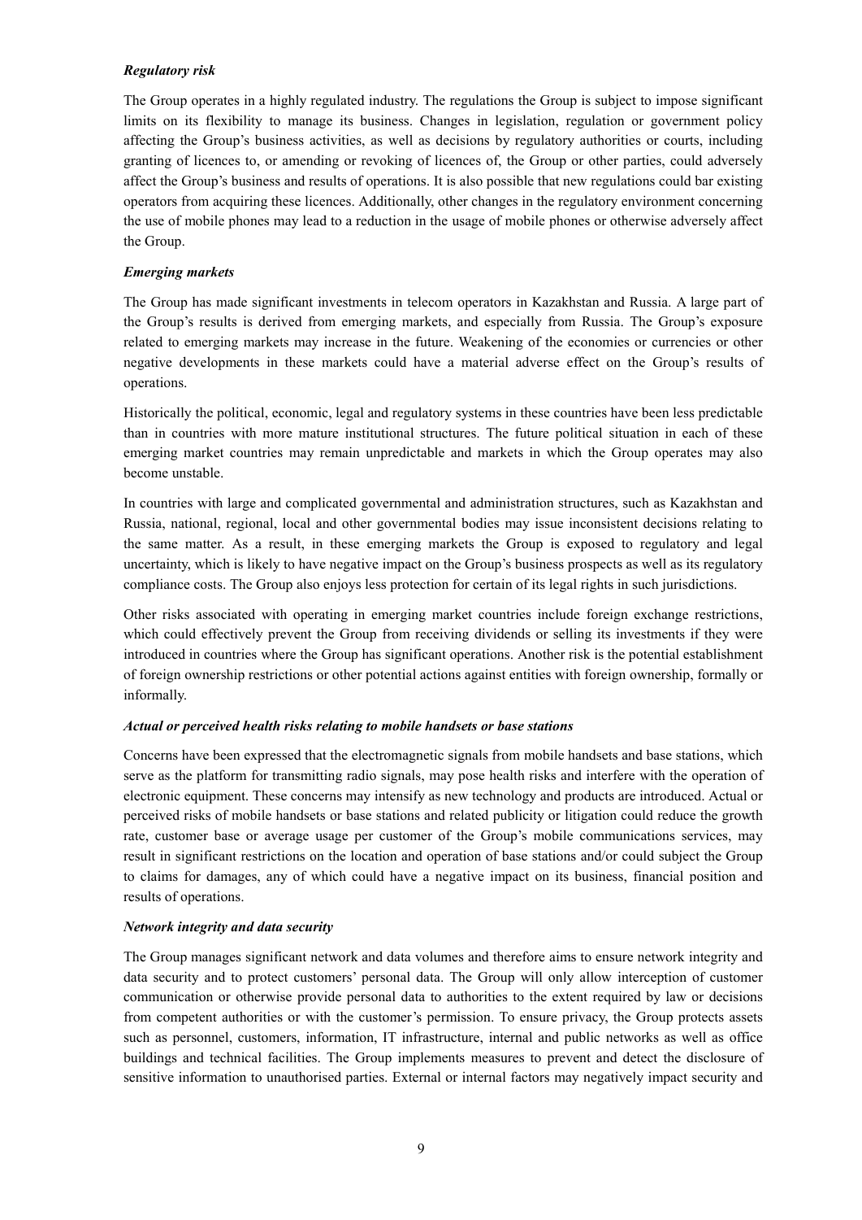***Regulatory risk***

The Group operates in a highly regulated industry. The regulations the Group is subject to impose significant limits on its flexibility to manage its business. Changes in legislation, regulation or government policy affecting the Group's business activities, as well as decisions by regulatory authorities or courts, including granting of licences to, or amending or revoking of licences of, the Group or other parties, could adversely affect the Group's business and results of operations. It is also possible that new regulations could bar existing operators from acquiring these licences. Additionally, other changes in the regulatory environment concerning the use of mobile phones may lead to a reduction in the usage of mobile phones or otherwise adversely affect the Group.

***Emerging markets***

The Group has made significant investments in telecom operators in Kazakhstan and Russia. A large part of the Group's results is derived from emerging markets, and especially from Russia. The Group's exposure related to emerging markets may increase in the future. Weakening of the economies or currencies or other negative developments in these markets could have a material adverse effect on the Group's results of operations.

Historically the political, economic, legal and regulatory systems in these countries have been less predictable than in countries with more mature institutional structures. The future political situation in each of these emerging market countries may remain unpredictable and markets in which the Group operates may also become unstable.

In countries with large and complicated governmental and administration structures, such as Kazakhstan and Russia, national, regional, local and other governmental bodies may issue inconsistent decisions relating to the same matter. As a result, in these emerging markets the Group is exposed to regulatory and legal uncertainty, which is likely to have negative impact on the Group's business prospects as well as its regulatory compliance costs. The Group also enjoys less protection for certain of its legal rights in such jurisdictions.

Other risks associated with operating in emerging market countries include foreign exchange restrictions, which could effectively prevent the Group from receiving dividends or selling its investments if they were introduced in countries where the Group has significant operations. Another risk is the potential establishment of foreign ownership restrictions or other potential actions against entities with foreign ownership, formally or informally.

***Actual or perceived health risks relating to mobile handsets or base stations***

Concerns have been expressed that the electromagnetic signals from mobile handsets and base stations, which serve as the platform for transmitting radio signals, may pose health risks and interfere with the operation of electronic equipment. These concerns may intensify as new technology and products are introduced. Actual or perceived risks of mobile handsets or base stations and related publicity or litigation could reduce the growth rate, customer base or average usage per customer of the Group's mobile communications services, may result in significant restrictions on the location and operation of base stations and/or could subject the Group to claims for damages, any of which could have a negative impact on its business, financial position and results of operations.

***Network integrity and data security***

The Group manages significant network and data volumes and therefore aims to ensure network integrity and data security and to protect customers' personal data. The Group will only allow interception of customer communication or otherwise provide personal data to authorities to the extent required by law or decisions from competent authorities or with the customer's permission. To ensure privacy, the Group protects assets such as personnel, customers, information, IT infrastructure, internal and public networks as well as office buildings and technical facilities. The Group implements measures to prevent and detect the disclosure of sensitive information to unauthorised parties. External or internal factors may negatively impact security and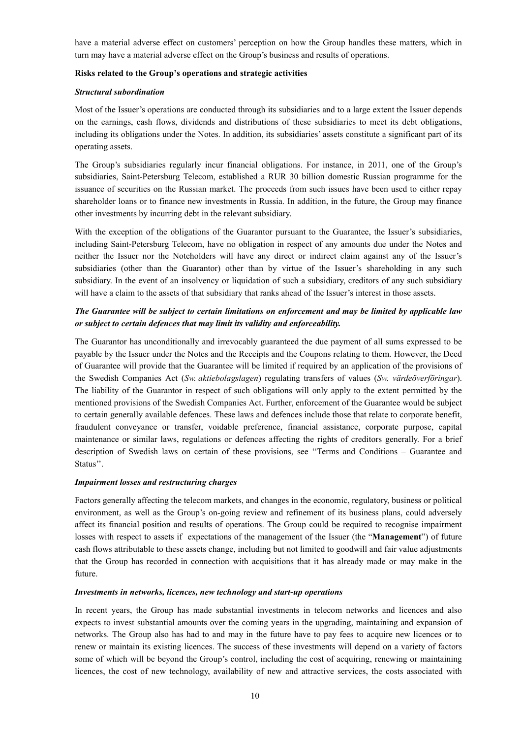have a material adverse effect on customers' perception on how the Group handles these matters, which in turn may have a material adverse effect on the Group's business and results of operations.

**Risks related to the Group's operations and strategic activities**

***Structural subordination***

Most of the Issuer's operations are conducted through its subsidiaries and to a large extent the Issuer depends on the earnings, cash flows, dividends and distributions of these subsidiaries to meet its debt obligations, including its obligations under the Notes. In addition, its subsidiaries' assets constitute a significant part of its operating assets.

The Group's subsidiaries regularly incur financial obligations. For instance, in 2011, one of the Group's subsidiaries, Saint-Petersburg Telecom, established a RUR 30 billion domestic Russian programme for the issuance of securities on the Russian market. The proceeds from such issues have been used to either repay shareholder loans or to finance new investments in Russia. In addition, in the future, the Group may finance other investments by incurring debt in the relevant subsidiary.

With the exception of the obligations of the Guarantor pursuant to the Guarantee, the Issuer's subsidiaries, including Saint-Petersburg Telecom, have no obligation in respect of any amounts due under the Notes and neither the Issuer nor the Noteholders will have any direct or indirect claim against any of the Issuer's subsidiaries (other than the Guarantor) other than by virtue of the Issuer's shareholding in any such subsidiary. In the event of an insolvency or liquidation of such a subsidiary, creditors of any such subsidiary will have a claim to the assets of that subsidiary that ranks ahead of the Issuer's interest in those assets.

***The Guarantee will be subject to certain limitations on enforcement and may be limited by applicable law or subject to certain defences that may limit its validity and enforceability.***

The Guarantor has unconditionally and irrevocably guaranteed the due payment of all sums expressed to be payable by the Issuer under the Notes and the Receipts and the Coupons relating to them. However, the Deed of Guarantee will provide that the Guarantee will be limited if required by an application of the provisions of the Swedish Companies Act (*Sw. aktiebolagslagen*) regulating transfers of values (*Sw. värdeöverföringar*). The liability of the Guarantor in respect of such obligations will only apply to the extent permitted by the mentioned provisions of the Swedish Companies Act. Further, enforcement of the Guarantee would be subject to certain generally available defences. These laws and defences include those that relate to corporate benefit, fraudulent conveyance or transfer, voidable preference, financial assistance, corporate purpose, capital maintenance or similar laws, regulations or defences affecting the rights of creditors generally. For a brief description of Swedish laws on certain of these provisions, see "Terms and Conditions – Guarantee and Status".

***Impairment losses and restructuring charges***

Factors generally affecting the telecom markets, and changes in the economic, regulatory, business or political environment, as well as the Group's on-going review and refinement of its business plans, could adversely affect its financial position and results of operations. The Group could be required to recognise impairment losses with respect to assets if expectations of the management of the Issuer (the "**Management**") of future cash flows attributable to these assets change, including but not limited to goodwill and fair value adjustments that the Group has recorded in connection with acquisitions that it has already made or may make in the future.

***Investments in networks, licences, new technology and start-up operations***

In recent years, the Group has made substantial investments in telecom networks and licences and also expects to invest substantial amounts over the coming years in the upgrading, maintaining and expansion of networks. The Group also has had to and may in the future have to pay fees to acquire new licences or to renew or maintain its existing licences. The success of these investments will depend on a variety of factors some of which will be beyond the Group's control, including the cost of acquiring, renewing or maintaining licences, the cost of new technology, availability of new and attractive services, the costs associated with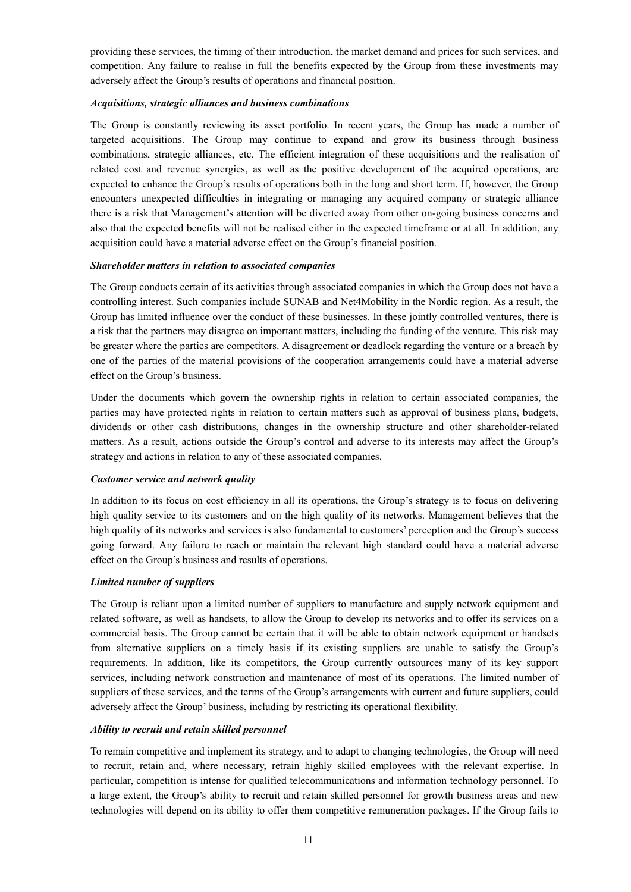providing these services, the timing of their introduction, the market demand and prices for such services, and competition. Any failure to realise in full the benefits expected by the Group from these investments may adversely affect the Group's results of operations and financial position.

***Acquisitions, strategic alliances and business combinations***

The Group is constantly reviewing its asset portfolio. In recent years, the Group has made a number of targeted acquisitions. The Group may continue to expand and grow its business through business combinations, strategic alliances, etc. The efficient integration of these acquisitions and the realisation of related cost and revenue synergies, as well as the positive development of the acquired operations, are expected to enhance the Group's results of operations both in the long and short term. If, however, the Group encounters unexpected difficulties in integrating or managing any acquired company or strategic alliance there is a risk that Management's attention will be diverted away from other on-going business concerns and also that the expected benefits will not be realised either in the expected timeframe or at all. In addition, any acquisition could have a material adverse effect on the Group's financial position.

***Shareholder matters in relation to associated companies***

The Group conducts certain of its activities through associated companies in which the Group does not have a controlling interest. Such companies include SUNAB and Net4Mobility in the Nordic region. As a result, the Group has limited influence over the conduct of these businesses. In these jointly controlled ventures, there is a risk that the partners may disagree on important matters, including the funding of the venture. This risk may be greater where the parties are competitors. A disagreement or deadlock regarding the venture or a breach by one of the parties of the material provisions of the cooperation arrangements could have a material adverse effect on the Group's business.

Under the documents which govern the ownership rights in relation to certain associated companies, the parties may have protected rights in relation to certain matters such as approval of business plans, budgets, dividends or other cash distributions, changes in the ownership structure and other shareholder-related matters. As a result, actions outside the Group's control and adverse to its interests may affect the Group's strategy and actions in relation to any of these associated companies.

***Customer service and network quality***

In addition to its focus on cost efficiency in all its operations, the Group's strategy is to focus on delivering high quality service to its customers and on the high quality of its networks. Management believes that the high quality of its networks and services is also fundamental to customers' perception and the Group's success going forward. Any failure to reach or maintain the relevant high standard could have a material adverse effect on the Group's business and results of operations.

***Limited number of suppliers***

The Group is reliant upon a limited number of suppliers to manufacture and supply network equipment and related software, as well as handsets, to allow the Group to develop its networks and to offer its services on a commercial basis. The Group cannot be certain that it will be able to obtain network equipment or handsets from alternative suppliers on a timely basis if its existing suppliers are unable to satisfy the Group's requirements. In addition, like its competitors, the Group currently outsources many of its key support services, including network construction and maintenance of most of its operations. The limited number of suppliers of these services, and the terms of the Group's arrangements with current and future suppliers, could adversely affect the Group' business, including by restricting its operational flexibility.

***Ability to recruit and retain skilled personnel***

To remain competitive and implement its strategy, and to adapt to changing technologies, the Group will need to recruit, retain and, where necessary, retrain highly skilled employees with the relevant expertise. In particular, competition is intense for qualified telecommunications and information technology personnel. To a large extent, the Group's ability to recruit and retain skilled personnel for growth business areas and new technologies will depend on its ability to offer them competitive remuneration packages. If the Group fails to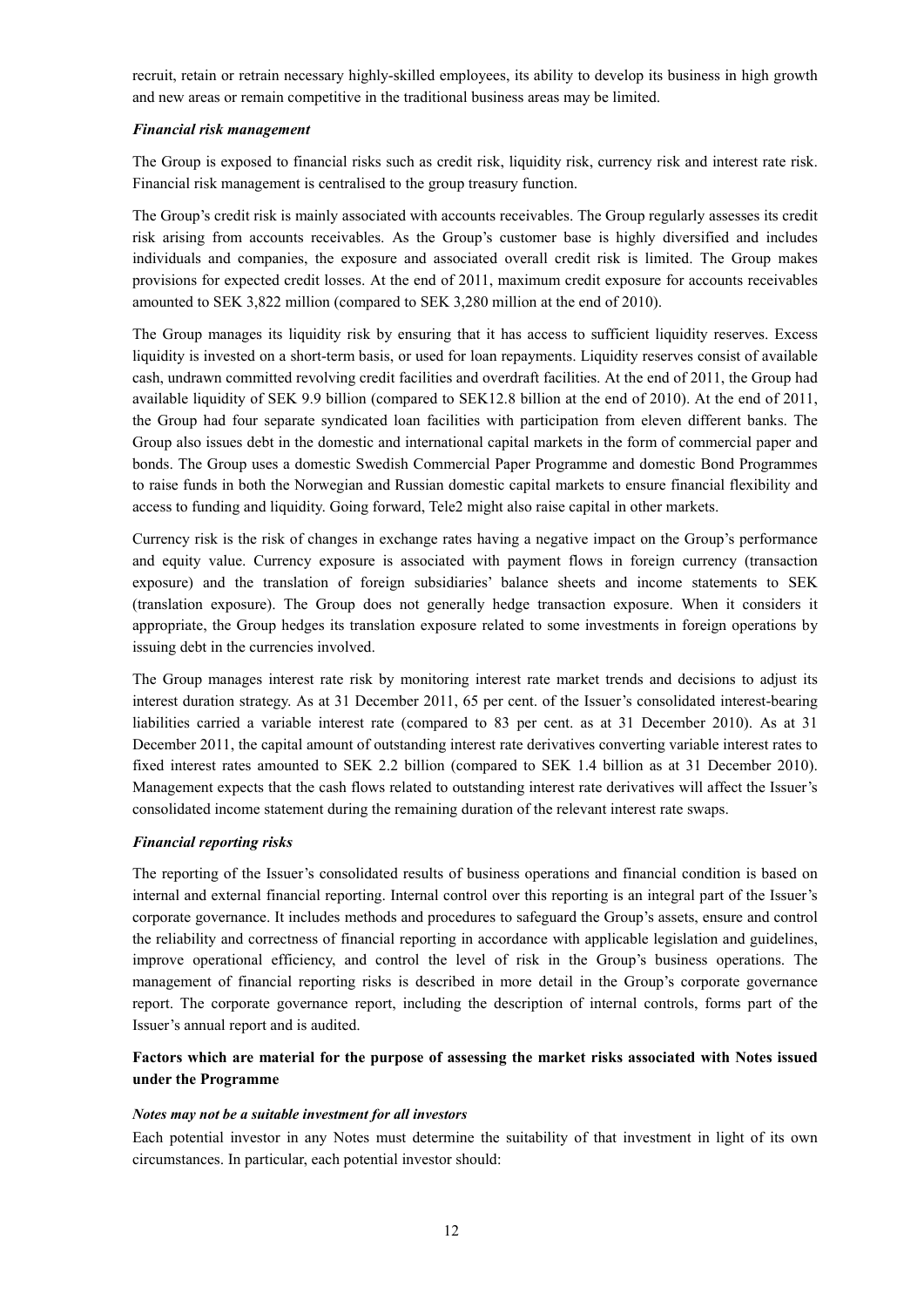recruit, retain or retrain necessary highly-skilled employees, its ability to develop its business in high growth and new areas or remain competitive in the traditional business areas may be limited.

***Financial risk management***

The Group is exposed to financial risks such as credit risk, liquidity risk, currency risk and interest rate risk. Financial risk management is centralised to the group treasury function.

The Group's credit risk is mainly associated with accounts receivables. The Group regularly assesses its credit risk arising from accounts receivables. As the Group's customer base is highly diversified and includes individuals and companies, the exposure and associated overall credit risk is limited. The Group makes provisions for expected credit losses. At the end of 2011, maximum credit exposure for accounts receivables amounted to SEK 3,822 million (compared to SEK 3,280 million at the end of 2010).

The Group manages its liquidity risk by ensuring that it has access to sufficient liquidity reserves. Excess liquidity is invested on a short-term basis, or used for loan repayments. Liquidity reserves consist of available cash, undrawn committed revolving credit facilities and overdraft facilities. At the end of 2011, the Group had available liquidity of SEK 9.9 billion (compared to SEK12.8 billion at the end of 2010). At the end of 2011, the Group had four separate syndicated loan facilities with participation from eleven different banks. The Group also issues debt in the domestic and international capital markets in the form of commercial paper and bonds. The Group uses a domestic Swedish Commercial Paper Programme and domestic Bond Programmes to raise funds in both the Norwegian and Russian domestic capital markets to ensure financial flexibility and access to funding and liquidity. Going forward, Tele2 might also raise capital in other markets.

Currency risk is the risk of changes in exchange rates having a negative impact on the Group's performance and equity value. Currency exposure is associated with payment flows in foreign currency (transaction exposure) and the translation of foreign subsidiaries' balance sheets and income statements to SEK (translation exposure). The Group does not generally hedge transaction exposure. When it considers it appropriate, the Group hedges its translation exposure related to some investments in foreign operations by issuing debt in the currencies involved.

The Group manages interest rate risk by monitoring interest rate market trends and decisions to adjust its interest duration strategy. As at 31 December 2011, 65 per cent. of the Issuer's consolidated interest-bearing liabilities carried a variable interest rate (compared to 83 per cent. as at 31 December 2010). As at 31 December 2011, the capital amount of outstanding interest rate derivatives converting variable interest rates to fixed interest rates amounted to SEK 2.2 billion (compared to SEK 1.4 billion as at 31 December 2010). Management expects that the cash flows related to outstanding interest rate derivatives will affect the Issuer's consolidated income statement during the remaining duration of the relevant interest rate swaps.

***Financial reporting risks***

The reporting of the Issuer's consolidated results of business operations and financial condition is based on internal and external financial reporting. Internal control over this reporting is an integral part of the Issuer's corporate governance. It includes methods and procedures to safeguard the Group's assets, ensure and control the reliability and correctness of financial reporting in accordance with applicable legislation and guidelines, improve operational efficiency, and control the level of risk in the Group's business operations. The management of financial reporting risks is described in more detail in the Group's corporate governance report. The corporate governance report, including the description of internal controls, forms part of the Issuer's annual report and is audited.

**Factors which are material for the purpose of assessing the market risks associated with Notes issued under the Programme**

***Notes may not be a suitable investment for all investors***

Each potential investor in any Notes must determine the suitability of that investment in light of its own circumstances. In particular, each potential investor should: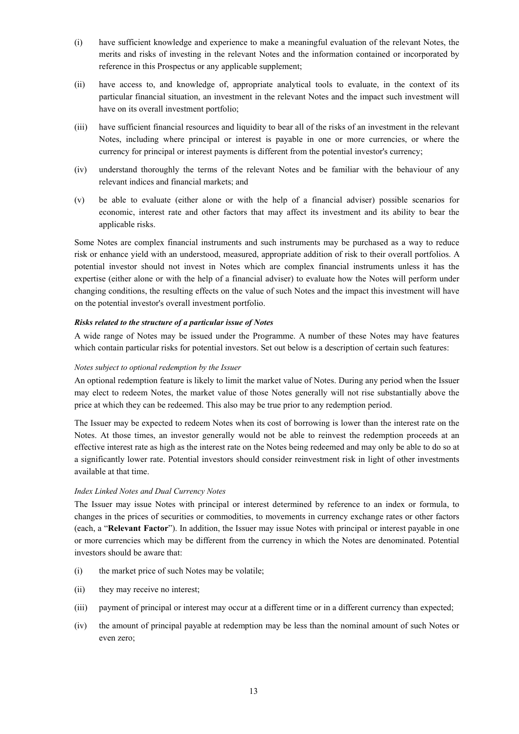(i) have sufficient knowledge and experience to make a meaningful evaluation of the relevant Notes, the merits and risks of investing in the relevant Notes and the information contained or incorporated by reference in this Prospectus or any applicable supplement;

(ii) have access to, and knowledge of, appropriate analytical tools to evaluate, in the context of its particular financial situation, an investment in the relevant Notes and the impact such investment will have on its overall investment portfolio;

(iii) have sufficient financial resources and liquidity to bear all of the risks of an investment in the relevant Notes, including where principal or interest is payable in one or more currencies, or where the currency for principal or interest payments is different from the potential investor's currency;

(iv) understand thoroughly the terms of the relevant Notes and be familiar with the behaviour of any relevant indices and financial markets; and

(v) be able to evaluate (either alone or with the help of a financial adviser) possible scenarios for economic, interest rate and other factors that may affect its investment and its ability to bear the applicable risks.

Some Notes are complex financial instruments and such instruments may be purchased as a way to reduce risk or enhance yield with an understood, measured, appropriate addition of risk to their overall portfolios. A potential investor should not invest in Notes which are complex financial instruments unless it has the expertise (either alone or with the help of a financial adviser) to evaluate how the Notes will perform under changing conditions, the resulting effects on the value of such Notes and the impact this investment will have on the potential investor's overall investment portfolio.

***Risks related to the structure of a particular issue of Notes***

A wide range of Notes may be issued under the Programme. A number of these Notes may have features which contain particular risks for potential investors. Set out below is a description of certain such features:

*Notes subject to optional redemption by the Issuer*

An optional redemption feature is likely to limit the market value of Notes. During any period when the Issuer may elect to redeem Notes, the market value of those Notes generally will not rise substantially above the price at which they can be redeemed. This also may be true prior to any redemption period.

The Issuer may be expected to redeem Notes when its cost of borrowing is lower than the interest rate on the Notes. At those times, an investor generally would not be able to reinvest the redemption proceeds at an effective interest rate as high as the interest rate on the Notes being redeemed and may only be able to do so at a significantly lower rate. Potential investors should consider reinvestment risk in light of other investments available at that time.

*Index Linked Notes and Dual Currency Notes*

The Issuer may issue Notes with principal or interest determined by reference to an index or formula, to changes in the prices of securities or commodities, to movements in currency exchange rates or other factors (each, a "**Relevant Factor**"). In addition, the Issuer may issue Notes with principal or interest payable in one or more currencies which may be different from the currency in which the Notes are denominated. Potential investors should be aware that:

(i) the market price of such Notes may be volatile;

(ii) they may receive no interest;

(iii) payment of principal or interest may occur at a different time or in a different currency than expected;

(iv) the amount of principal payable at redemption may be less than the nominal amount of such Notes or even zero;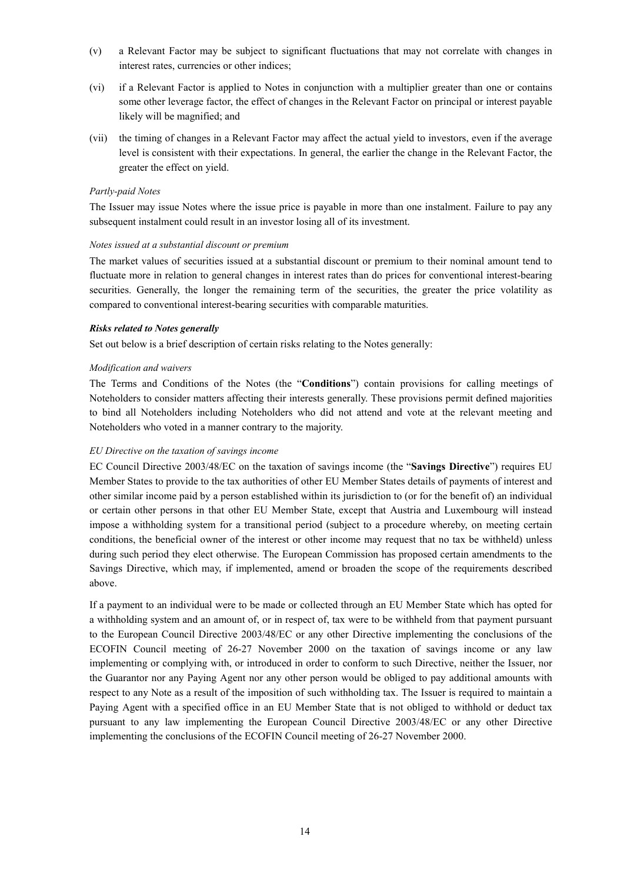(v) a Relevant Factor may be subject to significant fluctuations that may not correlate with changes in interest rates, currencies or other indices;

(vi) if a Relevant Factor is applied to Notes in conjunction with a multiplier greater than one or contains some other leverage factor, the effect of changes in the Relevant Factor on principal or interest payable likely will be magnified; and

(vii) the timing of changes in a Relevant Factor may affect the actual yield to investors, even if the average level is consistent with their expectations. In general, the earlier the change in the Relevant Factor, the greater the effect on yield.

*Partly-paid Notes*

The Issuer may issue Notes where the issue price is payable in more than one instalment. Failure to pay any subsequent instalment could result in an investor losing all of its investment.

*Notes issued at a substantial discount or premium*

The market values of securities issued at a substantial discount or premium to their nominal amount tend to fluctuate more in relation to general changes in interest rates than do prices for conventional interest-bearing securities. Generally, the longer the remaining term of the securities, the greater the price volatility as compared to conventional interest-bearing securities with comparable maturities.

***Risks related to Notes generally***

Set out below is a brief description of certain risks relating to the Notes generally:

*Modification and waivers*

The Terms and Conditions of the Notes (the "**Conditions**") contain provisions for calling meetings of Noteholders to consider matters affecting their interests generally. These provisions permit defined majorities to bind all Noteholders including Noteholders who did not attend and vote at the relevant meeting and Noteholders who voted in a manner contrary to the majority.

*EU Directive on the taxation of savings income*

EC Council Directive 2003/48/EC on the taxation of savings income (the "**Savings Directive**") requires EU Member States to provide to the tax authorities of other EU Member States details of payments of interest and other similar income paid by a person established within its jurisdiction to (or for the benefit of) an individual or certain other persons in that other EU Member State, except that Austria and Luxembourg will instead impose a withholding system for a transitional period (subject to a procedure whereby, on meeting certain conditions, the beneficial owner of the interest or other income may request that no tax be withheld) unless during such period they elect otherwise. The European Commission has proposed certain amendments to the Savings Directive, which may, if implemented, amend or broaden the scope of the requirements described above.

If a payment to an individual were to be made or collected through an EU Member State which has opted for a withholding system and an amount of, or in respect of, tax were to be withheld from that payment pursuant to the European Council Directive 2003/48/EC or any other Directive implementing the conclusions of the ECOFIN Council meeting of 26-27 November 2000 on the taxation of savings income or any law implementing or complying with, or introduced in order to conform to such Directive, neither the Issuer, nor the Guarantor nor any Paying Agent nor any other person would be obliged to pay additional amounts with respect to any Note as a result of the imposition of such withholding tax. The Issuer is required to maintain a Paying Agent with a specified office in an EU Member State that is not obliged to withhold or deduct tax pursuant to any law implementing the European Council Directive 2003/48/EC or any other Directive implementing the conclusions of the ECOFIN Council meeting of 26-27 November 2000.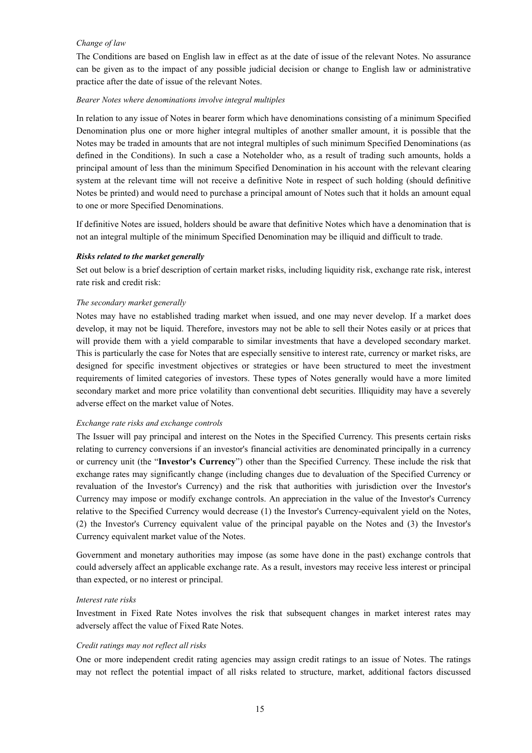*Change of law*

The Conditions are based on English law in effect as at the date of issue of the relevant Notes. No assurance can be given as to the impact of any possible judicial decision or change to English law or administrative practice after the date of issue of the relevant Notes.

*Bearer Notes where denominations involve integral multiples*

In relation to any issue of Notes in bearer form which have denominations consisting of a minimum Specified Denomination plus one or more higher integral multiples of another smaller amount, it is possible that the Notes may be traded in amounts that are not integral multiples of such minimum Specified Denominations (as defined in the Conditions). In such a case a Noteholder who, as a result of trading such amounts, holds a principal amount of less than the minimum Specified Denomination in his account with the relevant clearing system at the relevant time will not receive a definitive Note in respect of such holding (should definitive Notes be printed) and would need to purchase a principal amount of Notes such that it holds an amount equal to one or more Specified Denominations.

If definitive Notes are issued, holders should be aware that definitive Notes which have a denomination that is not an integral multiple of the minimum Specified Denomination may be illiquid and difficult to trade.

***Risks related to the market generally***

Set out below is a brief description of certain market risks, including liquidity risk, exchange rate risk, interest rate risk and credit risk:

*The secondary market generally*

Notes may have no established trading market when issued, and one may never develop. If a market does develop, it may not be liquid. Therefore, investors may not be able to sell their Notes easily or at prices that will provide them with a yield comparable to similar investments that have a developed secondary market. This is particularly the case for Notes that are especially sensitive to interest rate, currency or market risks, are designed for specific investment objectives or strategies or have been structured to meet the investment requirements of limited categories of investors. These types of Notes generally would have a more limited secondary market and more price volatility than conventional debt securities. Illiquidity may have a severely adverse effect on the market value of Notes.

*Exchange rate risks and exchange controls*

The Issuer will pay principal and interest on the Notes in the Specified Currency. This presents certain risks relating to currency conversions if an investor's financial activities are denominated principally in a currency or currency unit (the "**Investor's Currency**") other than the Specified Currency. These include the risk that exchange rates may significantly change (including changes due to devaluation of the Specified Currency or revaluation of the Investor's Currency) and the risk that authorities with jurisdiction over the Investor's Currency may impose or modify exchange controls. An appreciation in the value of the Investor's Currency relative to the Specified Currency would decrease (1) the Investor's Currency-equivalent yield on the Notes, (2) the Investor's Currency equivalent value of the principal payable on the Notes and (3) the Investor's Currency equivalent market value of the Notes.

Government and monetary authorities may impose (as some have done in the past) exchange controls that could adversely affect an applicable exchange rate. As a result, investors may receive less interest or principal than expected, or no interest or principal.

*Interest rate risks*

Investment in Fixed Rate Notes involves the risk that subsequent changes in market interest rates may adversely affect the value of Fixed Rate Notes.

*Credit ratings may not reflect all risks*

One or more independent credit rating agencies may assign credit ratings to an issue of Notes. The ratings may not reflect the potential impact of all risks related to structure, market, additional factors discussed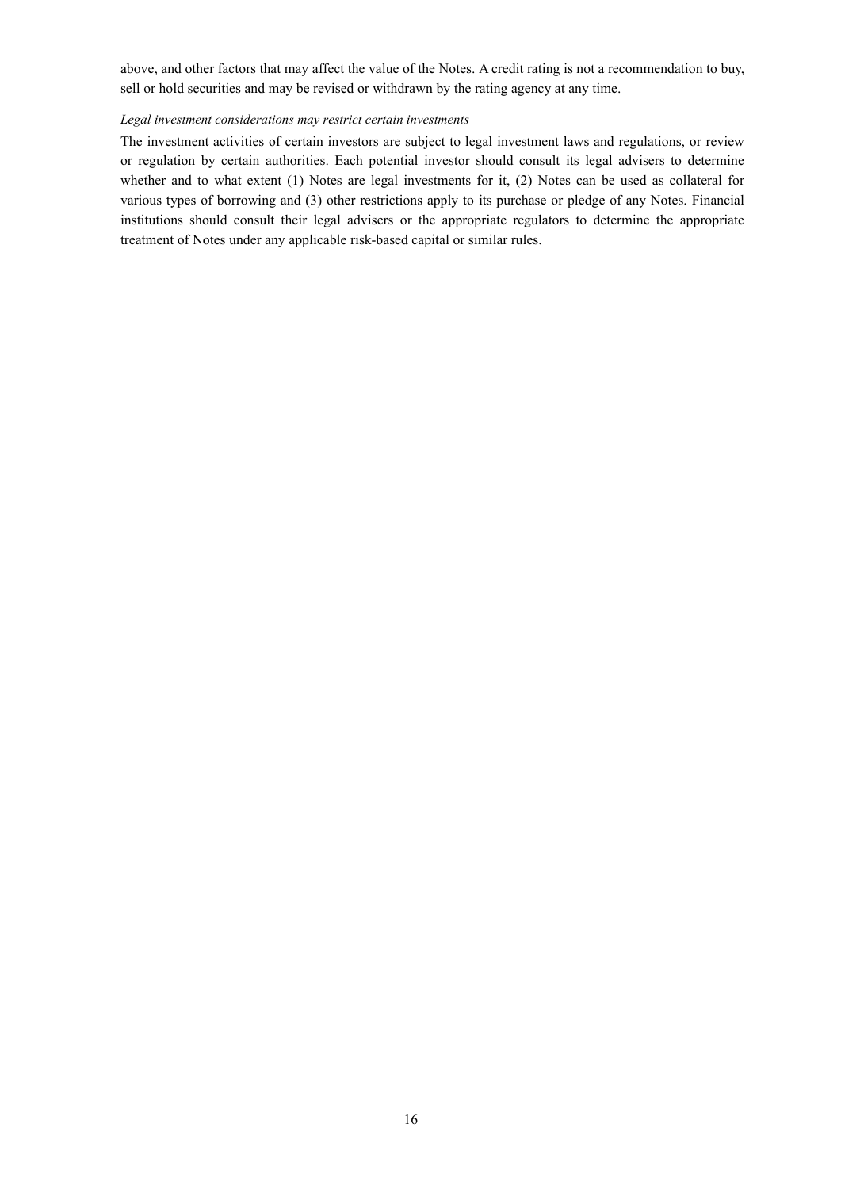above, and other factors that may affect the value of the Notes. A credit rating is not a recommendation to buy, sell or hold securities and may be revised or withdrawn by the rating agency at any time.

*Legal investment considerations may restrict certain investments*

The investment activities of certain investors are subject to legal investment laws and regulations, or review or regulation by certain authorities. Each potential investor should consult its legal advisers to determine whether and to what extent (1) Notes are legal investments for it, (2) Notes can be used as collateral for various types of borrowing and (3) other restrictions apply to its purchase or pledge of any Notes. Financial institutions should consult their legal advisers or the appropriate regulators to determine the appropriate treatment of Notes under any applicable risk-based capital or similar rules.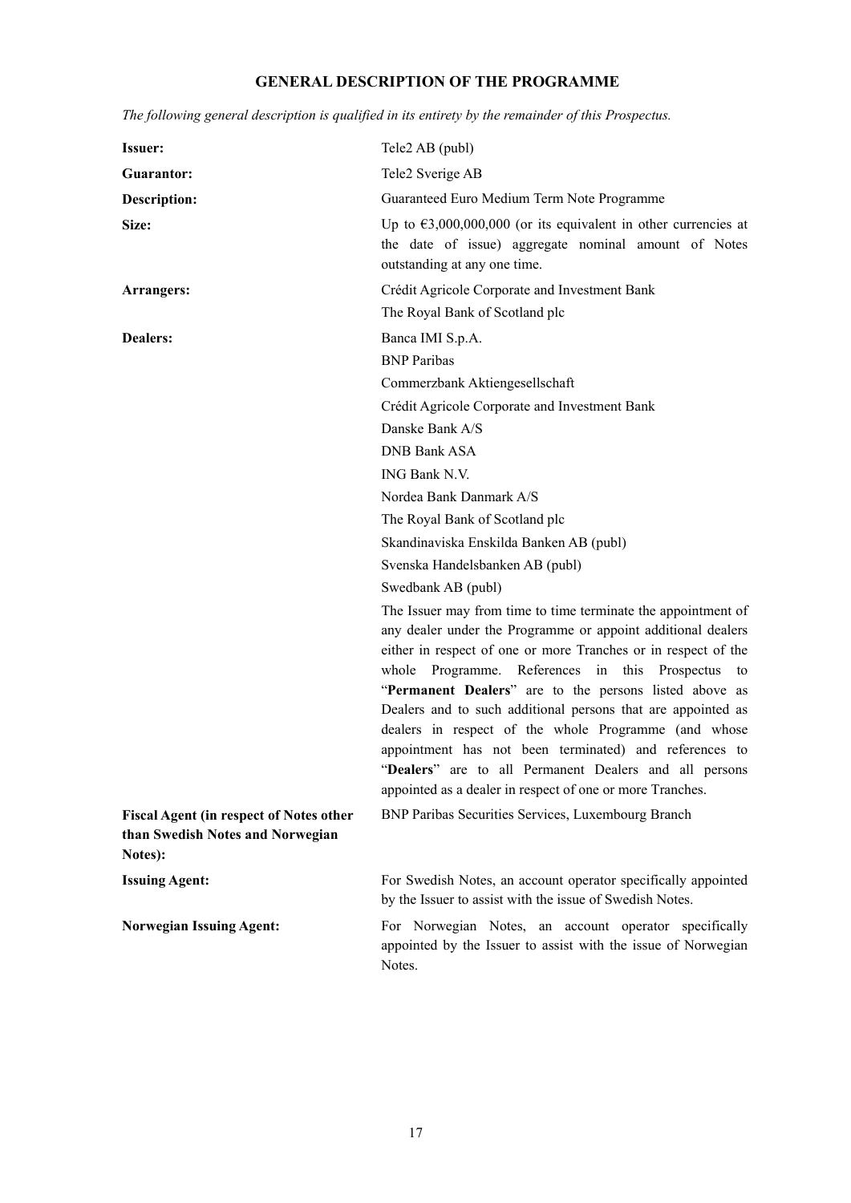# GENERAL DESCRIPTION OF THE PROGRAMME

*The following general description is qualified in its entirety by the remainder of this Prospectus.*

| | |
|---|---|
| **Issuer:** | Tele2 AB (publ) |
| **Guarantor:** | Tele2 Sverige AB |
| **Description:** | Guaranteed Euro Medium Term Note Programme |
| **Size:** | Up to €3,000,000,000 (or its equivalent in other currencies at the date of issue) aggregate nominal amount of Notes outstanding at any one time. |
| **Arrangers:** | Crédit Agricole Corporate and Investment Bank<br>The Royal Bank of Scotland plc |
| **Dealers:** | Banca IMI S.p.A.<br>BNP Paribas<br>Commerzbank Aktiengesellschaft<br>Crédit Agricole Corporate and Investment Bank<br>Danske Bank A/S<br>DNB Bank ASA<br>ING Bank N.V.<br>Nordea Bank Danmark A/S<br>The Royal Bank of Scotland plc<br>Skandinaviska Enskilda Banken AB (publ)<br>Svenska Handelsbanken AB (publ)<br>Swedbank AB (publ)<br><br>The Issuer may from time to time terminate the appointment of any dealer under the Programme or appoint additional dealers either in respect of one or more Tranches or in respect of the whole Programme. References in this Prospectus to "**Permanent Dealers**" are to the persons listed above as Dealers and to such additional persons that are appointed as dealers in respect of the whole Programme (and whose appointment has not been terminated) and references to "**Dealers**" are to all Permanent Dealers and all persons appointed as a dealer in respect of one or more Tranches. |
| **Fiscal Agent (in respect of Notes other than Swedish Notes and Norwegian Notes):** | BNP Paribas Securities Services, Luxembourg Branch |
| **Issuing Agent:** | For Swedish Notes, an account operator specifically appointed by the Issuer to assist with the issue of Swedish Notes. |
| **Norwegian Issuing Agent:** | For Norwegian Notes, an account operator specifically appointed by the Issuer to assist with the issue of Norwegian Notes. |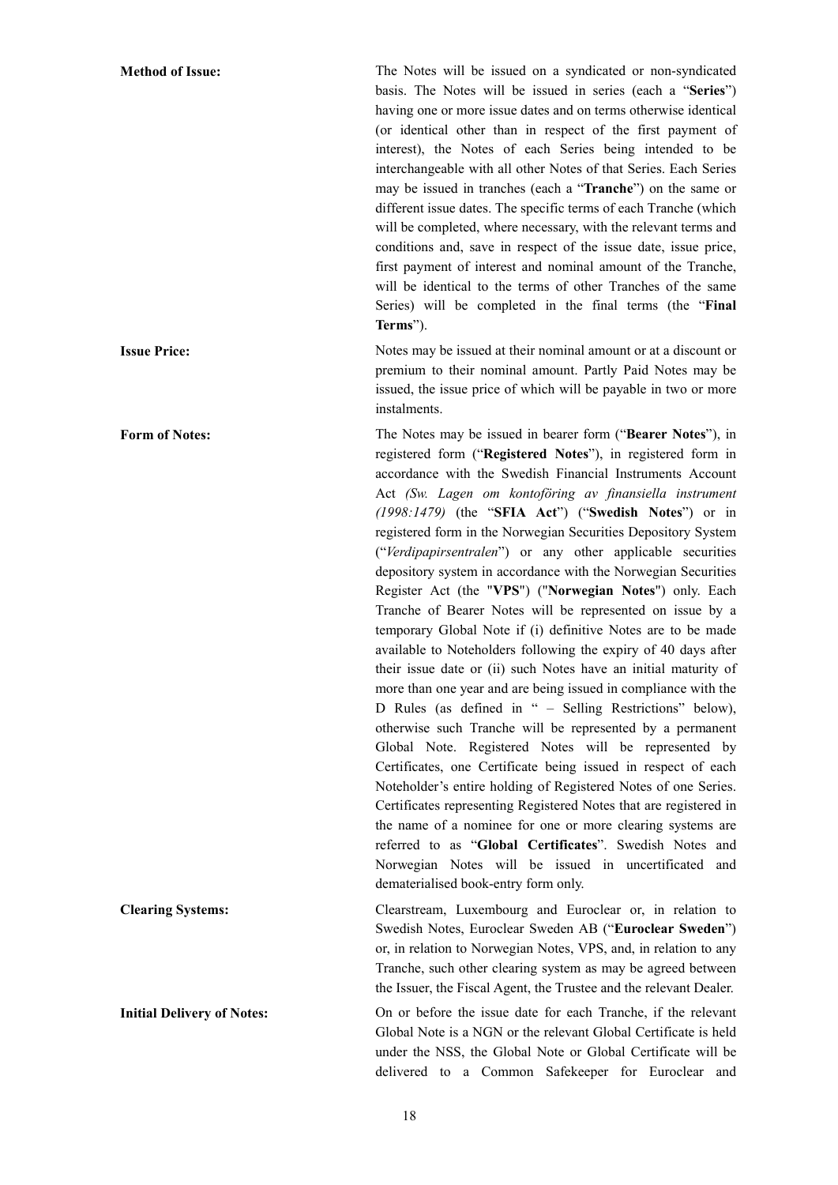**Method of Issue:** The Notes will be issued on a syndicated or non-syndicated basis. The Notes will be issued in series (each a "**Series**") having one or more issue dates and on terms otherwise identical (or identical other than in respect of the first payment of interest), the Notes of each Series being intended to be interchangeable with all other Notes of that Series. Each Series may be issued in tranches (each a "**Tranche**") on the same or different issue dates. The specific terms of each Tranche (which will be completed, where necessary, with the relevant terms and conditions and, save in respect of the issue date, issue price, first payment of interest and nominal amount of the Tranche, will be identical to the terms of other Tranches of the same Series) will be completed in the final terms (the "**Final Terms**").

**Issue Price:** Notes may be issued at their nominal amount or at a discount or premium to their nominal amount. Partly Paid Notes may be issued, the issue price of which will be payable in two or more instalments.

**Form of Notes:** The Notes may be issued in bearer form ("**Bearer Notes**"), in registered form ("**Registered Notes**"), in registered form in accordance with the Swedish Financial Instruments Account Act *(Sw. Lagen om kontoföring av finansiella instrument (1998:1479)* (the "**SFIA Act**") ("**Swedish Notes**") or in registered form in the Norwegian Securities Depository System ("*Verdipapirsentralen*") or any other applicable securities depository system in accordance with the Norwegian Securities Register Act (the "**VPS**") ("**Norwegian Notes**") only. Each Tranche of Bearer Notes will be represented on issue by a temporary Global Note if (i) definitive Notes are to be made available to Noteholders following the expiry of 40 days after their issue date or (ii) such Notes have an initial maturity of more than one year and are being issued in compliance with the D Rules (as defined in " – Selling Restrictions" below), otherwise such Tranche will be represented by a permanent Global Note. Registered Notes will be represented by Certificates, one Certificate being issued in respect of each Noteholder's entire holding of Registered Notes of one Series. Certificates representing Registered Notes that are registered in the name of a nominee for one or more clearing systems are referred to as "**Global Certificates**". Swedish Notes and Norwegian Notes will be issued in uncertificated and dematerialised book-entry form only.

**Clearing Systems:** Clearstream, Luxembourg and Euroclear or, in relation to Swedish Notes, Euroclear Sweden AB ("**Euroclear Sweden**") or, in relation to Norwegian Notes, VPS, and, in relation to any Tranche, such other clearing system as may be agreed between the Issuer, the Fiscal Agent, the Trustee and the relevant Dealer.

**Initial Delivery of Notes:** On or before the issue date for each Tranche, if the relevant Global Note is a NGN or the relevant Global Certificate is held under the NSS, the Global Note or Global Certificate will be delivered to a Common Safekeeper for Euroclear and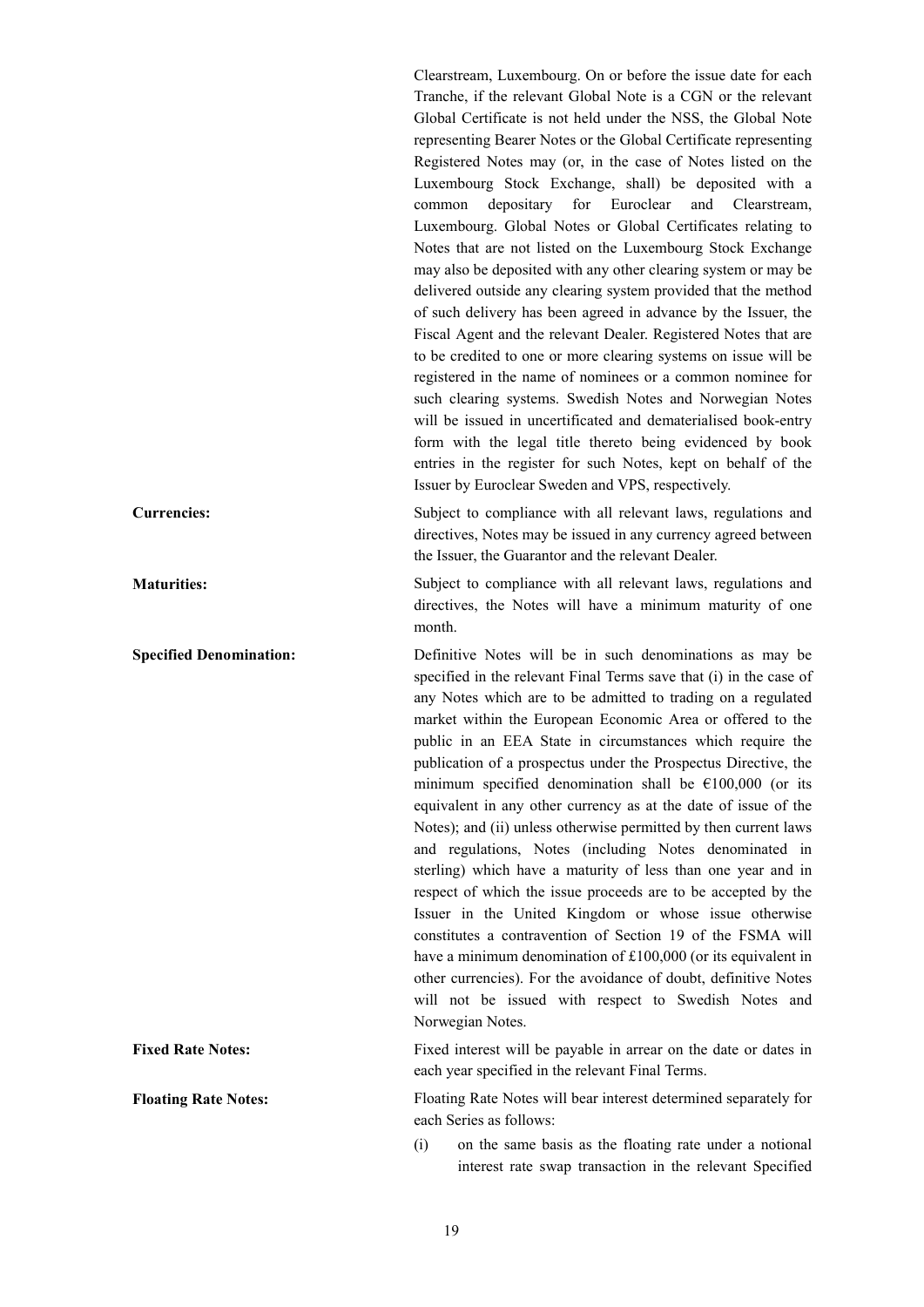Clearstream, Luxembourg. On or before the issue date for each Tranche, if the relevant Global Note is a CGN or the relevant Global Certificate is not held under the NSS, the Global Note representing Bearer Notes or the Global Certificate representing Registered Notes may (or, in the case of Notes listed on the Luxembourg Stock Exchange, shall) be deposited with a common depositary for Euroclear and Clearstream, Luxembourg. Global Notes or Global Certificates relating to Notes that are not listed on the Luxembourg Stock Exchange may also be deposited with any other clearing system or may be delivered outside any clearing system provided that the method of such delivery has been agreed in advance by the Issuer, the Fiscal Agent and the relevant Dealer. Registered Notes that are to be credited to one or more clearing systems on issue will be registered in the name of nominees or a common nominee for such clearing systems. Swedish Notes and Norwegian Notes will be issued in uncertificated and dematerialised book-entry form with the legal title thereto being evidenced by book entries in the register for such Notes, kept on behalf of the Issuer by Euroclear Sweden and VPS, respectively.

**Currencies:** Subject to compliance with all relevant laws, regulations and directives, Notes may be issued in any currency agreed between the Issuer, the Guarantor and the relevant Dealer.

**Maturities:** Subject to compliance with all relevant laws, regulations and directives, the Notes will have a minimum maturity of one month.

**Specified Denomination:** Definitive Notes will be in such denominations as may be specified in the relevant Final Terms save that (i) in the case of any Notes which are to be admitted to trading on a regulated market within the European Economic Area or offered to the public in an EEA State in circumstances which require the publication of a prospectus under the Prospectus Directive, the minimum specified denomination shall be €100,000 (or its equivalent in any other currency as at the date of issue of the Notes); and (ii) unless otherwise permitted by then current laws and regulations, Notes (including Notes denominated in sterling) which have a maturity of less than one year and in respect of which the issue proceeds are to be accepted by the Issuer in the United Kingdom or whose issue otherwise constitutes a contravention of Section 19 of the FSMA will have a minimum denomination of £100,000 (or its equivalent in other currencies). For the avoidance of doubt, definitive Notes will not be issued with respect to Swedish Notes and Norwegian Notes.

**Fixed Rate Notes:** Fixed interest will be payable in arrear on the date or dates in each year specified in the relevant Final Terms.

**Floating Rate Notes:** Floating Rate Notes will bear interest determined separately for each Series as follows:

(i) on the same basis as the floating rate under a notional interest rate swap transaction in the relevant Specified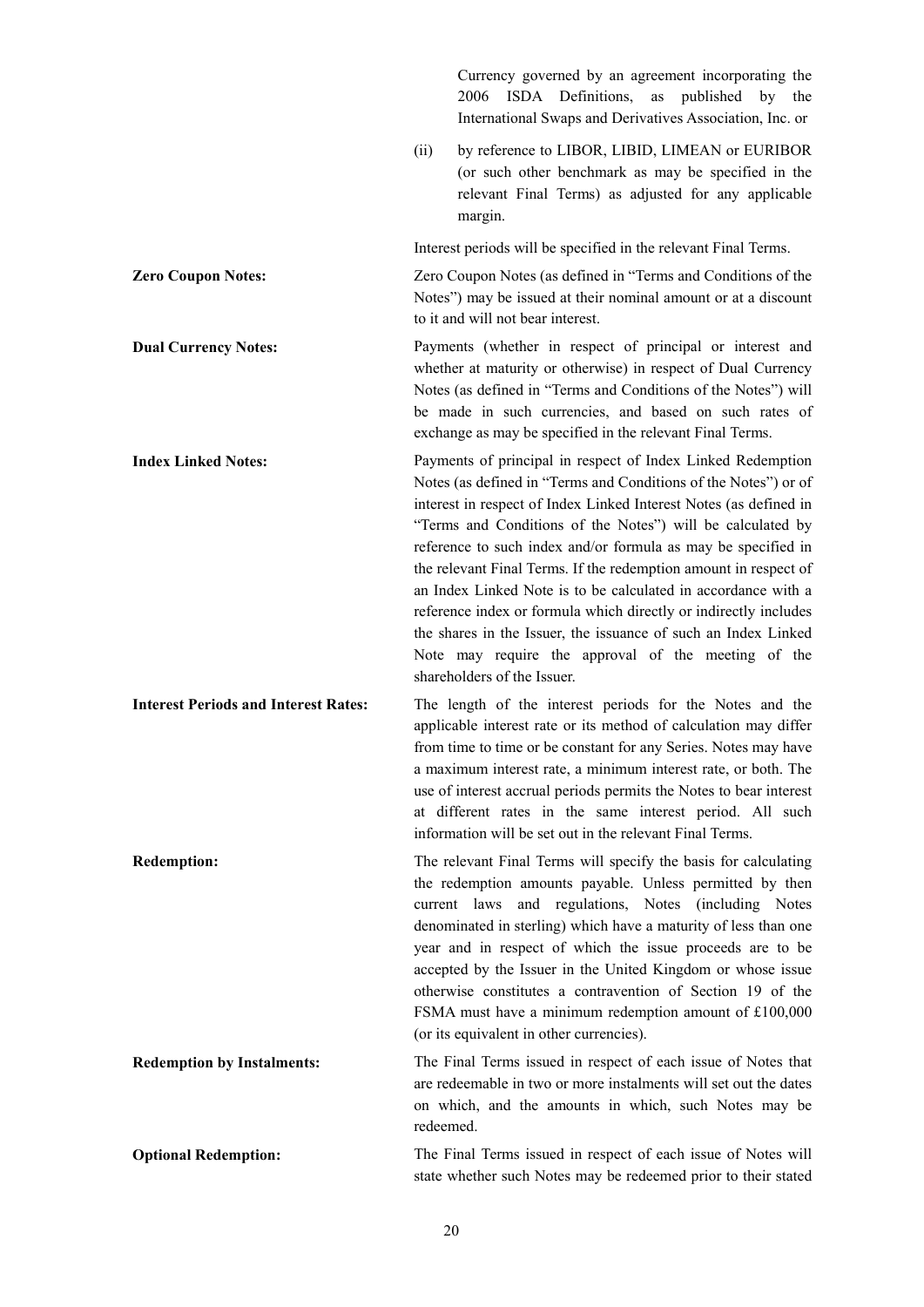Currency governed by an agreement incorporating the 2006 ISDA Definitions, as published by the International Swaps and Derivatives Association, Inc. or

(ii) by reference to LIBOR, LIBID, LIMEAN or EURIBOR (or such other benchmark as may be specified in the relevant Final Terms) as adjusted for any applicable margin.

Interest periods will be specified in the relevant Final Terms.

**Zero Coupon Notes:** Zero Coupon Notes (as defined in "Terms and Conditions of the Notes") may be issued at their nominal amount or at a discount to it and will not bear interest.

**Dual Currency Notes:** Payments (whether in respect of principal or interest and whether at maturity or otherwise) in respect of Dual Currency Notes (as defined in "Terms and Conditions of the Notes") will be made in such currencies, and based on such rates of exchange as may be specified in the relevant Final Terms.

**Index Linked Notes:** Payments of principal in respect of Index Linked Redemption Notes (as defined in "Terms and Conditions of the Notes") or of interest in respect of Index Linked Interest Notes (as defined in "Terms and Conditions of the Notes") will be calculated by reference to such index and/or formula as may be specified in the relevant Final Terms. If the redemption amount in respect of an Index Linked Note is to be calculated in accordance with a reference index or formula which directly or indirectly includes the shares in the Issuer, the issuance of such an Index Linked Note may require the approval of the meeting of the shareholders of the Issuer.

**Interest Periods and Interest Rates:** The length of the interest periods for the Notes and the applicable interest rate or its method of calculation may differ from time to time or be constant for any Series. Notes may have a maximum interest rate, a minimum interest rate, or both. The use of interest accrual periods permits the Notes to bear interest at different rates in the same interest period. All such information will be set out in the relevant Final Terms.

**Redemption:** The relevant Final Terms will specify the basis for calculating the redemption amounts payable. Unless permitted by then current laws and regulations, Notes (including Notes denominated in sterling) which have a maturity of less than one year and in respect of which the issue proceeds are to be accepted by the Issuer in the United Kingdom or whose issue otherwise constitutes a contravention of Section 19 of the FSMA must have a minimum redemption amount of £100,000 (or its equivalent in other currencies).

**Redemption by Instalments:** The Final Terms issued in respect of each issue of Notes that are redeemable in two or more instalments will set out the dates on which, and the amounts in which, such Notes may be redeemed.

**Optional Redemption:** The Final Terms issued in respect of each issue of Notes will state whether such Notes may be redeemed prior to their stated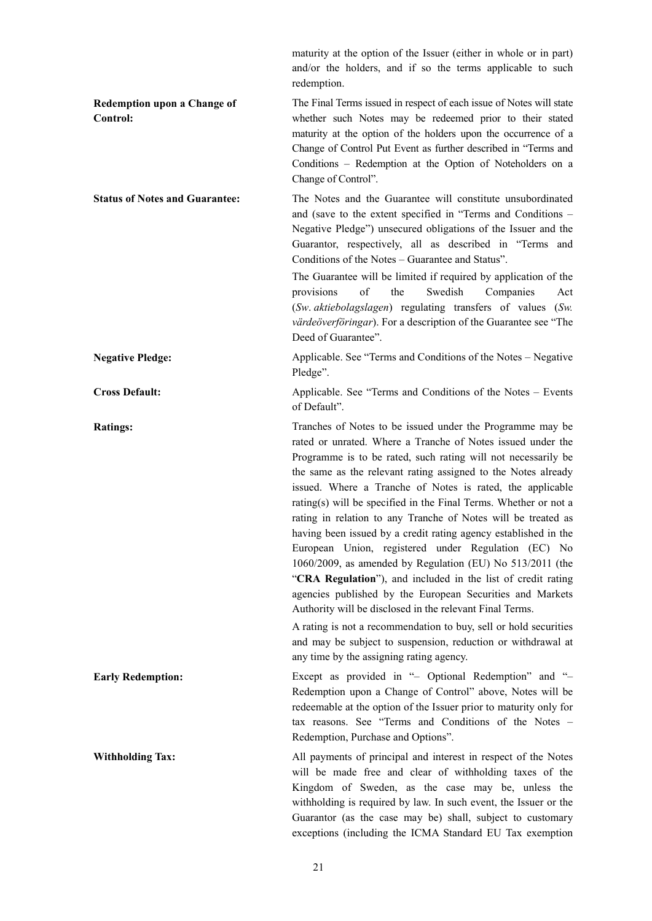maturity at the option of the Issuer (either in whole or in part) and/or the holders, and if so the terms applicable to such redemption.

**Redemption upon a Change of Control:**

The Final Terms issued in respect of each issue of Notes will state whether such Notes may be redeemed prior to their stated maturity at the option of the holders upon the occurrence of a Change of Control Put Event as further described in "Terms and Conditions – Redemption at the Option of Noteholders on a Change of Control".

**Status of Notes and Guarantee:**

The Notes and the Guarantee will constitute unsubordinated and (save to the extent specified in "Terms and Conditions – Negative Pledge") unsecured obligations of the Issuer and the Guarantor, respectively, all as described in "Terms and Conditions of the Notes – Guarantee and Status".

The Guarantee will be limited if required by application of the provisions of the Swedish Companies Act (*Sw. aktiebolagslagen*) regulating transfers of values (*Sw. värdeöverföringar*). For a description of the Guarantee see "The Deed of Guarantee".

**Negative Pledge:**

Applicable. See "Terms and Conditions of the Notes – Negative Pledge".

**Cross Default:**

Applicable. See "Terms and Conditions of the Notes – Events of Default".

**Ratings:**

Tranches of Notes to be issued under the Programme may be rated or unrated. Where a Tranche of Notes issued under the Programme is to be rated, such rating will not necessarily be the same as the relevant rating assigned to the Notes already issued. Where a Tranche of Notes is rated, the applicable rating(s) will be specified in the Final Terms. Whether or not a rating in relation to any Tranche of Notes will be treated as having been issued by a credit rating agency established in the European Union, registered under Regulation (EC) No 1060/2009, as amended by Regulation (EU) No 513/2011 (the "**CRA Regulation**"), and included in the list of credit rating agencies published by the European Securities and Markets Authority will be disclosed in the relevant Final Terms.

A rating is not a recommendation to buy, sell or hold securities and may be subject to suspension, reduction or withdrawal at any time by the assigning rating agency.

**Early Redemption:**

Except as provided in "– Optional Redemption" and "– Redemption upon a Change of Control" above, Notes will be redeemable at the option of the Issuer prior to maturity only for tax reasons. See "Terms and Conditions of the Notes – Redemption, Purchase and Options".

**Withholding Tax:**

All payments of principal and interest in respect of the Notes will be made free and clear of withholding taxes of the Kingdom of Sweden, as the case may be, unless the withholding is required by law. In such event, the Issuer or the Guarantor (as the case may be) shall, subject to customary exceptions (including the ICMA Standard EU Tax exemption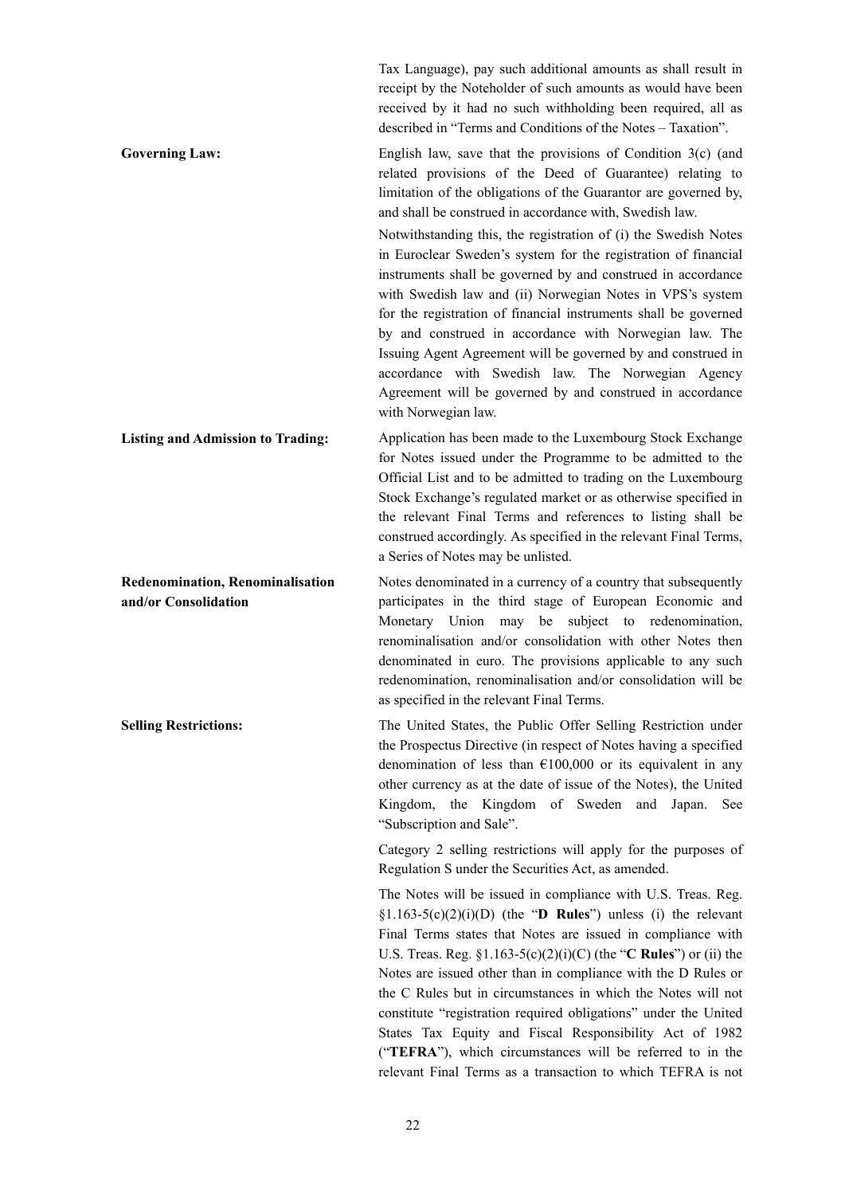Tax Language), pay such additional amounts as shall result in receipt by the Noteholder of such amounts as would have been received by it had no such withholding been required, all as described in "Terms and Conditions of the Notes – Taxation".

**Governing Law:**

English law, save that the provisions of Condition 3(c) (and related provisions of the Deed of Guarantee) relating to limitation of the obligations of the Guarantor are governed by, and shall be construed in accordance with, Swedish law.

Notwithstanding this, the registration of (i) the Swedish Notes in Euroclear Sweden's system for the registration of financial instruments shall be governed by and construed in accordance with Swedish law and (ii) Norwegian Notes in VPS's system for the registration of financial instruments shall be governed by and construed in accordance with Norwegian law. The Issuing Agent Agreement will be governed by and construed in accordance with Swedish law. The Norwegian Agency Agreement will be governed by and construed in accordance with Norwegian law.

**Listing and Admission to Trading:**

Application has been made to the Luxembourg Stock Exchange for Notes issued under the Programme to be admitted to the Official List and to be admitted to trading on the Luxembourg Stock Exchange's regulated market or as otherwise specified in the relevant Final Terms and references to listing shall be construed accordingly. As specified in the relevant Final Terms, a Series of Notes may be unlisted.

**Redenomination, Renominalisation and/or Consolidation**

Notes denominated in a currency of a country that subsequently participates in the third stage of European Economic and Monetary Union may be subject to redenomination, renominalisation and/or consolidation with other Notes then denominated in euro. The provisions applicable to any such redenomination, renominalisation and/or consolidation will be as specified in the relevant Final Terms.

**Selling Restrictions:**

The United States, the Public Offer Selling Restriction under the Prospectus Directive (in respect of Notes having a specified denomination of less than €100,000 or its equivalent in any other currency as at the date of issue of the Notes), the United Kingdom, the Kingdom of Sweden and Japan. See "Subscription and Sale".

Category 2 selling restrictions will apply for the purposes of Regulation S under the Securities Act, as amended.

The Notes will be issued in compliance with U.S. Treas. Reg. §1.163-5(c)(2)(i)(D) (the "**D Rules**") unless (i) the relevant Final Terms states that Notes are issued in compliance with U.S. Treas. Reg. §1.163-5(c)(2)(i)(C) (the "**C Rules**") or (ii) the Notes are issued other than in compliance with the D Rules or the C Rules but in circumstances in which the Notes will not constitute "registration required obligations" under the United States Tax Equity and Fiscal Responsibility Act of 1982 ("**TEFRA**"), which circumstances will be referred to in the relevant Final Terms as a transaction to which TEFRA is not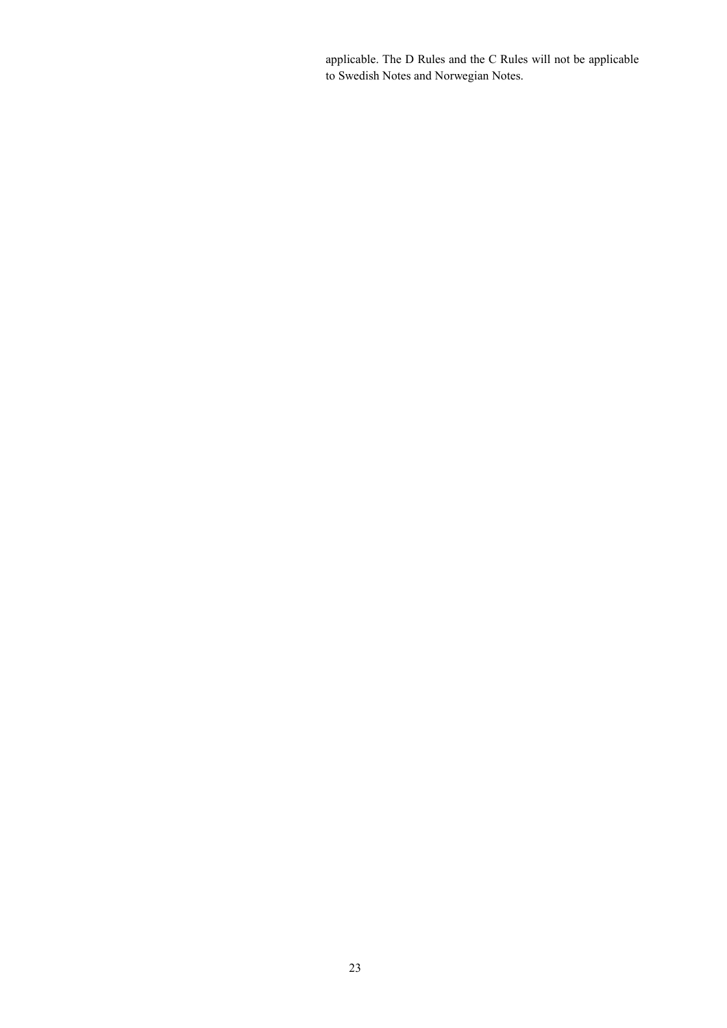applicable. The D Rules and the C Rules will not be applicable to Swedish Notes and Norwegian Notes.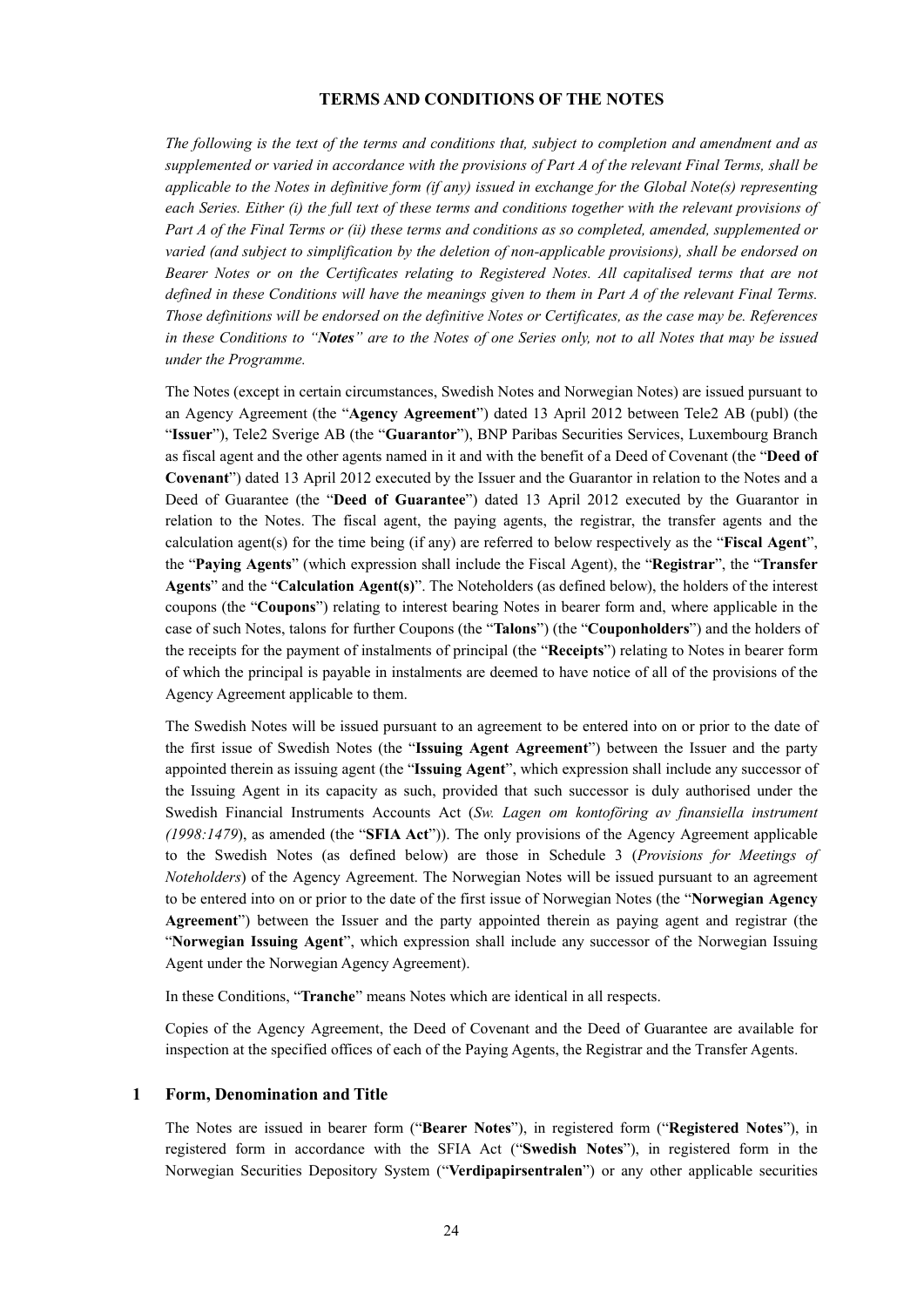# TERMS AND CONDITIONS OF THE NOTES

*The following is the text of the terms and conditions that, subject to completion and amendment and as supplemented or varied in accordance with the provisions of Part A of the relevant Final Terms, shall be applicable to the Notes in definitive form (if any) issued in exchange for the Global Note(s) representing each Series. Either (i) the full text of these terms and conditions together with the relevant provisions of Part A of the Final Terms or (ii) these terms and conditions as so completed, amended, supplemented or varied (and subject to simplification by the deletion of non-applicable provisions), shall be endorsed on Bearer Notes or on the Certificates relating to Registered Notes. All capitalised terms that are not defined in these Conditions will have the meanings given to them in Part A of the relevant Final Terms. Those definitions will be endorsed on the definitive Notes or Certificates, as the case may be. References in these Conditions to "**Notes**" are to the Notes of one Series only, not to all Notes that may be issued under the Programme.*

The Notes (except in certain circumstances, Swedish Notes and Norwegian Notes) are issued pursuant to an Agency Agreement (the "**Agency Agreement**") dated 13 April 2012 between Tele2 AB (publ) (the "**Issuer**"), Tele2 Sverige AB (the "**Guarantor**"), BNP Paribas Securities Services, Luxembourg Branch as fiscal agent and the other agents named in it and with the benefit of a Deed of Covenant (the "**Deed of Covenant**") dated 13 April 2012 executed by the Issuer and the Guarantor in relation to the Notes and a Deed of Guarantee (the "**Deed of Guarantee**") dated 13 April 2012 executed by the Guarantor in relation to the Notes. The fiscal agent, the paying agents, the registrar, the transfer agents and the calculation agent(s) for the time being (if any) are referred to below respectively as the "**Fiscal Agent**", the "**Paying Agents**" (which expression shall include the Fiscal Agent), the "**Registrar**", the "**Transfer Agents**" and the "**Calculation Agent(s)**". The Noteholders (as defined below), the holders of the interest coupons (the "**Coupons**") relating to interest bearing Notes in bearer form and, where applicable in the case of such Notes, talons for further Coupons (the "**Talons**") (the "**Couponholders**") and the holders of the receipts for the payment of instalments of principal (the "**Receipts**") relating to Notes in bearer form of which the principal is payable in instalments are deemed to have notice of all of the provisions of the Agency Agreement applicable to them.

The Swedish Notes will be issued pursuant to an agreement to be entered into on or prior to the date of the first issue of Swedish Notes (the "**Issuing Agent Agreement**") between the Issuer and the party appointed therein as issuing agent (the "**Issuing Agent**", which expression shall include any successor of the Issuing Agent in its capacity as such, provided that such successor is duly authorised under the Swedish Financial Instruments Accounts Act (*Sw. Lagen om kontoföring av finansiella instrument (1998:1479*), as amended (the "**SFIA Act**")). The only provisions of the Agency Agreement applicable to the Swedish Notes (as defined below) are those in Schedule 3 (*Provisions for Meetings of Noteholders*) of the Agency Agreement. The Norwegian Notes will be issued pursuant to an agreement to be entered into on or prior to the date of the first issue of Norwegian Notes (the "**Norwegian Agency Agreement**") between the Issuer and the party appointed therein as paying agent and registrar (the "**Norwegian Issuing Agent**", which expression shall include any successor of the Norwegian Issuing Agent under the Norwegian Agency Agreement).

In these Conditions, "**Tranche**" means Notes which are identical in all respects.

Copies of the Agency Agreement, the Deed of Covenant and the Deed of Guarantee are available for inspection at the specified offices of each of the Paying Agents, the Registrar and the Transfer Agents.

## 1 Form, Denomination and Title

The Notes are issued in bearer form ("**Bearer Notes**"), in registered form ("**Registered Notes**"), in registered form in accordance with the SFIA Act ("**Swedish Notes**"), in registered form in the Norwegian Securities Depository System ("**Verdipapirsentralen**") or any other applicable securities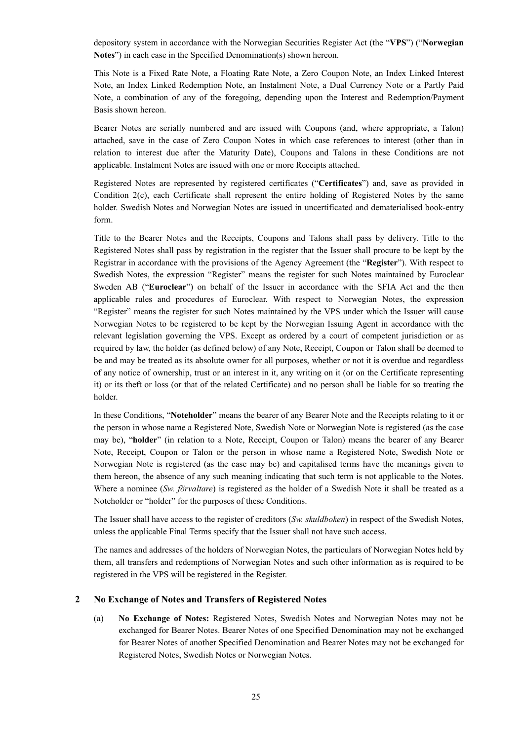depository system in accordance with the Norwegian Securities Register Act (the "**VPS**") ("**Norwegian Notes**") in each case in the Specified Denomination(s) shown hereon.

This Note is a Fixed Rate Note, a Floating Rate Note, a Zero Coupon Note, an Index Linked Interest Note, an Index Linked Redemption Note, an Instalment Note, a Dual Currency Note or a Partly Paid Note, a combination of any of the foregoing, depending upon the Interest and Redemption/Payment Basis shown hereon.

Bearer Notes are serially numbered and are issued with Coupons (and, where appropriate, a Talon) attached, save in the case of Zero Coupon Notes in which case references to interest (other than in relation to interest due after the Maturity Date), Coupons and Talons in these Conditions are not applicable. Instalment Notes are issued with one or more Receipts attached.

Registered Notes are represented by registered certificates ("**Certificates**") and, save as provided in Condition 2(c), each Certificate shall represent the entire holding of Registered Notes by the same holder. Swedish Notes and Norwegian Notes are issued in uncertificated and dematerialised book-entry form.

Title to the Bearer Notes and the Receipts, Coupons and Talons shall pass by delivery. Title to the Registered Notes shall pass by registration in the register that the Issuer shall procure to be kept by the Registrar in accordance with the provisions of the Agency Agreement (the "**Register**"). With respect to Swedish Notes, the expression "Register" means the register for such Notes maintained by Euroclear Sweden AB ("**Euroclear**") on behalf of the Issuer in accordance with the SFIA Act and the then applicable rules and procedures of Euroclear. With respect to Norwegian Notes, the expression "Register" means the register for such Notes maintained by the VPS under which the Issuer will cause Norwegian Notes to be registered to be kept by the Norwegian Issuing Agent in accordance with the relevant legislation governing the VPS. Except as ordered by a court of competent jurisdiction or as required by law, the holder (as defined below) of any Note, Receipt, Coupon or Talon shall be deemed to be and may be treated as its absolute owner for all purposes, whether or not it is overdue and regardless of any notice of ownership, trust or an interest in it, any writing on it (or on the Certificate representing it) or its theft or loss (or that of the related Certificate) and no person shall be liable for so treating the holder.

In these Conditions, "**Noteholder**" means the bearer of any Bearer Note and the Receipts relating to it or the person in whose name a Registered Note, Swedish Note or Norwegian Note is registered (as the case may be), "**holder**" (in relation to a Note, Receipt, Coupon or Talon) means the bearer of any Bearer Note, Receipt, Coupon or Talon or the person in whose name a Registered Note, Swedish Note or Norwegian Note is registered (as the case may be) and capitalised terms have the meanings given to them hereon, the absence of any such meaning indicating that such term is not applicable to the Notes. Where a nominee (*Sw. förvaltare*) is registered as the holder of a Swedish Note it shall be treated as a Noteholder or "holder" for the purposes of these Conditions.

The Issuer shall have access to the register of creditors (*Sw. skuldboken*) in respect of the Swedish Notes, unless the applicable Final Terms specify that the Issuer shall not have such access.

The names and addresses of the holders of Norwegian Notes, the particulars of Norwegian Notes held by them, all transfers and redemptions of Norwegian Notes and such other information as is required to be registered in the VPS will be registered in the Register.

## 2 No Exchange of Notes and Transfers of Registered Notes

(a) **No Exchange of Notes:** Registered Notes, Swedish Notes and Norwegian Notes may not be exchanged for Bearer Notes. Bearer Notes of one Specified Denomination may not be exchanged for Bearer Notes of another Specified Denomination and Bearer Notes may not be exchanged for Registered Notes, Swedish Notes or Norwegian Notes.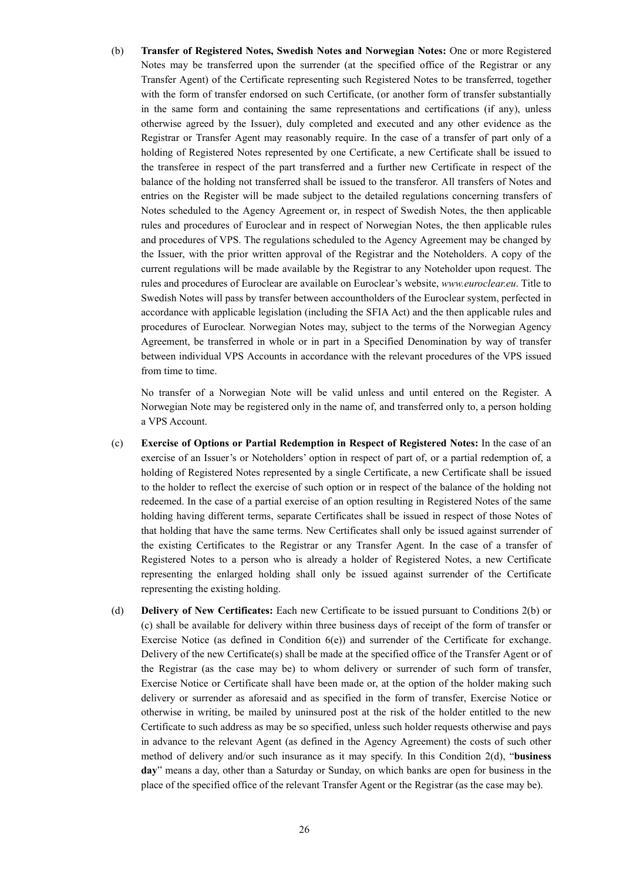(b) **Transfer of Registered Notes, Swedish Notes and Norwegian Notes:** One or more Registered Notes may be transferred upon the surrender (at the specified office of the Registrar or any Transfer Agent) of the Certificate representing such Registered Notes to be transferred, together with the form of transfer endorsed on such Certificate, (or another form of transfer substantially in the same form and containing the same representations and certifications (if any), unless otherwise agreed by the Issuer), duly completed and executed and any other evidence as the Registrar or Transfer Agent may reasonably require. In the case of a transfer of part only of a holding of Registered Notes represented by one Certificate, a new Certificate shall be issued to the transferee in respect of the part transferred and a further new Certificate in respect of the balance of the holding not transferred shall be issued to the transferor. All transfers of Notes and entries on the Register will be made subject to the detailed regulations concerning transfers of Notes scheduled to the Agency Agreement or, in respect of Swedish Notes, the then applicable rules and procedures of Euroclear and in respect of Norwegian Notes, the then applicable rules and procedures of VPS. The regulations scheduled to the Agency Agreement may be changed by the Issuer, with the prior written approval of the Registrar and the Noteholders. A copy of the current regulations will be made available by the Registrar to any Noteholder upon request. The rules and procedures of Euroclear are available on Euroclear's website, *www.euroclear.eu*. Title to Swedish Notes will pass by transfer between accountholders of the Euroclear system, perfected in accordance with applicable legislation (including the SFIA Act) and the then applicable rules and procedures of Euroclear. Norwegian Notes may, subject to the terms of the Norwegian Agency Agreement, be transferred in whole or in part in a Specified Denomination by way of transfer between individual VPS Accounts in accordance with the relevant procedures of the VPS issued from time to time.

No transfer of a Norwegian Note will be valid unless and until entered on the Register. A Norwegian Note may be registered only in the name of, and transferred only to, a person holding a VPS Account.

(c) **Exercise of Options or Partial Redemption in Respect of Registered Notes:** In the case of an exercise of an Issuer's or Noteholders' option in respect of part of, or a partial redemption of, a holding of Registered Notes represented by a single Certificate, a new Certificate shall be issued to the holder to reflect the exercise of such option or in respect of the balance of the holding not redeemed. In the case of a partial exercise of an option resulting in Registered Notes of the same holding having different terms, separate Certificates shall be issued in respect of those Notes of that holding that have the same terms. New Certificates shall only be issued against surrender of the existing Certificates to the Registrar or any Transfer Agent. In the case of a transfer of Registered Notes to a person who is already a holder of Registered Notes, a new Certificate representing the enlarged holding shall only be issued against surrender of the Certificate representing the existing holding.

(d) **Delivery of New Certificates:** Each new Certificate to be issued pursuant to Conditions 2(b) or (c) shall be available for delivery within three business days of receipt of the form of transfer or Exercise Notice (as defined in Condition 6(e)) and surrender of the Certificate for exchange. Delivery of the new Certificate(s) shall be made at the specified office of the Transfer Agent or of the Registrar (as the case may be) to whom delivery or surrender of such form of transfer, Exercise Notice or Certificate shall have been made or, at the option of the holder making such delivery or surrender as aforesaid and as specified in the form of transfer, Exercise Notice or otherwise in writing, be mailed by uninsured post at the risk of the holder entitled to the new Certificate to such address as may be so specified, unless such holder requests otherwise and pays in advance to the relevant Agent (as defined in the Agency Agreement) the costs of such other method of delivery and/or such insurance as it may specify. In this Condition 2(d), "**business day**" means a day, other than a Saturday or Sunday, on which banks are open for business in the place of the specified office of the relevant Transfer Agent or the Registrar (as the case may be).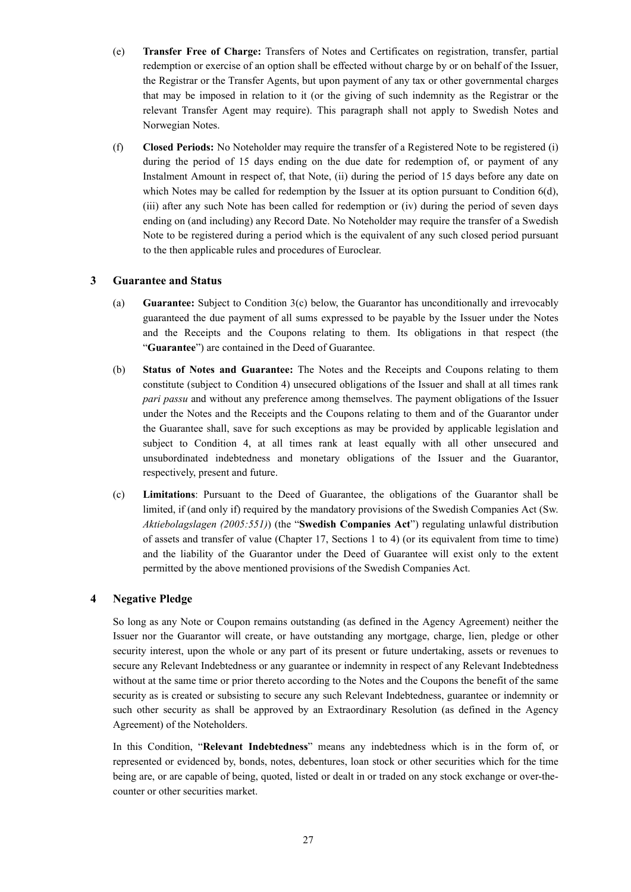(e) **Transfer Free of Charge:** Transfers of Notes and Certificates on registration, transfer, partial redemption or exercise of an option shall be effected without charge by or on behalf of the Issuer, the Registrar or the Transfer Agents, but upon payment of any tax or other governmental charges that may be imposed in relation to it (or the giving of such indemnity as the Registrar or the relevant Transfer Agent may require). This paragraph shall not apply to Swedish Notes and Norwegian Notes.

(f) **Closed Periods:** No Noteholder may require the transfer of a Registered Note to be registered (i) during the period of 15 days ending on the due date for redemption of, or payment of any Instalment Amount in respect of, that Note, (ii) during the period of 15 days before any date on which Notes may be called for redemption by the Issuer at its option pursuant to Condition 6(d), (iii) after any such Note has been called for redemption or (iv) during the period of seven days ending on (and including) any Record Date. No Noteholder may require the transfer of a Swedish Note to be registered during a period which is the equivalent of any such closed period pursuant to the then applicable rules and procedures of Euroclear.

## 3 Guarantee and Status

(a) **Guarantee:** Subject to Condition 3(c) below, the Guarantor has unconditionally and irrevocably guaranteed the due payment of all sums expressed to be payable by the Issuer under the Notes and the Receipts and the Coupons relating to them. Its obligations in that respect (the "**Guarantee**") are contained in the Deed of Guarantee.

(b) **Status of Notes and Guarantee:** The Notes and the Receipts and Coupons relating to them constitute (subject to Condition 4) unsecured obligations of the Issuer and shall at all times rank *pari passu* and without any preference among themselves. The payment obligations of the Issuer under the Notes and the Receipts and the Coupons relating to them and of the Guarantor under the Guarantee shall, save for such exceptions as may be provided by applicable legislation and subject to Condition 4, at all times rank at least equally with all other unsecured and unsubordinated indebtedness and monetary obligations of the Issuer and the Guarantor, respectively, present and future.

(c) **Limitations**: Pursuant to the Deed of Guarantee, the obligations of the Guarantor shall be limited, if (and only if) required by the mandatory provisions of the Swedish Companies Act (Sw. *Aktiebolagslagen (2005:551)*) (the "**Swedish Companies Act**") regulating unlawful distribution of assets and transfer of value (Chapter 17, Sections 1 to 4) (or its equivalent from time to time) and the liability of the Guarantor under the Deed of Guarantee will exist only to the extent permitted by the above mentioned provisions of the Swedish Companies Act.

## 4 Negative Pledge

So long as any Note or Coupon remains outstanding (as defined in the Agency Agreement) neither the Issuer nor the Guarantor will create, or have outstanding any mortgage, charge, lien, pledge or other security interest, upon the whole or any part of its present or future undertaking, assets or revenues to secure any Relevant Indebtedness or any guarantee or indemnity in respect of any Relevant Indebtedness without at the same time or prior thereto according to the Notes and the Coupons the benefit of the same security as is created or subsisting to secure any such Relevant Indebtedness, guarantee or indemnity or such other security as shall be approved by an Extraordinary Resolution (as defined in the Agency Agreement) of the Noteholders.

In this Condition, "**Relevant Indebtedness**" means any indebtedness which is in the form of, or represented or evidenced by, bonds, notes, debentures, loan stock or other securities which for the time being are, or are capable of being, quoted, listed or dealt in or traded on any stock exchange or over-the-counter or other securities market.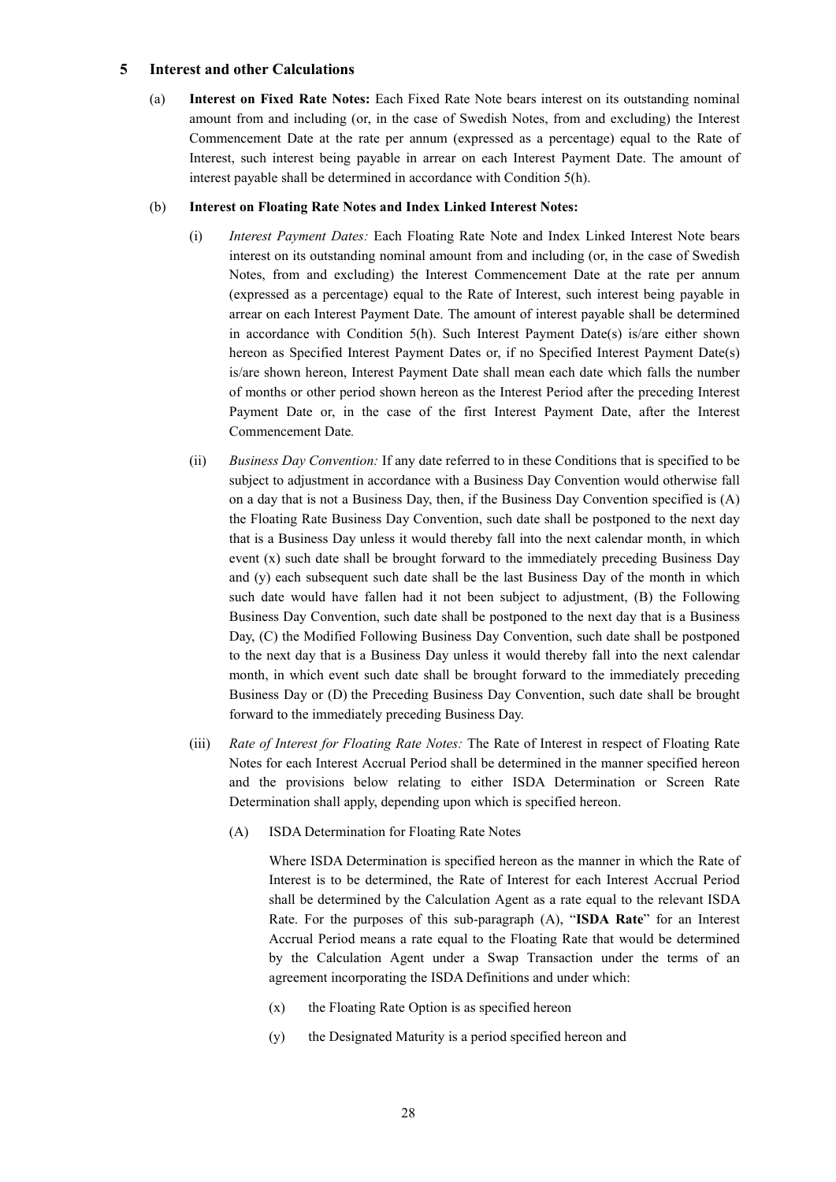## 5 Interest and other Calculations

(a) **Interest on Fixed Rate Notes:** Each Fixed Rate Note bears interest on its outstanding nominal amount from and including (or, in the case of Swedish Notes, from and excluding) the Interest Commencement Date at the rate per annum (expressed as a percentage) equal to the Rate of Interest, such interest being payable in arrear on each Interest Payment Date. The amount of interest payable shall be determined in accordance with Condition 5(h).

(b) **Interest on Floating Rate Notes and Index Linked Interest Notes:**

(i) *Interest Payment Dates:* Each Floating Rate Note and Index Linked Interest Note bears interest on its outstanding nominal amount from and including (or, in the case of Swedish Notes, from and excluding) the Interest Commencement Date at the rate per annum (expressed as a percentage) equal to the Rate of Interest, such interest being payable in arrear on each Interest Payment Date. The amount of interest payable shall be determined in accordance with Condition 5(h). Such Interest Payment Date(s) is/are either shown hereon as Specified Interest Payment Dates or, if no Specified Interest Payment Date(s) is/are shown hereon, Interest Payment Date shall mean each date which falls the number of months or other period shown hereon as the Interest Period after the preceding Interest Payment Date or, in the case of the first Interest Payment Date, after the Interest Commencement Date*.*

(ii) *Business Day Convention:* If any date referred to in these Conditions that is specified to be subject to adjustment in accordance with a Business Day Convention would otherwise fall on a day that is not a Business Day, then, if the Business Day Convention specified is (A) the Floating Rate Business Day Convention, such date shall be postponed to the next day that is a Business Day unless it would thereby fall into the next calendar month, in which event (x) such date shall be brought forward to the immediately preceding Business Day and (y) each subsequent such date shall be the last Business Day of the month in which such date would have fallen had it not been subject to adjustment, (B) the Following Business Day Convention, such date shall be postponed to the next day that is a Business Day, (C) the Modified Following Business Day Convention, such date shall be postponed to the next day that is a Business Day unless it would thereby fall into the next calendar month, in which event such date shall be brought forward to the immediately preceding Business Day or (D) the Preceding Business Day Convention, such date shall be brought forward to the immediately preceding Business Day.

(iii) *Rate of Interest for Floating Rate Notes:* The Rate of Interest in respect of Floating Rate Notes for each Interest Accrual Period shall be determined in the manner specified hereon and the provisions below relating to either ISDA Determination or Screen Rate Determination shall apply, depending upon which is specified hereon.

(A) ISDA Determination for Floating Rate Notes

Where ISDA Determination is specified hereon as the manner in which the Rate of Interest is to be determined, the Rate of Interest for each Interest Accrual Period shall be determined by the Calculation Agent as a rate equal to the relevant ISDA Rate. For the purposes of this sub-paragraph (A), "**ISDA Rate**" for an Interest Accrual Period means a rate equal to the Floating Rate that would be determined by the Calculation Agent under a Swap Transaction under the terms of an agreement incorporating the ISDA Definitions and under which:

(x) the Floating Rate Option is as specified hereon

(y) the Designated Maturity is a period specified hereon and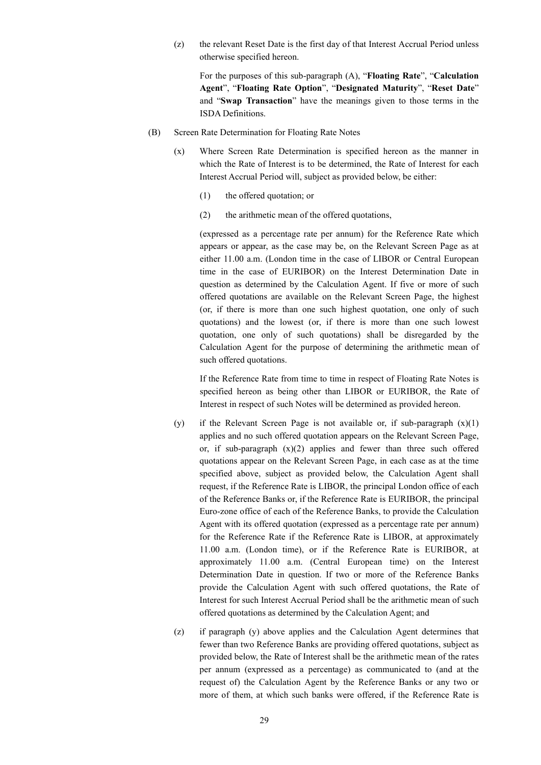(z) the relevant Reset Date is the first day of that Interest Accrual Period unless otherwise specified hereon.

For the purposes of this sub-paragraph (A), "**Floating Rate**", "**Calculation Agent**", "**Floating Rate Option**", "**Designated Maturity**", "**Reset Date**" and "**Swap Transaction**" have the meanings given to those terms in the ISDA Definitions.

(B) Screen Rate Determination for Floating Rate Notes

(x) Where Screen Rate Determination is specified hereon as the manner in which the Rate of Interest is to be determined, the Rate of Interest for each Interest Accrual Period will, subject as provided below, be either:

(1) the offered quotation; or

(2) the arithmetic mean of the offered quotations,

(expressed as a percentage rate per annum) for the Reference Rate which appears or appear, as the case may be, on the Relevant Screen Page as at either 11.00 a.m. (London time in the case of LIBOR or Central European time in the case of EURIBOR) on the Interest Determination Date in question as determined by the Calculation Agent. If five or more of such offered quotations are available on the Relevant Screen Page, the highest (or, if there is more than one such highest quotation, one only of such quotations) and the lowest (or, if there is more than one such lowest quotation, one only of such quotations) shall be disregarded by the Calculation Agent for the purpose of determining the arithmetic mean of such offered quotations.

If the Reference Rate from time to time in respect of Floating Rate Notes is specified hereon as being other than LIBOR or EURIBOR, the Rate of Interest in respect of such Notes will be determined as provided hereon.

(y) if the Relevant Screen Page is not available or, if sub-paragraph (x)(1) applies and no such offered quotation appears on the Relevant Screen Page, or, if sub-paragraph (x)(2) applies and fewer than three such offered quotations appear on the Relevant Screen Page, in each case as at the time specified above, subject as provided below, the Calculation Agent shall request, if the Reference Rate is LIBOR, the principal London office of each of the Reference Banks or, if the Reference Rate is EURIBOR, the principal Euro-zone office of each of the Reference Banks, to provide the Calculation Agent with its offered quotation (expressed as a percentage rate per annum) for the Reference Rate if the Reference Rate is LIBOR, at approximately 11.00 a.m. (London time), or if the Reference Rate is EURIBOR, at approximately 11.00 a.m. (Central European time) on the Interest Determination Date in question. If two or more of the Reference Banks provide the Calculation Agent with such offered quotations, the Rate of Interest for such Interest Accrual Period shall be the arithmetic mean of such offered quotations as determined by the Calculation Agent; and

(z) if paragraph (y) above applies and the Calculation Agent determines that fewer than two Reference Banks are providing offered quotations, subject as provided below, the Rate of Interest shall be the arithmetic mean of the rates per annum (expressed as a percentage) as communicated to (and at the request of) the Calculation Agent by the Reference Banks or any two or more of them, at which such banks were offered, if the Reference Rate is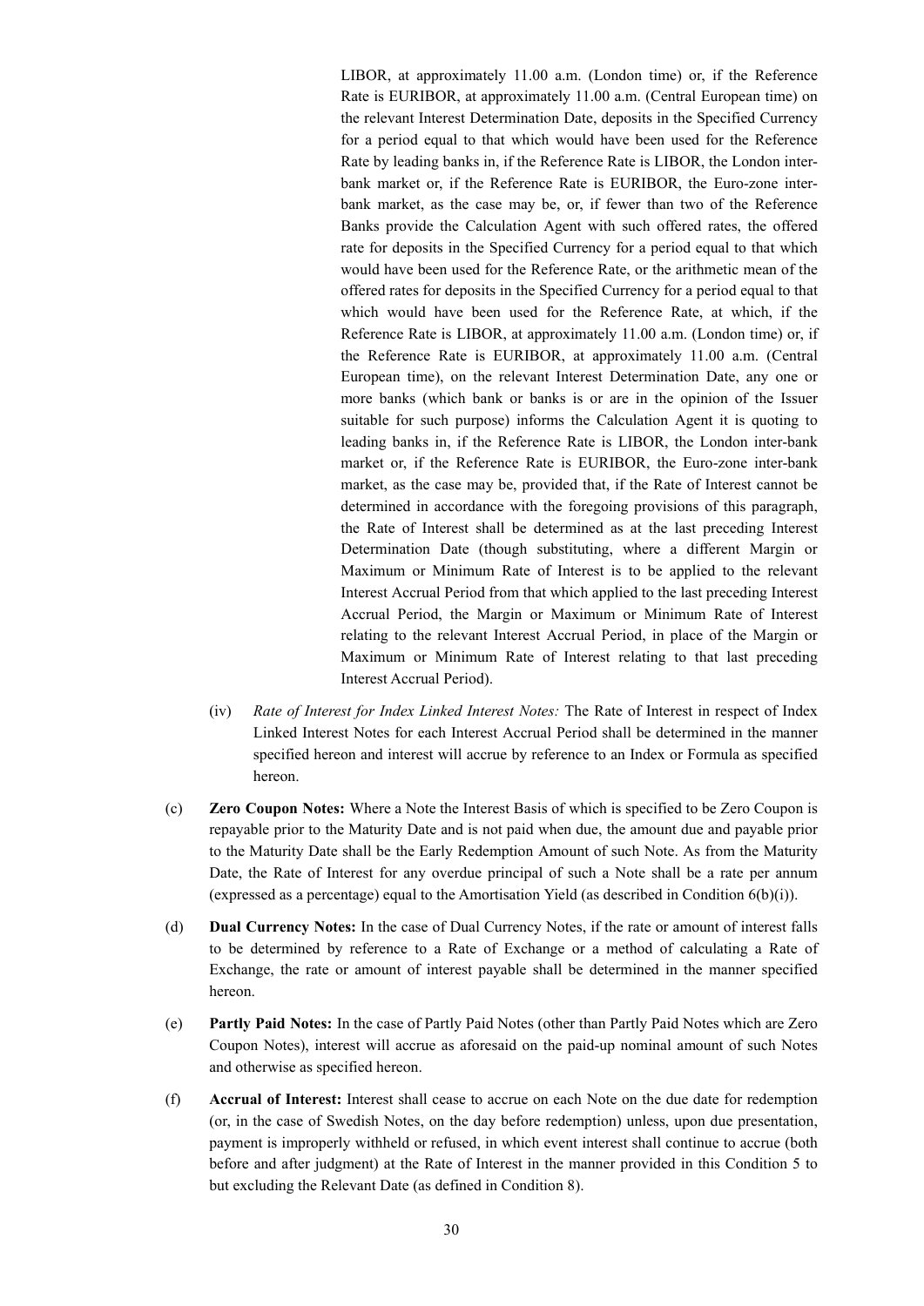LIBOR, at approximately 11.00 a.m. (London time) or, if the Reference Rate is EURIBOR, at approximately 11.00 a.m. (Central European time) on the relevant Interest Determination Date, deposits in the Specified Currency for a period equal to that which would have been used for the Reference Rate by leading banks in, if the Reference Rate is LIBOR, the London inter-bank market or, if the Reference Rate is EURIBOR, the Euro-zone inter-bank market, as the case may be, or, if fewer than two of the Reference Banks provide the Calculation Agent with such offered rates, the offered rate for deposits in the Specified Currency for a period equal to that which would have been used for the Reference Rate, or the arithmetic mean of the offered rates for deposits in the Specified Currency for a period equal to that which would have been used for the Reference Rate, at which, if the Reference Rate is LIBOR, at approximately 11.00 a.m. (London time) or, if the Reference Rate is EURIBOR, at approximately 11.00 a.m. (Central European time), on the relevant Interest Determination Date, any one or more banks (which bank or banks is or are in the opinion of the Issuer suitable for such purpose) informs the Calculation Agent it is quoting to leading banks in, if the Reference Rate is LIBOR, the London inter-bank market or, if the Reference Rate is EURIBOR, the Euro-zone inter-bank market, as the case may be, provided that, if the Rate of Interest cannot be determined in accordance with the foregoing provisions of this paragraph, the Rate of Interest shall be determined as at the last preceding Interest Determination Date (though substituting, where a different Margin or Maximum or Minimum Rate of Interest is to be applied to the relevant Interest Accrual Period from that which applied to the last preceding Interest Accrual Period, the Margin or Maximum or Minimum Rate of Interest relating to the relevant Interest Accrual Period, in place of the Margin or Maximum or Minimum Rate of Interest relating to that last preceding Interest Accrual Period).

(iv) *Rate of Interest for Index Linked Interest Notes:* The Rate of Interest in respect of Index Linked Interest Notes for each Interest Accrual Period shall be determined in the manner specified hereon and interest will accrue by reference to an Index or Formula as specified hereon.

(c) **Zero Coupon Notes:** Where a Note the Interest Basis of which is specified to be Zero Coupon is repayable prior to the Maturity Date and is not paid when due, the amount due and payable prior to the Maturity Date shall be the Early Redemption Amount of such Note. As from the Maturity Date, the Rate of Interest for any overdue principal of such a Note shall be a rate per annum (expressed as a percentage) equal to the Amortisation Yield (as described in Condition 6(b)(i)).

(d) **Dual Currency Notes:** In the case of Dual Currency Notes, if the rate or amount of interest falls to be determined by reference to a Rate of Exchange or a method of calculating a Rate of Exchange, the rate or amount of interest payable shall be determined in the manner specified hereon.

(e) **Partly Paid Notes:** In the case of Partly Paid Notes (other than Partly Paid Notes which are Zero Coupon Notes), interest will accrue as aforesaid on the paid-up nominal amount of such Notes and otherwise as specified hereon.

(f) **Accrual of Interest:** Interest shall cease to accrue on each Note on the due date for redemption (or, in the case of Swedish Notes, on the day before redemption) unless, upon due presentation, payment is improperly withheld or refused, in which event interest shall continue to accrue (both before and after judgment) at the Rate of Interest in the manner provided in this Condition 5 to but excluding the Relevant Date (as defined in Condition 8).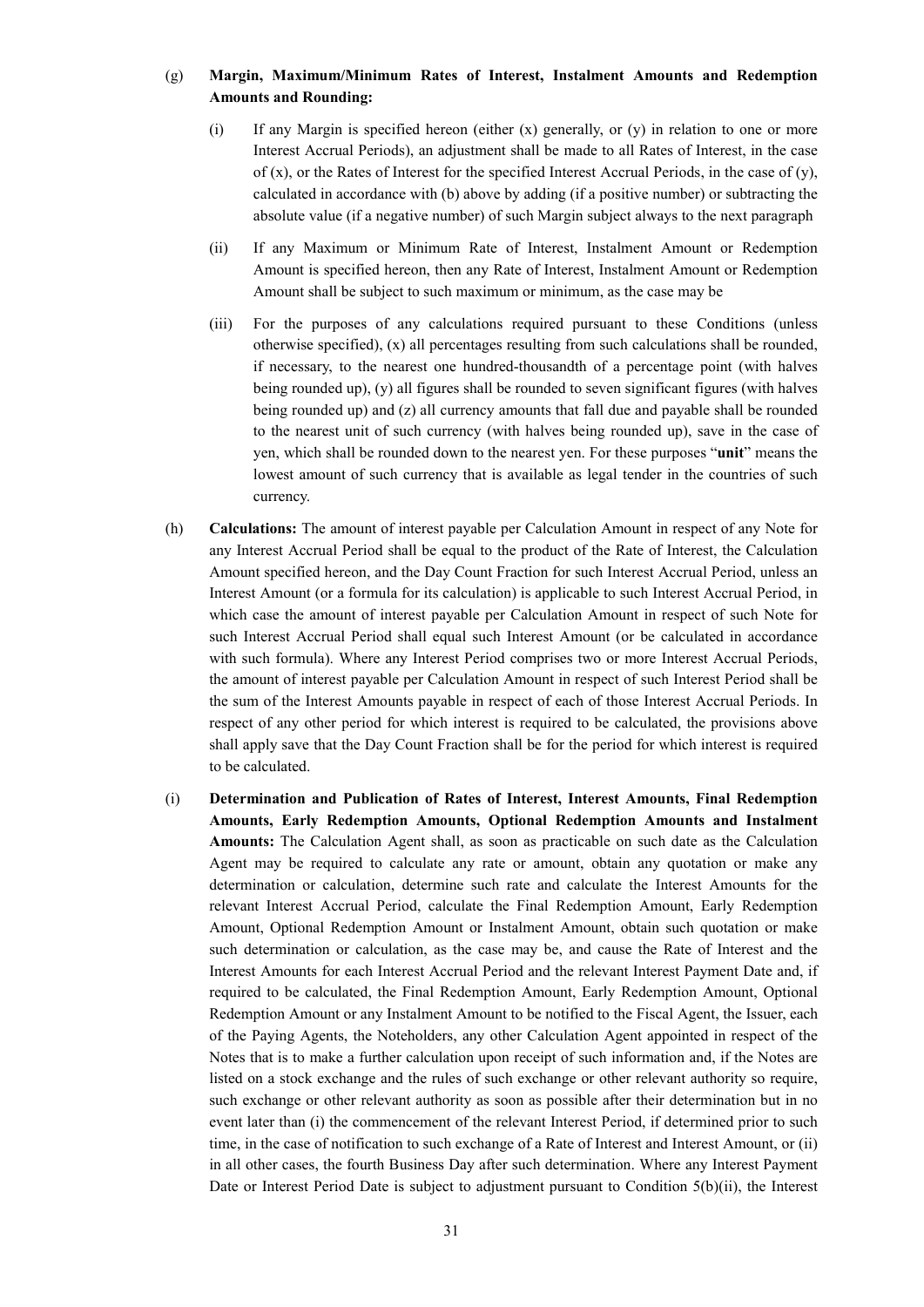(g) **Margin, Maximum/Minimum Rates of Interest, Instalment Amounts and Redemption Amounts and Rounding:**

(i) If any Margin is specified hereon (either (x) generally, or (y) in relation to one or more Interest Accrual Periods), an adjustment shall be made to all Rates of Interest, in the case of (x), or the Rates of Interest for the specified Interest Accrual Periods, in the case of (y), calculated in accordance with (b) above by adding (if a positive number) or subtracting the absolute value (if a negative number) of such Margin subject always to the next paragraph

(ii) If any Maximum or Minimum Rate of Interest, Instalment Amount or Redemption Amount is specified hereon, then any Rate of Interest, Instalment Amount or Redemption Amount shall be subject to such maximum or minimum, as the case may be

(iii) For the purposes of any calculations required pursuant to these Conditions (unless otherwise specified), (x) all percentages resulting from such calculations shall be rounded, if necessary, to the nearest one hundred-thousandth of a percentage point (with halves being rounded up), (y) all figures shall be rounded to seven significant figures (with halves being rounded up) and (z) all currency amounts that fall due and payable shall be rounded to the nearest unit of such currency (with halves being rounded up), save in the case of yen, which shall be rounded down to the nearest yen. For these purposes "**unit**" means the lowest amount of such currency that is available as legal tender in the countries of such currency.

(h) **Calculations:** The amount of interest payable per Calculation Amount in respect of any Note for any Interest Accrual Period shall be equal to the product of the Rate of Interest, the Calculation Amount specified hereon, and the Day Count Fraction for such Interest Accrual Period, unless an Interest Amount (or a formula for its calculation) is applicable to such Interest Accrual Period, in which case the amount of interest payable per Calculation Amount in respect of such Note for such Interest Accrual Period shall equal such Interest Amount (or be calculated in accordance with such formula). Where any Interest Period comprises two or more Interest Accrual Periods, the amount of interest payable per Calculation Amount in respect of such Interest Period shall be the sum of the Interest Amounts payable in respect of each of those Interest Accrual Periods. In respect of any other period for which interest is required to be calculated, the provisions above shall apply save that the Day Count Fraction shall be for the period for which interest is required to be calculated.

(i) **Determination and Publication of Rates of Interest, Interest Amounts, Final Redemption Amounts, Early Redemption Amounts, Optional Redemption Amounts and Instalment Amounts:** The Calculation Agent shall, as soon as practicable on such date as the Calculation Agent may be required to calculate any rate or amount, obtain any quotation or make any determination or calculation, determine such rate and calculate the Interest Amounts for the relevant Interest Accrual Period, calculate the Final Redemption Amount, Early Redemption Amount, Optional Redemption Amount or Instalment Amount, obtain such quotation or make such determination or calculation, as the case may be, and cause the Rate of Interest and the Interest Amounts for each Interest Accrual Period and the relevant Interest Payment Date and, if required to be calculated, the Final Redemption Amount, Early Redemption Amount, Optional Redemption Amount or any Instalment Amount to be notified to the Fiscal Agent, the Issuer, each of the Paying Agents, the Noteholders, any other Calculation Agent appointed in respect of the Notes that is to make a further calculation upon receipt of such information and, if the Notes are listed on a stock exchange and the rules of such exchange or other relevant authority so require, such exchange or other relevant authority as soon as possible after their determination but in no event later than (i) the commencement of the relevant Interest Period, if determined prior to such time, in the case of notification to such exchange of a Rate of Interest and Interest Amount, or (ii) in all other cases, the fourth Business Day after such determination. Where any Interest Payment Date or Interest Period Date is subject to adjustment pursuant to Condition 5(b)(ii), the Interest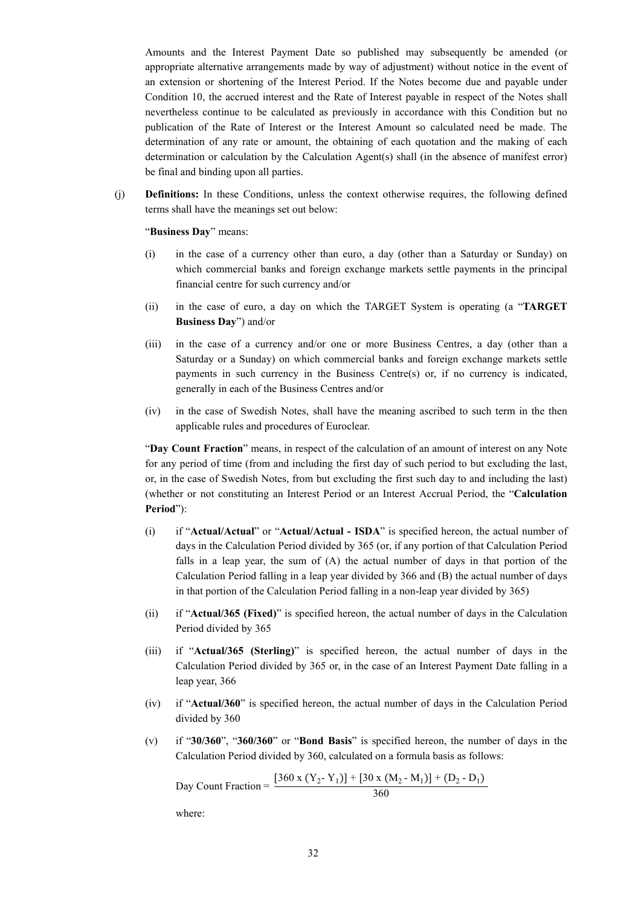Amounts and the Interest Payment Date so published may subsequently be amended (or appropriate alternative arrangements made by way of adjustment) without notice in the event of an extension or shortening of the Interest Period. If the Notes become due and payable under Condition 10, the accrued interest and the Rate of Interest payable in respect of the Notes shall nevertheless continue to be calculated as previously in accordance with this Condition but no publication of the Rate of Interest or the Interest Amount so calculated need be made. The determination of any rate or amount, the obtaining of each quotation and the making of each determination or calculation by the Calculation Agent(s) shall (in the absence of manifest error) be final and binding upon all parties.

(j) **Definitions:** In these Conditions, unless the context otherwise requires, the following defined terms shall have the meanings set out below:

"**Business Day**" means:

(i) in the case of a currency other than euro, a day (other than a Saturday or Sunday) on which commercial banks and foreign exchange markets settle payments in the principal financial centre for such currency and/or

(ii) in the case of euro, a day on which the TARGET System is operating (a "**TARGET Business Day**") and/or

(iii) in the case of a currency and/or one or more Business Centres, a day (other than a Saturday or a Sunday) on which commercial banks and foreign exchange markets settle payments in such currency in the Business Centre(s) or, if no currency is indicated, generally in each of the Business Centres and/or

(iv) in the case of Swedish Notes, shall have the meaning ascribed to such term in the then applicable rules and procedures of Euroclear.

"**Day Count Fraction**" means, in respect of the calculation of an amount of interest on any Note for any period of time (from and including the first day of such period to but excluding the last, or, in the case of Swedish Notes, from but excluding the first such day to and including the last) (whether or not constituting an Interest Period or an Interest Accrual Period, the "**Calculation Period**"):

(i) if "**Actual/Actual**" or "**Actual/Actual - ISDA**" is specified hereon, the actual number of days in the Calculation Period divided by 365 (or, if any portion of that Calculation Period falls in a leap year, the sum of (A) the actual number of days in that portion of the Calculation Period falling in a leap year divided by 366 and (B) the actual number of days in that portion of the Calculation Period falling in a non-leap year divided by 365)

(ii) if "**Actual/365 (Fixed)**" is specified hereon, the actual number of days in the Calculation Period divided by 365

(iii) if "**Actual/365 (Sterling)**" is specified hereon, the actual number of days in the Calculation Period divided by 365 or, in the case of an Interest Payment Date falling in a leap year, 366

(iv) if "**Actual/360**" is specified hereon, the actual number of days in the Calculation Period divided by 360

(v) if "**30/360**", "**360/360**" or "**Bond Basis**" is specified hereon, the number of days in the Calculation Period divided by 360, calculated on a formula basis as follows:

$$\text{Day Count Fraction} = \frac{[360 \times (Y_2 - Y_1)] + [30 \times (M_2 - M_1)] + (D_2 - D_1)}{360}$$

where: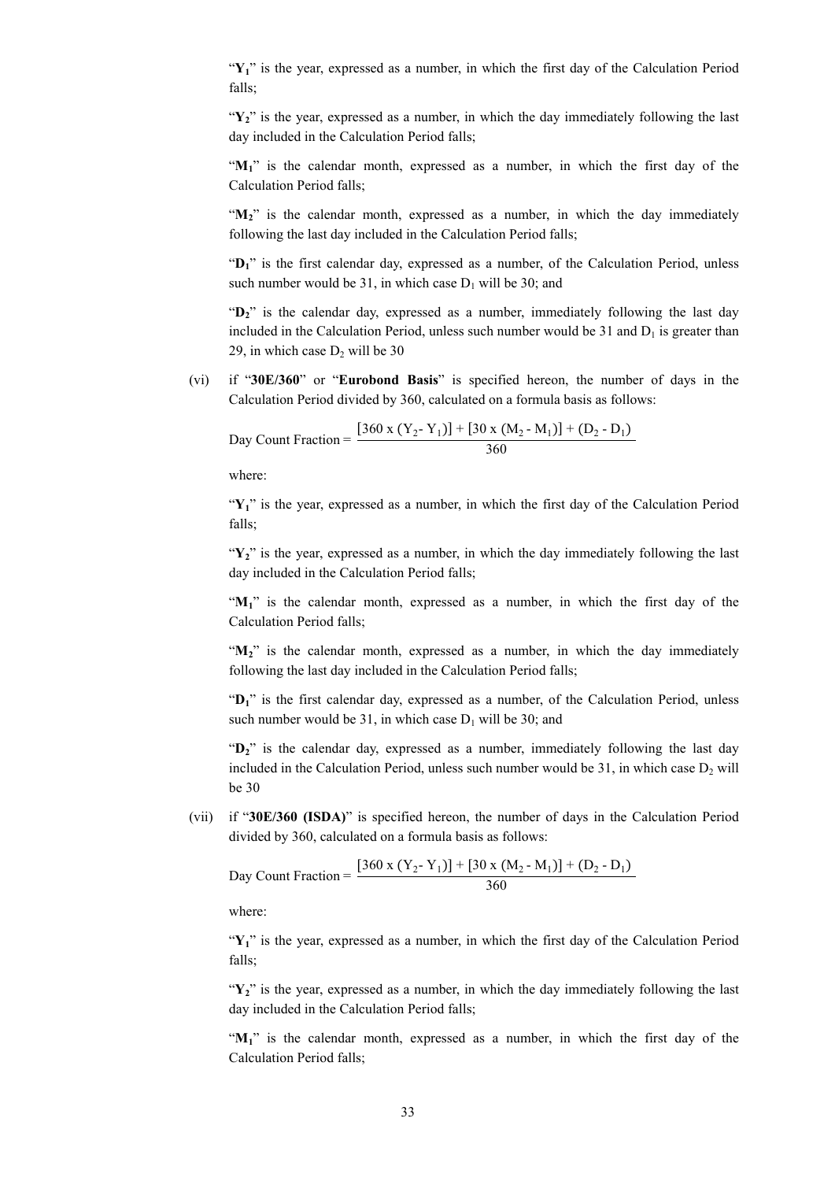"$Y_1$" is the year, expressed as a number, in which the first day of the Calculation Period falls;

"$Y_2$" is the year, expressed as a number, in which the day immediately following the last day included in the Calculation Period falls;

"$M_1$" is the calendar month, expressed as a number, in which the first day of the Calculation Period falls;

"$M_2$" is the calendar month, expressed as a number, in which the day immediately following the last day included in the Calculation Period falls;

"$D_1$" is the first calendar day, expressed as a number, of the Calculation Period, unless such number would be 31, in which case $D_1$ will be 30; and

"$D_2$" is the calendar day, expressed as a number, immediately following the last day included in the Calculation Period, unless such number would be 31 and $D_1$ is greater than 29, in which case $D_2$ will be 30

(vi) if "**30E/360**" or "**Eurobond Basis**" is specified hereon, the number of days in the Calculation Period divided by 360, calculated on a formula basis as follows:

$$\text{Day Count Fraction} = \frac{[360 \text{ x } (Y_2 - Y_1)] + [30 \text{ x } (M_2 - M_1)] + (D_2 - D_1)}{360}$$

where:

"$Y_1$" is the year, expressed as a number, in which the first day of the Calculation Period falls;

"$Y_2$" is the year, expressed as a number, in which the day immediately following the last day included in the Calculation Period falls;

"$M_1$" is the calendar month, expressed as a number, in which the first day of the Calculation Period falls;

"$M_2$" is the calendar month, expressed as a number, in which the day immediately following the last day included in the Calculation Period falls;

"$D_1$" is the first calendar day, expressed as a number, of the Calculation Period, unless such number would be 31, in which case $D_1$ will be 30; and

"$D_2$" is the calendar day, expressed as a number, immediately following the last day included in the Calculation Period, unless such number would be 31, in which case $D_2$ will be 30

(vii) if "**30E/360 (ISDA)**" is specified hereon, the number of days in the Calculation Period divided by 360, calculated on a formula basis as follows:

$$\text{Day Count Fraction} = \frac{[360 \text{ x } (Y_2 - Y_1)] + [30 \text{ x } (M_2 - M_1)] + (D_2 - D_1)}{360}$$

where:

"$Y_1$" is the year, expressed as a number, in which the first day of the Calculation Period falls;

"$Y_2$" is the year, expressed as a number, in which the day immediately following the last day included in the Calculation Period falls;

"$M_1$" is the calendar month, expressed as a number, in which the first day of the Calculation Period falls;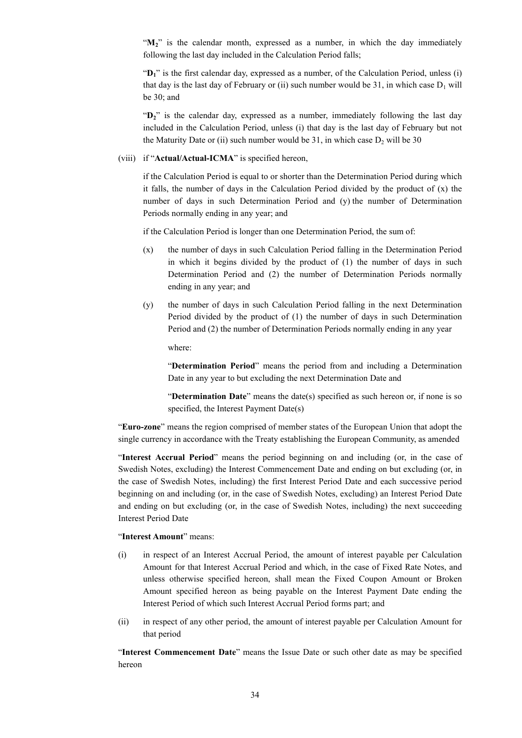"$M_2$" is the calendar month, expressed as a number, in which the day immediately following the last day included in the Calculation Period falls;

"$D_1$" is the first calendar day, expressed as a number, of the Calculation Period, unless (i) that day is the last day of February or (ii) such number would be 31, in which case $D_1$ will be 30; and

"$D_2$" is the calendar day, expressed as a number, immediately following the last day included in the Calculation Period, unless (i) that day is the last day of February but not the Maturity Date or (ii) such number would be 31, in which case $D_2$ will be 30

(viii) if "**Actual/Actual-ICMA**" is specified hereon,

if the Calculation Period is equal to or shorter than the Determination Period during which it falls, the number of days in the Calculation Period divided by the product of (x) the number of days in such Determination Period and (y) the number of Determination Periods normally ending in any year; and

if the Calculation Period is longer than one Determination Period, the sum of:

(x) the number of days in such Calculation Period falling in the Determination Period in which it begins divided by the product of (1) the number of days in such Determination Period and (2) the number of Determination Periods normally ending in any year; and

(y) the number of days in such Calculation Period falling in the next Determination Period divided by the product of (1) the number of days in such Determination Period and (2) the number of Determination Periods normally ending in any year

where:

"**Determination Period**" means the period from and including a Determination Date in any year to but excluding the next Determination Date and

"**Determination Date**" means the date(s) specified as such hereon or, if none is so specified, the Interest Payment Date(s)

"**Euro-zone**" means the region comprised of member states of the European Union that adopt the single currency in accordance with the Treaty establishing the European Community, as amended

"**Interest Accrual Period**" means the period beginning on and including (or, in the case of Swedish Notes, excluding) the Interest Commencement Date and ending on but excluding (or, in the case of Swedish Notes, including) the first Interest Period Date and each successive period beginning on and including (or, in the case of Swedish Notes, excluding) an Interest Period Date and ending on but excluding (or, in the case of Swedish Notes, including) the next succeeding Interest Period Date

"**Interest Amount**" means:

(i) in respect of an Interest Accrual Period, the amount of interest payable per Calculation Amount for that Interest Accrual Period and which, in the case of Fixed Rate Notes, and unless otherwise specified hereon, shall mean the Fixed Coupon Amount or Broken Amount specified hereon as being payable on the Interest Payment Date ending the Interest Period of which such Interest Accrual Period forms part; and

(ii) in respect of any other period, the amount of interest payable per Calculation Amount for that period

"**Interest Commencement Date**" means the Issue Date or such other date as may be specified hereon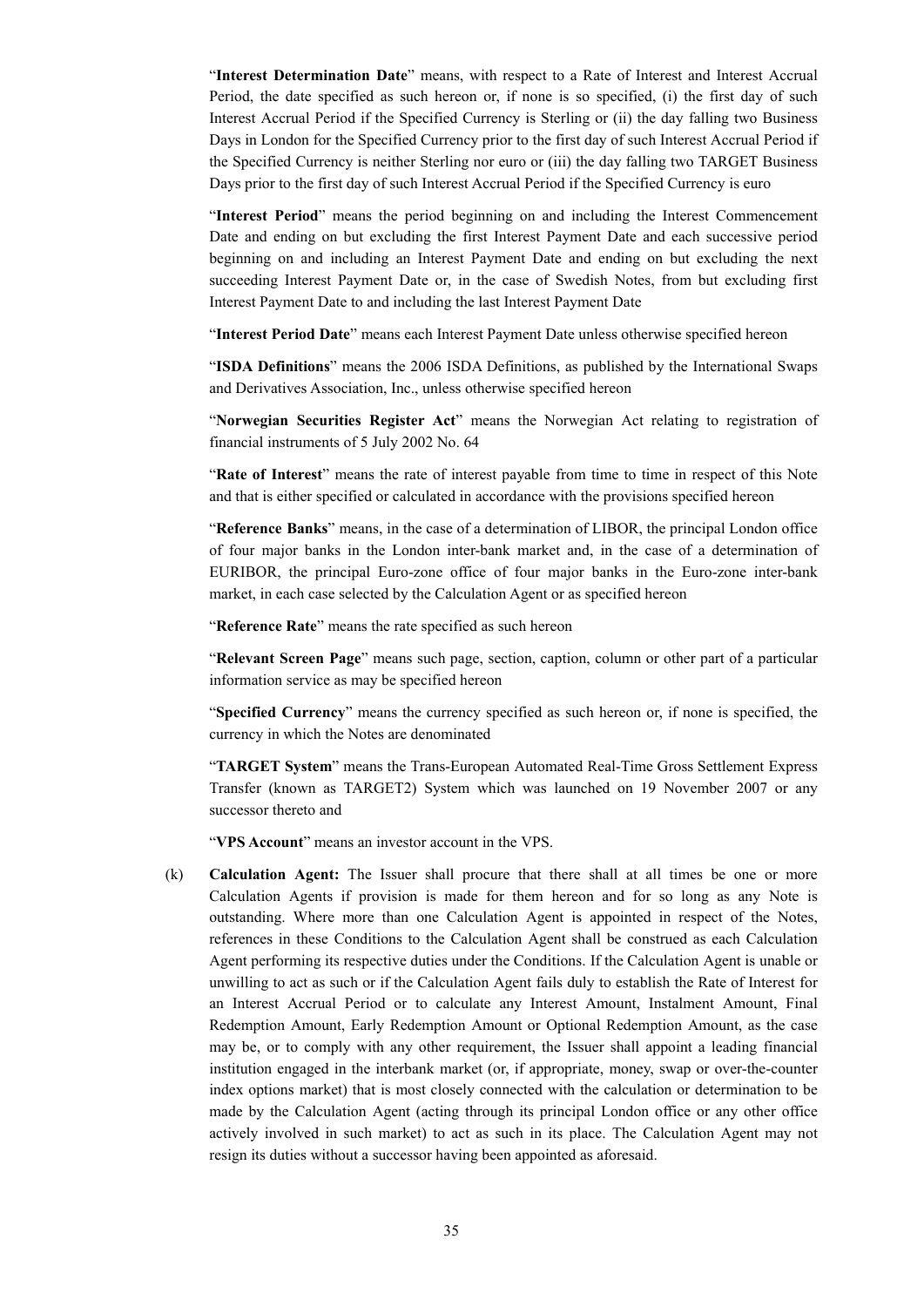"**Interest Determination Date**" means, with respect to a Rate of Interest and Interest Accrual Period, the date specified as such hereon or, if none is so specified, (i) the first day of such Interest Accrual Period if the Specified Currency is Sterling or (ii) the day falling two Business Days in London for the Specified Currency prior to the first day of such Interest Accrual Period if the Specified Currency is neither Sterling nor euro or (iii) the day falling two TARGET Business Days prior to the first day of such Interest Accrual Period if the Specified Currency is euro

"**Interest Period**" means the period beginning on and including the Interest Commencement Date and ending on but excluding the first Interest Payment Date and each successive period beginning on and including an Interest Payment Date and ending on but excluding the next succeeding Interest Payment Date or, in the case of Swedish Notes, from but excluding first Interest Payment Date to and including the last Interest Payment Date

"**Interest Period Date**" means each Interest Payment Date unless otherwise specified hereon

"**ISDA Definitions**" means the 2006 ISDA Definitions, as published by the International Swaps and Derivatives Association, Inc., unless otherwise specified hereon

"**Norwegian Securities Register Act**" means the Norwegian Act relating to registration of financial instruments of 5 July 2002 No. 64

"**Rate of Interest**" means the rate of interest payable from time to time in respect of this Note and that is either specified or calculated in accordance with the provisions specified hereon

"**Reference Banks**" means, in the case of a determination of LIBOR, the principal London office of four major banks in the London inter-bank market and, in the case of a determination of EURIBOR, the principal Euro-zone office of four major banks in the Euro-zone inter-bank market, in each case selected by the Calculation Agent or as specified hereon

"**Reference Rate**" means the rate specified as such hereon

"**Relevant Screen Page**" means such page, section, caption, column or other part of a particular information service as may be specified hereon

"**Specified Currency**" means the currency specified as such hereon or, if none is specified, the currency in which the Notes are denominated

"**TARGET System**" means the Trans-European Automated Real-Time Gross Settlement Express Transfer (known as TARGET2) System which was launched on 19 November 2007 or any successor thereto and

"**VPS Account**" means an investor account in the VPS.

(k) **Calculation Agent:** The Issuer shall procure that there shall at all times be one or more Calculation Agents if provision is made for them hereon and for so long as any Note is outstanding. Where more than one Calculation Agent is appointed in respect of the Notes, references in these Conditions to the Calculation Agent shall be construed as each Calculation Agent performing its respective duties under the Conditions. If the Calculation Agent is unable or unwilling to act as such or if the Calculation Agent fails duly to establish the Rate of Interest for an Interest Accrual Period or to calculate any Interest Amount, Instalment Amount, Final Redemption Amount, Early Redemption Amount or Optional Redemption Amount, as the case may be, or to comply with any other requirement, the Issuer shall appoint a leading financial institution engaged in the interbank market (or, if appropriate, money, swap or over-the-counter index options market) that is most closely connected with the calculation or determination to be made by the Calculation Agent (acting through its principal London office or any other office actively involved in such market) to act as such in its place. The Calculation Agent may not resign its duties without a successor having been appointed as aforesaid.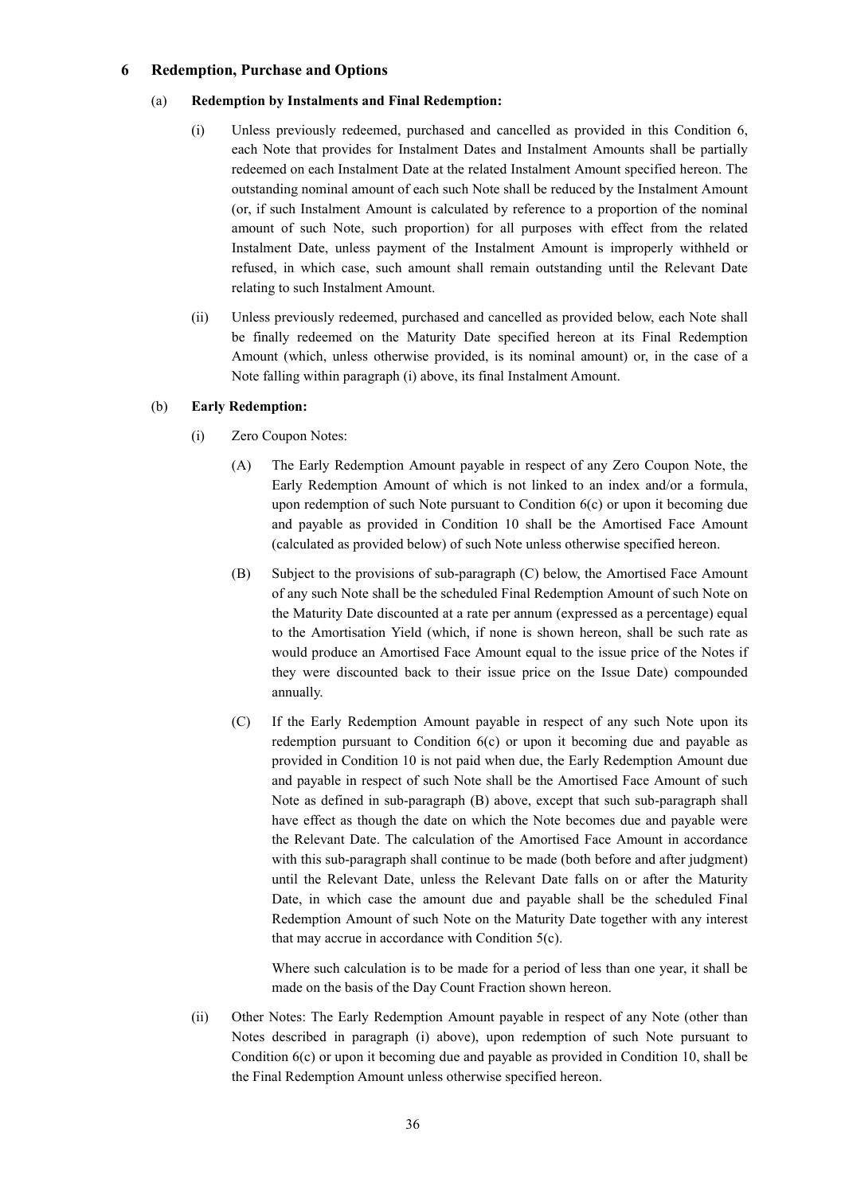## 6 Redemption, Purchase and Options

### (a) Redemption by Instalments and Final Redemption:

(i) Unless previously redeemed, purchased and cancelled as provided in this Condition 6, each Note that provides for Instalment Dates and Instalment Amounts shall be partially redeemed on each Instalment Date at the related Instalment Amount specified hereon. The outstanding nominal amount of each such Note shall be reduced by the Instalment Amount (or, if such Instalment Amount is calculated by reference to a proportion of the nominal amount of such Note, such proportion) for all purposes with effect from the related Instalment Date, unless payment of the Instalment Amount is improperly withheld or refused, in which case, such amount shall remain outstanding until the Relevant Date relating to such Instalment Amount.

(ii) Unless previously redeemed, purchased and cancelled as provided below, each Note shall be finally redeemed on the Maturity Date specified hereon at its Final Redemption Amount (which, unless otherwise provided, is its nominal amount) or, in the case of a Note falling within paragraph (i) above, its final Instalment Amount.

### (b) Early Redemption:

(i) Zero Coupon Notes:

(A) The Early Redemption Amount payable in respect of any Zero Coupon Note, the Early Redemption Amount of which is not linked to an index and/or a formula, upon redemption of such Note pursuant to Condition 6(c) or upon it becoming due and payable as provided in Condition 10 shall be the Amortised Face Amount (calculated as provided below) of such Note unless otherwise specified hereon.

(B) Subject to the provisions of sub-paragraph (C) below, the Amortised Face Amount of any such Note shall be the scheduled Final Redemption Amount of such Note on the Maturity Date discounted at a rate per annum (expressed as a percentage) equal to the Amortisation Yield (which, if none is shown hereon, shall be such rate as would produce an Amortised Face Amount equal to the issue price of the Notes if they were discounted back to their issue price on the Issue Date) compounded annually.

(C) If the Early Redemption Amount payable in respect of any such Note upon its redemption pursuant to Condition 6(c) or upon it becoming due and payable as provided in Condition 10 is not paid when due, the Early Redemption Amount due and payable in respect of such Note shall be the Amortised Face Amount of such Note as defined in sub-paragraph (B) above, except that such sub-paragraph shall have effect as though the date on which the Note becomes due and payable were the Relevant Date. The calculation of the Amortised Face Amount in accordance with this sub-paragraph shall continue to be made (both before and after judgment) until the Relevant Date, unless the Relevant Date falls on or after the Maturity Date, in which case the amount due and payable shall be the scheduled Final Redemption Amount of such Note on the Maturity Date together with any interest that may accrue in accordance with Condition 5(c).

Where such calculation is to be made for a period of less than one year, it shall be made on the basis of the Day Count Fraction shown hereon.

(ii) Other Notes: The Early Redemption Amount payable in respect of any Note (other than Notes described in paragraph (i) above), upon redemption of such Note pursuant to Condition 6(c) or upon it becoming due and payable as provided in Condition 10, shall be the Final Redemption Amount unless otherwise specified hereon.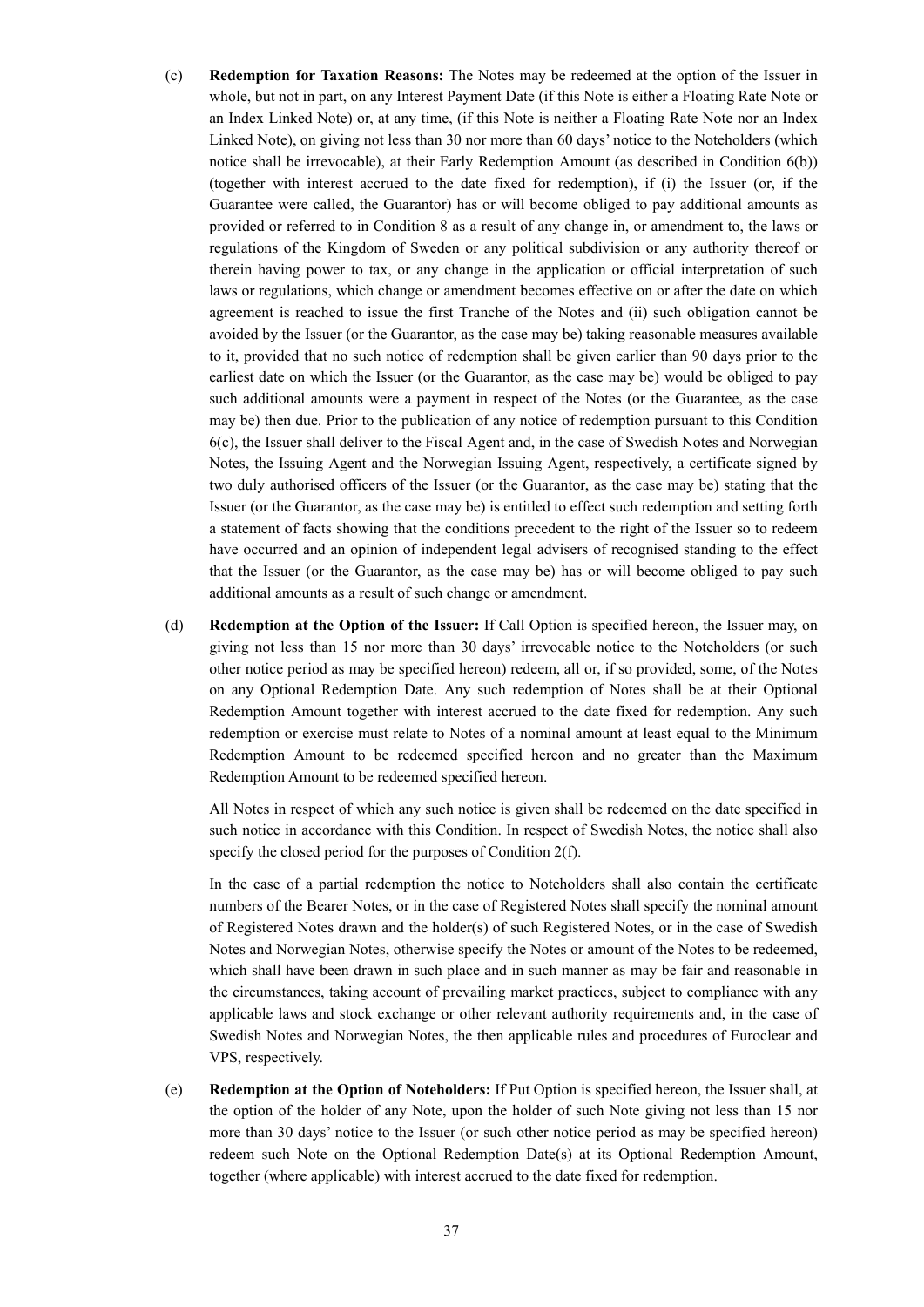(c) **Redemption for Taxation Reasons:** The Notes may be redeemed at the option of the Issuer in whole, but not in part, on any Interest Payment Date (if this Note is either a Floating Rate Note or an Index Linked Note) or, at any time, (if this Note is neither a Floating Rate Note nor an Index Linked Note), on giving not less than 30 nor more than 60 days' notice to the Noteholders (which notice shall be irrevocable), at their Early Redemption Amount (as described in Condition 6(b)) (together with interest accrued to the date fixed for redemption), if (i) the Issuer (or, if the Guarantee were called, the Guarantor) has or will become obliged to pay additional amounts as provided or referred to in Condition 8 as a result of any change in, or amendment to, the laws or regulations of the Kingdom of Sweden or any political subdivision or any authority thereof or therein having power to tax, or any change in the application or official interpretation of such laws or regulations, which change or amendment becomes effective on or after the date on which agreement is reached to issue the first Tranche of the Notes and (ii) such obligation cannot be avoided by the Issuer (or the Guarantor, as the case may be) taking reasonable measures available to it, provided that no such notice of redemption shall be given earlier than 90 days prior to the earliest date on which the Issuer (or the Guarantor, as the case may be) would be obliged to pay such additional amounts were a payment in respect of the Notes (or the Guarantee, as the case may be) then due. Prior to the publication of any notice of redemption pursuant to this Condition 6(c), the Issuer shall deliver to the Fiscal Agent and, in the case of Swedish Notes and Norwegian Notes, the Issuing Agent and the Norwegian Issuing Agent, respectively, a certificate signed by two duly authorised officers of the Issuer (or the Guarantor, as the case may be) stating that the Issuer (or the Guarantor, as the case may be) is entitled to effect such redemption and setting forth a statement of facts showing that the conditions precedent to the right of the Issuer so to redeem have occurred and an opinion of independent legal advisers of recognised standing to the effect that the Issuer (or the Guarantor, as the case may be) has or will become obliged to pay such additional amounts as a result of such change or amendment.

(d) **Redemption at the Option of the Issuer:** If Call Option is specified hereon, the Issuer may, on giving not less than 15 nor more than 30 days' irrevocable notice to the Noteholders (or such other notice period as may be specified hereon) redeem, all or, if so provided, some, of the Notes on any Optional Redemption Date. Any such redemption of Notes shall be at their Optional Redemption Amount together with interest accrued to the date fixed for redemption. Any such redemption or exercise must relate to Notes of a nominal amount at least equal to the Minimum Redemption Amount to be redeemed specified hereon and no greater than the Maximum Redemption Amount to be redeemed specified hereon.

All Notes in respect of which any such notice is given shall be redeemed on the date specified in such notice in accordance with this Condition. In respect of Swedish Notes, the notice shall also specify the closed period for the purposes of Condition 2(f).

In the case of a partial redemption the notice to Noteholders shall also contain the certificate numbers of the Bearer Notes, or in the case of Registered Notes shall specify the nominal amount of Registered Notes drawn and the holder(s) of such Registered Notes, or in the case of Swedish Notes and Norwegian Notes, otherwise specify the Notes or amount of the Notes to be redeemed, which shall have been drawn in such place and in such manner as may be fair and reasonable in the circumstances, taking account of prevailing market practices, subject to compliance with any applicable laws and stock exchange or other relevant authority requirements and, in the case of Swedish Notes and Norwegian Notes, the then applicable rules and procedures of Euroclear and VPS, respectively.

(e) **Redemption at the Option of Noteholders:** If Put Option is specified hereon, the Issuer shall, at the option of the holder of any Note, upon the holder of such Note giving not less than 15 nor more than 30 days' notice to the Issuer (or such other notice period as may be specified hereon) redeem such Note on the Optional Redemption Date(s) at its Optional Redemption Amount, together (where applicable) with interest accrued to the date fixed for redemption.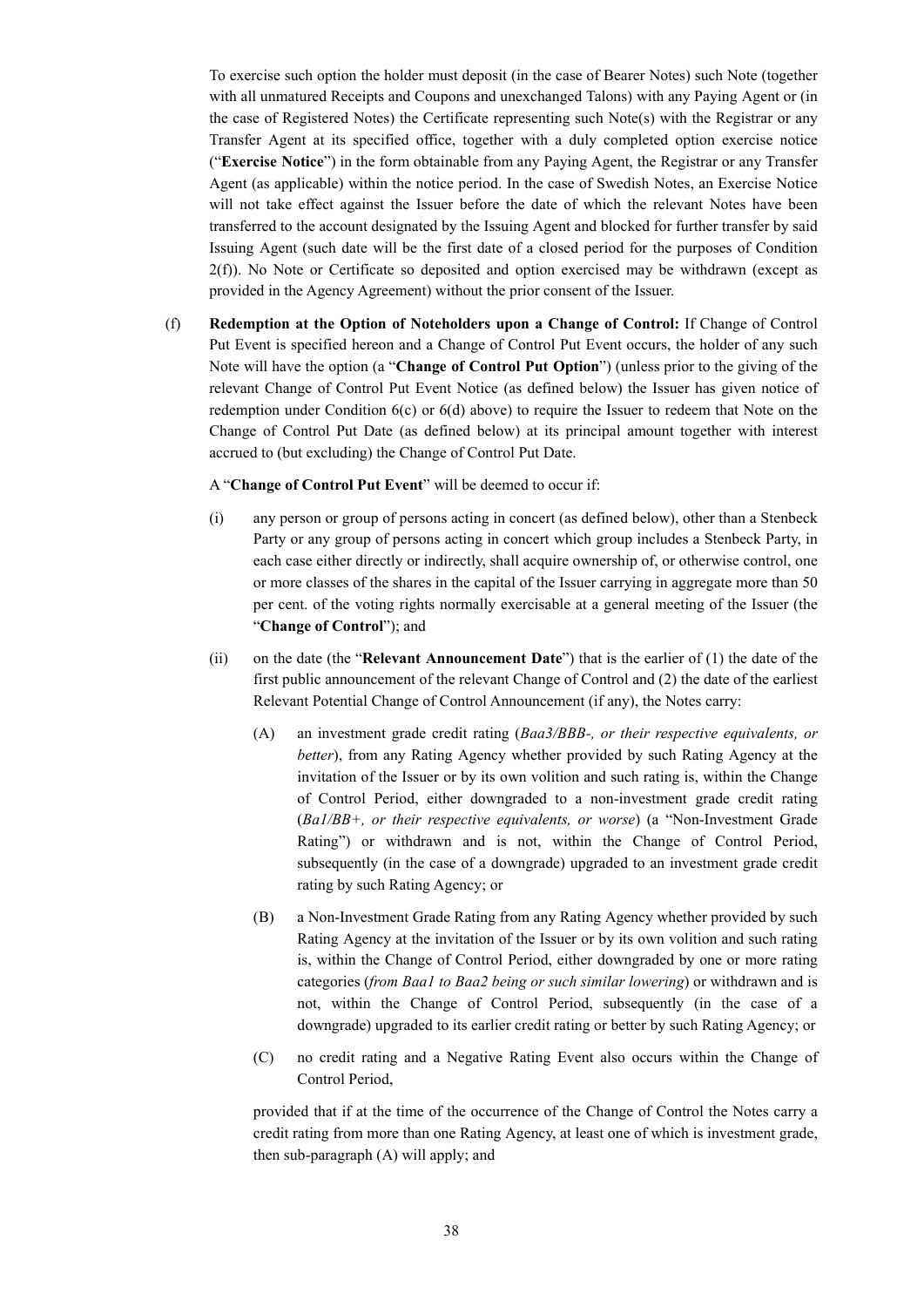To exercise such option the holder must deposit (in the case of Bearer Notes) such Note (together with all unmatured Receipts and Coupons and unexchanged Talons) with any Paying Agent or (in the case of Registered Notes) the Certificate representing such Note(s) with the Registrar or any Transfer Agent at its specified office, together with a duly completed option exercise notice ("**Exercise Notice**") in the form obtainable from any Paying Agent, the Registrar or any Transfer Agent (as applicable) within the notice period. In the case of Swedish Notes, an Exercise Notice will not take effect against the Issuer before the date of which the relevant Notes have been transferred to the account designated by the Issuing Agent and blocked for further transfer by said Issuing Agent (such date will be the first date of a closed period for the purposes of Condition 2(f)). No Note or Certificate so deposited and option exercised may be withdrawn (except as provided in the Agency Agreement) without the prior consent of the Issuer.

(f) **Redemption at the Option of Noteholders upon a Change of Control:** If Change of Control Put Event is specified hereon and a Change of Control Put Event occurs, the holder of any such Note will have the option (a "**Change of Control Put Option**") (unless prior to the giving of the relevant Change of Control Put Event Notice (as defined below) the Issuer has given notice of redemption under Condition 6(c) or 6(d) above) to require the Issuer to redeem that Note on the Change of Control Put Date (as defined below) at its principal amount together with interest accrued to (but excluding) the Change of Control Put Date.

A "**Change of Control Put Event**" will be deemed to occur if:

(i) any person or group of persons acting in concert (as defined below), other than a Stenbeck Party or any group of persons acting in concert which group includes a Stenbeck Party, in each case either directly or indirectly, shall acquire ownership of, or otherwise control, one or more classes of the shares in the capital of the Issuer carrying in aggregate more than 50 per cent. of the voting rights normally exercisable at a general meeting of the Issuer (the "**Change of Control**"); and

(ii) on the date (the "**Relevant Announcement Date**") that is the earlier of (1) the date of the first public announcement of the relevant Change of Control and (2) the date of the earliest Relevant Potential Change of Control Announcement (if any), the Notes carry:

   (A) an investment grade credit rating (*Baa3/BBB-, or their respective equivalents, or better*), from any Rating Agency whether provided by such Rating Agency at the invitation of the Issuer or by its own volition and such rating is, within the Change of Control Period, either downgraded to a non-investment grade credit rating (*Ba1/BB+, or their respective equivalents, or worse*) (a "Non-Investment Grade Rating") or withdrawn and is not, within the Change of Control Period, subsequently (in the case of a downgrade) upgraded to an investment grade credit rating by such Rating Agency; or

   (B) a Non-Investment Grade Rating from any Rating Agency whether provided by such Rating Agency at the invitation of the Issuer or by its own volition and such rating is, within the Change of Control Period, either downgraded by one or more rating categories (*from Baa1 to Baa2 being or such similar lowering*) or withdrawn and is not, within the Change of Control Period, subsequently (in the case of a downgrade) upgraded to its earlier credit rating or better by such Rating Agency; or

   (C) no credit rating and a Negative Rating Event also occurs within the Change of Control Period,

provided that if at the time of the occurrence of the Change of Control the Notes carry a credit rating from more than one Rating Agency, at least one of which is investment grade, then sub-paragraph (A) will apply; and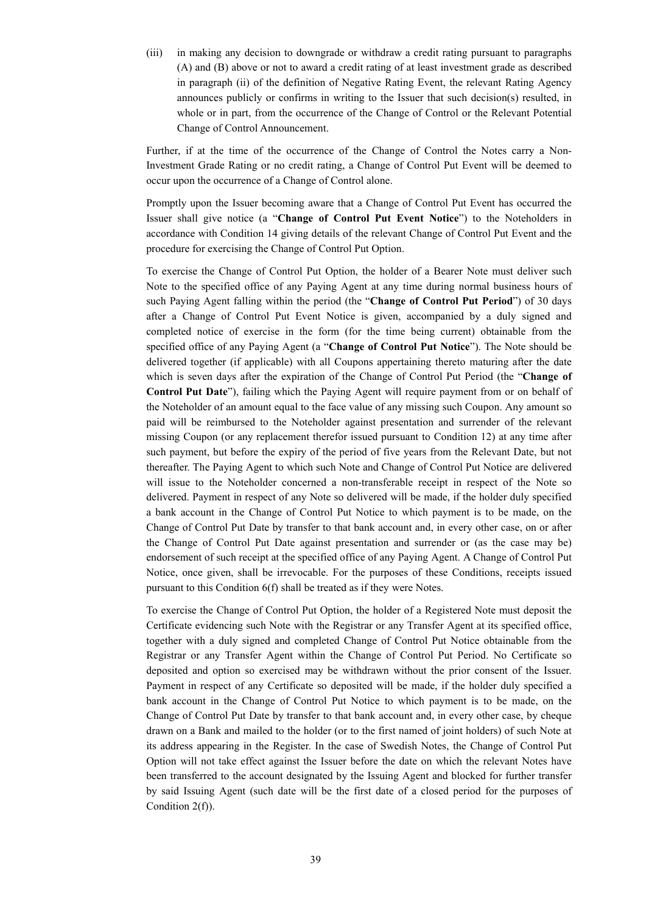(iii) in making any decision to downgrade or withdraw a credit rating pursuant to paragraphs (A) and (B) above or not to award a credit rating of at least investment grade as described in paragraph (ii) of the definition of Negative Rating Event, the relevant Rating Agency announces publicly or confirms in writing to the Issuer that such decision(s) resulted, in whole or in part, from the occurrence of the Change of Control or the Relevant Potential Change of Control Announcement.

Further, if at the time of the occurrence of the Change of Control the Notes carry a Non-Investment Grade Rating or no credit rating, a Change of Control Put Event will be deemed to occur upon the occurrence of a Change of Control alone.

Promptly upon the Issuer becoming aware that a Change of Control Put Event has occurred the Issuer shall give notice (a "**Change of Control Put Event Notice**") to the Noteholders in accordance with Condition 14 giving details of the relevant Change of Control Put Event and the procedure for exercising the Change of Control Put Option.

To exercise the Change of Control Put Option, the holder of a Bearer Note must deliver such Note to the specified office of any Paying Agent at any time during normal business hours of such Paying Agent falling within the period (the "**Change of Control Put Period**") of 30 days after a Change of Control Put Event Notice is given, accompanied by a duly signed and completed notice of exercise in the form (for the time being current) obtainable from the specified office of any Paying Agent (a "**Change of Control Put Notice**"). The Note should be delivered together (if applicable) with all Coupons appertaining thereto maturing after the date which is seven days after the expiration of the Change of Control Put Period (the "**Change of Control Put Date**"), failing which the Paying Agent will require payment from or on behalf of the Noteholder of an amount equal to the face value of any missing such Coupon. Any amount so paid will be reimbursed to the Noteholder against presentation and surrender of the relevant missing Coupon (or any replacement therefor issued pursuant to Condition 12) at any time after such payment, but before the expiry of the period of five years from the Relevant Date, but not thereafter. The Paying Agent to which such Note and Change of Control Put Notice are delivered will issue to the Noteholder concerned a non-transferable receipt in respect of the Note so delivered. Payment in respect of any Note so delivered will be made, if the holder duly specified a bank account in the Change of Control Put Notice to which payment is to be made, on the Change of Control Put Date by transfer to that bank account and, in every other case, on or after the Change of Control Put Date against presentation and surrender or (as the case may be) endorsement of such receipt at the specified office of any Paying Agent. A Change of Control Put Notice, once given, shall be irrevocable. For the purposes of these Conditions, receipts issued pursuant to this Condition 6(f) shall be treated as if they were Notes.

To exercise the Change of Control Put Option, the holder of a Registered Note must deposit the Certificate evidencing such Note with the Registrar or any Transfer Agent at its specified office, together with a duly signed and completed Change of Control Put Notice obtainable from the Registrar or any Transfer Agent within the Change of Control Put Period. No Certificate so deposited and option so exercised may be withdrawn without the prior consent of the Issuer. Payment in respect of any Certificate so deposited will be made, if the holder duly specified a bank account in the Change of Control Put Notice to which payment is to be made, on the Change of Control Put Date by transfer to that bank account and, in every other case, by cheque drawn on a Bank and mailed to the holder (or to the first named of joint holders) of such Note at its address appearing in the Register. In the case of Swedish Notes, the Change of Control Put Option will not take effect against the Issuer before the date on which the relevant Notes have been transferred to the account designated by the Issuing Agent and blocked for further transfer by said Issuing Agent (such date will be the first date of a closed period for the purposes of Condition 2(f)).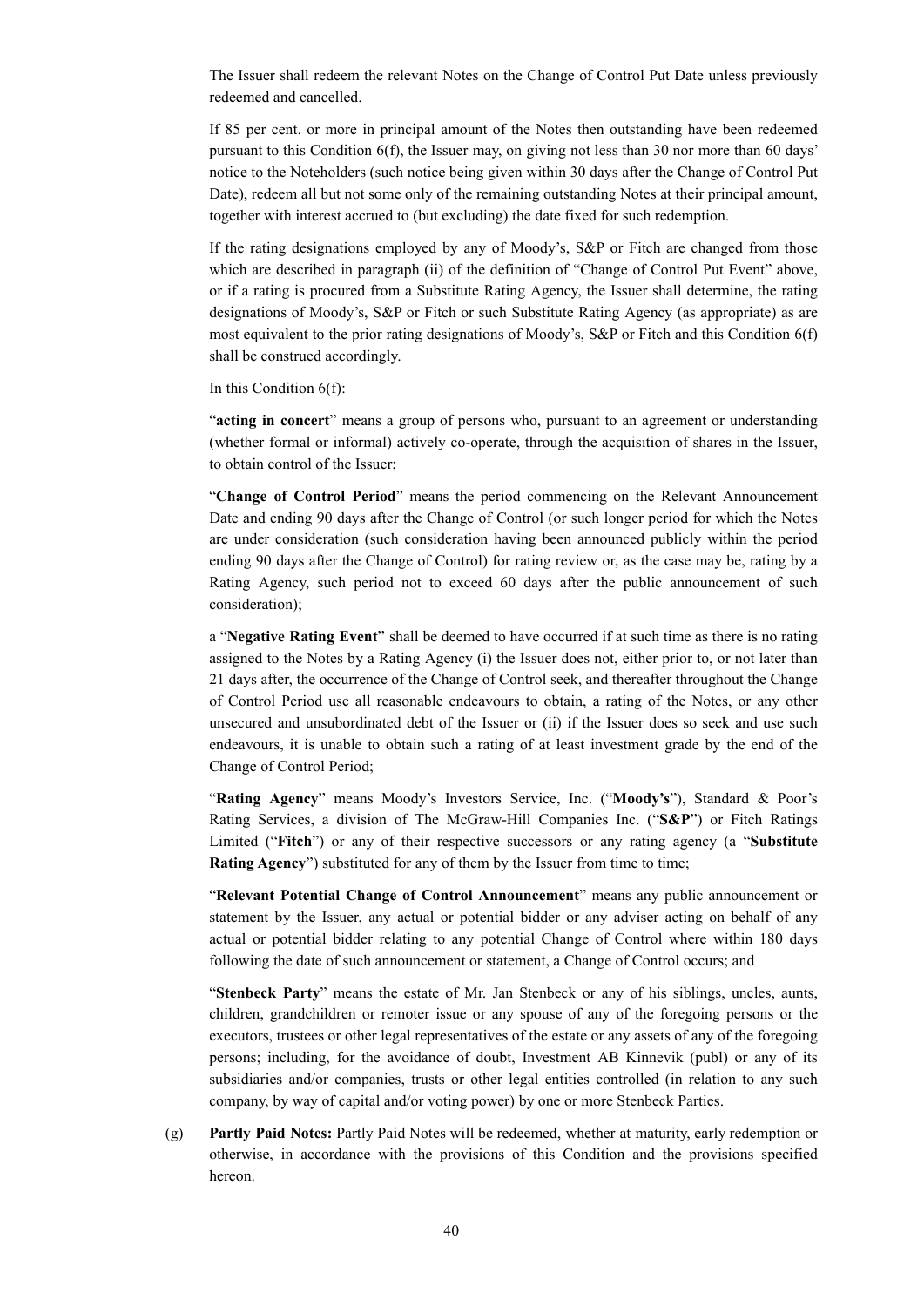The Issuer shall redeem the relevant Notes on the Change of Control Put Date unless previously redeemed and cancelled.

If 85 per cent. or more in principal amount of the Notes then outstanding have been redeemed pursuant to this Condition 6(f), the Issuer may, on giving not less than 30 nor more than 60 days' notice to the Noteholders (such notice being given within 30 days after the Change of Control Put Date), redeem all but not some only of the remaining outstanding Notes at their principal amount, together with interest accrued to (but excluding) the date fixed for such redemption.

If the rating designations employed by any of Moody's, S&P or Fitch are changed from those which are described in paragraph (ii) of the definition of "Change of Control Put Event" above, or if a rating is procured from a Substitute Rating Agency, the Issuer shall determine, the rating designations of Moody's, S&P or Fitch or such Substitute Rating Agency (as appropriate) as are most equivalent to the prior rating designations of Moody's, S&P or Fitch and this Condition 6(f) shall be construed accordingly.

In this Condition 6(f):

"**acting in concert**" means a group of persons who, pursuant to an agreement or understanding (whether formal or informal) actively co-operate, through the acquisition of shares in the Issuer, to obtain control of the Issuer;

"**Change of Control Period**" means the period commencing on the Relevant Announcement Date and ending 90 days after the Change of Control (or such longer period for which the Notes are under consideration (such consideration having been announced publicly within the period ending 90 days after the Change of Control) for rating review or, as the case may be, rating by a Rating Agency, such period not to exceed 60 days after the public announcement of such consideration);

a "**Negative Rating Event**" shall be deemed to have occurred if at such time as there is no rating assigned to the Notes by a Rating Agency (i) the Issuer does not, either prior to, or not later than 21 days after, the occurrence of the Change of Control seek, and thereafter throughout the Change of Control Period use all reasonable endeavours to obtain, a rating of the Notes, or any other unsecured and unsubordinated debt of the Issuer or (ii) if the Issuer does so seek and use such endeavours, it is unable to obtain such a rating of at least investment grade by the end of the Change of Control Period;

"**Rating Agency**" means Moody's Investors Service, Inc. ("**Moody's**"), Standard & Poor's Rating Services, a division of The McGraw-Hill Companies Inc. ("**S&P**") or Fitch Ratings Limited ("**Fitch**") or any of their respective successors or any rating agency (a "**Substitute Rating Agency**") substituted for any of them by the Issuer from time to time;

"**Relevant Potential Change of Control Announcement**" means any public announcement or statement by the Issuer, any actual or potential bidder or any adviser acting on behalf of any actual or potential bidder relating to any potential Change of Control where within 180 days following the date of such announcement or statement, a Change of Control occurs; and

"**Stenbeck Party**" means the estate of Mr. Jan Stenbeck or any of his siblings, uncles, aunts, children, grandchildren or remoter issue or any spouse of any of the foregoing persons or the executors, trustees or other legal representatives of the estate or any assets of any of the foregoing persons; including, for the avoidance of doubt, Investment AB Kinnevik (publ) or any of its subsidiaries and/or companies, trusts or other legal entities controlled (in relation to any such company, by way of capital and/or voting power) by one or more Stenbeck Parties.

(g) **Partly Paid Notes:** Partly Paid Notes will be redeemed, whether at maturity, early redemption or otherwise, in accordance with the provisions of this Condition and the provisions specified hereon.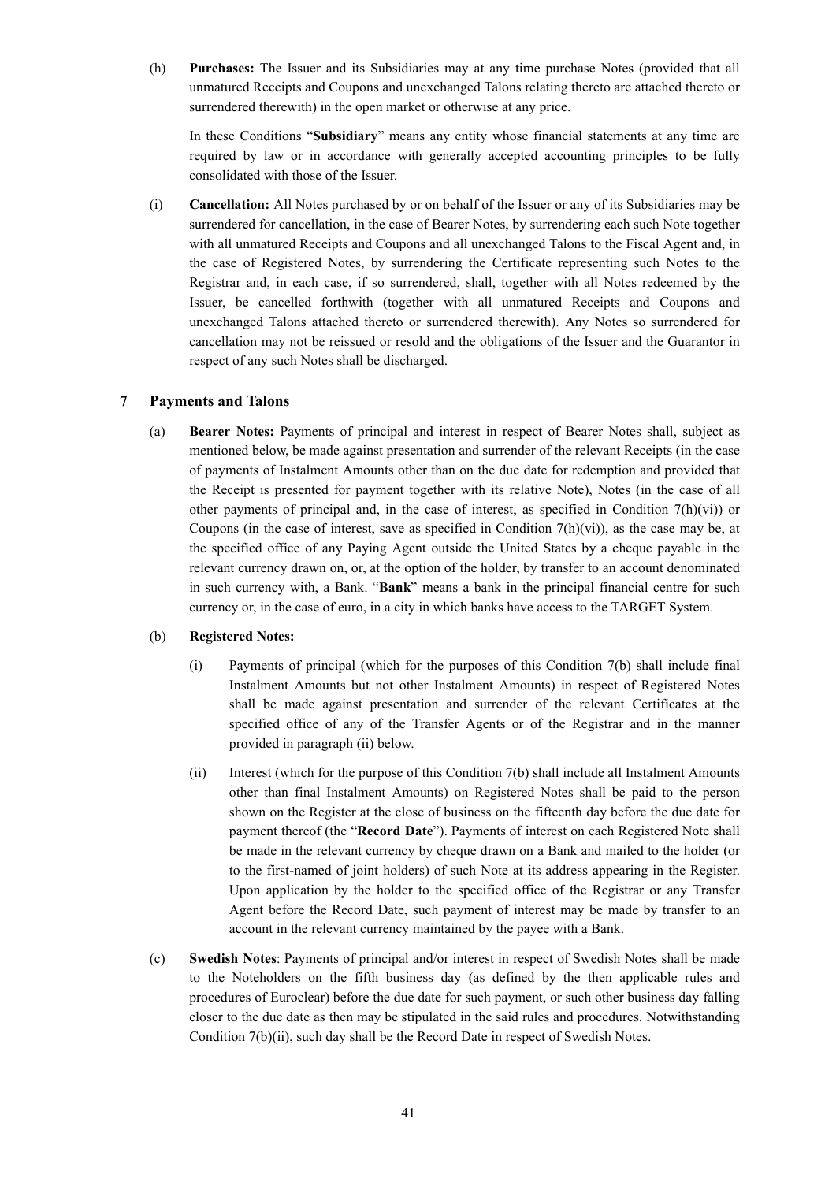(h) **Purchases:** The Issuer and its Subsidiaries may at any time purchase Notes (provided that all unmatured Receipts and Coupons and unexchanged Talons relating thereto are attached thereto or surrendered therewith) in the open market or otherwise at any price.

In these Conditions "**Subsidiary**" means any entity whose financial statements at any time are required by law or in accordance with generally accepted accounting principles to be fully consolidated with those of the Issuer.

(i) **Cancellation:** All Notes purchased by or on behalf of the Issuer or any of its Subsidiaries may be surrendered for cancellation, in the case of Bearer Notes, by surrendering each such Note together with all unmatured Receipts and Coupons and all unexchanged Talons to the Fiscal Agent and, in the case of Registered Notes, by surrendering the Certificate representing such Notes to the Registrar and, in each case, if so surrendered, shall, together with all Notes redeemed by the Issuer, be cancelled forthwith (together with all unmatured Receipts and Coupons and unexchanged Talons attached thereto or surrendered therewith). Any Notes so surrendered for cancellation may not be reissued or resold and the obligations of the Issuer and the Guarantor in respect of any such Notes shall be discharged.

## 7 Payments and Talons

(a) **Bearer Notes:** Payments of principal and interest in respect of Bearer Notes shall, subject as mentioned below, be made against presentation and surrender of the relevant Receipts (in the case of payments of Instalment Amounts other than on the due date for redemption and provided that the Receipt is presented for payment together with its relative Note), Notes (in the case of all other payments of principal and, in the case of interest, as specified in Condition 7(h)(vi)) or Coupons (in the case of interest, save as specified in Condition 7(h)(vi)), as the case may be, at the specified office of any Paying Agent outside the United States by a cheque payable in the relevant currency drawn on, or, at the option of the holder, by transfer to an account denominated in such currency with, a Bank. "**Bank**" means a bank in the principal financial centre for such currency or, in the case of euro, in a city in which banks have access to the TARGET System.

(b) **Registered Notes:**

(i) Payments of principal (which for the purposes of this Condition 7(b) shall include final Instalment Amounts but not other Instalment Amounts) in respect of Registered Notes shall be made against presentation and surrender of the relevant Certificates at the specified office of any of the Transfer Agents or of the Registrar and in the manner provided in paragraph (ii) below.

(ii) Interest (which for the purpose of this Condition 7(b) shall include all Instalment Amounts other than final Instalment Amounts) on Registered Notes shall be paid to the person shown on the Register at the close of business on the fifteenth day before the due date for payment thereof (the "**Record Date**"). Payments of interest on each Registered Note shall be made in the relevant currency by cheque drawn on a Bank and mailed to the holder (or to the first-named of joint holders) of such Note at its address appearing in the Register. Upon application by the holder to the specified office of the Registrar or any Transfer Agent before the Record Date, such payment of interest may be made by transfer to an account in the relevant currency maintained by the payee with a Bank.

(c) **Swedish Notes**: Payments of principal and/or interest in respect of Swedish Notes shall be made to the Noteholders on the fifth business day (as defined by the then applicable rules and procedures of Euroclear) before the due date for such payment, or such other business day falling closer to the due date as then may be stipulated in the said rules and procedures. Notwithstanding Condition 7(b)(ii), such day shall be the Record Date in respect of Swedish Notes.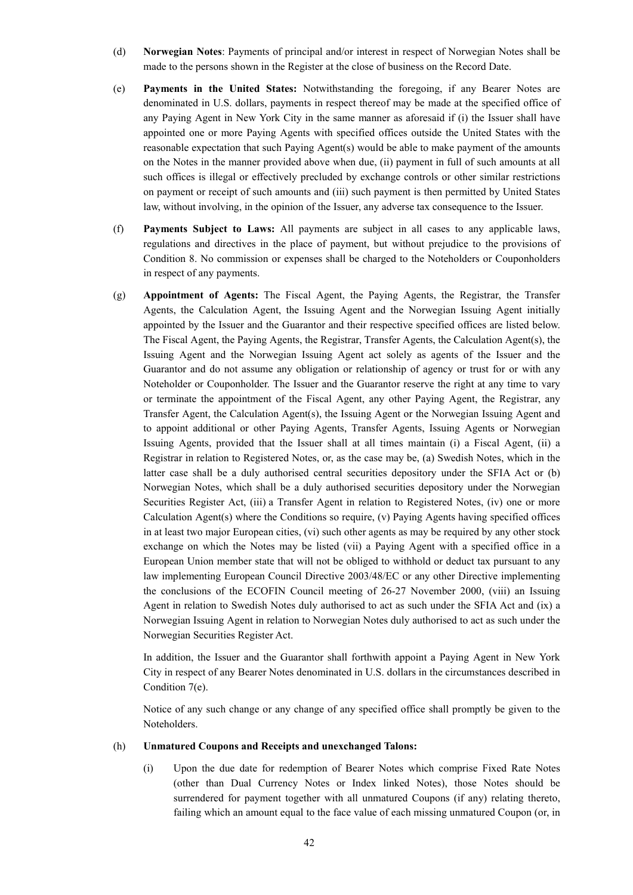(d) **Norwegian Notes**: Payments of principal and/or interest in respect of Norwegian Notes shall be made to the persons shown in the Register at the close of business on the Record Date.

(e) **Payments in the United States:** Notwithstanding the foregoing, if any Bearer Notes are denominated in U.S. dollars, payments in respect thereof may be made at the specified office of any Paying Agent in New York City in the same manner as aforesaid if (i) the Issuer shall have appointed one or more Paying Agents with specified offices outside the United States with the reasonable expectation that such Paying Agent(s) would be able to make payment of the amounts on the Notes in the manner provided above when due, (ii) payment in full of such amounts at all such offices is illegal or effectively precluded by exchange controls or other similar restrictions on payment or receipt of such amounts and (iii) such payment is then permitted by United States law, without involving, in the opinion of the Issuer, any adverse tax consequence to the Issuer.

(f) **Payments Subject to Laws:** All payments are subject in all cases to any applicable laws, regulations and directives in the place of payment, but without prejudice to the provisions of Condition 8. No commission or expenses shall be charged to the Noteholders or Couponholders in respect of any payments.

(g) **Appointment of Agents:** The Fiscal Agent, the Paying Agents, the Registrar, the Transfer Agents, the Calculation Agent, the Issuing Agent and the Norwegian Issuing Agent initially appointed by the Issuer and the Guarantor and their respective specified offices are listed below. The Fiscal Agent, the Paying Agents, the Registrar, Transfer Agents, the Calculation Agent(s), the Issuing Agent and the Norwegian Issuing Agent act solely as agents of the Issuer and the Guarantor and do not assume any obligation or relationship of agency or trust for or with any Noteholder or Couponholder. The Issuer and the Guarantor reserve the right at any time to vary or terminate the appointment of the Fiscal Agent, any other Paying Agent, the Registrar, any Transfer Agent, the Calculation Agent(s), the Issuing Agent or the Norwegian Issuing Agent and to appoint additional or other Paying Agents, Transfer Agents, Issuing Agents or Norwegian Issuing Agents, provided that the Issuer shall at all times maintain (i) a Fiscal Agent, (ii) a Registrar in relation to Registered Notes, or, as the case may be, (a) Swedish Notes, which in the latter case shall be a duly authorised central securities depository under the SFIA Act or (b) Norwegian Notes, which shall be a duly authorised securities depository under the Norwegian Securities Register Act, (iii) a Transfer Agent in relation to Registered Notes, (iv) one or more Calculation Agent(s) where the Conditions so require, (v) Paying Agents having specified offices in at least two major European cities, (vi) such other agents as may be required by any other stock exchange on which the Notes may be listed (vii) a Paying Agent with a specified office in a European Union member state that will not be obliged to withhold or deduct tax pursuant to any law implementing European Council Directive 2003/48/EC or any other Directive implementing the conclusions of the ECOFIN Council meeting of 26-27 November 2000, (viii) an Issuing Agent in relation to Swedish Notes duly authorised to act as such under the SFIA Act and (ix) a Norwegian Issuing Agent in relation to Norwegian Notes duly authorised to act as such under the Norwegian Securities Register Act.

In addition, the Issuer and the Guarantor shall forthwith appoint a Paying Agent in New York City in respect of any Bearer Notes denominated in U.S. dollars in the circumstances described in Condition 7(e).

Notice of any such change or any change of any specified office shall promptly be given to the Noteholders.

(h) **Unmatured Coupons and Receipts and unexchanged Talons:**

(i) Upon the due date for redemption of Bearer Notes which comprise Fixed Rate Notes (other than Dual Currency Notes or Index linked Notes), those Notes should be surrendered for payment together with all unmatured Coupons (if any) relating thereto, failing which an amount equal to the face value of each missing unmatured Coupon (or, in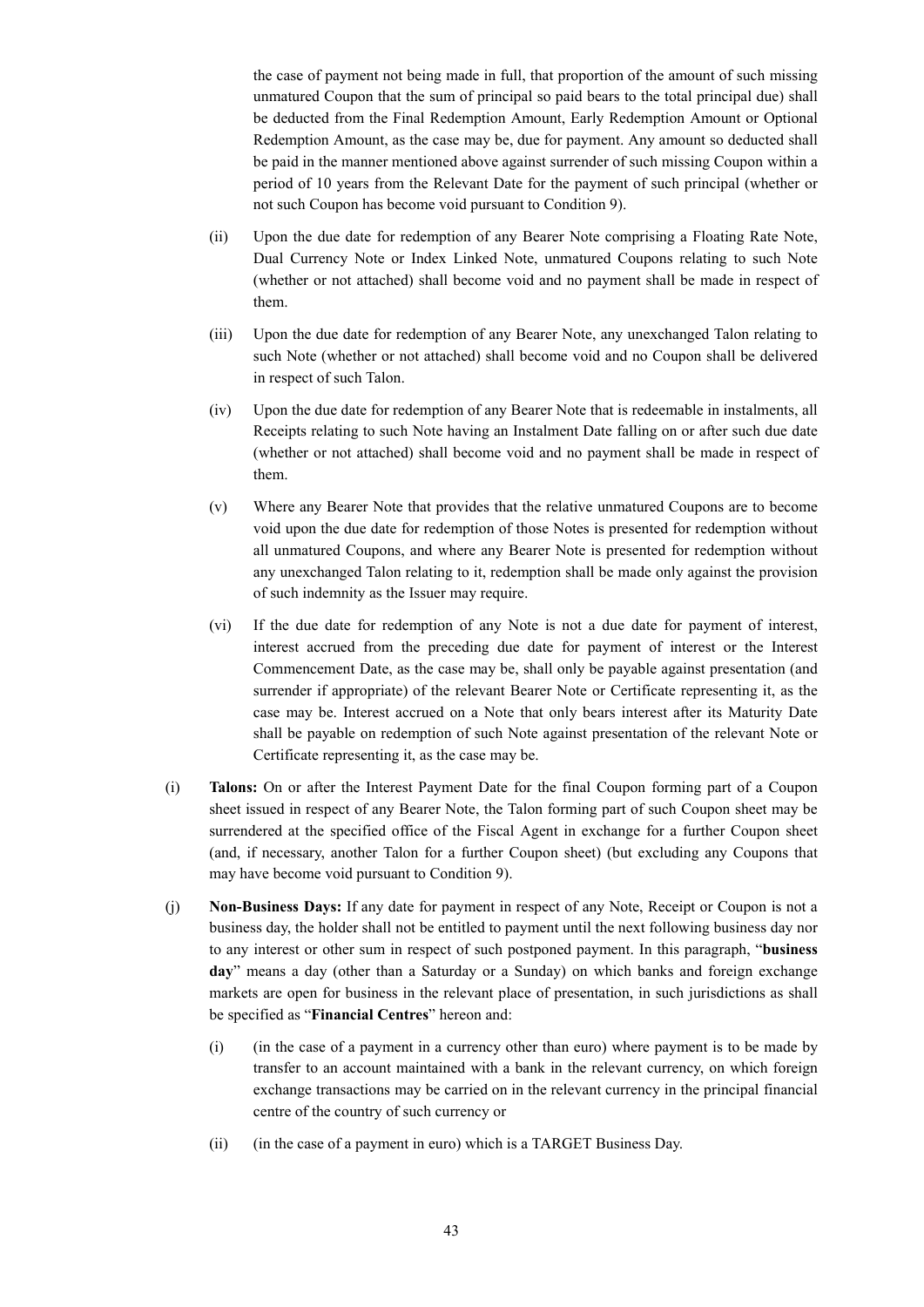the case of payment not being made in full, that proportion of the amount of such missing unmatured Coupon that the sum of principal so paid bears to the total principal due) shall be deducted from the Final Redemption Amount, Early Redemption Amount or Optional Redemption Amount, as the case may be, due for payment. Any amount so deducted shall be paid in the manner mentioned above against surrender of such missing Coupon within a period of 10 years from the Relevant Date for the payment of such principal (whether or not such Coupon has become void pursuant to Condition 9).

(ii) Upon the due date for redemption of any Bearer Note comprising a Floating Rate Note, Dual Currency Note or Index Linked Note, unmatured Coupons relating to such Note (whether or not attached) shall become void and no payment shall be made in respect of them.

(iii) Upon the due date for redemption of any Bearer Note, any unexchanged Talon relating to such Note (whether or not attached) shall become void and no Coupon shall be delivered in respect of such Talon.

(iv) Upon the due date for redemption of any Bearer Note that is redeemable in instalments, all Receipts relating to such Note having an Instalment Date falling on or after such due date (whether or not attached) shall become void and no payment shall be made in respect of them.

(v) Where any Bearer Note that provides that the relative unmatured Coupons are to become void upon the due date for redemption of those Notes is presented for redemption without all unmatured Coupons, and where any Bearer Note is presented for redemption without any unexchanged Talon relating to it, redemption shall be made only against the provision of such indemnity as the Issuer may require.

(vi) If the due date for redemption of any Note is not a due date for payment of interest, interest accrued from the preceding due date for payment of interest or the Interest Commencement Date, as the case may be, shall only be payable against presentation (and surrender if appropriate) of the relevant Bearer Note or Certificate representing it, as the case may be. Interest accrued on a Note that only bears interest after its Maturity Date shall be payable on redemption of such Note against presentation of the relevant Note or Certificate representing it, as the case may be.

(i) **Talons:** On or after the Interest Payment Date for the final Coupon forming part of a Coupon sheet issued in respect of any Bearer Note, the Talon forming part of such Coupon sheet may be surrendered at the specified office of the Fiscal Agent in exchange for a further Coupon sheet (and, if necessary, another Talon for a further Coupon sheet) (but excluding any Coupons that may have become void pursuant to Condition 9).

(j) **Non-Business Days:** If any date for payment in respect of any Note, Receipt or Coupon is not a business day, the holder shall not be entitled to payment until the next following business day nor to any interest or other sum in respect of such postponed payment. In this paragraph, "**business day**" means a day (other than a Saturday or a Sunday) on which banks and foreign exchange markets are open for business in the relevant place of presentation, in such jurisdictions as shall be specified as "**Financial Centres**" hereon and:

(i) (in the case of a payment in a currency other than euro) where payment is to be made by transfer to an account maintained with a bank in the relevant currency, on which foreign exchange transactions may be carried on in the relevant currency in the principal financial centre of the country of such currency or

(ii) (in the case of a payment in euro) which is a TARGET Business Day.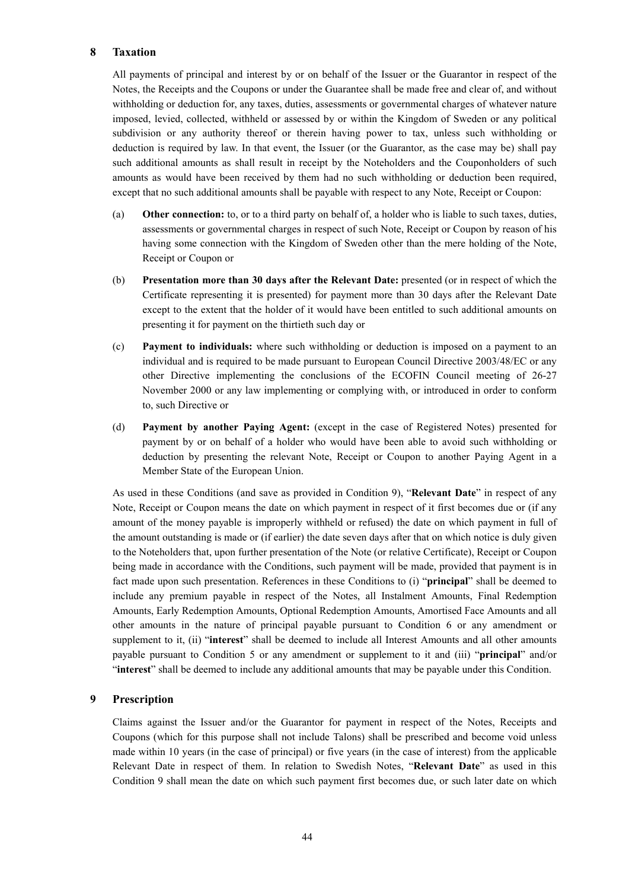## 8 Taxation

All payments of principal and interest by or on behalf of the Issuer or the Guarantor in respect of the Notes, the Receipts and the Coupons or under the Guarantee shall be made free and clear of, and without withholding or deduction for, any taxes, duties, assessments or governmental charges of whatever nature imposed, levied, collected, withheld or assessed by or within the Kingdom of Sweden or any political subdivision or any authority thereof or therein having power to tax, unless such withholding or deduction is required by law. In that event, the Issuer (or the Guarantor, as the case may be) shall pay such additional amounts as shall result in receipt by the Noteholders and the Couponholders of such amounts as would have been received by them had no such withholding or deduction been required, except that no such additional amounts shall be payable with respect to any Note, Receipt or Coupon:

(a) **Other connection:** to, or to a third party on behalf of, a holder who is liable to such taxes, duties, assessments or governmental charges in respect of such Note, Receipt or Coupon by reason of his having some connection with the Kingdom of Sweden other than the mere holding of the Note, Receipt or Coupon or

(b) **Presentation more than 30 days after the Relevant Date:** presented (or in respect of which the Certificate representing it is presented) for payment more than 30 days after the Relevant Date except to the extent that the holder of it would have been entitled to such additional amounts on presenting it for payment on the thirtieth such day or

(c) **Payment to individuals:** where such withholding or deduction is imposed on a payment to an individual and is required to be made pursuant to European Council Directive 2003/48/EC or any other Directive implementing the conclusions of the ECOFIN Council meeting of 26-27 November 2000 or any law implementing or complying with, or introduced in order to conform to, such Directive or

(d) **Payment by another Paying Agent:** (except in the case of Registered Notes) presented for payment by or on behalf of a holder who would have been able to avoid such withholding or deduction by presenting the relevant Note, Receipt or Coupon to another Paying Agent in a Member State of the European Union.

As used in these Conditions (and save as provided in Condition 9), "**Relevant Date**" in respect of any Note, Receipt or Coupon means the date on which payment in respect of it first becomes due or (if any amount of the money payable is improperly withheld or refused) the date on which payment in full of the amount outstanding is made or (if earlier) the date seven days after that on which notice is duly given to the Noteholders that, upon further presentation of the Note (or relative Certificate), Receipt or Coupon being made in accordance with the Conditions, such payment will be made, provided that payment is in fact made upon such presentation. References in these Conditions to (i) "**principal**" shall be deemed to include any premium payable in respect of the Notes, all Instalment Amounts, Final Redemption Amounts, Early Redemption Amounts, Optional Redemption Amounts, Amortised Face Amounts and all other amounts in the nature of principal payable pursuant to Condition 6 or any amendment or supplement to it, (ii) "**interest**" shall be deemed to include all Interest Amounts and all other amounts payable pursuant to Condition 5 or any amendment or supplement to it and (iii) "**principal**" and/or "**interest**" shall be deemed to include any additional amounts that may be payable under this Condition.

## 9 Prescription

Claims against the Issuer and/or the Guarantor for payment in respect of the Notes, Receipts and Coupons (which for this purpose shall not include Talons) shall be prescribed and become void unless made within 10 years (in the case of principal) or five years (in the case of interest) from the applicable Relevant Date in respect of them. In relation to Swedish Notes, "**Relevant Date**" as used in this Condition 9 shall mean the date on which such payment first becomes due, or such later date on which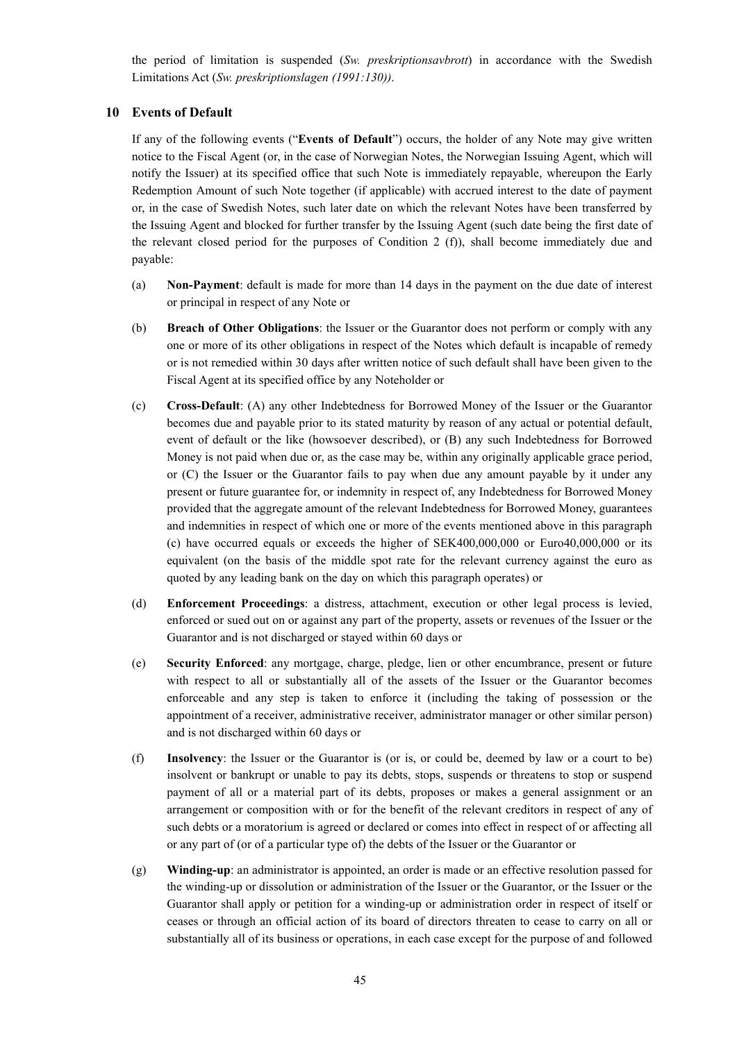the period of limitation is suspended (*Sw. preskriptionsavbrott*) in accordance with the Swedish Limitations Act (*Sw. preskriptionslagen (1991:130))*.

## 10 Events of Default

If any of the following events ("**Events of Default**") occurs, the holder of any Note may give written notice to the Fiscal Agent (or, in the case of Norwegian Notes, the Norwegian Issuing Agent, which will notify the Issuer) at its specified office that such Note is immediately repayable, whereupon the Early Redemption Amount of such Note together (if applicable) with accrued interest to the date of payment or, in the case of Swedish Notes, such later date on which the relevant Notes have been transferred by the Issuing Agent and blocked for further transfer by the Issuing Agent (such date being the first date of the relevant closed period for the purposes of Condition 2 (f)), shall become immediately due and payable:

(a) **Non-Payment**: default is made for more than 14 days in the payment on the due date of interest or principal in respect of any Note or

(b) **Breach of Other Obligations**: the Issuer or the Guarantor does not perform or comply with any one or more of its other obligations in respect of the Notes which default is incapable of remedy or is not remedied within 30 days after written notice of such default shall have been given to the Fiscal Agent at its specified office by any Noteholder or

(c) **Cross-Default**: (A) any other Indebtedness for Borrowed Money of the Issuer or the Guarantor becomes due and payable prior to its stated maturity by reason of any actual or potential default, event of default or the like (howsoever described), or (B) any such Indebtedness for Borrowed Money is not paid when due or, as the case may be, within any originally applicable grace period, or (C) the Issuer or the Guarantor fails to pay when due any amount payable by it under any present or future guarantee for, or indemnity in respect of, any Indebtedness for Borrowed Money provided that the aggregate amount of the relevant Indebtedness for Borrowed Money, guarantees and indemnities in respect of which one or more of the events mentioned above in this paragraph (c) have occurred equals or exceeds the higher of SEK400,000,000 or Euro40,000,000 or its equivalent (on the basis of the middle spot rate for the relevant currency against the euro as quoted by any leading bank on the day on which this paragraph operates) or

(d) **Enforcement Proceedings**: a distress, attachment, execution or other legal process is levied, enforced or sued out on or against any part of the property, assets or revenues of the Issuer or the Guarantor and is not discharged or stayed within 60 days or

(e) **Security Enforced**: any mortgage, charge, pledge, lien or other encumbrance, present or future with respect to all or substantially all of the assets of the Issuer or the Guarantor becomes enforceable and any step is taken to enforce it (including the taking of possession or the appointment of a receiver, administrative receiver, administrator manager or other similar person) and is not discharged within 60 days or

(f) **Insolvency**: the Issuer or the Guarantor is (or is, or could be, deemed by law or a court to be) insolvent or bankrupt or unable to pay its debts, stops, suspends or threatens to stop or suspend payment of all or a material part of its debts, proposes or makes a general assignment or an arrangement or composition with or for the benefit of the relevant creditors in respect of any of such debts or a moratorium is agreed or declared or comes into effect in respect of or affecting all or any part of (or of a particular type of) the debts of the Issuer or the Guarantor or

(g) **Winding-up**: an administrator is appointed, an order is made or an effective resolution passed for the winding-up or dissolution or administration of the Issuer or the Guarantor, or the Issuer or the Guarantor shall apply or petition for a winding-up or administration order in respect of itself or ceases or through an official action of its board of directors threaten to cease to carry on all or substantially all of its business or operations, in each case except for the purpose of and followed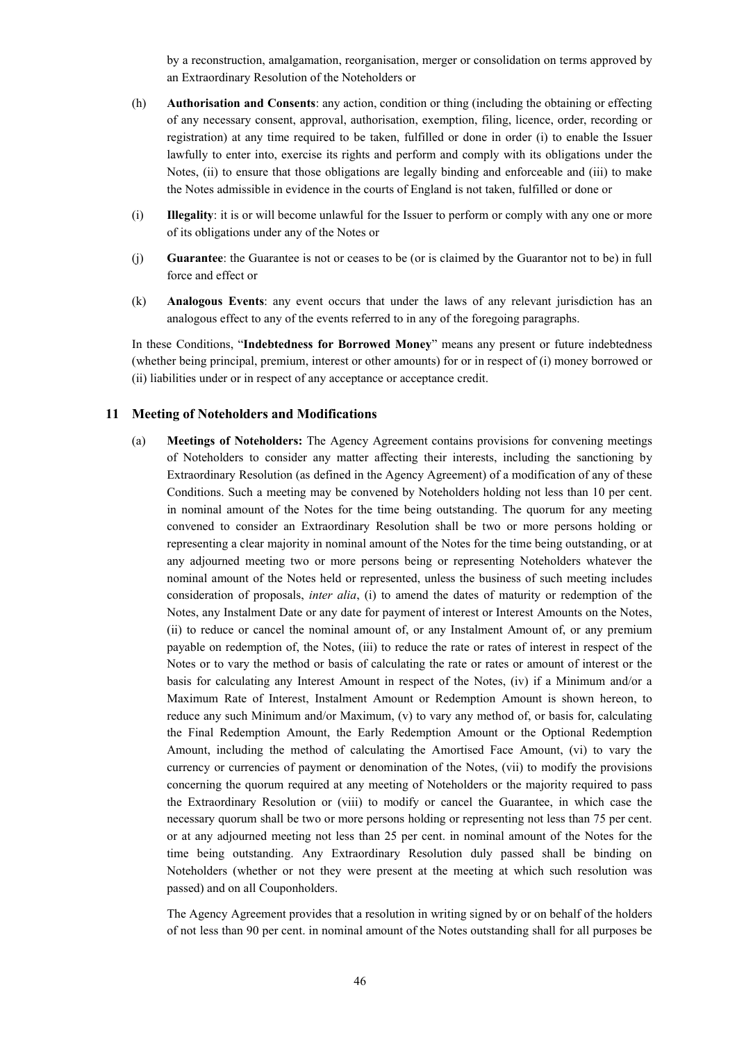by a reconstruction, amalgamation, reorganisation, merger or consolidation on terms approved by an Extraordinary Resolution of the Noteholders or

(h) **Authorisation and Consents**: any action, condition or thing (including the obtaining or effecting of any necessary consent, approval, authorisation, exemption, filing, licence, order, recording or registration) at any time required to be taken, fulfilled or done in order (i) to enable the Issuer lawfully to enter into, exercise its rights and perform and comply with its obligations under the Notes, (ii) to ensure that those obligations are legally binding and enforceable and (iii) to make the Notes admissible in evidence in the courts of England is not taken, fulfilled or done or

(i) **Illegality**: it is or will become unlawful for the Issuer to perform or comply with any one or more of its obligations under any of the Notes or

(j) **Guarantee**: the Guarantee is not or ceases to be (or is claimed by the Guarantor not to be) in full force and effect or

(k) **Analogous Events**: any event occurs that under the laws of any relevant jurisdiction has an analogous effect to any of the events referred to in any of the foregoing paragraphs.

In these Conditions, "**Indebtedness for Borrowed Money**" means any present or future indebtedness (whether being principal, premium, interest or other amounts) for or in respect of (i) money borrowed or (ii) liabilities under or in respect of any acceptance or acceptance credit.

## 11 Meeting of Noteholders and Modifications

(a) **Meetings of Noteholders:** The Agency Agreement contains provisions for convening meetings of Noteholders to consider any matter affecting their interests, including the sanctioning by Extraordinary Resolution (as defined in the Agency Agreement) of a modification of any of these Conditions. Such a meeting may be convened by Noteholders holding not less than 10 per cent. in nominal amount of the Notes for the time being outstanding. The quorum for any meeting convened to consider an Extraordinary Resolution shall be two or more persons holding or representing a clear majority in nominal amount of the Notes for the time being outstanding, or at any adjourned meeting two or more persons being or representing Noteholders whatever the nominal amount of the Notes held or represented, unless the business of such meeting includes consideration of proposals, *inter alia*, (i) to amend the dates of maturity or redemption of the Notes, any Instalment Date or any date for payment of interest or Interest Amounts on the Notes, (ii) to reduce or cancel the nominal amount of, or any Instalment Amount of, or any premium payable on redemption of, the Notes, (iii) to reduce the rate or rates of interest in respect of the Notes or to vary the method or basis of calculating the rate or rates or amount of interest or the basis for calculating any Interest Amount in respect of the Notes, (iv) if a Minimum and/or a Maximum Rate of Interest, Instalment Amount or Redemption Amount is shown hereon, to reduce any such Minimum and/or Maximum, (v) to vary any method of, or basis for, calculating the Final Redemption Amount, the Early Redemption Amount or the Optional Redemption Amount, including the method of calculating the Amortised Face Amount, (vi) to vary the currency or currencies of payment or denomination of the Notes, (vii) to modify the provisions concerning the quorum required at any meeting of Noteholders or the majority required to pass the Extraordinary Resolution or (viii) to modify or cancel the Guarantee, in which case the necessary quorum shall be two or more persons holding or representing not less than 75 per cent. or at any adjourned meeting not less than 25 per cent. in nominal amount of the Notes for the time being outstanding. Any Extraordinary Resolution duly passed shall be binding on Noteholders (whether or not they were present at the meeting at which such resolution was passed) and on all Couponholders.

The Agency Agreement provides that a resolution in writing signed by or on behalf of the holders of not less than 90 per cent. in nominal amount of the Notes outstanding shall for all purposes be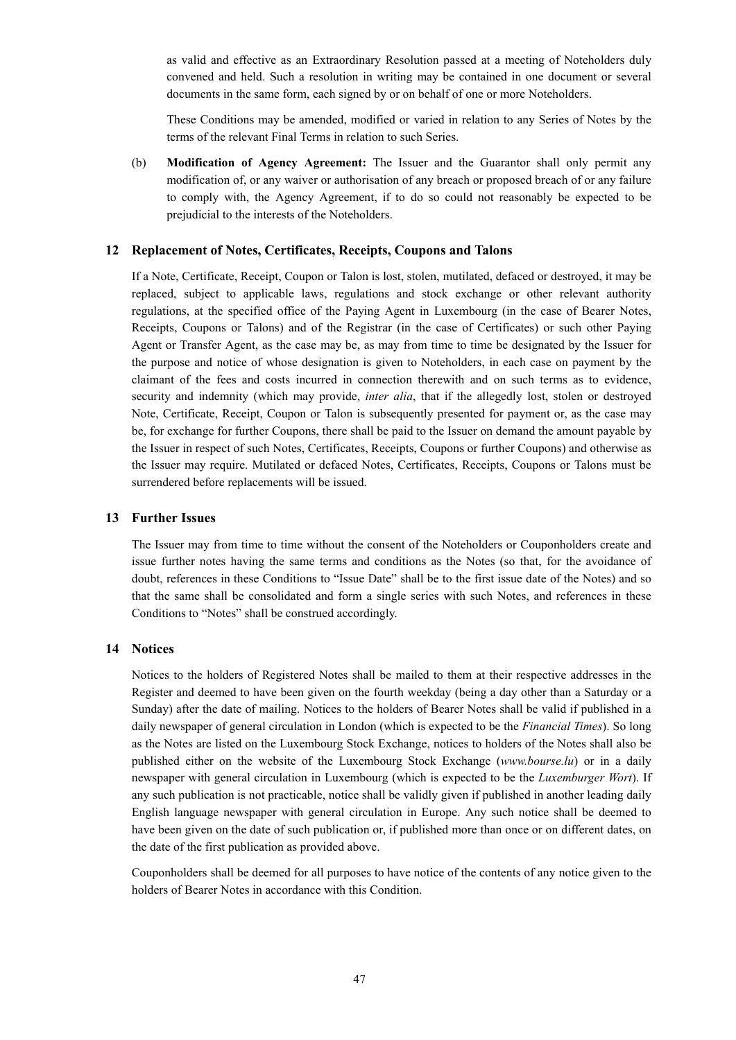as valid and effective as an Extraordinary Resolution passed at a meeting of Noteholders duly convened and held. Such a resolution in writing may be contained in one document or several documents in the same form, each signed by or on behalf of one or more Noteholders.

These Conditions may be amended, modified or varied in relation to any Series of Notes by the terms of the relevant Final Terms in relation to such Series.

(b) **Modification of Agency Agreement:** The Issuer and the Guarantor shall only permit any modification of, or any waiver or authorisation of any breach or proposed breach of or any failure to comply with, the Agency Agreement, if to do so could not reasonably be expected to be prejudicial to the interests of the Noteholders.

## 12 Replacement of Notes, Certificates, Receipts, Coupons and Talons

If a Note, Certificate, Receipt, Coupon or Talon is lost, stolen, mutilated, defaced or destroyed, it may be replaced, subject to applicable laws, regulations and stock exchange or other relevant authority regulations, at the specified office of the Paying Agent in Luxembourg (in the case of Bearer Notes, Receipts, Coupons or Talons) and of the Registrar (in the case of Certificates) or such other Paying Agent or Transfer Agent, as the case may be, as may from time to time be designated by the Issuer for the purpose and notice of whose designation is given to Noteholders, in each case on payment by the claimant of the fees and costs incurred in connection therewith and on such terms as to evidence, security and indemnity (which may provide, *inter alia*, that if the allegedly lost, stolen or destroyed Note, Certificate, Receipt, Coupon or Talon is subsequently presented for payment or, as the case may be, for exchange for further Coupons, there shall be paid to the Issuer on demand the amount payable by the Issuer in respect of such Notes, Certificates, Receipts, Coupons or further Coupons) and otherwise as the Issuer may require. Mutilated or defaced Notes, Certificates, Receipts, Coupons or Talons must be surrendered before replacements will be issued.

## 13 Further Issues

The Issuer may from time to time without the consent of the Noteholders or Couponholders create and issue further notes having the same terms and conditions as the Notes (so that, for the avoidance of doubt, references in these Conditions to "Issue Date" shall be to the first issue date of the Notes) and so that the same shall be consolidated and form a single series with such Notes, and references in these Conditions to "Notes" shall be construed accordingly.

## 14 Notices

Notices to the holders of Registered Notes shall be mailed to them at their respective addresses in the Register and deemed to have been given on the fourth weekday (being a day other than a Saturday or a Sunday) after the date of mailing. Notices to the holders of Bearer Notes shall be valid if published in a daily newspaper of general circulation in London (which is expected to be the *Financial Times*). So long as the Notes are listed on the Luxembourg Stock Exchange, notices to holders of the Notes shall also be published either on the website of the Luxembourg Stock Exchange (*www.bourse.lu*) or in a daily newspaper with general circulation in Luxembourg (which is expected to be the *Luxemburger Wort*). If any such publication is not practicable, notice shall be validly given if published in another leading daily English language newspaper with general circulation in Europe. Any such notice shall be deemed to have been given on the date of such publication or, if published more than once or on different dates, on the date of the first publication as provided above.

Couponholders shall be deemed for all purposes to have notice of the contents of any notice given to the holders of Bearer Notes in accordance with this Condition.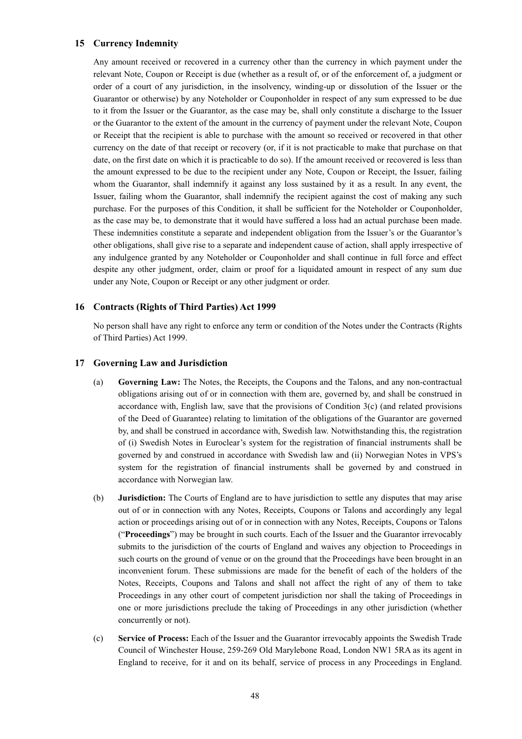## 15 Currency Indemnity

Any amount received or recovered in a currency other than the currency in which payment under the relevant Note, Coupon or Receipt is due (whether as a result of, or of the enforcement of, a judgment or order of a court of any jurisdiction, in the insolvency, winding-up or dissolution of the Issuer or the Guarantor or otherwise) by any Noteholder or Couponholder in respect of any sum expressed to be due to it from the Issuer or the Guarantor, as the case may be, shall only constitute a discharge to the Issuer or the Guarantor to the extent of the amount in the currency of payment under the relevant Note, Coupon or Receipt that the recipient is able to purchase with the amount so received or recovered in that other currency on the date of that receipt or recovery (or, if it is not practicable to make that purchase on that date, on the first date on which it is practicable to do so). If the amount received or recovered is less than the amount expressed to be due to the recipient under any Note, Coupon or Receipt, the Issuer, failing whom the Guarantor, shall indemnify it against any loss sustained by it as a result. In any event, the Issuer, failing whom the Guarantor, shall indemnify the recipient against the cost of making any such purchase. For the purposes of this Condition, it shall be sufficient for the Noteholder or Couponholder, as the case may be, to demonstrate that it would have suffered a loss had an actual purchase been made. These indemnities constitute a separate and independent obligation from the Issuer's or the Guarantor's other obligations, shall give rise to a separate and independent cause of action, shall apply irrespective of any indulgence granted by any Noteholder or Couponholder and shall continue in full force and effect despite any other judgment, order, claim or proof for a liquidated amount in respect of any sum due under any Note, Coupon or Receipt or any other judgment or order.

## 16 Contracts (Rights of Third Parties) Act 1999

No person shall have any right to enforce any term or condition of the Notes under the Contracts (Rights of Third Parties) Act 1999.

## 17 Governing Law and Jurisdiction

(a) **Governing Law:** The Notes, the Receipts, the Coupons and the Talons, and any non-contractual obligations arising out of or in connection with them are, governed by, and shall be construed in accordance with, English law, save that the provisions of Condition 3(c) (and related provisions of the Deed of Guarantee) relating to limitation of the obligations of the Guarantor are governed by, and shall be construed in accordance with, Swedish law. Notwithstanding this, the registration of (i) Swedish Notes in Euroclear's system for the registration of financial instruments shall be governed by and construed in accordance with Swedish law and (ii) Norwegian Notes in VPS's system for the registration of financial instruments shall be governed by and construed in accordance with Norwegian law.

(b) **Jurisdiction:** The Courts of England are to have jurisdiction to settle any disputes that may arise out of or in connection with any Notes, Receipts, Coupons or Talons and accordingly any legal action or proceedings arising out of or in connection with any Notes, Receipts, Coupons or Talons ("**Proceedings**") may be brought in such courts. Each of the Issuer and the Guarantor irrevocably submits to the jurisdiction of the courts of England and waives any objection to Proceedings in such courts on the ground of venue or on the ground that the Proceedings have been brought in an inconvenient forum. These submissions are made for the benefit of each of the holders of the Notes, Receipts, Coupons and Talons and shall not affect the right of any of them to take Proceedings in any other court of competent jurisdiction nor shall the taking of Proceedings in one or more jurisdictions preclude the taking of Proceedings in any other jurisdiction (whether concurrently or not).

(c) **Service of Process:** Each of the Issuer and the Guarantor irrevocably appoints the Swedish Trade Council of Winchester House, 259-269 Old Marylebone Road, London NW1 5RA as its agent in England to receive, for it and on its behalf, service of process in any Proceedings in England.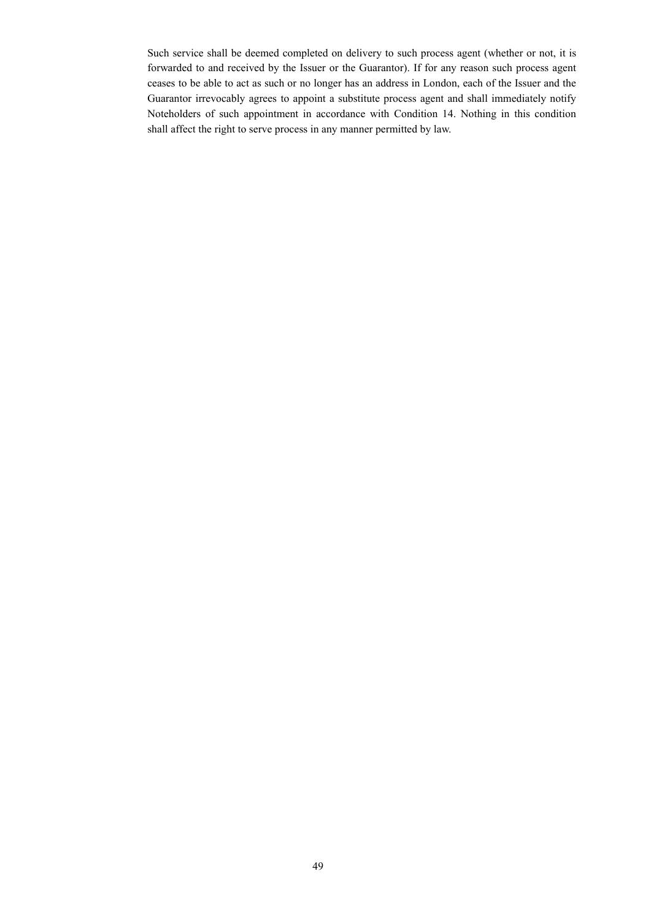Such service shall be deemed completed on delivery to such process agent (whether or not, it is forwarded to and received by the Issuer or the Guarantor). If for any reason such process agent ceases to be able to act as such or no longer has an address in London, each of the Issuer and the Guarantor irrevocably agrees to appoint a substitute process agent and shall immediately notify Noteholders of such appointment in accordance with Condition 14. Nothing in this condition shall affect the right to serve process in any manner permitted by law.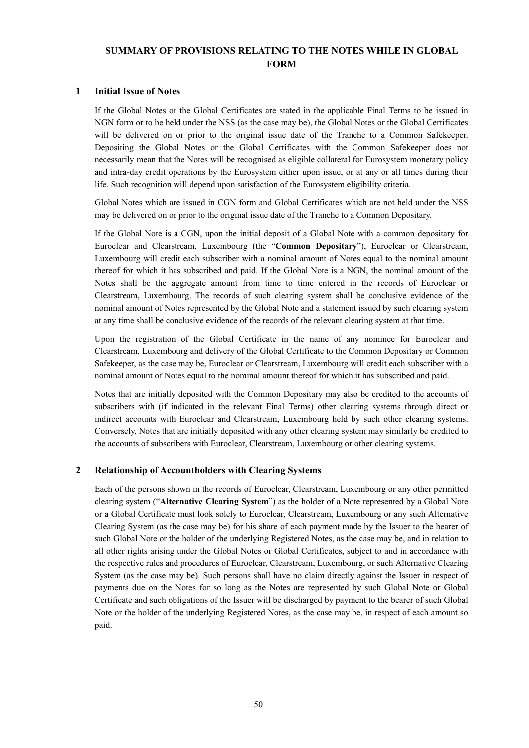# SUMMARY OF PROVISIONS RELATING TO THE NOTES WHILE IN GLOBAL FORM

## 1 Initial Issue of Notes

If the Global Notes or the Global Certificates are stated in the applicable Final Terms to be issued in NGN form or to be held under the NSS (as the case may be), the Global Notes or the Global Certificates will be delivered on or prior to the original issue date of the Tranche to a Common Safekeeper. Depositing the Global Notes or the Global Certificates with the Common Safekeeper does not necessarily mean that the Notes will be recognised as eligible collateral for Eurosystem monetary policy and intra-day credit operations by the Eurosystem either upon issue, or at any or all times during their life. Such recognition will depend upon satisfaction of the Eurosystem eligibility criteria.

Global Notes which are issued in CGN form and Global Certificates which are not held under the NSS may be delivered on or prior to the original issue date of the Tranche to a Common Depositary.

If the Global Note is a CGN, upon the initial deposit of a Global Note with a common depositary for Euroclear and Clearstream, Luxembourg (the "**Common Depositary**"), Euroclear or Clearstream, Luxembourg will credit each subscriber with a nominal amount of Notes equal to the nominal amount thereof for which it has subscribed and paid. If the Global Note is a NGN, the nominal amount of the Notes shall be the aggregate amount from time to time entered in the records of Euroclear or Clearstream, Luxembourg. The records of such clearing system shall be conclusive evidence of the nominal amount of Notes represented by the Global Note and a statement issued by such clearing system at any time shall be conclusive evidence of the records of the relevant clearing system at that time.

Upon the registration of the Global Certificate in the name of any nominee for Euroclear and Clearstream, Luxembourg and delivery of the Global Certificate to the Common Depositary or Common Safekeeper, as the case may be, Euroclear or Clearstream, Luxembourg will credit each subscriber with a nominal amount of Notes equal to the nominal amount thereof for which it has subscribed and paid.

Notes that are initially deposited with the Common Depositary may also be credited to the accounts of subscribers with (if indicated in the relevant Final Terms) other clearing systems through direct or indirect accounts with Euroclear and Clearstream, Luxembourg held by such other clearing systems. Conversely, Notes that are initially deposited with any other clearing system may similarly be credited to the accounts of subscribers with Euroclear, Clearstream, Luxembourg or other clearing systems.

## 2 Relationship of Accountholders with Clearing Systems

Each of the persons shown in the records of Euroclear, Clearstream, Luxembourg or any other permitted clearing system ("**Alternative Clearing System**") as the holder of a Note represented by a Global Note or a Global Certificate must look solely to Euroclear, Clearstream, Luxembourg or any such Alternative Clearing System (as the case may be) for his share of each payment made by the Issuer to the bearer of such Global Note or the holder of the underlying Registered Notes, as the case may be, and in relation to all other rights arising under the Global Notes or Global Certificates, subject to and in accordance with the respective rules and procedures of Euroclear, Clearstream, Luxembourg, or such Alternative Clearing System (as the case may be). Such persons shall have no claim directly against the Issuer in respect of payments due on the Notes for so long as the Notes are represented by such Global Note or Global Certificate and such obligations of the Issuer will be discharged by payment to the bearer of such Global Note or the holder of the underlying Registered Notes, as the case may be, in respect of each amount so paid.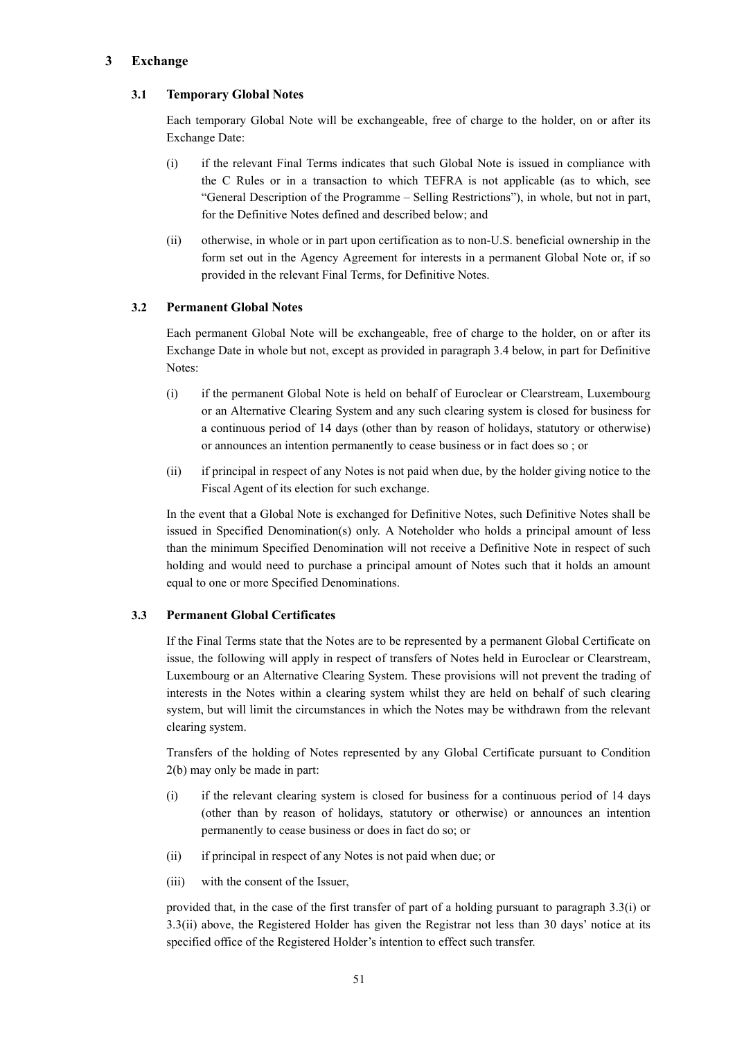## 3 Exchange

### 3.1 Temporary Global Notes

Each temporary Global Note will be exchangeable, free of charge to the holder, on or after its Exchange Date:

(i) if the relevant Final Terms indicates that such Global Note is issued in compliance with the C Rules or in a transaction to which TEFRA is not applicable (as to which, see "General Description of the Programme – Selling Restrictions"), in whole, but not in part, for the Definitive Notes defined and described below; and

(ii) otherwise, in whole or in part upon certification as to non-U.S. beneficial ownership in the form set out in the Agency Agreement for interests in a permanent Global Note or, if so provided in the relevant Final Terms, for Definitive Notes.

### 3.2 Permanent Global Notes

Each permanent Global Note will be exchangeable, free of charge to the holder, on or after its Exchange Date in whole but not, except as provided in paragraph 3.4 below, in part for Definitive Notes:

(i) if the permanent Global Note is held on behalf of Euroclear or Clearstream, Luxembourg or an Alternative Clearing System and any such clearing system is closed for business for a continuous period of 14 days (other than by reason of holidays, statutory or otherwise) or announces an intention permanently to cease business or in fact does so ; or

(ii) if principal in respect of any Notes is not paid when due, by the holder giving notice to the Fiscal Agent of its election for such exchange.

In the event that a Global Note is exchanged for Definitive Notes, such Definitive Notes shall be issued in Specified Denomination(s) only. A Noteholder who holds a principal amount of less than the minimum Specified Denomination will not receive a Definitive Note in respect of such holding and would need to purchase a principal amount of Notes such that it holds an amount equal to one or more Specified Denominations.

### 3.3 Permanent Global Certificates

If the Final Terms state that the Notes are to be represented by a permanent Global Certificate on issue, the following will apply in respect of transfers of Notes held in Euroclear or Clearstream, Luxembourg or an Alternative Clearing System. These provisions will not prevent the trading of interests in the Notes within a clearing system whilst they are held on behalf of such clearing system, but will limit the circumstances in which the Notes may be withdrawn from the relevant clearing system.

Transfers of the holding of Notes represented by any Global Certificate pursuant to Condition 2(b) may only be made in part:

(i) if the relevant clearing system is closed for business for a continuous period of 14 days (other than by reason of holidays, statutory or otherwise) or announces an intention permanently to cease business or does in fact do so; or

(ii) if principal in respect of any Notes is not paid when due; or

(iii) with the consent of the Issuer,

provided that, in the case of the first transfer of part of a holding pursuant to paragraph 3.3(i) or 3.3(ii) above, the Registered Holder has given the Registrar not less than 30 days' notice at its specified office of the Registered Holder's intention to effect such transfer.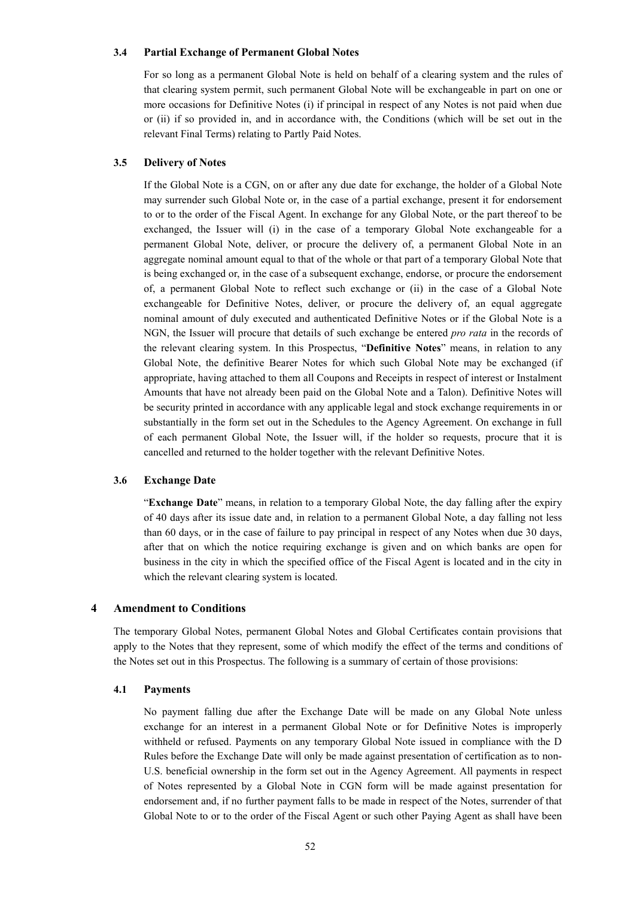### 3.4 Partial Exchange of Permanent Global Notes

For so long as a permanent Global Note is held on behalf of a clearing system and the rules of that clearing system permit, such permanent Global Note will be exchangeable in part on one or more occasions for Definitive Notes (i) if principal in respect of any Notes is not paid when due or (ii) if so provided in, and in accordance with, the Conditions (which will be set out in the relevant Final Terms) relating to Partly Paid Notes.

### 3.5 Delivery of Notes

If the Global Note is a CGN, on or after any due date for exchange, the holder of a Global Note may surrender such Global Note or, in the case of a partial exchange, present it for endorsement to or to the order of the Fiscal Agent. In exchange for any Global Note, or the part thereof to be exchanged, the Issuer will (i) in the case of a temporary Global Note exchangeable for a permanent Global Note, deliver, or procure the delivery of, a permanent Global Note in an aggregate nominal amount equal to that of the whole or that part of a temporary Global Note that is being exchanged or, in the case of a subsequent exchange, endorse, or procure the endorsement of, a permanent Global Note to reflect such exchange or (ii) in the case of a Global Note exchangeable for Definitive Notes, deliver, or procure the delivery of, an equal aggregate nominal amount of duly executed and authenticated Definitive Notes or if the Global Note is a NGN, the Issuer will procure that details of such exchange be entered *pro rata* in the records of the relevant clearing system. In this Prospectus, "**Definitive Notes**" means, in relation to any Global Note, the definitive Bearer Notes for which such Global Note may be exchanged (if appropriate, having attached to them all Coupons and Receipts in respect of interest or Instalment Amounts that have not already been paid on the Global Note and a Talon). Definitive Notes will be security printed in accordance with any applicable legal and stock exchange requirements in or substantially in the form set out in the Schedules to the Agency Agreement. On exchange in full of each permanent Global Note, the Issuer will, if the holder so requests, procure that it is cancelled and returned to the holder together with the relevant Definitive Notes.

### 3.6 Exchange Date

"**Exchange Date**" means, in relation to a temporary Global Note, the day falling after the expiry of 40 days after its issue date and, in relation to a permanent Global Note, a day falling not less than 60 days, or in the case of failure to pay principal in respect of any Notes when due 30 days, after that on which the notice requiring exchange is given and on which banks are open for business in the city in which the specified office of the Fiscal Agent is located and in the city in which the relevant clearing system is located.

## 4 Amendment to Conditions

The temporary Global Notes, permanent Global Notes and Global Certificates contain provisions that apply to the Notes that they represent, some of which modify the effect of the terms and conditions of the Notes set out in this Prospectus. The following is a summary of certain of those provisions:

### 4.1 Payments

No payment falling due after the Exchange Date will be made on any Global Note unless exchange for an interest in a permanent Global Note or for Definitive Notes is improperly withheld or refused. Payments on any temporary Global Note issued in compliance with the D Rules before the Exchange Date will only be made against presentation of certification as to non-U.S. beneficial ownership in the form set out in the Agency Agreement. All payments in respect of Notes represented by a Global Note in CGN form will be made against presentation for endorsement and, if no further payment falls to be made in respect of the Notes, surrender of that Global Note to or to the order of the Fiscal Agent or such other Paying Agent as shall have been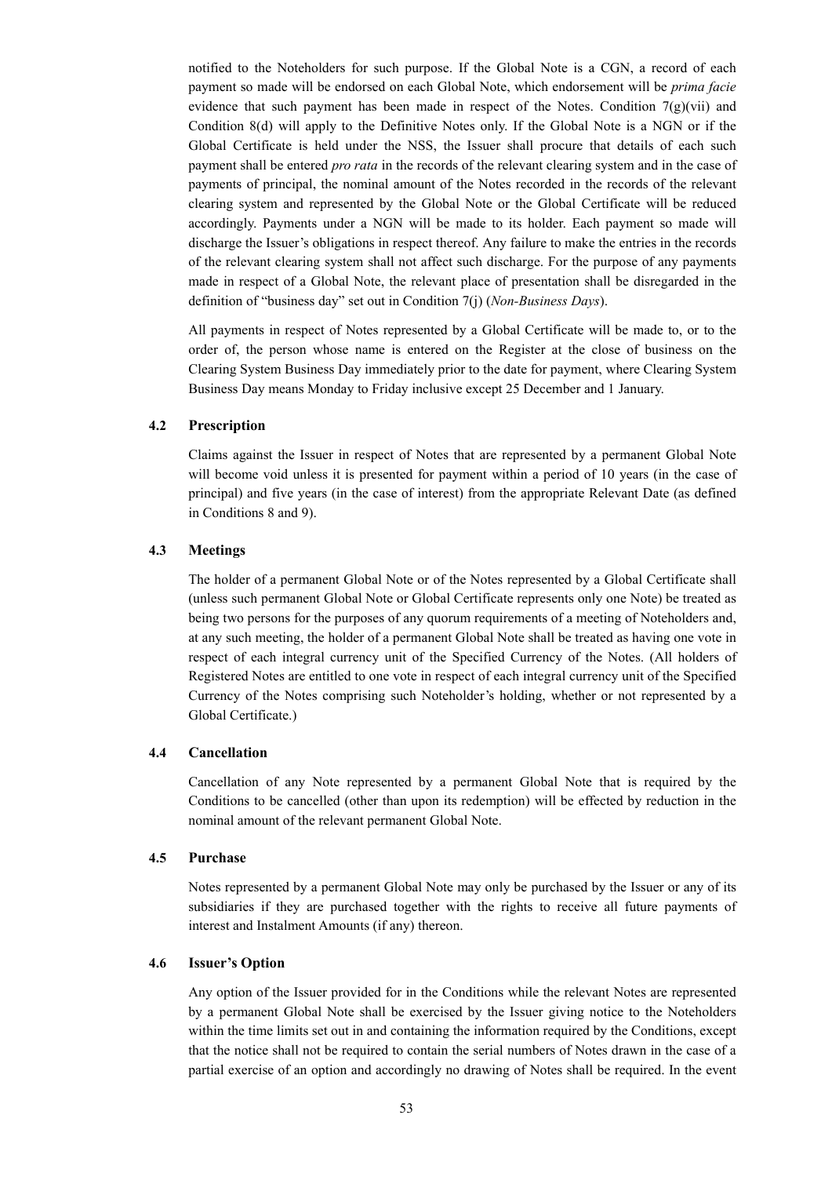notified to the Noteholders for such purpose. If the Global Note is a CGN, a record of each payment so made will be endorsed on each Global Note, which endorsement will be *prima facie* evidence that such payment has been made in respect of the Notes. Condition 7(g)(vii) and Condition 8(d) will apply to the Definitive Notes only. If the Global Note is a NGN or if the Global Certificate is held under the NSS, the Issuer shall procure that details of each such payment shall be entered *pro rata* in the records of the relevant clearing system and in the case of payments of principal, the nominal amount of the Notes recorded in the records of the relevant clearing system and represented by the Global Note or the Global Certificate will be reduced accordingly. Payments under a NGN will be made to its holder. Each payment so made will discharge the Issuer's obligations in respect thereof. Any failure to make the entries in the records of the relevant clearing system shall not affect such discharge. For the purpose of any payments made in respect of a Global Note, the relevant place of presentation shall be disregarded in the definition of "business day" set out in Condition 7(j) (*Non-Business Days*).

All payments in respect of Notes represented by a Global Certificate will be made to, or to the order of, the person whose name is entered on the Register at the close of business on the Clearing System Business Day immediately prior to the date for payment, where Clearing System Business Day means Monday to Friday inclusive except 25 December and 1 January.

### 4.2 Prescription

Claims against the Issuer in respect of Notes that are represented by a permanent Global Note will become void unless it is presented for payment within a period of 10 years (in the case of principal) and five years (in the case of interest) from the appropriate Relevant Date (as defined in Conditions 8 and 9).

### 4.3 Meetings

The holder of a permanent Global Note or of the Notes represented by a Global Certificate shall (unless such permanent Global Note or Global Certificate represents only one Note) be treated as being two persons for the purposes of any quorum requirements of a meeting of Noteholders and, at any such meeting, the holder of a permanent Global Note shall be treated as having one vote in respect of each integral currency unit of the Specified Currency of the Notes. (All holders of Registered Notes are entitled to one vote in respect of each integral currency unit of the Specified Currency of the Notes comprising such Noteholder's holding, whether or not represented by a Global Certificate.)

### 4.4 Cancellation

Cancellation of any Note represented by a permanent Global Note that is required by the Conditions to be cancelled (other than upon its redemption) will be effected by reduction in the nominal amount of the relevant permanent Global Note.

### 4.5 Purchase

Notes represented by a permanent Global Note may only be purchased by the Issuer or any of its subsidiaries if they are purchased together with the rights to receive all future payments of interest and Instalment Amounts (if any) thereon.

### 4.6 Issuer's Option

Any option of the Issuer provided for in the Conditions while the relevant Notes are represented by a permanent Global Note shall be exercised by the Issuer giving notice to the Noteholders within the time limits set out in and containing the information required by the Conditions, except that the notice shall not be required to contain the serial numbers of Notes drawn in the case of a partial exercise of an option and accordingly no drawing of Notes shall be required. In the event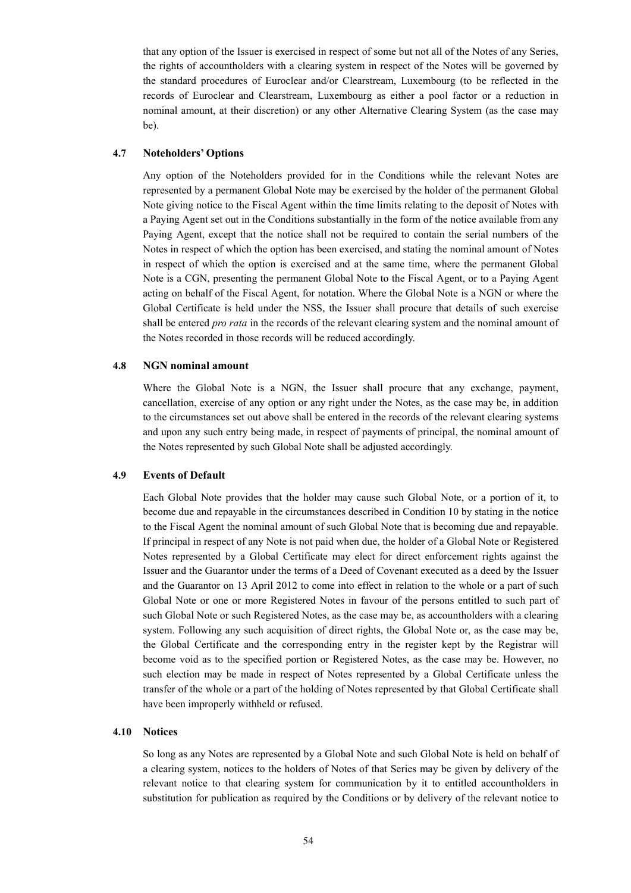that any option of the Issuer is exercised in respect of some but not all of the Notes of any Series, the rights of accountholders with a clearing system in respect of the Notes will be governed by the standard procedures of Euroclear and/or Clearstream, Luxembourg (to be reflected in the records of Euroclear and Clearstream, Luxembourg as either a pool factor or a reduction in nominal amount, at their discretion) or any other Alternative Clearing System (as the case may be).

### 4.7 Noteholders' Options

Any option of the Noteholders provided for in the Conditions while the relevant Notes are represented by a permanent Global Note may be exercised by the holder of the permanent Global Note giving notice to the Fiscal Agent within the time limits relating to the deposit of Notes with a Paying Agent set out in the Conditions substantially in the form of the notice available from any Paying Agent, except that the notice shall not be required to contain the serial numbers of the Notes in respect of which the option has been exercised, and stating the nominal amount of Notes in respect of which the option is exercised and at the same time, where the permanent Global Note is a CGN, presenting the permanent Global Note to the Fiscal Agent, or to a Paying Agent acting on behalf of the Fiscal Agent, for notation. Where the Global Note is a NGN or where the Global Certificate is held under the NSS, the Issuer shall procure that details of such exercise shall be entered *pro rata* in the records of the relevant clearing system and the nominal amount of the Notes recorded in those records will be reduced accordingly.

### 4.8 NGN nominal amount

Where the Global Note is a NGN, the Issuer shall procure that any exchange, payment, cancellation, exercise of any option or any right under the Notes, as the case may be, in addition to the circumstances set out above shall be entered in the records of the relevant clearing systems and upon any such entry being made, in respect of payments of principal, the nominal amount of the Notes represented by such Global Note shall be adjusted accordingly.

### 4.9 Events of Default

Each Global Note provides that the holder may cause such Global Note, or a portion of it, to become due and repayable in the circumstances described in Condition 10 by stating in the notice to the Fiscal Agent the nominal amount of such Global Note that is becoming due and repayable. If principal in respect of any Note is not paid when due, the holder of a Global Note or Registered Notes represented by a Global Certificate may elect for direct enforcement rights against the Issuer and the Guarantor under the terms of a Deed of Covenant executed as a deed by the Issuer and the Guarantor on 13 April 2012 to come into effect in relation to the whole or a part of such Global Note or one or more Registered Notes in favour of the persons entitled to such part of such Global Note or such Registered Notes, as the case may be, as accountholders with a clearing system. Following any such acquisition of direct rights, the Global Note or, as the case may be, the Global Certificate and the corresponding entry in the register kept by the Registrar will become void as to the specified portion or Registered Notes, as the case may be. However, no such election may be made in respect of Notes represented by a Global Certificate unless the transfer of the whole or a part of the holding of Notes represented by that Global Certificate shall have been improperly withheld or refused.

### 4.10 Notices

So long as any Notes are represented by a Global Note and such Global Note is held on behalf of a clearing system, notices to the holders of Notes of that Series may be given by delivery of the relevant notice to that clearing system for communication by it to entitled accountholders in substitution for publication as required by the Conditions or by delivery of the relevant notice to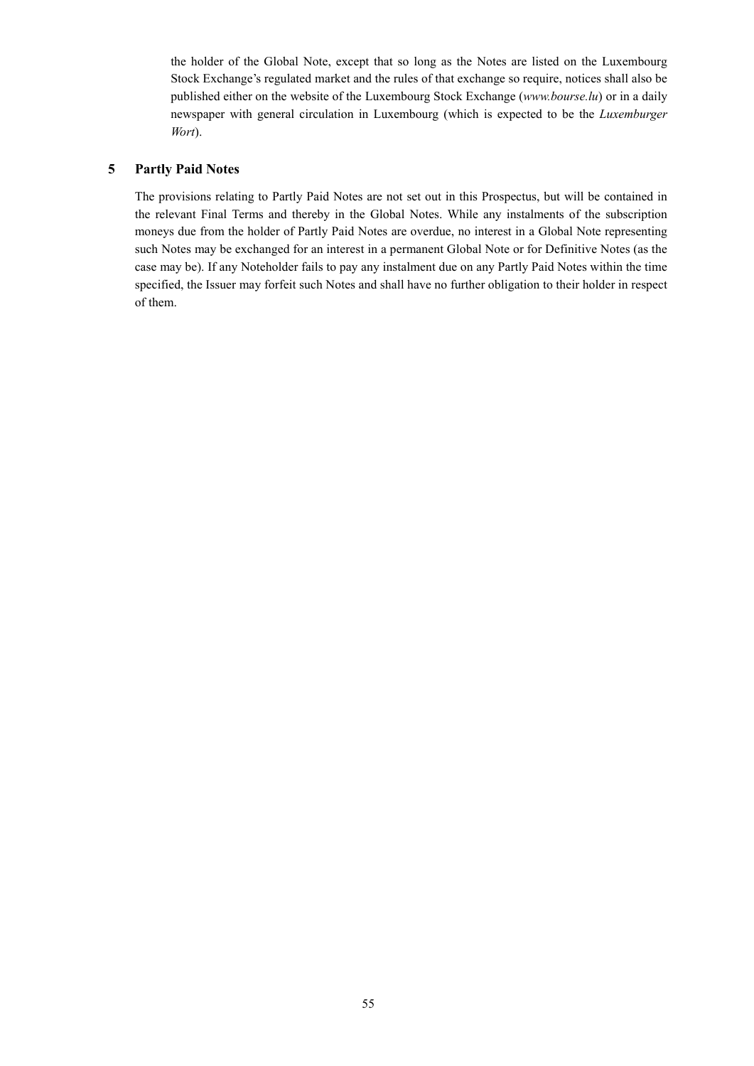the holder of the Global Note, except that so long as the Notes are listed on the Luxembourg Stock Exchange's regulated market and the rules of that exchange so require, notices shall also be published either on the website of the Luxembourg Stock Exchange (*www.bourse.lu*) or in a daily newspaper with general circulation in Luxembourg (which is expected to be the *Luxemburger Wort*).

## 5 Partly Paid Notes

The provisions relating to Partly Paid Notes are not set out in this Prospectus, but will be contained in the relevant Final Terms and thereby in the Global Notes. While any instalments of the subscription moneys due from the holder of Partly Paid Notes are overdue, no interest in a Global Note representing such Notes may be exchanged for an interest in a permanent Global Note or for Definitive Notes (as the case may be). If any Noteholder fails to pay any instalment due on any Partly Paid Notes within the time specified, the Issuer may forfeit such Notes and shall have no further obligation to their holder in respect of them.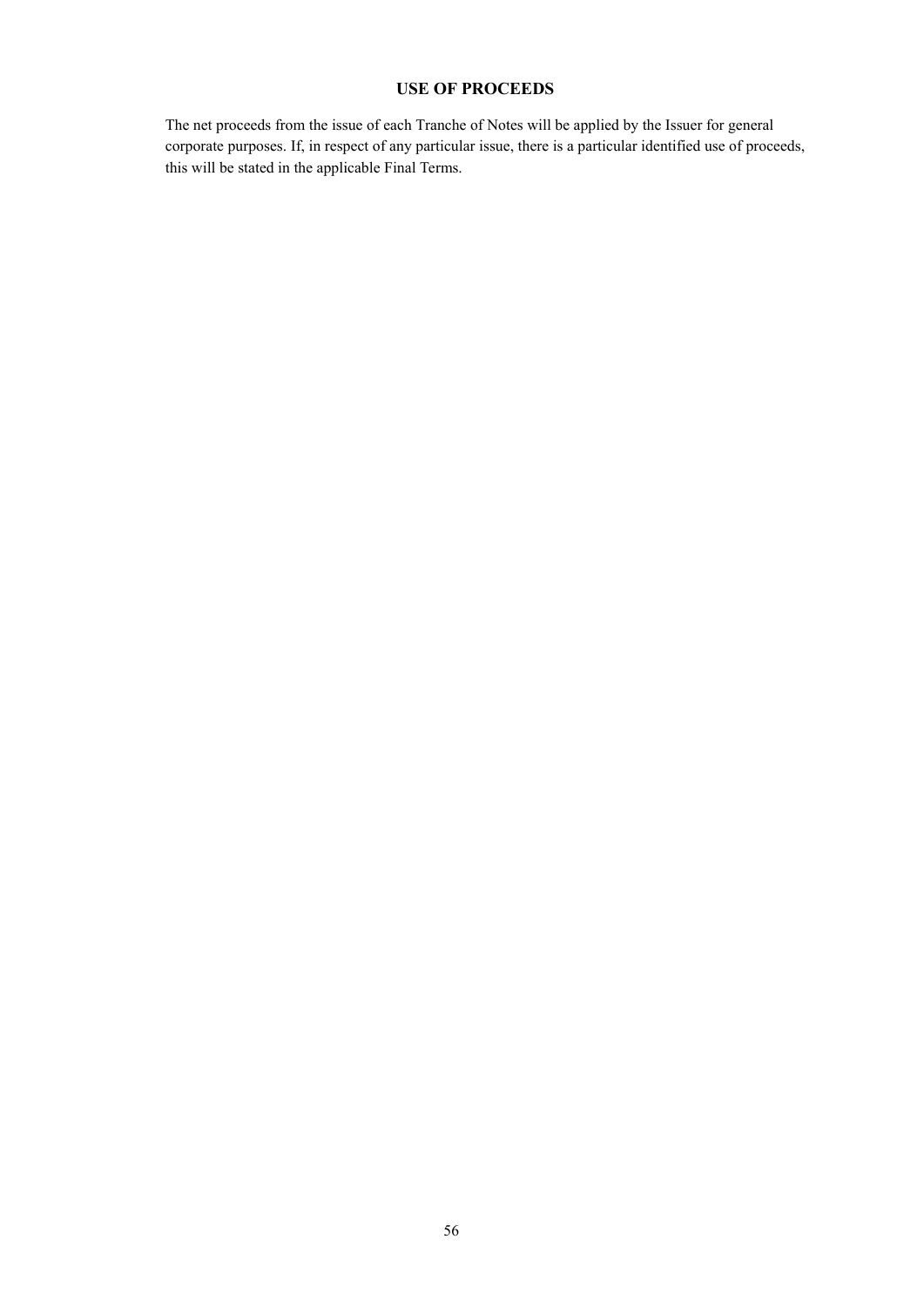## USE OF PROCEEDS

The net proceeds from the issue of each Tranche of Notes will be applied by the Issuer for general corporate purposes. If, in respect of any particular issue, there is a particular identified use of proceeds, this will be stated in the applicable Final Terms.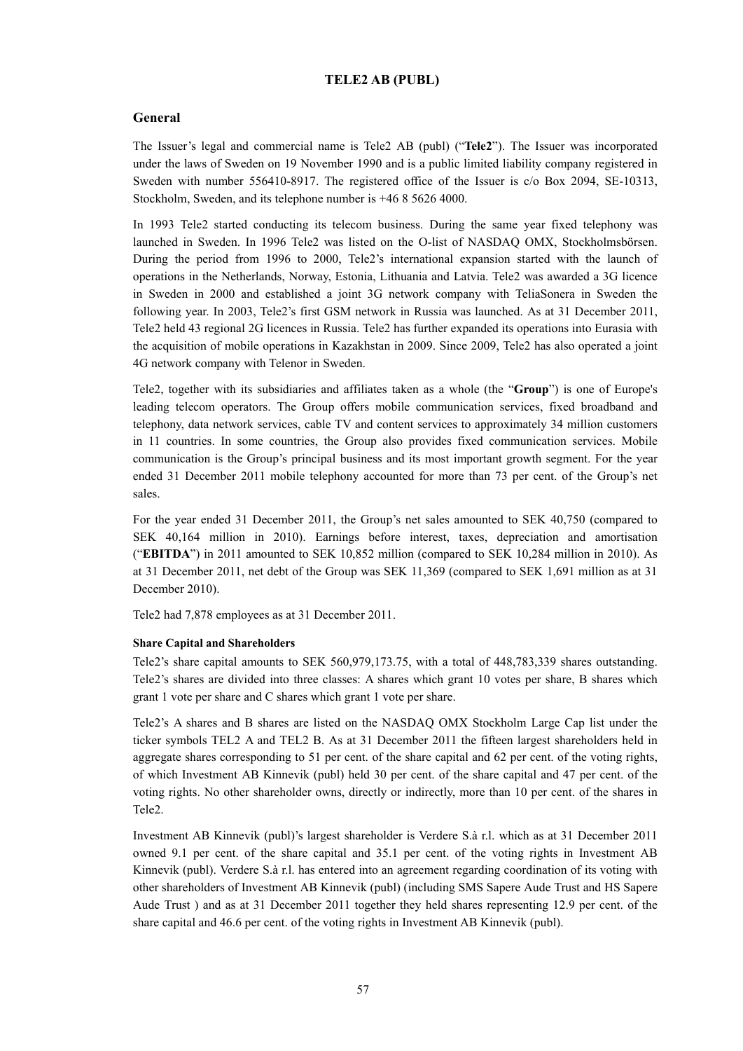# TELE2 AB (PUBL)

## General

The Issuer's legal and commercial name is Tele2 AB (publ) ("**Tele2**"). The Issuer was incorporated under the laws of Sweden on 19 November 1990 and is a public limited liability company registered in Sweden with number 556410-8917. The registered office of the Issuer is c/o Box 2094, SE-10313, Stockholm, Sweden, and its telephone number is +46 8 5626 4000.

In 1993 Tele2 started conducting its telecom business. During the same year fixed telephony was launched in Sweden. In 1996 Tele2 was listed on the O-list of NASDAQ OMX, Stockholmsbörsen. During the period from 1996 to 2000, Tele2's international expansion started with the launch of operations in the Netherlands, Norway, Estonia, Lithuania and Latvia. Tele2 was awarded a 3G licence in Sweden in 2000 and established a joint 3G network company with TeliaSonera in Sweden the following year. In 2003, Tele2's first GSM network in Russia was launched. As at 31 December 2011, Tele2 held 43 regional 2G licences in Russia. Tele2 has further expanded its operations into Eurasia with the acquisition of mobile operations in Kazakhstan in 2009. Since 2009, Tele2 has also operated a joint 4G network company with Telenor in Sweden.

Tele2, together with its subsidiaries and affiliates taken as a whole (the "**Group**") is one of Europe's leading telecom operators. The Group offers mobile communication services, fixed broadband and telephony, data network services, cable TV and content services to approximately 34 million customers in 11 countries. In some countries, the Group also provides fixed communication services. Mobile communication is the Group's principal business and its most important growth segment. For the year ended 31 December 2011 mobile telephony accounted for more than 73 per cent. of the Group's net sales.

For the year ended 31 December 2011, the Group's net sales amounted to SEK 40,750 (compared to SEK 40,164 million in 2010). Earnings before interest, taxes, depreciation and amortisation ("**EBITDA**") in 2011 amounted to SEK 10,852 million (compared to SEK 10,284 million in 2010). As at 31 December 2011, net debt of the Group was SEK 11,369 (compared to SEK 1,691 million as at 31 December 2010).

Tele2 had 7,878 employees as at 31 December 2011.

#### Share Capital and Shareholders

Tele2's share capital amounts to SEK 560,979,173.75, with a total of 448,783,339 shares outstanding. Tele2's shares are divided into three classes: A shares which grant 10 votes per share, B shares which grant 1 vote per share and C shares which grant 1 vote per share.

Tele2's A shares and B shares are listed on the NASDAQ OMX Stockholm Large Cap list under the ticker symbols TEL2 A and TEL2 B. As at 31 December 2011 the fifteen largest shareholders held in aggregate shares corresponding to 51 per cent. of the share capital and 62 per cent. of the voting rights, of which Investment AB Kinnevik (publ) held 30 per cent. of the share capital and 47 per cent. of the voting rights. No other shareholder owns, directly or indirectly, more than 10 per cent. of the shares in Tele2.

Investment AB Kinnevik (publ)'s largest shareholder is Verdere S.à r.l. which as at 31 December 2011 owned 9.1 per cent. of the share capital and 35.1 per cent. of the voting rights in Investment AB Kinnevik (publ). Verdere S.à r.l. has entered into an agreement regarding coordination of its voting with other shareholders of Investment AB Kinnevik (publ) (including SMS Sapere Aude Trust and HS Sapere Aude Trust ) and as at 31 December 2011 together they held shares representing 12.9 per cent. of the share capital and 46.6 per cent. of the voting rights in Investment AB Kinnevik (publ).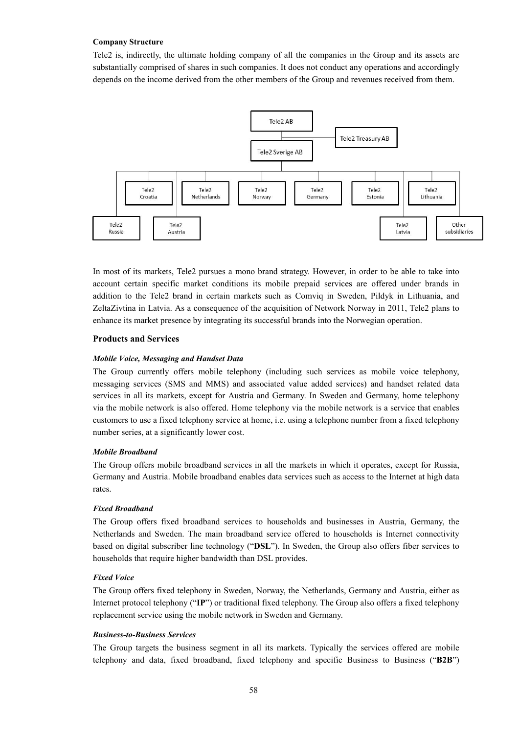**Company Structure**

Tele2 is, indirectly, the ultimate holding company of all the companies in the Group and its assets are substantially comprised of shares in such companies. It does not conduct any operations and accordingly depends on the income derived from the other members of the Group and revenues received from them.

In most of its markets, Tele2 pursues a mono brand strategy. However, in order to be able to take into account certain specific market conditions its mobile prepaid services are offered under brands in addition to the Tele2 brand in certain markets such as Comviq in Sweden, Pildyk in Lithuania, and ZeltaZivtina in Latvia. As a consequence of the acquisition of Network Norway in 2011, Tele2 plans to enhance its market presence by integrating its successful brands into the Norwegian operation.

## Products and Services

### *Mobile Voice, Messaging and Handset Data*

The Group currently offers mobile telephony (including such services as mobile voice telephony, messaging services (SMS and MMS) and associated value added services) and handset related data services in all its markets, except for Austria and Germany. In Sweden and Germany, home telephony via the mobile network is also offered. Home telephony via the mobile network is a service that enables customers to use a fixed telephony service at home, i.e. using a telephone number from a fixed telephony number series, at a significantly lower cost.

### *Mobile Broadband*

The Group offers mobile broadband services in all the markets in which it operates, except for Russia, Germany and Austria. Mobile broadband enables data services such as access to the Internet at high data rates.

### *Fixed Broadband*

The Group offers fixed broadband services to households and businesses in Austria, Germany, the Netherlands and Sweden. The main broadband service offered to households is Internet connectivity based on digital subscriber line technology ("**DSL**"). In Sweden, the Group also offers fiber services to households that require higher bandwidth than DSL provides.

### *Fixed Voice*

The Group offers fixed telephony in Sweden, Norway, the Netherlands, Germany and Austria, either as Internet protocol telephony ("**IP**") or traditional fixed telephony. The Group also offers a fixed telephony replacement service using the mobile network in Sweden and Germany.

### *Business-to-Business Services*

The Group targets the business segment in all its markets. Typically the services offered are mobile telephony and data, fixed broadband, fixed telephony and specific Business to Business ("**B2B**")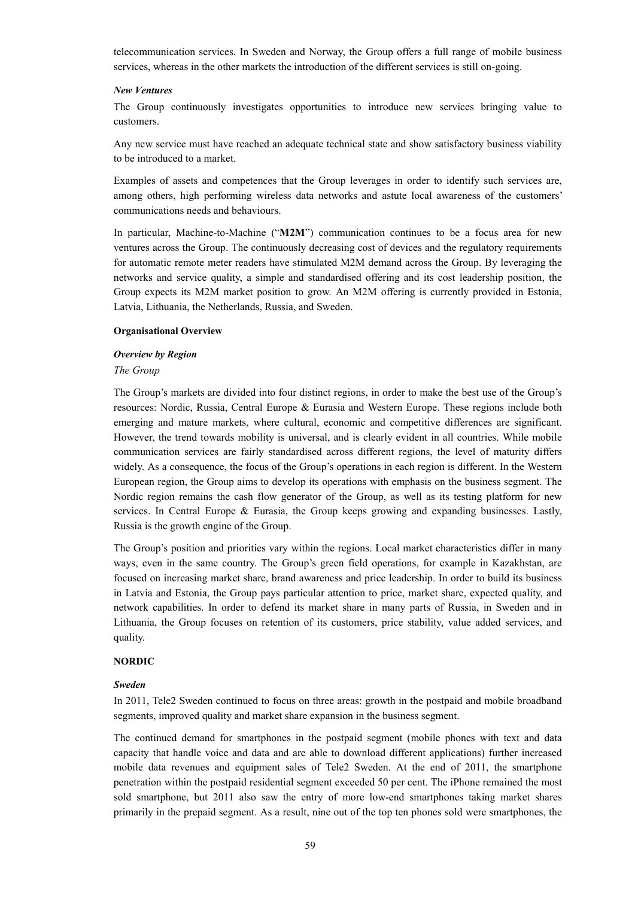telecommunication services. In Sweden and Norway, the Group offers a full range of mobile business services, whereas in the other markets the introduction of the different services is still on-going.

***New Ventures***

The Group continuously investigates opportunities to introduce new services bringing value to customers.

Any new service must have reached an adequate technical state and show satisfactory business viability to be introduced to a market.

Examples of assets and competences that the Group leverages in order to identify such services are, among others, high performing wireless data networks and astute local awareness of the customers' communications needs and behaviours.

In particular, Machine-to-Machine ("**M2M**") communication continues to be a focus area for new ventures across the Group. The continuously decreasing cost of devices and the regulatory requirements for automatic remote meter readers have stimulated M2M demand across the Group. By leveraging the networks and service quality, a simple and standardised offering and its cost leadership position, the Group expects its M2M market position to grow. An M2M offering is currently provided in Estonia, Latvia, Lithuania, the Netherlands, Russia, and Sweden.

**Organisational Overview**

***Overview by Region***

*The Group*

The Group's markets are divided into four distinct regions, in order to make the best use of the Group's resources: Nordic, Russia, Central Europe & Eurasia and Western Europe. These regions include both emerging and mature markets, where cultural, economic and competitive differences are significant. However, the trend towards mobility is universal, and is clearly evident in all countries. While mobile communication services are fairly standardised across different regions, the level of maturity differs widely. As a consequence, the focus of the Group's operations in each region is different. In the Western European region, the Group aims to develop its operations with emphasis on the business segment. The Nordic region remains the cash flow generator of the Group, as well as its testing platform for new services. In Central Europe & Eurasia, the Group keeps growing and expanding businesses. Lastly, Russia is the growth engine of the Group.

The Group's position and priorities vary within the regions. Local market characteristics differ in many ways, even in the same country. The Group's green field operations, for example in Kazakhstan, are focused on increasing market share, brand awareness and price leadership. In order to build its business in Latvia and Estonia, the Group pays particular attention to price, market share, expected quality, and network capabilities. In order to defend its market share in many parts of Russia, in Sweden and in Lithuania, the Group focuses on retention of its customers, price stability, value added services, and quality.

**NORDIC**

***Sweden***

In 2011, Tele2 Sweden continued to focus on three areas: growth in the postpaid and mobile broadband segments, improved quality and market share expansion in the business segment.

The continued demand for smartphones in the postpaid segment (mobile phones with text and data capacity that handle voice and data and are able to download different applications) further increased mobile data revenues and equipment sales of Tele2 Sweden. At the end of 2011, the smartphone penetration within the postpaid residential segment exceeded 50 per cent. The iPhone remained the most sold smartphone, but 2011 also saw the entry of more low-end smartphones taking market shares primarily in the prepaid segment. As a result, nine out of the top ten phones sold were smartphones, the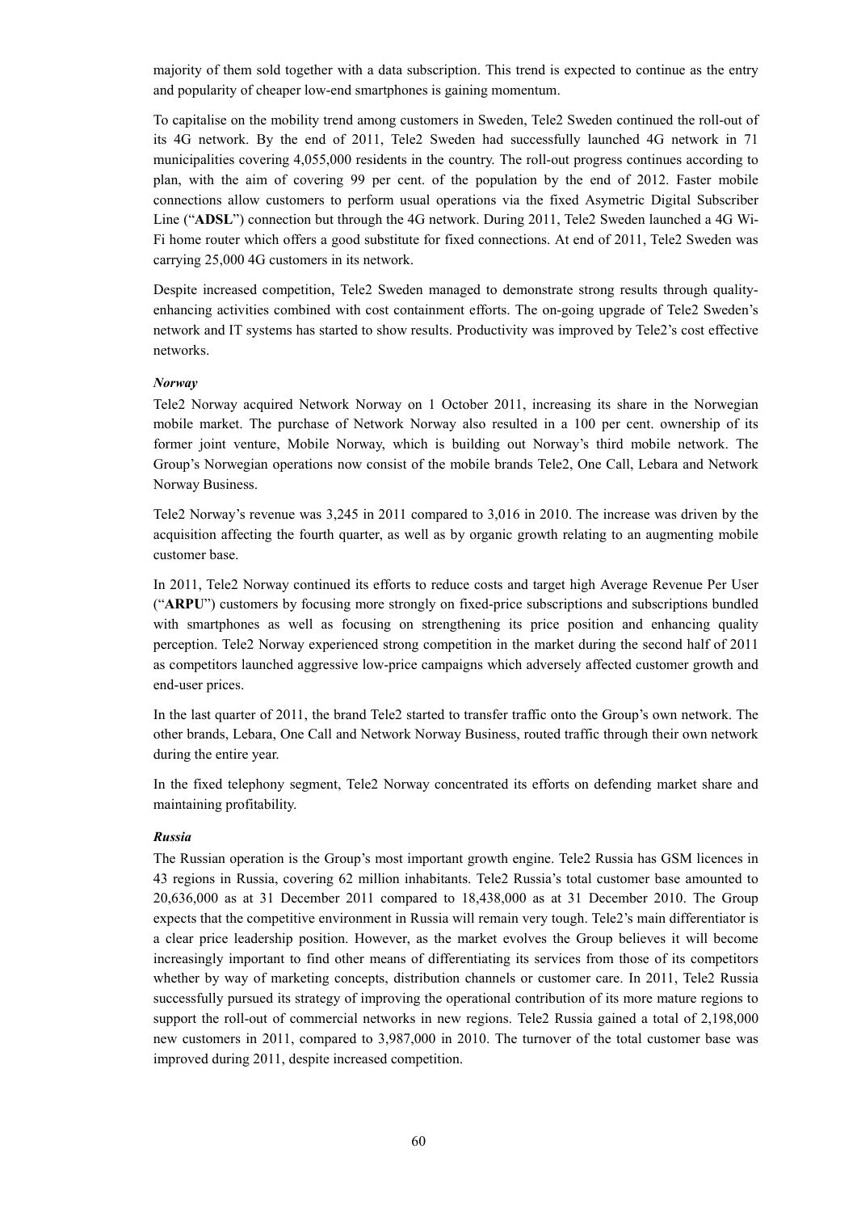majority of them sold together with a data subscription. This trend is expected to continue as the entry and popularity of cheaper low-end smartphones is gaining momentum.

To capitalise on the mobility trend among customers in Sweden, Tele2 Sweden continued the roll-out of its 4G network. By the end of 2011, Tele2 Sweden had successfully launched 4G network in 71 municipalities covering 4,055,000 residents in the country. The roll-out progress continues according to plan, with the aim of covering 99 per cent. of the population by the end of 2012. Faster mobile connections allow customers to perform usual operations via the fixed Asymetric Digital Subscriber Line ("**ADSL**") connection but through the 4G network. During 2011, Tele2 Sweden launched a 4G Wi-Fi home router which offers a good substitute for fixed connections. At end of 2011, Tele2 Sweden was carrying 25,000 4G customers in its network.

Despite increased competition, Tele2 Sweden managed to demonstrate strong results through quality-enhancing activities combined with cost containment efforts. The on-going upgrade of Tele2 Sweden's network and IT systems has started to show results. Productivity was improved by Tele2's cost effective networks.

***Norway***

Tele2 Norway acquired Network Norway on 1 October 2011, increasing its share in the Norwegian mobile market. The purchase of Network Norway also resulted in a 100 per cent. ownership of its former joint venture, Mobile Norway, which is building out Norway's third mobile network. The Group's Norwegian operations now consist of the mobile brands Tele2, One Call, Lebara and Network Norway Business.

Tele2 Norway's revenue was 3,245 in 2011 compared to 3,016 in 2010. The increase was driven by the acquisition affecting the fourth quarter, as well as by organic growth relating to an augmenting mobile customer base.

In 2011, Tele2 Norway continued its efforts to reduce costs and target high Average Revenue Per User ("**ARPU**") customers by focusing more strongly on fixed-price subscriptions and subscriptions bundled with smartphones as well as focusing on strengthening its price position and enhancing quality perception. Tele2 Norway experienced strong competition in the market during the second half of 2011 as competitors launched aggressive low-price campaigns which adversely affected customer growth and end-user prices.

In the last quarter of 2011, the brand Tele2 started to transfer traffic onto the Group's own network. The other brands, Lebara, One Call and Network Norway Business, routed traffic through their own network during the entire year.

In the fixed telephony segment, Tele2 Norway concentrated its efforts on defending market share and maintaining profitability.

***Russia***

The Russian operation is the Group's most important growth engine. Tele2 Russia has GSM licences in 43 regions in Russia, covering 62 million inhabitants. Tele2 Russia's total customer base amounted to 20,636,000 as at 31 December 2011 compared to 18,438,000 as at 31 December 2010. The Group expects that the competitive environment in Russia will remain very tough. Tele2's main differentiator is a clear price leadership position. However, as the market evolves the Group believes it will become increasingly important to find other means of differentiating its services from those of its competitors whether by way of marketing concepts, distribution channels or customer care. In 2011, Tele2 Russia successfully pursued its strategy of improving the operational contribution of its more mature regions to support the roll-out of commercial networks in new regions. Tele2 Russia gained a total of 2,198,000 new customers in 2011, compared to 3,987,000 in 2010. The turnover of the total customer base was improved during 2011, despite increased competition.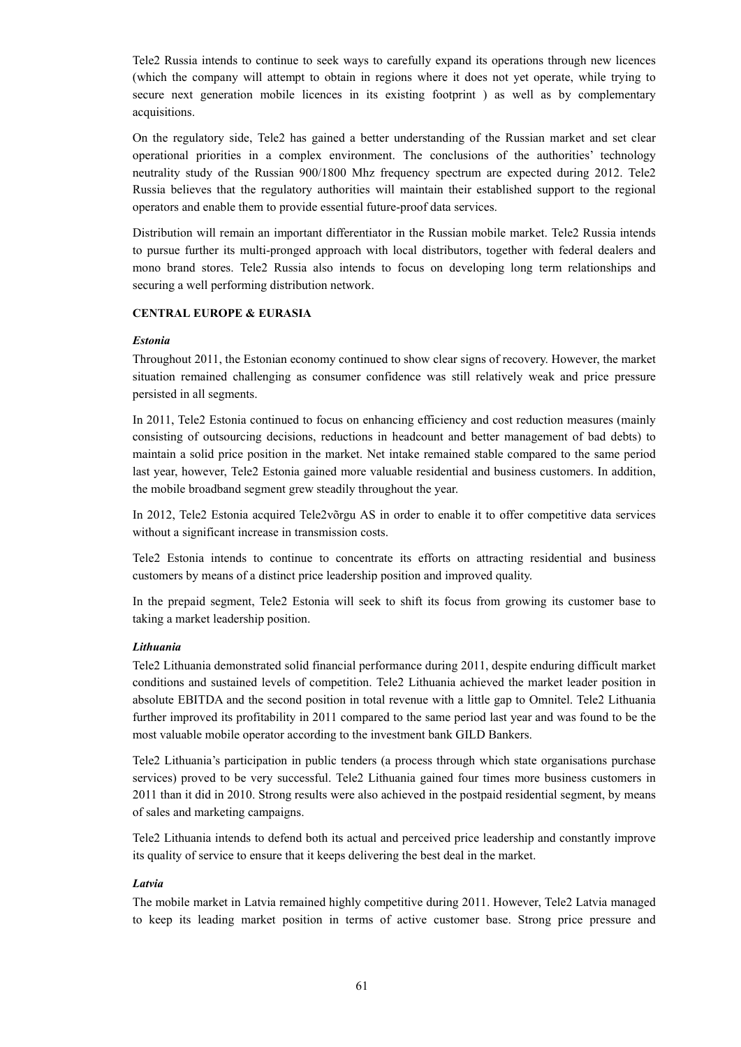Tele2 Russia intends to continue to seek ways to carefully expand its operations through new licences (which the company will attempt to obtain in regions where it does not yet operate, while trying to secure next generation mobile licences in its existing footprint ) as well as by complementary acquisitions.

On the regulatory side, Tele2 has gained a better understanding of the Russian market and set clear operational priorities in a complex environment. The conclusions of the authorities' technology neutrality study of the Russian 900/1800 Mhz frequency spectrum are expected during 2012. Tele2 Russia believes that the regulatory authorities will maintain their established support to the regional operators and enable them to provide essential future-proof data services.

Distribution will remain an important differentiator in the Russian mobile market. Tele2 Russia intends to pursue further its multi-pronged approach with local distributors, together with federal dealers and mono brand stores. Tele2 Russia also intends to focus on developing long term relationships and securing a well performing distribution network.

**CENTRAL EUROPE & EURASIA**

***Estonia***

Throughout 2011, the Estonian economy continued to show clear signs of recovery. However, the market situation remained challenging as consumer confidence was still relatively weak and price pressure persisted in all segments.

In 2011, Tele2 Estonia continued to focus on enhancing efficiency and cost reduction measures (mainly consisting of outsourcing decisions, reductions in headcount and better management of bad debts) to maintain a solid price position in the market. Net intake remained stable compared to the same period last year, however, Tele2 Estonia gained more valuable residential and business customers. In addition, the mobile broadband segment grew steadily throughout the year.

In 2012, Tele2 Estonia acquired Tele2võrgu AS in order to enable it to offer competitive data services without a significant increase in transmission costs.

Tele2 Estonia intends to continue to concentrate its efforts on attracting residential and business customers by means of a distinct price leadership position and improved quality.

In the prepaid segment, Tele2 Estonia will seek to shift its focus from growing its customer base to taking a market leadership position.

***Lithuania***

Tele2 Lithuania demonstrated solid financial performance during 2011, despite enduring difficult market conditions and sustained levels of competition. Tele2 Lithuania achieved the market leader position in absolute EBITDA and the second position in total revenue with a little gap to Omnitel. Tele2 Lithuania further improved its profitability in 2011 compared to the same period last year and was found to be the most valuable mobile operator according to the investment bank GILD Bankers.

Tele2 Lithuania's participation in public tenders (a process through which state organisations purchase services) proved to be very successful. Tele2 Lithuania gained four times more business customers in 2011 than it did in 2010. Strong results were also achieved in the postpaid residential segment, by means of sales and marketing campaigns.

Tele2 Lithuania intends to defend both its actual and perceived price leadership and constantly improve its quality of service to ensure that it keeps delivering the best deal in the market.

***Latvia***

The mobile market in Latvia remained highly competitive during 2011. However, Tele2 Latvia managed to keep its leading market position in terms of active customer base. Strong price pressure and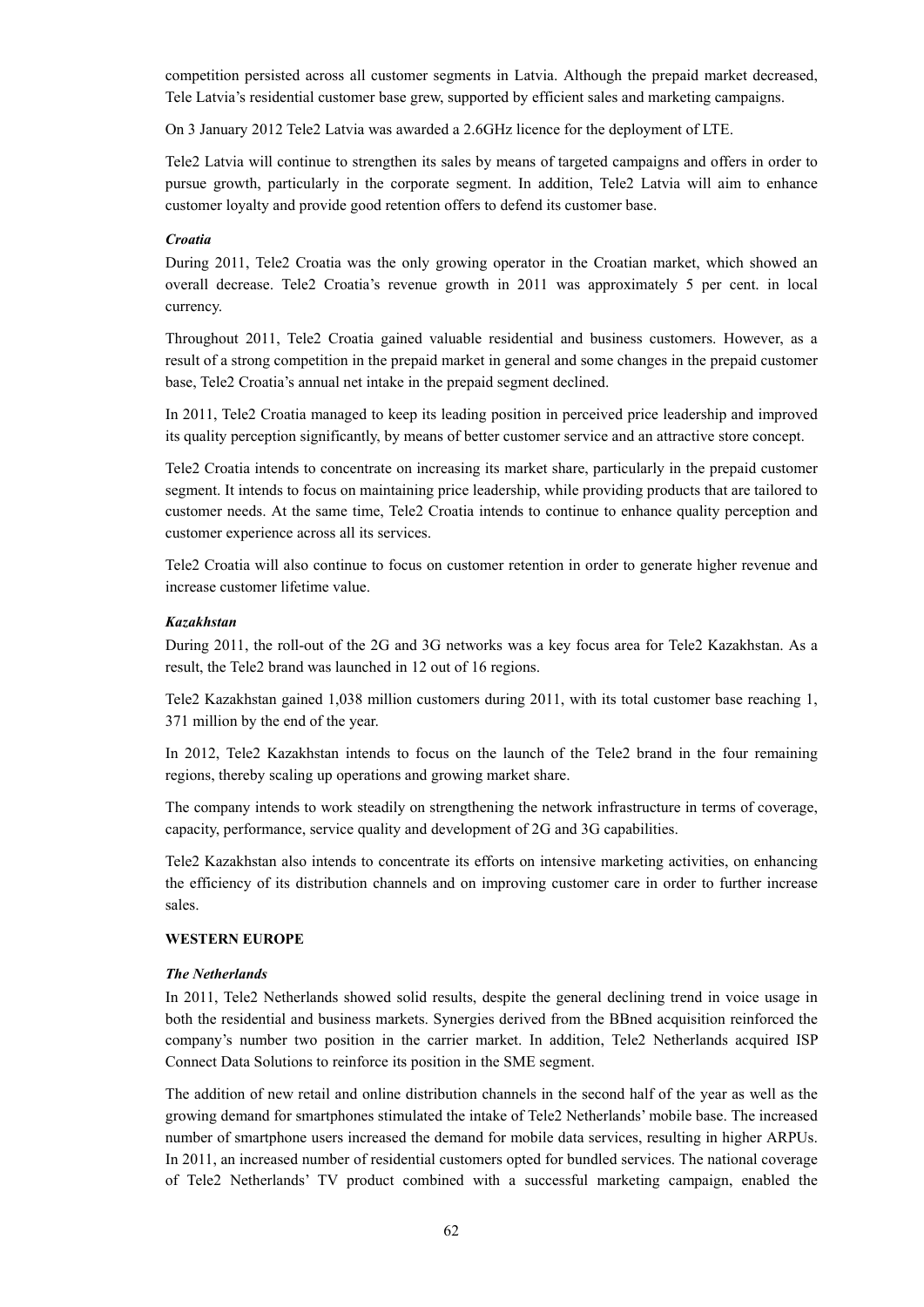competition persisted across all customer segments in Latvia. Although the prepaid market decreased, Tele Latvia's residential customer base grew, supported by efficient sales and marketing campaigns.

On 3 January 2012 Tele2 Latvia was awarded a 2.6GHz licence for the deployment of LTE.

Tele2 Latvia will continue to strengthen its sales by means of targeted campaigns and offers in order to pursue growth, particularly in the corporate segment. In addition, Tele2 Latvia will aim to enhance customer loyalty and provide good retention offers to defend its customer base.

***Croatia***

During 2011, Tele2 Croatia was the only growing operator in the Croatian market, which showed an overall decrease. Tele2 Croatia's revenue growth in 2011 was approximately 5 per cent. in local currency.

Throughout 2011, Tele2 Croatia gained valuable residential and business customers. However, as a result of a strong competition in the prepaid market in general and some changes in the prepaid customer base, Tele2 Croatia's annual net intake in the prepaid segment declined.

In 2011, Tele2 Croatia managed to keep its leading position in perceived price leadership and improved its quality perception significantly, by means of better customer service and an attractive store concept.

Tele2 Croatia intends to concentrate on increasing its market share, particularly in the prepaid customer segment. It intends to focus on maintaining price leadership, while providing products that are tailored to customer needs. At the same time, Tele2 Croatia intends to continue to enhance quality perception and customer experience across all its services.

Tele2 Croatia will also continue to focus on customer retention in order to generate higher revenue and increase customer lifetime value.

***Kazakhstan***

During 2011, the roll-out of the 2G and 3G networks was a key focus area for Tele2 Kazakhstan. As a result, the Tele2 brand was launched in 12 out of 16 regions.

Tele2 Kazakhstan gained 1,038 million customers during 2011, with its total customer base reaching 1, 371 million by the end of the year.

In 2012, Tele2 Kazakhstan intends to focus on the launch of the Tele2 brand in the four remaining regions, thereby scaling up operations and growing market share.

The company intends to work steadily on strengthening the network infrastructure in terms of coverage, capacity, performance, service quality and development of 2G and 3G capabilities.

Tele2 Kazakhstan also intends to concentrate its efforts on intensive marketing activities, on enhancing the efficiency of its distribution channels and on improving customer care in order to further increase sales.

**WESTERN EUROPE**

***The Netherlands***

In 2011, Tele2 Netherlands showed solid results, despite the general declining trend in voice usage in both the residential and business markets. Synergies derived from the BBned acquisition reinforced the company's number two position in the carrier market. In addition, Tele2 Netherlands acquired ISP Connect Data Solutions to reinforce its position in the SME segment.

The addition of new retail and online distribution channels in the second half of the year as well as the growing demand for smartphones stimulated the intake of Tele2 Netherlands' mobile base. The increased number of smartphone users increased the demand for mobile data services, resulting in higher ARPUs. In 2011, an increased number of residential customers opted for bundled services. The national coverage of Tele2 Netherlands' TV product combined with a successful marketing campaign, enabled the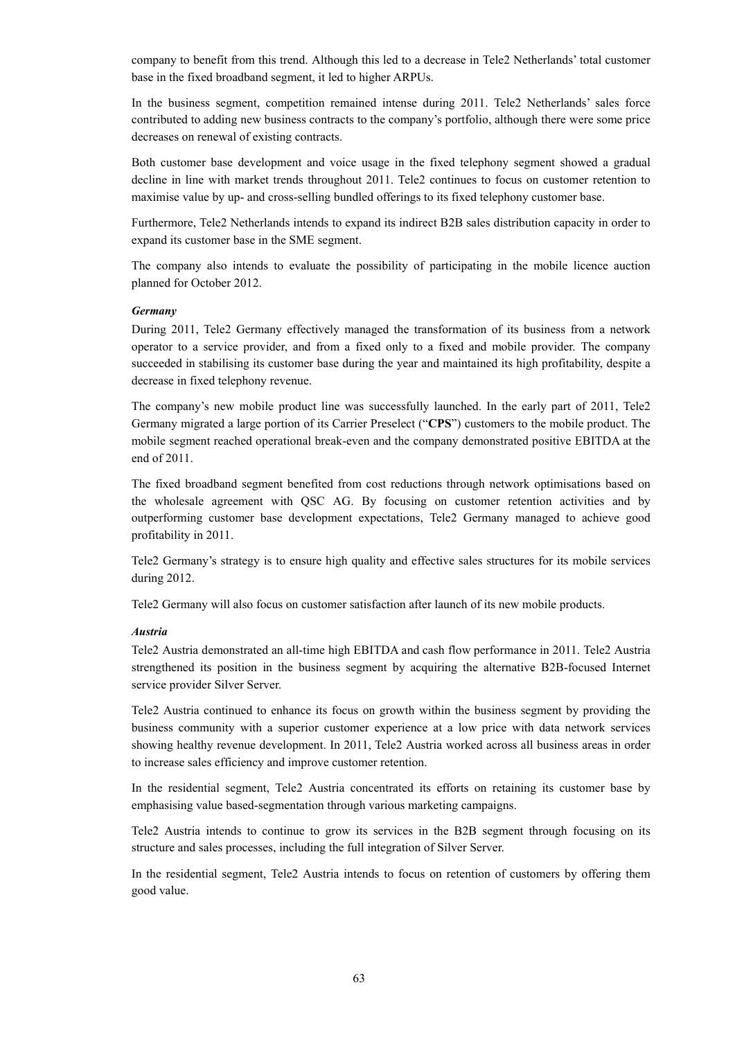company to benefit from this trend. Although this led to a decrease in Tele2 Netherlands' total customer base in the fixed broadband segment, it led to higher ARPUs.

In the business segment, competition remained intense during 2011. Tele2 Netherlands' sales force contributed to adding new business contracts to the company's portfolio, although there were some price decreases on renewal of existing contracts.

Both customer base development and voice usage in the fixed telephony segment showed a gradual decline in line with market trends throughout 2011. Tele2 continues to focus on customer retention to maximise value by up- and cross-selling bundled offerings to its fixed telephony customer base.

Furthermore, Tele2 Netherlands intends to expand its indirect B2B sales distribution capacity in order to expand its customer base in the SME segment.

The company also intends to evaluate the possibility of participating in the mobile licence auction planned for October 2012.

***Germany***

During 2011, Tele2 Germany effectively managed the transformation of its business from a network operator to a service provider, and from a fixed only to a fixed and mobile provider. The company succeeded in stabilising its customer base during the year and maintained its high profitability, despite a decrease in fixed telephony revenue.

The company's new mobile product line was successfully launched. In the early part of 2011, Tele2 Germany migrated a large portion of its Carrier Preselect ("**CPS**") customers to the mobile product. The mobile segment reached operational break-even and the company demonstrated positive EBITDA at the end of 2011.

The fixed broadband segment benefited from cost reductions through network optimisations based on the wholesale agreement with QSC AG. By focusing on customer retention activities and by outperforming customer base development expectations, Tele2 Germany managed to achieve good profitability in 2011.

Tele2 Germany's strategy is to ensure high quality and effective sales structures for its mobile services during 2012.

Tele2 Germany will also focus on customer satisfaction after launch of its new mobile products.

***Austria***

Tele2 Austria demonstrated an all-time high EBITDA and cash flow performance in 2011. Tele2 Austria strengthened its position in the business segment by acquiring the alternative B2B-focused Internet service provider Silver Server.

Tele2 Austria continued to enhance its focus on growth within the business segment by providing the business community with a superior customer experience at a low price with data network services showing healthy revenue development. In 2011, Tele2 Austria worked across all business areas in order to increase sales efficiency and improve customer retention.

In the residential segment, Tele2 Austria concentrated its efforts on retaining its customer base by emphasising value based-segmentation through various marketing campaigns.

Tele2 Austria intends to continue to grow its services in the B2B segment through focusing on its structure and sales processes, including the full integration of Silver Server.

In the residential segment, Tele2 Austria intends to focus on retention of customers by offering them good value.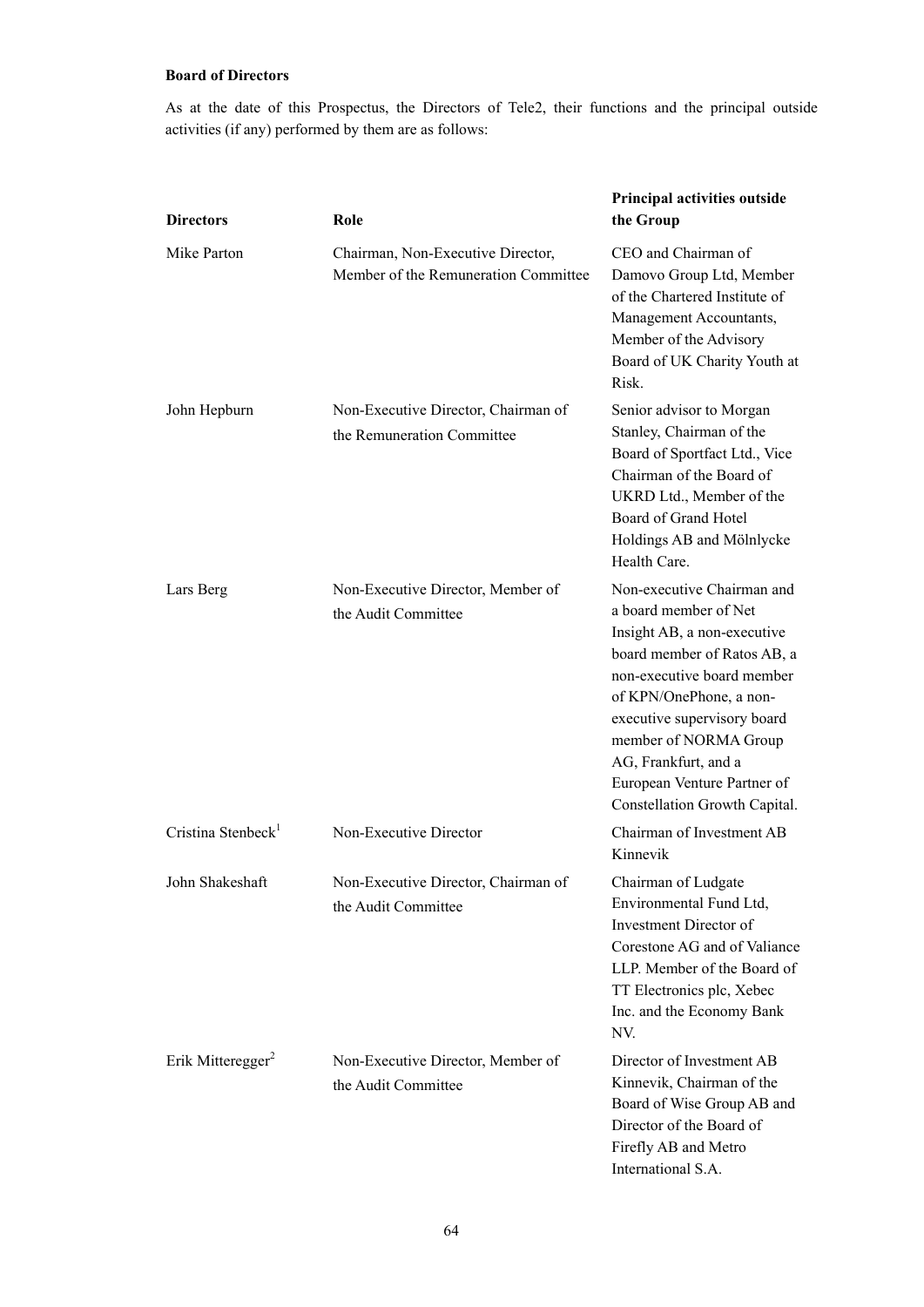**Board of Directors**

As at the date of this Prospectus, the Directors of Tele2, their functions and the principal outside activities (if any) performed by them are as follows:

| Directors | Role | Principal activities outside the Group |
|---|---|---|
| Mike Parton | Chairman, Non-Executive Director, Member of the Remuneration Committee | CEO and Chairman of Damovo Group Ltd, Member of the Chartered Institute of Management Accountants, Member of the Advisory Board of UK Charity Youth at Risk. |
| John Hepburn | Non-Executive Director, Chairman of the Remuneration Committee | Senior advisor to Morgan Stanley, Chairman of the Board of Sportfact Ltd., Vice Chairman of the Board of UKRD Ltd., Member of the Board of Grand Hotel Holdings AB and Mölnlycke Health Care. |
| Lars Berg | Non-Executive Director, Member of the Audit Committee | Non-executive Chairman and a board member of Net Insight AB, a non-executive board member of Ratos AB, a non-executive board member of KPN/OnePhone, a non-executive supervisory board member of NORMA Group AG, Frankfurt, and a European Venture Partner of Constellation Growth Capital. |
| Cristina Stenbeck[1] | Non-Executive Director | Chairman of Investment AB Kinnevik |
| John Shakeshaft | Non-Executive Director, Chairman of the Audit Committee | Chairman of Ludgate Environmental Fund Ltd, Investment Director of Corestone AG and of Valiance LLP. Member of the Board of TT Electronics plc, Xebec Inc. and the Economy Bank NV. |
| Erik Mitteregger[2] | Non-Executive Director, Member of the Audit Committee | Director of Investment AB Kinnevik, Chairman of the Board of Wise Group AB and Director of the Board of Firefly AB and Metro International S.A. |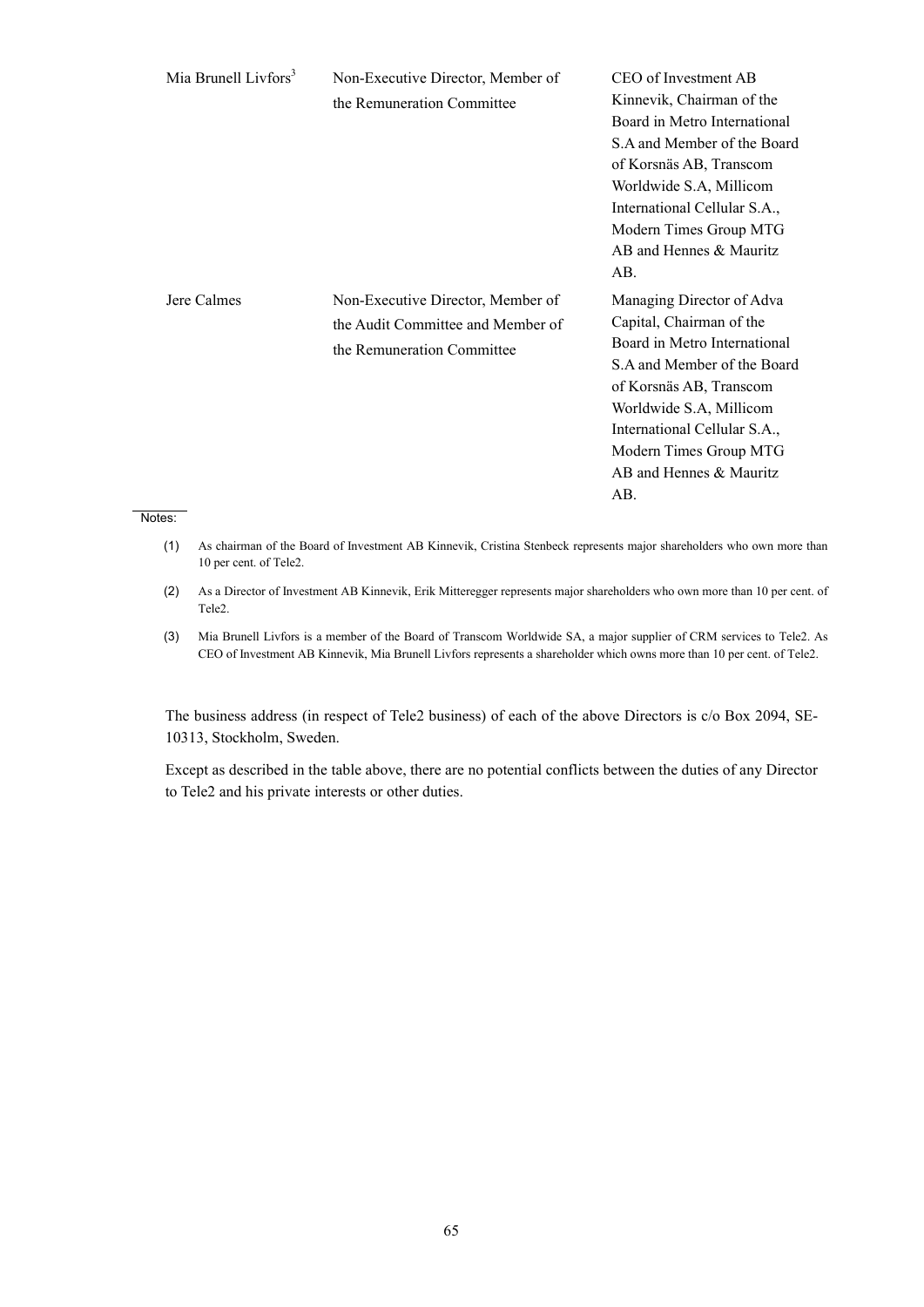| | | |
|---|---|---|
| Mia Brunell Livfors[3] | Non-Executive Director, Member of the Remuneration Committee | CEO of Investment AB Kinnevik, Chairman of the Board in Metro International S.A and Member of the Board of Korsnäs AB, Transcom Worldwide S.A, Millicom International Cellular S.A., Modern Times Group MTG AB and Hennes & Mauritz AB. |
| Jere Calmes | Non-Executive Director, Member of the Audit Committee and Member of the Remuneration Committee | Managing Director of Adva Capital, Chairman of the Board in Metro International S.A and Member of the Board of Korsnäs AB, Transcom Worldwide S.A, Millicom International Cellular S.A., Modern Times Group MTG AB and Hennes & Mauritz AB. |

Notes:

(1) As chairman of the Board of Investment AB Kinnevik, Cristina Stenbeck represents major shareholders who own more than 10 per cent. of Tele2.

(2) As a Director of Investment AB Kinnevik, Erik Mitteregger represents major shareholders who own more than 10 per cent. of Tele2.

(3) Mia Brunell Livfors is a member of the Board of Transcom Worldwide SA, a major supplier of CRM services to Tele2. As CEO of Investment AB Kinnevik, Mia Brunell Livfors represents a shareholder which owns more than 10 per cent. of Tele2.

The business address (in respect of Tele2 business) of each of the above Directors is c/o Box 2094, SE-10313, Stockholm, Sweden.

Except as described in the table above, there are no potential conflicts between the duties of any Director to Tele2 and his private interests or other duties.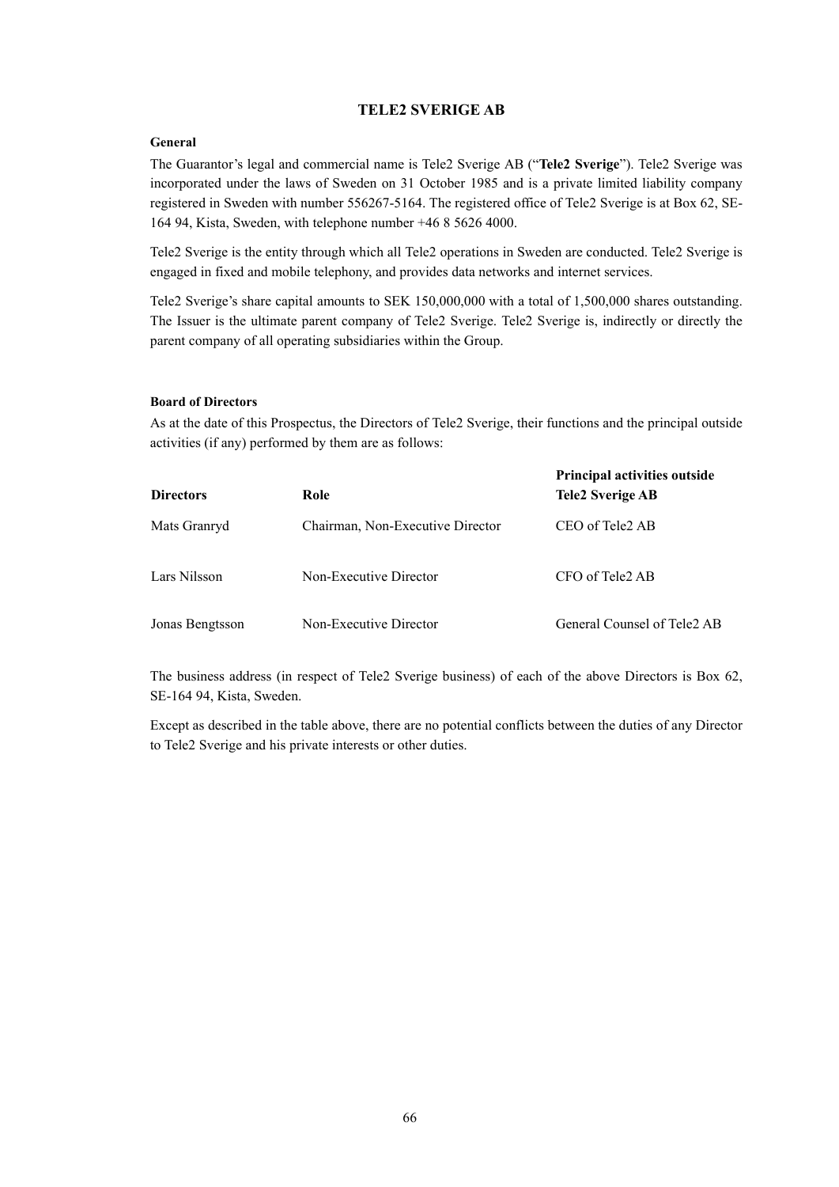## TELE2 SVERIGE AB

### General

The Guarantor's legal and commercial name is Tele2 Sverige AB ("**Tele2 Sverige**"). Tele2 Sverige was incorporated under the laws of Sweden on 31 October 1985 and is a private limited liability company registered in Sweden with number 556267-5164. The registered office of Tele2 Sverige is at Box 62, SE-164 94, Kista, Sweden, with telephone number +46 8 5626 4000.

Tele2 Sverige is the entity through which all Tele2 operations in Sweden are conducted. Tele2 Sverige is engaged in fixed and mobile telephony, and provides data networks and internet services.

Tele2 Sverige's share capital amounts to SEK 150,000,000 with a total of 1,500,000 shares outstanding. The Issuer is the ultimate parent company of Tele2 Sverige. Tele2 Sverige is, indirectly or directly the parent company of all operating subsidiaries within the Group.

### Board of Directors

As at the date of this Prospectus, the Directors of Tele2 Sverige, their functions and the principal outside activities (if any) performed by them are as follows:

| Directors | Role | Principal activities outside Tele2 Sverige AB |
|---|---|---|
| Mats Granryd | Chairman, Non-Executive Director | CEO of Tele2 AB |
| Lars Nilsson | Non-Executive Director | CFO of Tele2 AB |
| Jonas Bengtsson | Non-Executive Director | General Counsel of Tele2 AB |

The business address (in respect of Tele2 Sverige business) of each of the above Directors is Box 62, SE-164 94, Kista, Sweden.

Except as described in the table above, there are no potential conflicts between the duties of any Director to Tele2 Sverige and his private interests or other duties.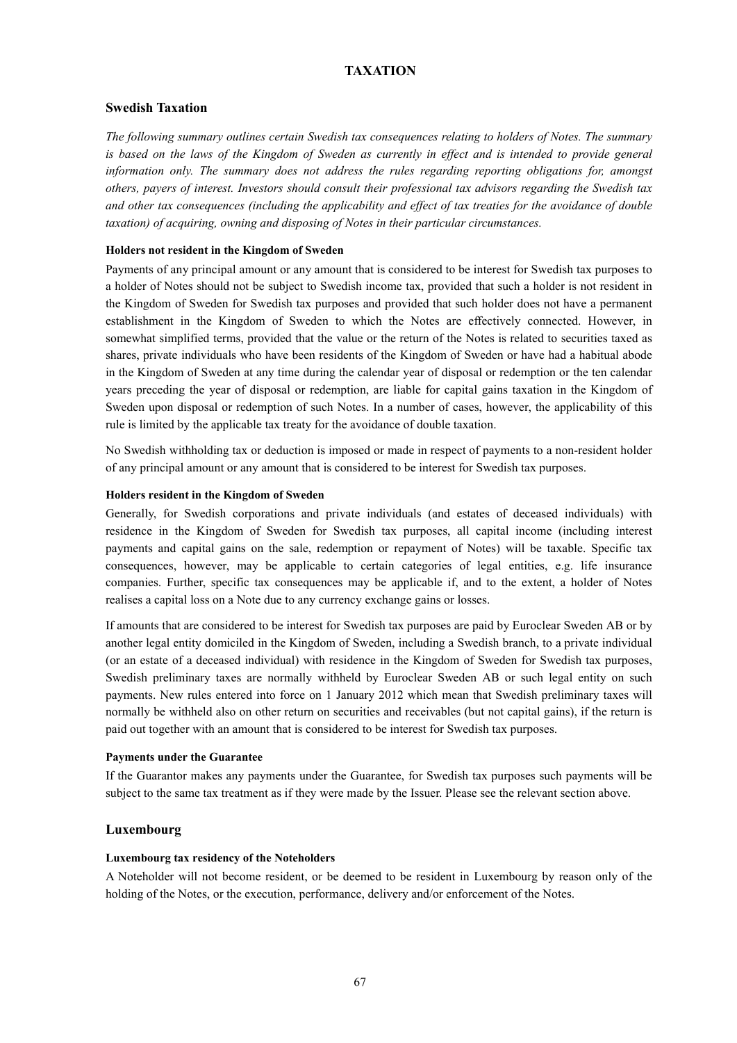# TAXATION

## Swedish Taxation

*The following summary outlines certain Swedish tax consequences relating to holders of Notes. The summary is based on the laws of the Kingdom of Sweden as currently in effect and is intended to provide general information only. The summary does not address the rules regarding reporting obligations for, amongst others, payers of interest. Investors should consult their professional tax advisors regarding the Swedish tax and other tax consequences (including the applicability and effect of tax treaties for the avoidance of double taxation) of acquiring, owning and disposing of Notes in their particular circumstances.*

#### Holders not resident in the Kingdom of Sweden

Payments of any principal amount or any amount that is considered to be interest for Swedish tax purposes to a holder of Notes should not be subject to Swedish income tax, provided that such a holder is not resident in the Kingdom of Sweden for Swedish tax purposes and provided that such holder does not have a permanent establishment in the Kingdom of Sweden to which the Notes are effectively connected. However, in somewhat simplified terms, provided that the value or the return of the Notes is related to securities taxed as shares, private individuals who have been residents of the Kingdom of Sweden or have had a habitual abode in the Kingdom of Sweden at any time during the calendar year of disposal or redemption or the ten calendar years preceding the year of disposal or redemption, are liable for capital gains taxation in the Kingdom of Sweden upon disposal or redemption of such Notes. In a number of cases, however, the applicability of this rule is limited by the applicable tax treaty for the avoidance of double taxation.

No Swedish withholding tax or deduction is imposed or made in respect of payments to a non-resident holder of any principal amount or any amount that is considered to be interest for Swedish tax purposes.

#### Holders resident in the Kingdom of Sweden

Generally, for Swedish corporations and private individuals (and estates of deceased individuals) with residence in the Kingdom of Sweden for Swedish tax purposes, all capital income (including interest payments and capital gains on the sale, redemption or repayment of Notes) will be taxable. Specific tax consequences, however, may be applicable to certain categories of legal entities, e.g. life insurance companies. Further, specific tax consequences may be applicable if, and to the extent, a holder of Notes realises a capital loss on a Note due to any currency exchange gains or losses.

If amounts that are considered to be interest for Swedish tax purposes are paid by Euroclear Sweden AB or by another legal entity domiciled in the Kingdom of Sweden, including a Swedish branch, to a private individual (or an estate of a deceased individual) with residence in the Kingdom of Sweden for Swedish tax purposes, Swedish preliminary taxes are normally withheld by Euroclear Sweden AB or such legal entity on such payments. New rules entered into force on 1 January 2012 which mean that Swedish preliminary taxes will normally be withheld also on other return on securities and receivables (but not capital gains), if the return is paid out together with an amount that is considered to be interest for Swedish tax purposes.

#### Payments under the Guarantee

If the Guarantor makes any payments under the Guarantee, for Swedish tax purposes such payments will be subject to the same tax treatment as if they were made by the Issuer. Please see the relevant section above.

## Luxembourg

#### Luxembourg tax residency of the Noteholders

A Noteholder will not become resident, or be deemed to be resident in Luxembourg by reason only of the holding of the Notes, or the execution, performance, delivery and/or enforcement of the Notes.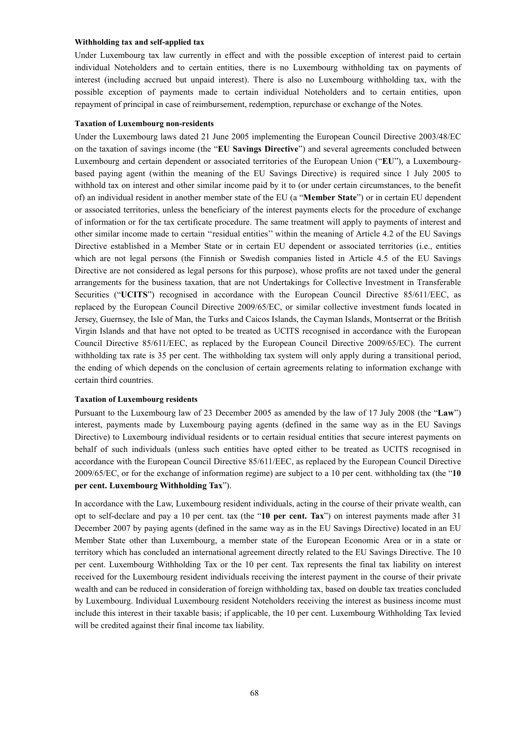**Withholding tax and self-applied tax**

Under Luxembourg tax law currently in effect and with the possible exception of interest paid to certain individual Noteholders and to certain entities, there is no Luxembourg withholding tax on payments of interest (including accrued but unpaid interest). There is also no Luxembourg withholding tax, with the possible exception of payments made to certain individual Noteholders and to certain entities, upon repayment of principal in case of reimbursement, redemption, repurchase or exchange of the Notes.

**Taxation of Luxembourg non-residents**

Under the Luxembourg laws dated 21 June 2005 implementing the European Council Directive 2003/48/EC on the taxation of savings income (the "**EU Savings Directive**") and several agreements concluded between Luxembourg and certain dependent or associated territories of the European Union ("**EU**"), a Luxembourg-based paying agent (within the meaning of the EU Savings Directive) is required since 1 July 2005 to withhold tax on interest and other similar income paid by it to (or under certain circumstances, to the benefit of) an individual resident in another member state of the EU (a "**Member State**") or in certain EU dependent or associated territories, unless the beneficiary of the interest payments elects for the procedure of exchange of information or for the tax certificate procedure. The same treatment will apply to payments of interest and other similar income made to certain ''residual entities'' within the meaning of Article 4.2 of the EU Savings Directive established in a Member State or in certain EU dependent or associated territories (i.e., entities which are not legal persons (the Finnish or Swedish companies listed in Article 4.5 of the EU Savings Directive are not considered as legal persons for this purpose), whose profits are not taxed under the general arrangements for the business taxation, that are not Undertakings for Collective Investment in Transferable Securities ("**UCITS**") recognised in accordance with the European Council Directive 85/611/EEC, as replaced by the European Council Directive 2009/65/EC, or similar collective investment funds located in Jersey, Guernsey, the Isle of Man, the Turks and Caicos Islands, the Cayman Islands, Montserrat or the British Virgin Islands and that have not opted to be treated as UCITS recognised in accordance with the European Council Directive 85/611/EEC, as replaced by the European Council Directive 2009/65/EC). The current withholding tax rate is 35 per cent. The withholding tax system will only apply during a transitional period, the ending of which depends on the conclusion of certain agreements relating to information exchange with certain third countries.

**Taxation of Luxembourg residents**

Pursuant to the Luxembourg law of 23 December 2005 as amended by the law of 17 July 2008 (the "**Law**") interest, payments made by Luxembourg paying agents (defined in the same way as in the EU Savings Directive) to Luxembourg individual residents or to certain residual entities that secure interest payments on behalf of such individuals (unless such entities have opted either to be treated as UCITS recognised in accordance with the European Council Directive 85/611/EEC, as replaced by the European Council Directive 2009/65/EC, or for the exchange of information regime) are subject to a 10 per cent. withholding tax (the "**10 per cent. Luxembourg Withholding Tax**").

In accordance with the Law, Luxembourg resident individuals, acting in the course of their private wealth, can opt to self-declare and pay a 10 per cent. tax (the "**10 per cent. Tax**") on interest payments made after 31 December 2007 by paying agents (defined in the same way as in the EU Savings Directive) located in an EU Member State other than Luxembourg, a member state of the European Economic Area or in a state or territory which has concluded an international agreement directly related to the EU Savings Directive. The 10 per cent. Luxembourg Withholding Tax or the 10 per cent. Tax represents the final tax liability on interest received for the Luxembourg resident individuals receiving the interest payment in the course of their private wealth and can be reduced in consideration of foreign withholding tax, based on double tax treaties concluded by Luxembourg. Individual Luxembourg resident Noteholders receiving the interest as business income must include this interest in their taxable basis; if applicable, the 10 per cent. Luxembourg Withholding Tax levied will be credited against their final income tax liability.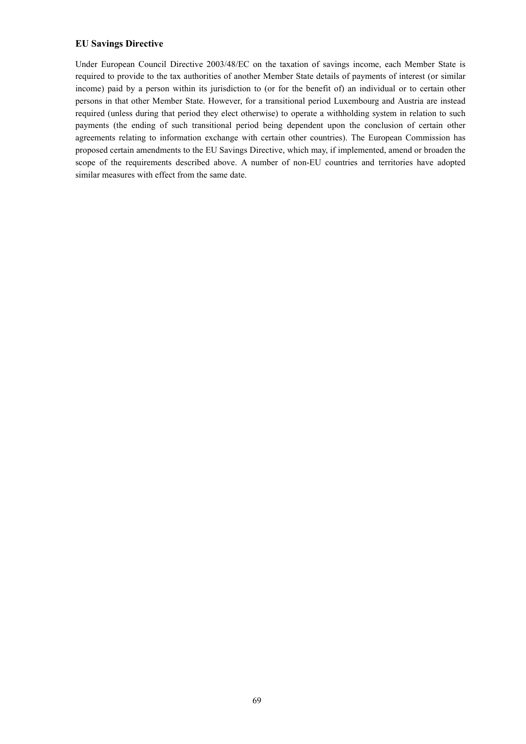## EU Savings Directive

Under European Council Directive 2003/48/EC on the taxation of savings income, each Member State is required to provide to the tax authorities of another Member State details of payments of interest (or similar income) paid by a person within its jurisdiction to (or for the benefit of) an individual or to certain other persons in that other Member State. However, for a transitional period Luxembourg and Austria are instead required (unless during that period they elect otherwise) to operate a withholding system in relation to such payments (the ending of such transitional period being dependent upon the conclusion of certain other agreements relating to information exchange with certain other countries). The European Commission has proposed certain amendments to the EU Savings Directive, which may, if implemented, amend or broaden the scope of the requirements described above. A number of non-EU countries and territories have adopted similar measures with effect from the same date.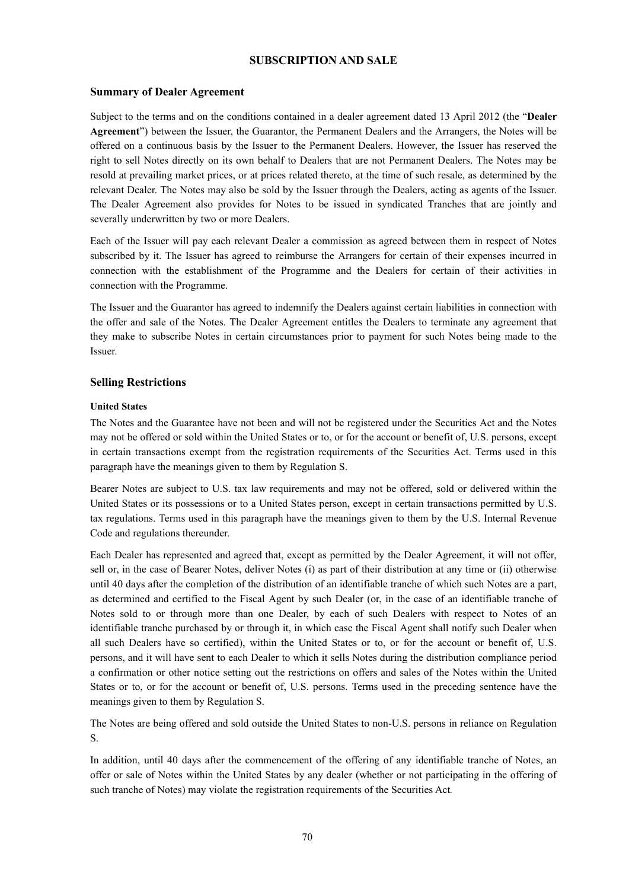# SUBSCRIPTION AND SALE

## Summary of Dealer Agreement

Subject to the terms and on the conditions contained in a dealer agreement dated 13 April 2012 (the "**Dealer Agreement**") between the Issuer, the Guarantor, the Permanent Dealers and the Arrangers, the Notes will be offered on a continuous basis by the Issuer to the Permanent Dealers. However, the Issuer has reserved the right to sell Notes directly on its own behalf to Dealers that are not Permanent Dealers. The Notes may be resold at prevailing market prices, or at prices related thereto, at the time of such resale, as determined by the relevant Dealer. The Notes may also be sold by the Issuer through the Dealers, acting as agents of the Issuer. The Dealer Agreement also provides for Notes to be issued in syndicated Tranches that are jointly and severally underwritten by two or more Dealers.

Each of the Issuer will pay each relevant Dealer a commission as agreed between them in respect of Notes subscribed by it. The Issuer has agreed to reimburse the Arrangers for certain of their expenses incurred in connection with the establishment of the Programme and the Dealers for certain of their activities in connection with the Programme.

The Issuer and the Guarantor has agreed to indemnify the Dealers against certain liabilities in connection with the offer and sale of the Notes. The Dealer Agreement entitles the Dealers to terminate any agreement that they make to subscribe Notes in certain circumstances prior to payment for such Notes being made to the Issuer.

## Selling Restrictions

#### United States

The Notes and the Guarantee have not been and will not be registered under the Securities Act and the Notes may not be offered or sold within the United States or to, or for the account or benefit of, U.S. persons, except in certain transactions exempt from the registration requirements of the Securities Act. Terms used in this paragraph have the meanings given to them by Regulation S.

Bearer Notes are subject to U.S. tax law requirements and may not be offered, sold or delivered within the United States or its possessions or to a United States person, except in certain transactions permitted by U.S. tax regulations. Terms used in this paragraph have the meanings given to them by the U.S. Internal Revenue Code and regulations thereunder.

Each Dealer has represented and agreed that, except as permitted by the Dealer Agreement, it will not offer, sell or, in the case of Bearer Notes, deliver Notes (i) as part of their distribution at any time or (ii) otherwise until 40 days after the completion of the distribution of an identifiable tranche of which such Notes are a part, as determined and certified to the Fiscal Agent by such Dealer (or, in the case of an identifiable tranche of Notes sold to or through more than one Dealer, by each of such Dealers with respect to Notes of an identifiable tranche purchased by or through it, in which case the Fiscal Agent shall notify such Dealer when all such Dealers have so certified), within the United States or to, or for the account or benefit of, U.S. persons, and it will have sent to each Dealer to which it sells Notes during the distribution compliance period a confirmation or other notice setting out the restrictions on offers and sales of the Notes within the United States or to, or for the account or benefit of, U.S. persons. Terms used in the preceding sentence have the meanings given to them by Regulation S.

The Notes are being offered and sold outside the United States to non-U.S. persons in reliance on Regulation S.

In addition, until 40 days after the commencement of the offering of any identifiable tranche of Notes, an offer or sale of Notes within the United States by any dealer (whether or not participating in the offering of such tranche of Notes) may violate the registration requirements of the Securities Act.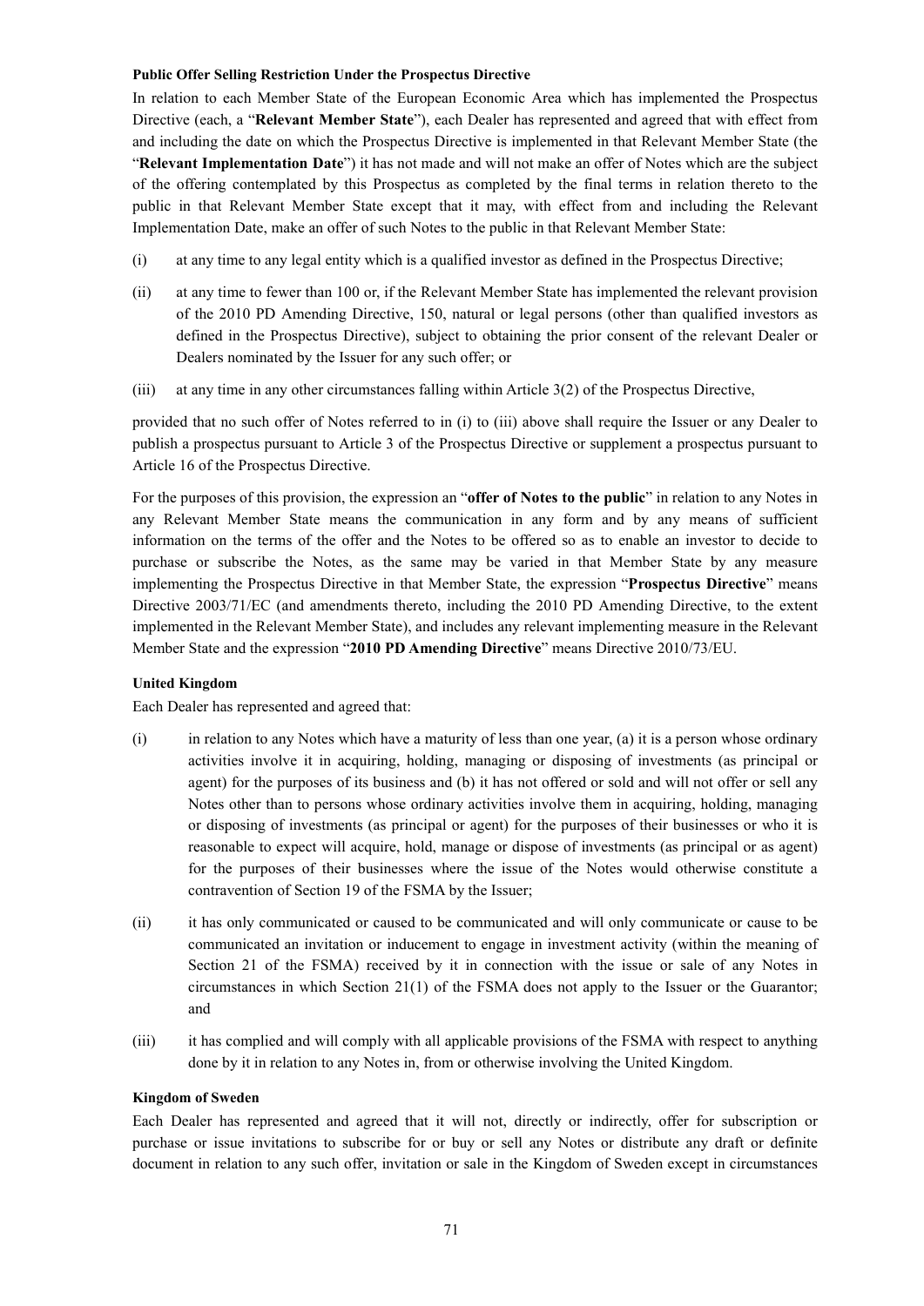**Public Offer Selling Restriction Under the Prospectus Directive**

In relation to each Member State of the European Economic Area which has implemented the Prospectus Directive (each, a "**Relevant Member State**"), each Dealer has represented and agreed that with effect from and including the date on which the Prospectus Directive is implemented in that Relevant Member State (the "**Relevant Implementation Date**") it has not made and will not make an offer of Notes which are the subject of the offering contemplated by this Prospectus as completed by the final terms in relation thereto to the public in that Relevant Member State except that it may, with effect from and including the Relevant Implementation Date, make an offer of such Notes to the public in that Relevant Member State:

(i) at any time to any legal entity which is a qualified investor as defined in the Prospectus Directive;

(ii) at any time to fewer than 100 or, if the Relevant Member State has implemented the relevant provision of the 2010 PD Amending Directive, 150, natural or legal persons (other than qualified investors as defined in the Prospectus Directive), subject to obtaining the prior consent of the relevant Dealer or Dealers nominated by the Issuer for any such offer; or

(iii) at any time in any other circumstances falling within Article 3(2) of the Prospectus Directive,

provided that no such offer of Notes referred to in (i) to (iii) above shall require the Issuer or any Dealer to publish a prospectus pursuant to Article 3 of the Prospectus Directive or supplement a prospectus pursuant to Article 16 of the Prospectus Directive.

For the purposes of this provision, the expression an "**offer of Notes to the public**" in relation to any Notes in any Relevant Member State means the communication in any form and by any means of sufficient information on the terms of the offer and the Notes to be offered so as to enable an investor to decide to purchase or subscribe the Notes, as the same may be varied in that Member State by any measure implementing the Prospectus Directive in that Member State, the expression "**Prospectus Directive**" means Directive 2003/71/EC (and amendments thereto, including the 2010 PD Amending Directive, to the extent implemented in the Relevant Member State), and includes any relevant implementing measure in the Relevant Member State and the expression "**2010 PD Amending Directive**" means Directive 2010/73/EU.

**United Kingdom**

Each Dealer has represented and agreed that:

(i) in relation to any Notes which have a maturity of less than one year, (a) it is a person whose ordinary activities involve it in acquiring, holding, managing or disposing of investments (as principal or agent) for the purposes of its business and (b) it has not offered or sold and will not offer or sell any Notes other than to persons whose ordinary activities involve them in acquiring, holding, managing or disposing of investments (as principal or agent) for the purposes of their businesses or who it is reasonable to expect will acquire, hold, manage or dispose of investments (as principal or as agent) for the purposes of their businesses where the issue of the Notes would otherwise constitute a contravention of Section 19 of the FSMA by the Issuer;

(ii) it has only communicated or caused to be communicated and will only communicate or cause to be communicated an invitation or inducement to engage in investment activity (within the meaning of Section 21 of the FSMA) received by it in connection with the issue or sale of any Notes in circumstances in which Section 21(1) of the FSMA does not apply to the Issuer or the Guarantor; and

(iii) it has complied and will comply with all applicable provisions of the FSMA with respect to anything done by it in relation to any Notes in, from or otherwise involving the United Kingdom.

**Kingdom of Sweden**

Each Dealer has represented and agreed that it will not, directly or indirectly, offer for subscription or purchase or issue invitations to subscribe for or buy or sell any Notes or distribute any draft or definite document in relation to any such offer, invitation or sale in the Kingdom of Sweden except in circumstances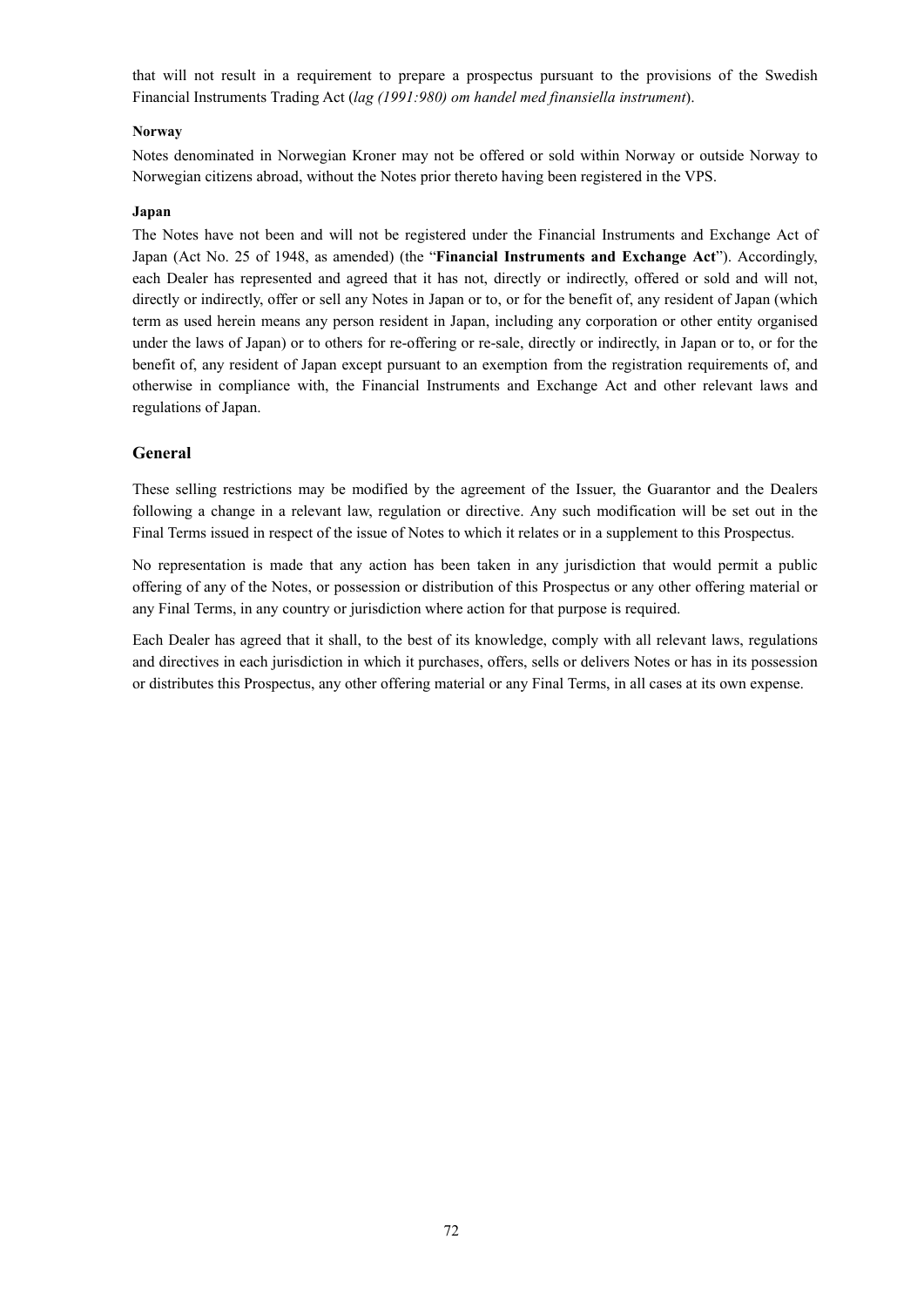that will not result in a requirement to prepare a prospectus pursuant to the provisions of the Swedish Financial Instruments Trading Act (*lag (1991:980) om handel med finansiella instrument*).

**Norway**

Notes denominated in Norwegian Kroner may not be offered or sold within Norway or outside Norway to Norwegian citizens abroad, without the Notes prior thereto having been registered in the VPS.

**Japan**

The Notes have not been and will not be registered under the Financial Instruments and Exchange Act of Japan (Act No. 25 of 1948, as amended) (the "**Financial Instruments and Exchange Act**"). Accordingly, each Dealer has represented and agreed that it has not, directly or indirectly, offered or sold and will not, directly or indirectly, offer or sell any Notes in Japan or to, or for the benefit of, any resident of Japan (which term as used herein means any person resident in Japan, including any corporation or other entity organised under the laws of Japan) or to others for re-offering or re-sale, directly or indirectly, in Japan or to, or for the benefit of, any resident of Japan except pursuant to an exemption from the registration requirements of, and otherwise in compliance with, the Financial Instruments and Exchange Act and other relevant laws and regulations of Japan.

## General

These selling restrictions may be modified by the agreement of the Issuer, the Guarantor and the Dealers following a change in a relevant law, regulation or directive. Any such modification will be set out in the Final Terms issued in respect of the issue of Notes to which it relates or in a supplement to this Prospectus.

No representation is made that any action has been taken in any jurisdiction that would permit a public offering of any of the Notes, or possession or distribution of this Prospectus or any other offering material or any Final Terms, in any country or jurisdiction where action for that purpose is required.

Each Dealer has agreed that it shall, to the best of its knowledge, comply with all relevant laws, regulations and directives in each jurisdiction in which it purchases, offers, sells or delivers Notes or has in its possession or distributes this Prospectus, any other offering material or any Final Terms, in all cases at its own expense.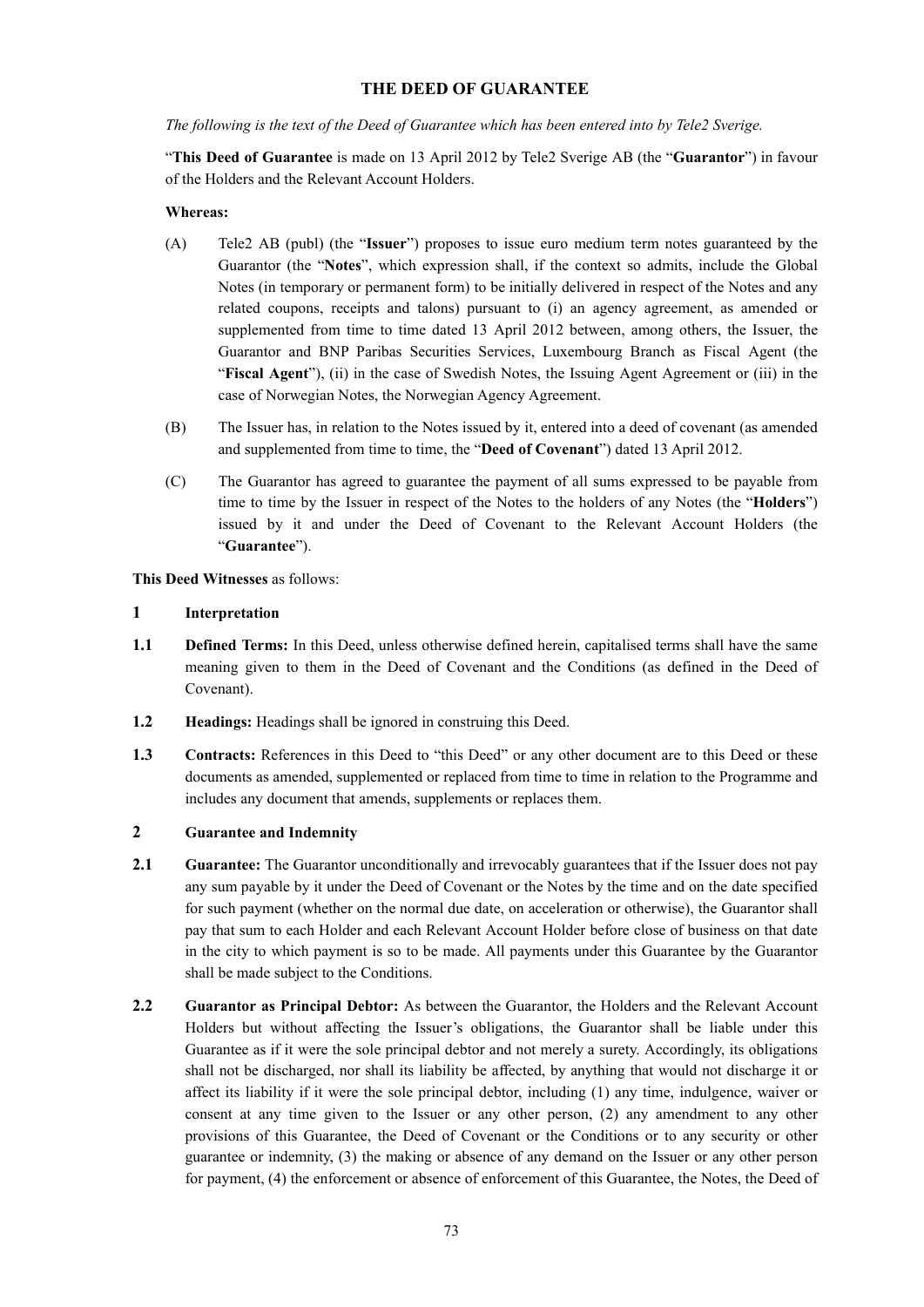## THE DEED OF GUARANTEE

*The following is the text of the Deed of Guarantee which has been entered into by Tele2 Sverige.*

"**This Deed of Guarantee** is made on 13 April 2012 by Tele2 Sverige AB (the "**Guarantor**") in favour of the Holders and the Relevant Account Holders.

**Whereas:**

(A) Tele2 AB (publ) (the "**Issuer**") proposes to issue euro medium term notes guaranteed by the Guarantor (the "**Notes**", which expression shall, if the context so admits, include the Global Notes (in temporary or permanent form) to be initially delivered in respect of the Notes and any related coupons, receipts and talons) pursuant to (i) an agency agreement, as amended or supplemented from time to time dated 13 April 2012 between, among others, the Issuer, the Guarantor and BNP Paribas Securities Services, Luxembourg Branch as Fiscal Agent (the "**Fiscal Agent**"), (ii) in the case of Swedish Notes, the Issuing Agent Agreement or (iii) in the case of Norwegian Notes, the Norwegian Agency Agreement.

(B) The Issuer has, in relation to the Notes issued by it, entered into a deed of covenant (as amended and supplemented from time to time, the "**Deed of Covenant**") dated 13 April 2012.

(C) The Guarantor has agreed to guarantee the payment of all sums expressed to be payable from time to time by the Issuer in respect of the Notes to the holders of any Notes (the "**Holders**") issued by it and under the Deed of Covenant to the Relevant Account Holders (the "**Guarantee**").

**This Deed Witnesses** as follows:

**1 Interpretation**

**1.1 Defined Terms:** In this Deed, unless otherwise defined herein, capitalised terms shall have the same meaning given to them in the Deed of Covenant and the Conditions (as defined in the Deed of Covenant).

**1.2 Headings:** Headings shall be ignored in construing this Deed.

**1.3 Contracts:** References in this Deed to "this Deed" or any other document are to this Deed or these documents as amended, supplemented or replaced from time to time in relation to the Programme and includes any document that amends, supplements or replaces them.

**2 Guarantee and Indemnity**

**2.1 Guarantee:** The Guarantor unconditionally and irrevocably guarantees that if the Issuer does not pay any sum payable by it under the Deed of Covenant or the Notes by the time and on the date specified for such payment (whether on the normal due date, on acceleration or otherwise), the Guarantor shall pay that sum to each Holder and each Relevant Account Holder before close of business on that date in the city to which payment is so to be made. All payments under this Guarantee by the Guarantor shall be made subject to the Conditions.

**2.2 Guarantor as Principal Debtor:** As between the Guarantor, the Holders and the Relevant Account Holders but without affecting the Issuer's obligations, the Guarantor shall be liable under this Guarantee as if it were the sole principal debtor and not merely a surety. Accordingly, its obligations shall not be discharged, nor shall its liability be affected, by anything that would not discharge it or affect its liability if it were the sole principal debtor, including (1) any time, indulgence, waiver or consent at any time given to the Issuer or any other person, (2) any amendment to any other provisions of this Guarantee, the Deed of Covenant or the Conditions or to any security or other guarantee or indemnity, (3) the making or absence of any demand on the Issuer or any other person for payment, (4) the enforcement or absence of enforcement of this Guarantee, the Notes, the Deed of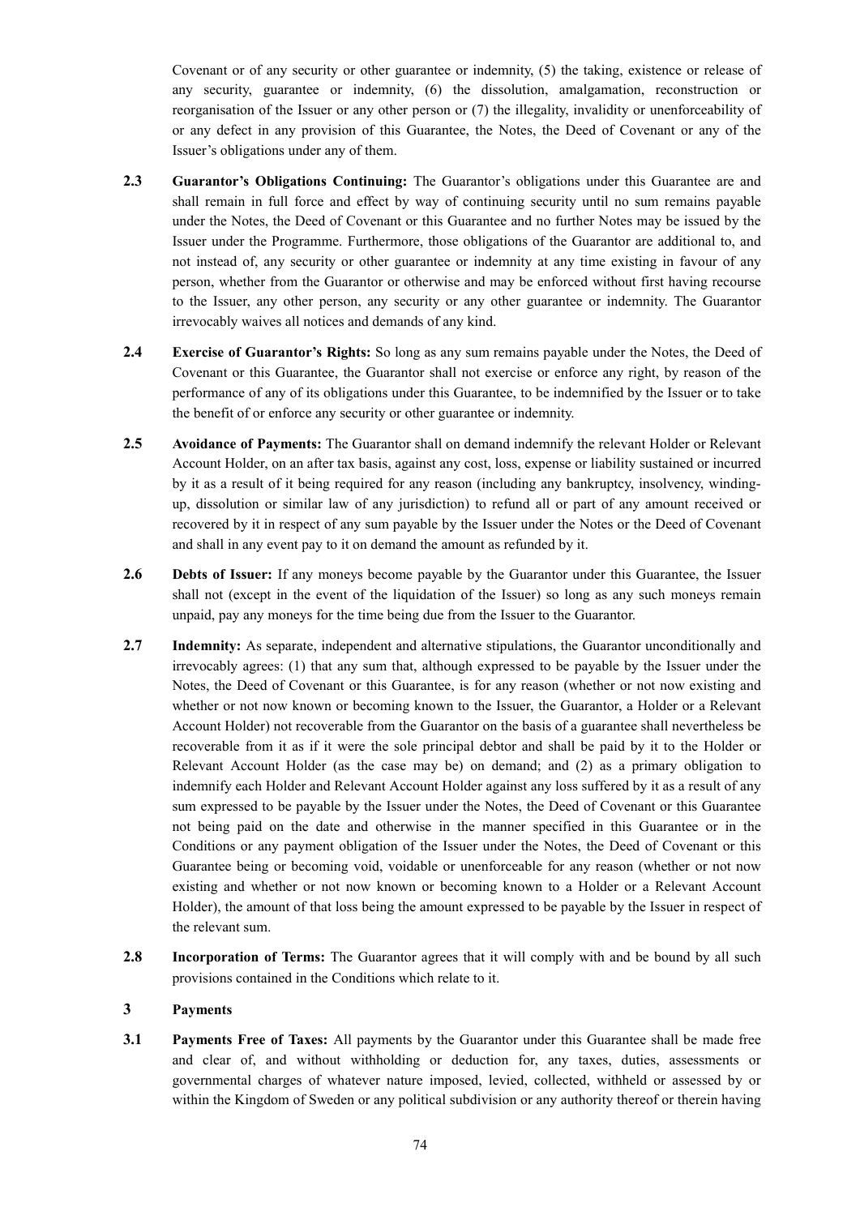Covenant or of any security or other guarantee or indemnity, (5) the taking, existence or release of any security, guarantee or indemnity, (6) the dissolution, amalgamation, reconstruction or reorganisation of the Issuer or any other person or (7) the illegality, invalidity or unenforceability of or any defect in any provision of this Guarantee, the Notes, the Deed of Covenant or any of the Issuer's obligations under any of them.

**2.3 Guarantor's Obligations Continuing:** The Guarantor's obligations under this Guarantee are and shall remain in full force and effect by way of continuing security until no sum remains payable under the Notes, the Deed of Covenant or this Guarantee and no further Notes may be issued by the Issuer under the Programme. Furthermore, those obligations of the Guarantor are additional to, and not instead of, any security or other guarantee or indemnity at any time existing in favour of any person, whether from the Guarantor or otherwise and may be enforced without first having recourse to the Issuer, any other person, any security or any other guarantee or indemnity. The Guarantor irrevocably waives all notices and demands of any kind.

**2.4 Exercise of Guarantor's Rights:** So long as any sum remains payable under the Notes, the Deed of Covenant or this Guarantee, the Guarantor shall not exercise or enforce any right, by reason of the performance of any of its obligations under this Guarantee, to be indemnified by the Issuer or to take the benefit of or enforce any security or other guarantee or indemnity.

**2.5 Avoidance of Payments:** The Guarantor shall on demand indemnify the relevant Holder or Relevant Account Holder, on an after tax basis, against any cost, loss, expense or liability sustained or incurred by it as a result of it being required for any reason (including any bankruptcy, insolvency, winding-up, dissolution or similar law of any jurisdiction) to refund all or part of any amount received or recovered by it in respect of any sum payable by the Issuer under the Notes or the Deed of Covenant and shall in any event pay to it on demand the amount as refunded by it.

**2.6 Debts of Issuer:** If any moneys become payable by the Guarantor under this Guarantee, the Issuer shall not (except in the event of the liquidation of the Issuer) so long as any such moneys remain unpaid, pay any moneys for the time being due from the Issuer to the Guarantor.

**2.7 Indemnity:** As separate, independent and alternative stipulations, the Guarantor unconditionally and irrevocably agrees: (1) that any sum that, although expressed to be payable by the Issuer under the Notes, the Deed of Covenant or this Guarantee, is for any reason (whether or not now existing and whether or not now known or becoming known to the Issuer, the Guarantor, a Holder or a Relevant Account Holder) not recoverable from the Guarantor on the basis of a guarantee shall nevertheless be recoverable from it as if it were the sole principal debtor and shall be paid by it to the Holder or Relevant Account Holder (as the case may be) on demand; and (2) as a primary obligation to indemnify each Holder and Relevant Account Holder against any loss suffered by it as a result of any sum expressed to be payable by the Issuer under the Notes, the Deed of Covenant or this Guarantee not being paid on the date and otherwise in the manner specified in this Guarantee or in the Conditions or any payment obligation of the Issuer under the Notes, the Deed of Covenant or this Guarantee being or becoming void, voidable or unenforceable for any reason (whether or not now existing and whether or not now known or becoming known to a Holder or a Relevant Account Holder), the amount of that loss being the amount expressed to be payable by the Issuer in respect of the relevant sum.

**2.8 Incorporation of Terms:** The Guarantor agrees that it will comply with and be bound by all such provisions contained in the Conditions which relate to it.

## 3 Payments

**3.1 Payments Free of Taxes:** All payments by the Guarantor under this Guarantee shall be made free and clear of, and without withholding or deduction for, any taxes, duties, assessments or governmental charges of whatever nature imposed, levied, collected, withheld or assessed by or within the Kingdom of Sweden or any political subdivision or any authority thereof or therein having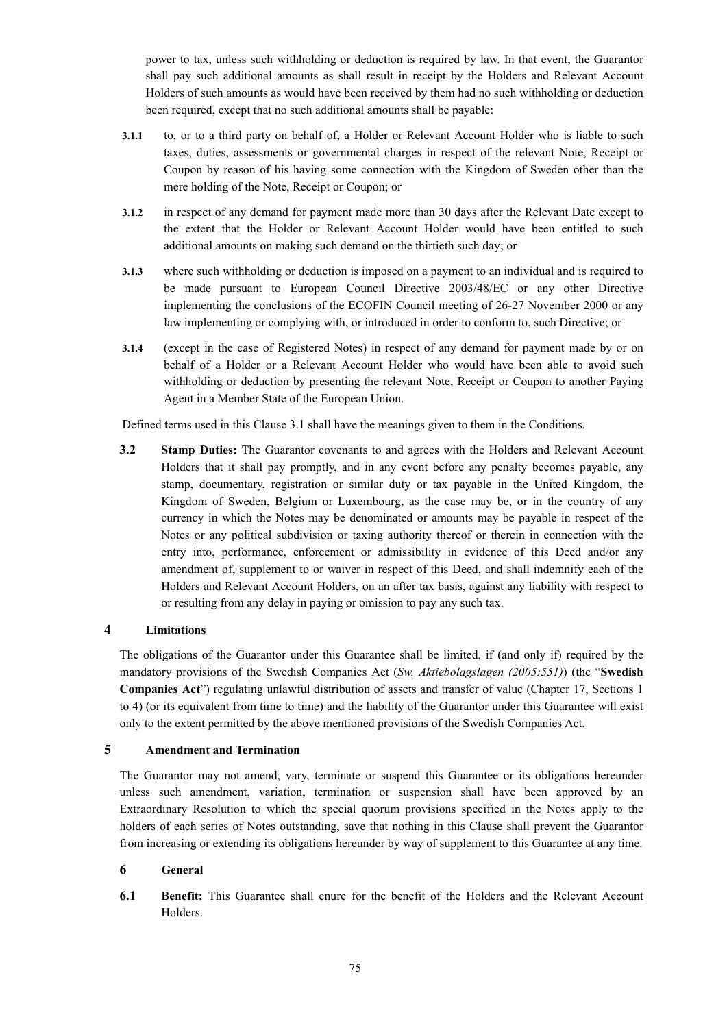power to tax, unless such withholding or deduction is required by law. In that event, the Guarantor shall pay such additional amounts as shall result in receipt by the Holders and Relevant Account Holders of such amounts as would have been received by them had no such withholding or deduction been required, except that no such additional amounts shall be payable:

**3.1.1** to, or to a third party on behalf of, a Holder or Relevant Account Holder who is liable to such taxes, duties, assessments or governmental charges in respect of the relevant Note, Receipt or Coupon by reason of his having some connection with the Kingdom of Sweden other than the mere holding of the Note, Receipt or Coupon; or

**3.1.2** in respect of any demand for payment made more than 30 days after the Relevant Date except to the extent that the Holder or Relevant Account Holder would have been entitled to such additional amounts on making such demand on the thirtieth such day; or

**3.1.3** where such withholding or deduction is imposed on a payment to an individual and is required to be made pursuant to European Council Directive 2003/48/EC or any other Directive implementing the conclusions of the ECOFIN Council meeting of 26-27 November 2000 or any law implementing or complying with, or introduced in order to conform to, such Directive; or

**3.1.4** (except in the case of Registered Notes) in respect of any demand for payment made by or on behalf of a Holder or a Relevant Account Holder who would have been able to avoid such withholding or deduction by presenting the relevant Note, Receipt or Coupon to another Paying Agent in a Member State of the European Union.

Defined terms used in this Clause 3.1 shall have the meanings given to them in the Conditions.

**3.2** **Stamp Duties:** The Guarantor covenants to and agrees with the Holders and Relevant Account Holders that it shall pay promptly, and in any event before any penalty becomes payable, any stamp, documentary, registration or similar duty or tax payable in the United Kingdom, the Kingdom of Sweden, Belgium or Luxembourg, as the case may be, or in the country of any currency in which the Notes may be denominated or amounts may be payable in respect of the Notes or any political subdivision or taxing authority thereof or therein in connection with the entry into, performance, enforcement or admissibility in evidence of this Deed and/or any amendment of, supplement to or waiver in respect of this Deed, and shall indemnify each of the Holders and Relevant Account Holders, on an after tax basis, against any liability with respect to or resulting from any delay in paying or omission to pay any such tax.

## 4 Limitations

The obligations of the Guarantor under this Guarantee shall be limited, if (and only if) required by the mandatory provisions of the Swedish Companies Act (*Sw. Aktiebolagslagen (2005:551)*) (the "**Swedish Companies Act**") regulating unlawful distribution of assets and transfer of value (Chapter 17, Sections 1 to 4) (or its equivalent from time to time) and the liability of the Guarantor under this Guarantee will exist only to the extent permitted by the above mentioned provisions of the Swedish Companies Act.

## 5 Amendment and Termination

The Guarantor may not amend, vary, terminate or suspend this Guarantee or its obligations hereunder unless such amendment, variation, termination or suspension shall have been approved by an Extraordinary Resolution to which the special quorum provisions specified in the Notes apply to the holders of each series of Notes outstanding, save that nothing in this Clause shall prevent the Guarantor from increasing or extending its obligations hereunder by way of supplement to this Guarantee at any time.

## 6 General

**6.1** **Benefit:** This Guarantee shall enure for the benefit of the Holders and the Relevant Account Holders.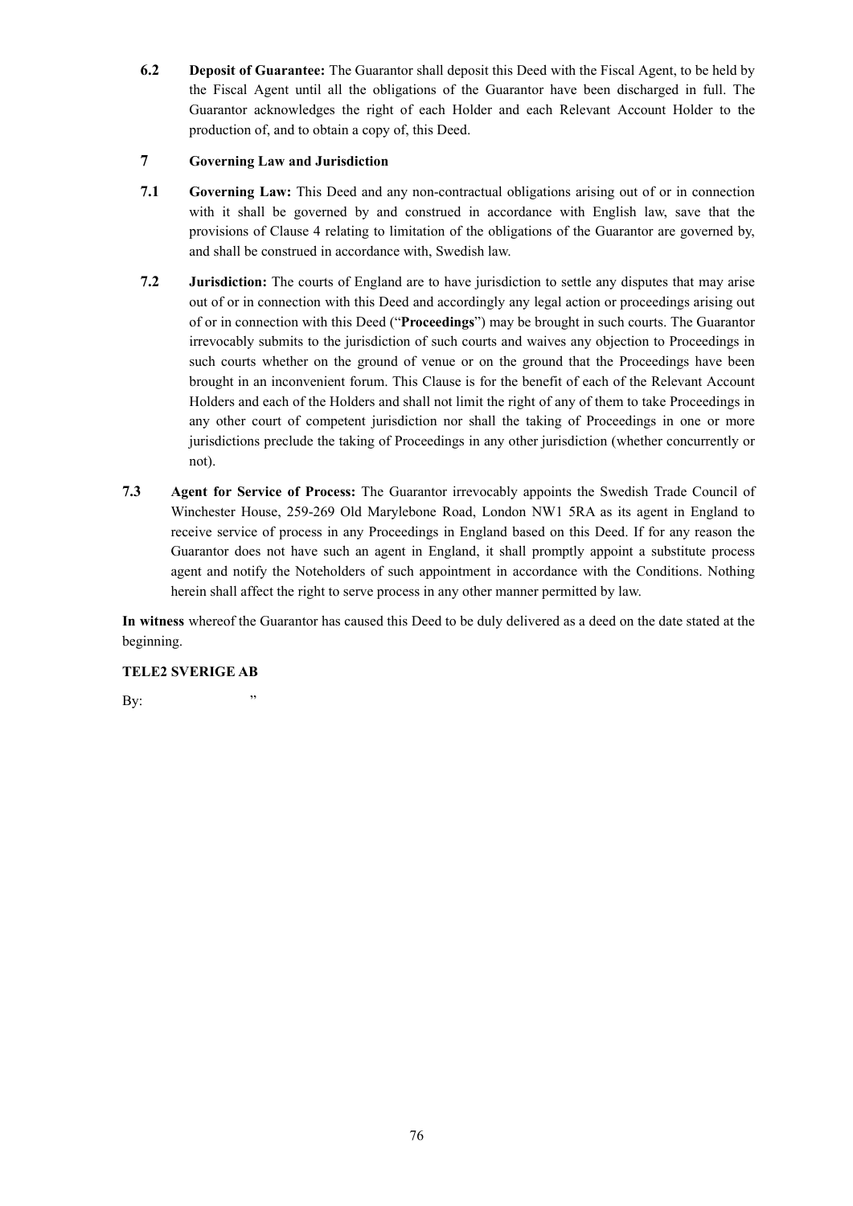**6.2** **Deposit of Guarantee:** The Guarantor shall deposit this Deed with the Fiscal Agent, to be held by the Fiscal Agent until all the obligations of the Guarantor have been discharged in full. The Guarantor acknowledges the right of each Holder and each Relevant Account Holder to the production of, and to obtain a copy of, this Deed.

**7** **Governing Law and Jurisdiction**

**7.1** **Governing Law:** This Deed and any non-contractual obligations arising out of or in connection with it shall be governed by and construed in accordance with English law, save that the provisions of Clause 4 relating to limitation of the obligations of the Guarantor are governed by, and shall be construed in accordance with, Swedish law.

**7.2** **Jurisdiction:** The courts of England are to have jurisdiction to settle any disputes that may arise out of or in connection with this Deed and accordingly any legal action or proceedings arising out of or in connection with this Deed ("**Proceedings**") may be brought in such courts. The Guarantor irrevocably submits to the jurisdiction of such courts and waives any objection to Proceedings in such courts whether on the ground of venue or on the ground that the Proceedings have been brought in an inconvenient forum. This Clause is for the benefit of each of the Relevant Account Holders and each of the Holders and shall not limit the right of any of them to take Proceedings in any other court of competent jurisdiction nor shall the taking of Proceedings in one or more jurisdictions preclude the taking of Proceedings in any other jurisdiction (whether concurrently or not).

**7.3** **Agent for Service of Process:** The Guarantor irrevocably appoints the Swedish Trade Council of Winchester House, 259-269 Old Marylebone Road, London NW1 5RA as its agent in England to receive service of process in any Proceedings in England based on this Deed. If for any reason the Guarantor does not have such an agent in England, it shall promptly appoint a substitute process agent and notify the Noteholders of such appointment in accordance with the Conditions. Nothing herein shall affect the right to serve process in any other manner permitted by law.

**In witness** whereof the Guarantor has caused this Deed to be duly delivered as a deed on the date stated at the beginning.

**TELE2 SVERIGE AB**

By: "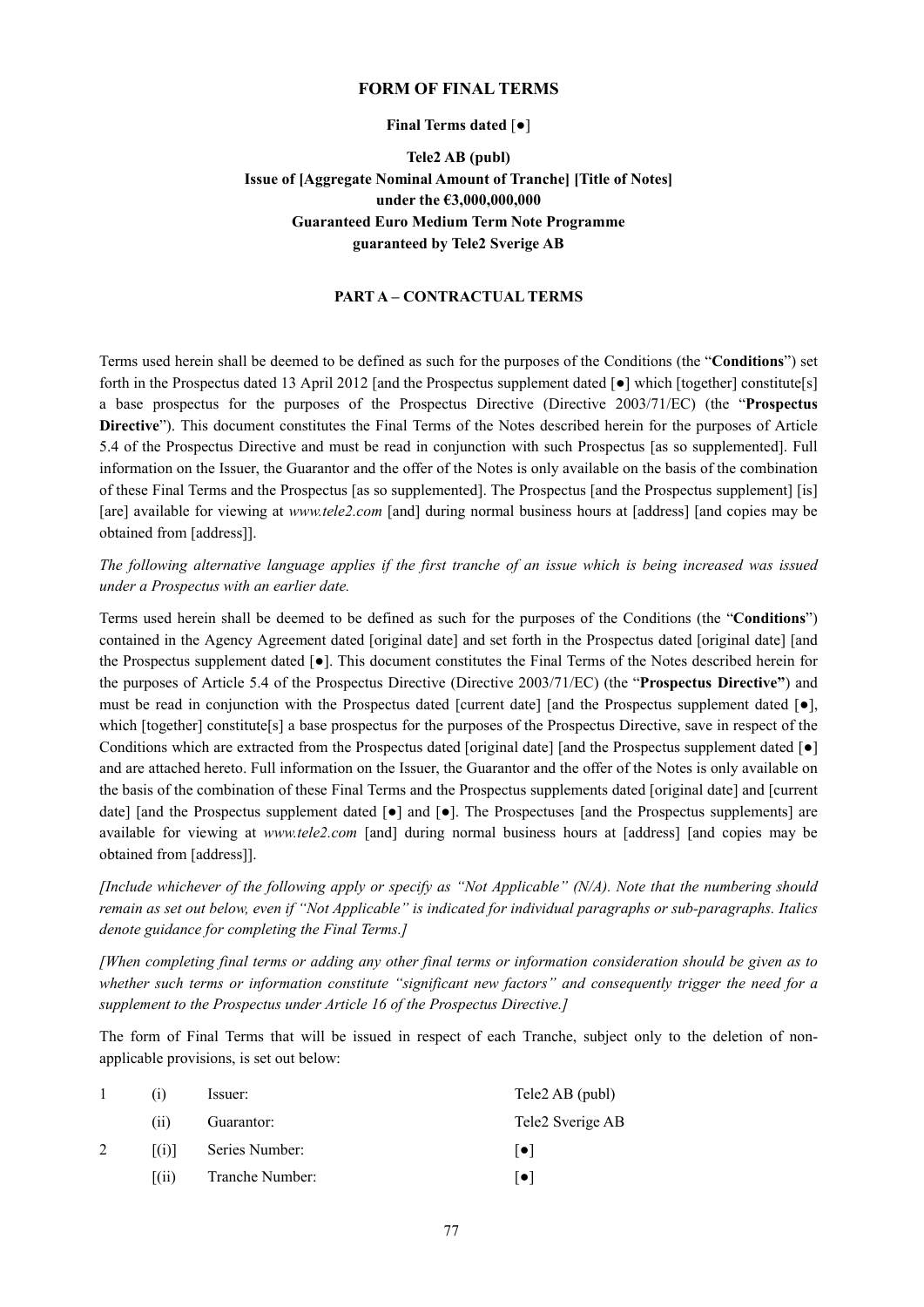## FORM OF FINAL TERMS

**Final Terms dated [●]**

**Tele2 AB (publ)**
**Issue of [Aggregate Nominal Amount of Tranche] [Title of Notes]**
**under the €3,000,000,000**
**Guaranteed Euro Medium Term Note Programme**
**guaranteed by Tele2 Sverige AB**

### PART A – CONTRACTUAL TERMS

Terms used herein shall be deemed to be defined as such for the purposes of the Conditions (the "**Conditions**") set forth in the Prospectus dated 13 April 2012 [and the Prospectus supplement dated [●] which [together] constitute[s] a base prospectus for the purposes of the Prospectus Directive (Directive 2003/71/EC) (the "**Prospectus Directive**"). This document constitutes the Final Terms of the Notes described herein for the purposes of Article 5.4 of the Prospectus Directive and must be read in conjunction with such Prospectus [as so supplemented]. Full information on the Issuer, the Guarantor and the offer of the Notes is only available on the basis of the combination of these Final Terms and the Prospectus [as so supplemented]. The Prospectus [and the Prospectus supplement] [is] [are] available for viewing at *www.tele2.com* [and] during normal business hours at [address] [and copies may be obtained from [address]].

*The following alternative language applies if the first tranche of an issue which is being increased was issued under a Prospectus with an earlier date.*

Terms used herein shall be deemed to be defined as such for the purposes of the Conditions (the "**Conditions**") contained in the Agency Agreement dated [original date] and set forth in the Prospectus dated [original date] [and the Prospectus supplement dated [●]. This document constitutes the Final Terms of the Notes described herein for the purposes of Article 5.4 of the Prospectus Directive (Directive 2003/71/EC) (the "**Prospectus Directive"**) and must be read in conjunction with the Prospectus dated [current date] [and the Prospectus supplement dated [●], which [together] constitute[s] a base prospectus for the purposes of the Prospectus Directive, save in respect of the Conditions which are extracted from the Prospectus dated [original date] [and the Prospectus supplement dated [●] and are attached hereto. Full information on the Issuer, the Guarantor and the offer of the Notes is only available on the basis of the combination of these Final Terms and the Prospectus supplements dated [original date] and [current date] [and the Prospectus supplement dated [●] and [●]. The Prospectuses [and the Prospectus supplements] are available for viewing at *www.tele2.com* [and] during normal business hours at [address] [and copies may be obtained from [address]].

*[Include whichever of the following apply or specify as "Not Applicable" (N/A). Note that the numbering should remain as set out below, even if "Not Applicable" is indicated for individual paragraphs or sub-paragraphs. Italics denote guidance for completing the Final Terms.]*

*[When completing final terms or adding any other final terms or information consideration should be given as to whether such terms or information constitute "significant new factors" and consequently trigger the need for a supplement to the Prospectus under Article 16 of the Prospectus Directive.]*

The form of Final Terms that will be issued in respect of each Tranche, subject only to the deletion of non-applicable provisions, is set out below:

| | | | |
|---|---|---|---|
| 1 | (i) | Issuer: | Tele2 AB (publ) |
| | (ii) | Guarantor: | Tele2 Sverige AB |
| 2 | [(i)] | Series Number: | [●] |
| | [(ii) | Tranche Number: | [●] |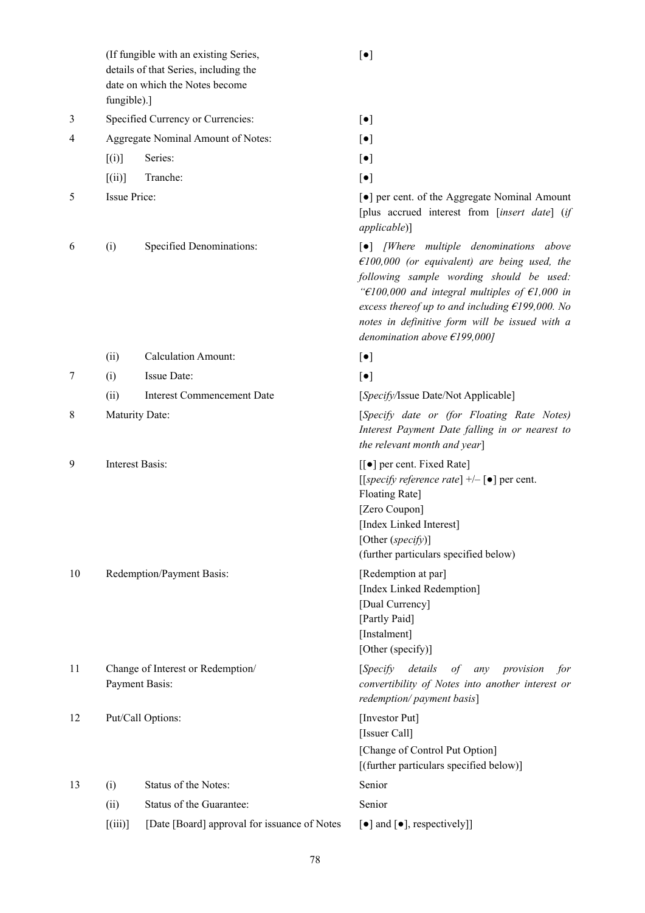| | | | |
|---|---|---|---|
| | (If fungible with an existing Series, details of that Series, including the date on which the Notes become fungible).] | | [●] |
| 3 | Specified Currency or Currencies: | | [●] |
| 4 | Aggregate Nominal Amount of Notes: | | [●] |
| | [(i)] | Series: | [●] |
| | [(ii)] | Tranche: | [●] |
| 5 | Issue Price: | | [●] per cent. of the Aggregate Nominal Amount [plus accrued interest from [*insert date*] (*if applicable*)] |
| 6 | (i) | Specified Denominations: | [●] *[Where multiple denominations above €100,000 (or equivalent) are being used, the following sample wording should be used: "€100,000 and integral multiples of €1,000 in excess thereof up to and including €199,000. No notes in definitive form will be issued with a denomination above €199,000]* |
| | (ii) | Calculation Amount: | [●] |
| 7 | (i) | Issue Date: | [●] |
| | (ii) | Interest Commencement Date | [*Specify*/Issue Date/Not Applicable] |
| 8 | Maturity Date: | | [*Specify date or (for Floating Rate Notes) Interest Payment Date falling in or nearest to the relevant month and year*] |
| 9 | Interest Basis: | | [[●] per cent. Fixed Rate]<br>[[*specify reference rate*] +/– [●] per cent. Floating Rate]<br>[Zero Coupon]<br>[Index Linked Interest]<br>[Other (*specify*)]<br>(further particulars specified below) |
| 10 | Redemption/Payment Basis: | | [Redemption at par]<br>[Index Linked Redemption]<br>[Dual Currency]<br>[Partly Paid]<br>[Instalment]<br>[Other (specify)] |
| 11 | Change of Interest or Redemption/ Payment Basis: | | [*Specify details of any provision for convertibility of Notes into another interest or redemption/ payment basis*] |
| 12 | Put/Call Options: | | [Investor Put]<br>[Issuer Call]<br>[Change of Control Put Option]<br>[(further particulars specified below)] |
| 13 | (i) | Status of the Notes: | Senior |
| | (ii) | Status of the Guarantee: | Senior |
| | [(iii)] | [Date [Board] approval for issuance of Notes | [●] and [●], respectively]] |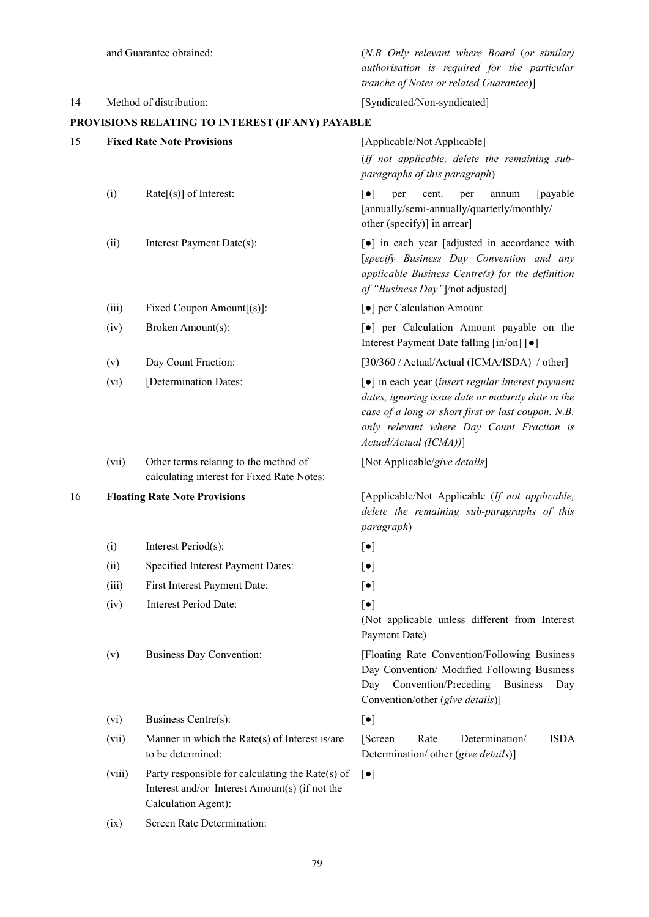| | | | |
|---|---|---|---|
| | | and Guarantee obtained: | (*N.B Only relevant where Board* (*or similar) authorisation is required for the particular tranche of Notes or related Guarantee*)] |
| 14 | | Method of distribution: | [Syndicated/Non-syndicated] |

**PROVISIONS RELATING TO INTEREST (IF ANY) PAYABLE**

| | | | |
|---|---|---|---|
| 15 | | **Fixed Rate Note Provisions** | [Applicable/Not Applicable]<br>(*If not applicable, delete the remaining sub-paragraphs of this paragraph*) |
| | (i) | Rate[(s)] of Interest: | [●] per cent. per annum [payable [annually/semi-annually/quarterly/monthly/ other (specify)] in arrear] |
| | (ii) | Interest Payment Date(s): | [●] in each year [adjusted in accordance with [*specify Business Day Convention and any applicable Business Centre(s) for the definition of "Business Day"*]/not adjusted] |
| | (iii) | Fixed Coupon Amount[(s)]: | [●] per Calculation Amount |
| | (iv) | Broken Amount(s): | [●] per Calculation Amount payable on the Interest Payment Date falling [in/on] [●] |
| | (v) | Day Count Fraction: | [30/360 / Actual/Actual (ICMA/ISDA) / other] |
| | (vi) | [Determination Dates: | [●] in each year (*insert regular interest payment dates, ignoring issue date or maturity date in the case of a long or short first or last coupon. N.B. only relevant where Day Count Fraction is Actual/Actual (ICMA))*] |
| | (vii) | Other terms relating to the method of calculating interest for Fixed Rate Notes: | [Not Applicable/*give details*] |
| 16 | | **Floating Rate Note Provisions** | [Applicable/Not Applicable (*If not applicable, delete the remaining sub-paragraphs of this paragraph*) |
| | (i) | Interest Period(s): | [●] |
| | (ii) | Specified Interest Payment Dates: | [●] |
| | (iii) | First Interest Payment Date: | [●] |
| | (iv) | Interest Period Date: | [●]<br>(Not applicable unless different from Interest Payment Date) |
| | (v) | Business Day Convention: | [Floating Rate Convention/Following Business Day Convention/ Modified Following Business Day Convention/Preceding Business Day Convention/other (*give details*)] |
| | (vi) | Business Centre(s): | [●] |
| | (vii) | Manner in which the Rate(s) of Interest is/are to be determined: | [Screen Rate Determination/ ISDA Determination/ other (*give details*)] |
| | (viii) | Party responsible for calculating the Rate(s) of Interest and/or Interest Amount(s) (if not the Calculation Agent): | [●] |
| | (ix) | Screen Rate Determination: | |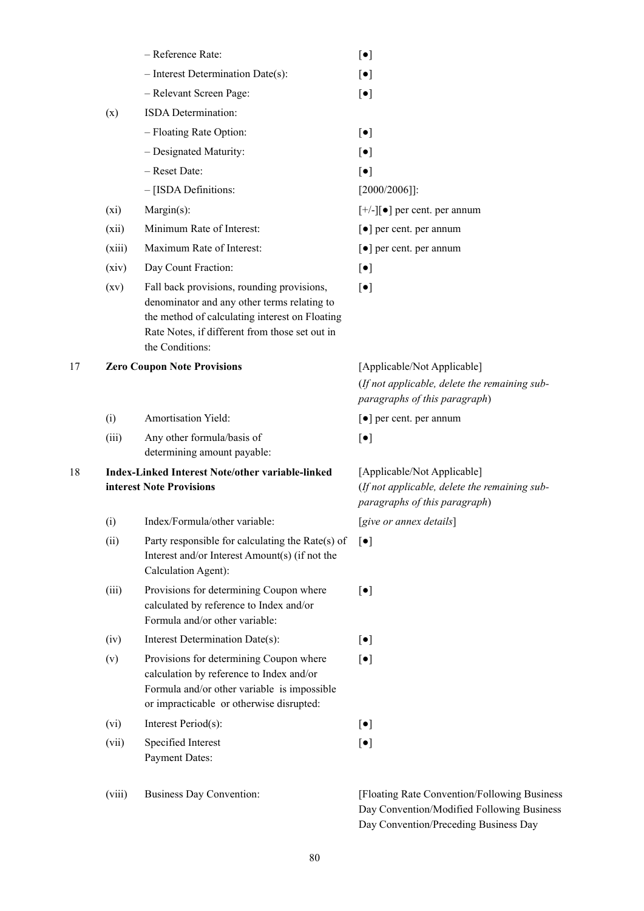| | | | |
|---|---|---|---|
| | | – Reference Rate: | [●] |
| | | – Interest Determination Date(s): | [●] |
| | | – Relevant Screen Page: | [●] |
| | (x) | ISDA Determination: | |
| | | – Floating Rate Option: | [●] |
| | | – Designated Maturity: | [●] |
| | | – Reset Date: | [●] |
| | | – [ISDA Definitions: | [2000/2006]]: |
| | (xi) | Margin(s): | [+/-][●] per cent. per annum |
| | (xii) | Minimum Rate of Interest: | [●] per cent. per annum |
| | (xiii) | Maximum Rate of Interest: | [●] per cent. per annum |
| | (xiv) | Day Count Fraction: | [●] |
| | (xv) | Fall back provisions, rounding provisions, denominator and any other terms relating to the method of calculating interest on Floating Rate Notes, if different from those set out in the Conditions: | [●] |
| 17 | **Zero Coupon Note Provisions** | | [Applicable/Not Applicable] (*If not applicable, delete the remaining sub-paragraphs of this paragraph*) |
| | (i) | Amortisation Yield: | [●] per cent. per annum |
| | (iii) | Any other formula/basis of determining amount payable: | [●] |
| 18 | **Index-Linked Interest Note/other variable-linked interest Note Provisions** | | [Applicable/Not Applicable] (*If not applicable, delete the remaining sub-paragraphs of this paragraph*) |
| | (i) | Index/Formula/other variable: | [*give or annex details*] |
| | (ii) | Party responsible for calculating the Rate(s) of Interest and/or Interest Amount(s) (if not the Calculation Agent): | [●] |
| | (iii) | Provisions for determining Coupon where calculated by reference to Index and/or Formula and/or other variable: | [●] |
| | (iv) | Interest Determination Date(s): | [●] |
| | (v) | Provisions for determining Coupon where calculation by reference to Index and/or Formula and/or other variable is impossible or impracticable or otherwise disrupted: | [●] |
| | (vi) | Interest Period(s): | [●] |
| | (vii) | Specified Interest Payment Dates: | [●] |
| | (viii) | Business Day Convention: | [Floating Rate Convention/Following Business Day Convention/Modified Following Business Day Convention/Preceding Business Day |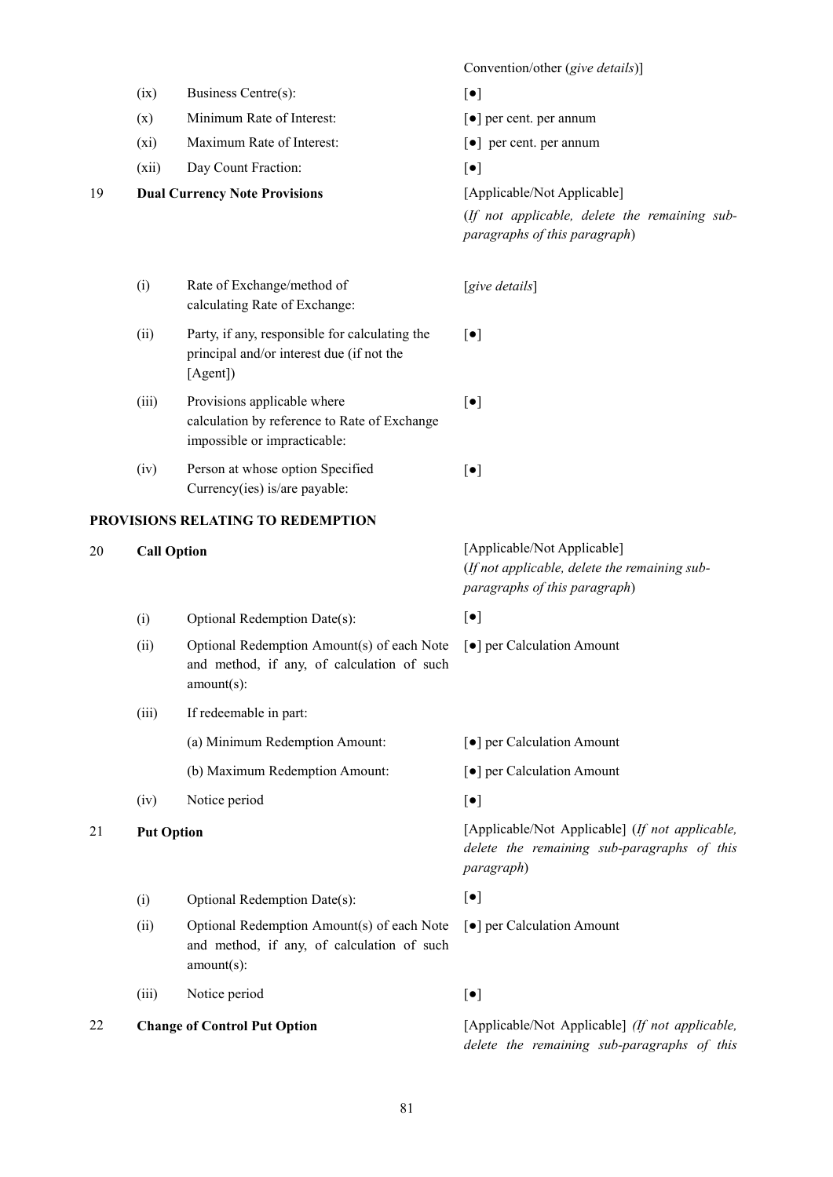| | | | |
|---|---|---|---|
| | | | Convention/other (*give details*)] |
| | (ix) | Business Centre(s): | [●] |
| | (x) | Minimum Rate of Interest: | [●] per cent. per annum |
| | (xi) | Maximum Rate of Interest: | [●] per cent. per annum |
| | (xii) | Day Count Fraction: | [●] |
| 19 | **Dual Currency Note Provisions** | | [Applicable/Not Applicable] (*If not applicable, delete the remaining sub-paragraphs of this paragraph*) |
| | (i) | Rate of Exchange/method of calculating Rate of Exchange: | [*give details*] |
| | (ii) | Party, if any, responsible for calculating the principal and/or interest due (if not the [Agent]) | [●] |
| | (iii) | Provisions applicable where calculation by reference to Rate of Exchange impossible or impracticable: | [●] |
| | (iv) | Person at whose option Specified Currency(ies) is/are payable: | [●] |

**PROVISIONS RELATING TO REDEMPTION**

| | | | |
|---|---|---|---|
| 20 | **Call Option** | | [Applicable/Not Applicable] (*If not applicable, delete the remaining sub-paragraphs of this paragraph*) |
| | (i) | Optional Redemption Date(s): | [●] |
| | (ii) | Optional Redemption Amount(s) of each Note and method, if any, of calculation of such amount(s): | [●] per Calculation Amount |
| | (iii) | If redeemable in part: | |
| | | (a) Minimum Redemption Amount: | [●] per Calculation Amount |
| | | (b) Maximum Redemption Amount: | [●] per Calculation Amount |
| | (iv) | Notice period | [●] |
| 21 | **Put Option** | | [Applicable/Not Applicable] (*If not applicable, delete the remaining sub-paragraphs of this paragraph*) |
| | (i) | Optional Redemption Date(s): | [●] |
| | (ii) | Optional Redemption Amount(s) of each Note and method, if any, of calculation of such amount(s): | [●] per Calculation Amount |
| | (iii) | Notice period | [●] |
| 22 | **Change of Control Put Option** | | [Applicable/Not Applicable] *(If not applicable, delete the remaining sub-paragraphs of this* |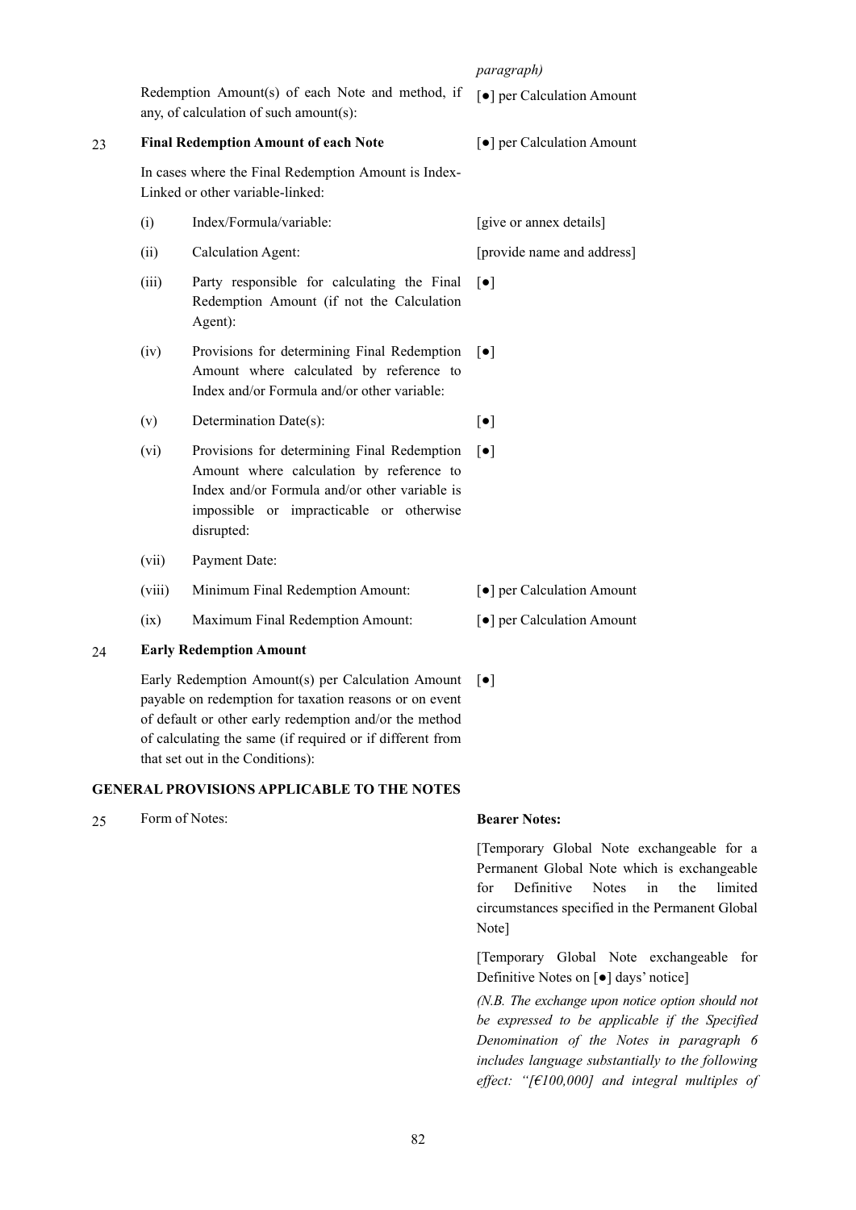| | | | |
|---|---|---|---|
| | | | *paragraph)* |
| | Redemption Amount(s) of each Note and method, if any, of calculation of such amount(s): | | [●] per Calculation Amount |
| 23 | **Final Redemption Amount of each Note** | | [●] per Calculation Amount |
| | In cases where the Final Redemption Amount is Index-Linked or other variable-linked: | | |
| | (i) | Index/Formula/variable: | [give or annex details] |
| | (ii) | Calculation Agent: | [provide name and address] |
| | (iii) | Party responsible for calculating the Final Redemption Amount (if not the Calculation Agent): | [●] |
| | (iv) | Provisions for determining Final Redemption Amount where calculated by reference to Index and/or Formula and/or other variable: | [●] |
| | (v) | Determination Date(s): | [●] |
| | (vi) | Provisions for determining Final Redemption Amount where calculation by reference to Index and/or Formula and/or other variable is impossible or impracticable or otherwise disrupted: | [●] |
| | (vii) | Payment Date: | |
| | (viii) | Minimum Final Redemption Amount: | [●] per Calculation Amount |
| | (ix) | Maximum Final Redemption Amount: | [●] per Calculation Amount |
| 24 | **Early Redemption Amount** | | |
| | Early Redemption Amount(s) per Calculation Amount payable on redemption for taxation reasons or on event of default or other early redemption and/or the method of calculating the same (if required or if different from that set out in the Conditions): | | [●] |

## GENERAL PROVISIONS APPLICABLE TO THE NOTES

25 Form of Notes: **Bearer Notes:**

[Temporary Global Note exchangeable for a Permanent Global Note which is exchangeable for Definitive Notes in the limited circumstances specified in the Permanent Global Note]

[Temporary Global Note exchangeable for Definitive Notes on [●] days' notice]

*(N.B. The exchange upon notice option should not be expressed to be applicable if the Specified Denomination of the Notes in paragraph 6 includes language substantially to the following effect: "[€100,000] and integral multiples of*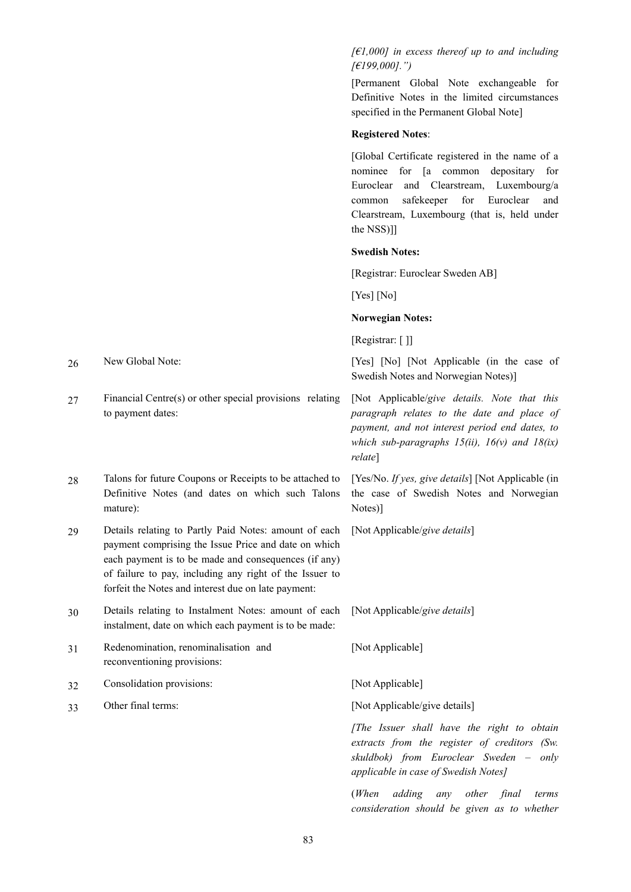| | | *[€1,000] in excess thereof up to and including [€199,000].")* |
|---|---|---|
| | | [Permanent Global Note exchangeable for Definitive Notes in the limited circumstances specified in the Permanent Global Note] |
| | | **Registered Notes**: |
| | | [Global Certificate registered in the name of a nominee for [a common depositary for Euroclear and Clearstream, Luxembourg/a common safekeeper for Euroclear and Clearstream, Luxembourg (that is, held under the NSS)]] |
| | | **Swedish Notes:** |
| | | [Registrar: Euroclear Sweden AB] |
| | | [Yes] [No] |
| | | **Norwegian Notes:** |
| | | [Registrar: [ ]] |
| 26 | New Global Note: | [Yes] [No] [Not Applicable (in the case of Swedish Notes and Norwegian Notes)] |
| 27 | Financial Centre(s) or other special provisions relating to payment dates: | [Not Applicable/*give details. Note that this paragraph relates to the date and place of payment, and not interest period end dates, to which sub-paragraphs 15(ii), 16(v) and 18(ix) relate*] |
| 28 | Talons for future Coupons or Receipts to be attached to Definitive Notes (and dates on which such Talons mature): | [Yes/No. *If yes, give details*] [Not Applicable (in the case of Swedish Notes and Norwegian Notes)] |
| 29 | Details relating to Partly Paid Notes: amount of each payment comprising the Issue Price and date on which each payment is to be made and consequences (if any) of failure to pay, including any right of the Issuer to forfeit the Notes and interest due on late payment: | [Not Applicable/*give details*] |
| 30 | Details relating to Instalment Notes: amount of each instalment, date on which each payment is to be made: | [Not Applicable/*give details*] |
| 31 | Redenomination, renominalisation and reconventioning provisions: | [Not Applicable] |
| 32 | Consolidation provisions: | [Not Applicable] |
| 33 | Other final terms: | [Not Applicable/give details] |
| | | *[The Issuer shall have the right to obtain extracts from the register of creditors (Sw. skuldbok) from Euroclear Sweden – only applicable in case of Swedish Notes]* |
| | | (*When adding any other final terms consideration should be given as to whether* |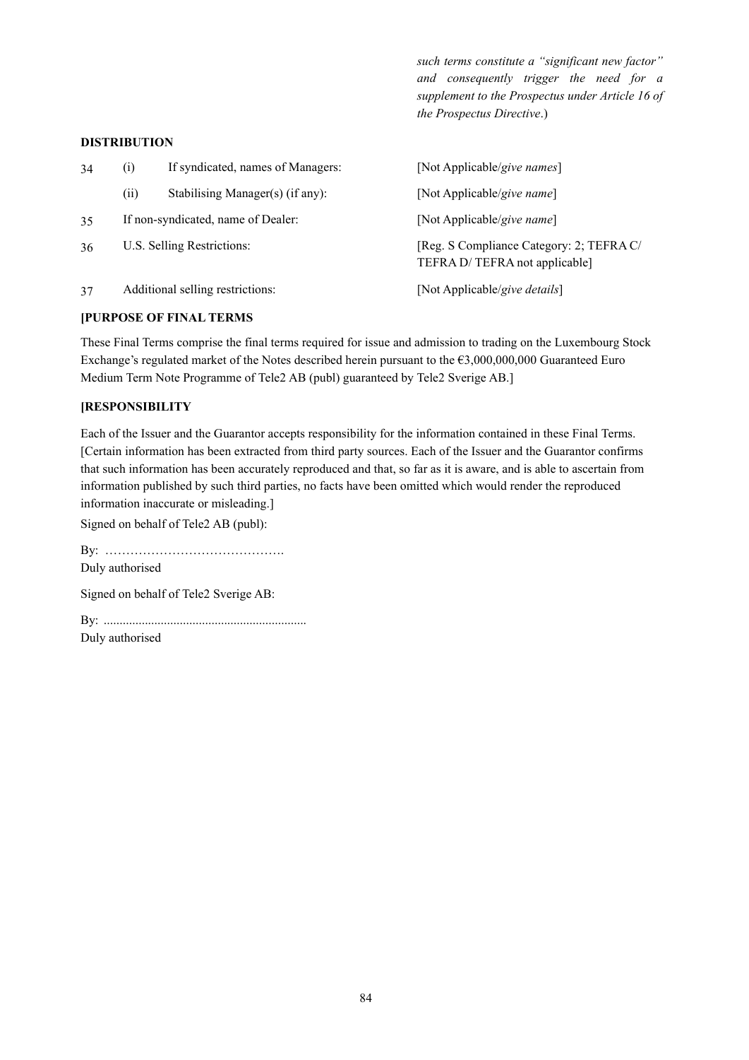*such terms constitute a "significant new factor" and consequently trigger the need for a supplement to the Prospectus under Article 16 of the Prospectus Directive*.)

**DISTRIBUTION**

| | | | |
|---|---|---|---|
| 34 | (i) | If syndicated, names of Managers: | [Not Applicable/*give names*] |
| | (ii) | Stabilising Manager(s) (if any): | [Not Applicable/*give name*] |
| 35 | | If non-syndicated, name of Dealer: | [Not Applicable/*give name*] |
| 36 | | U.S. Selling Restrictions: | [Reg. S Compliance Category: 2; TEFRA C/ TEFRA D/ TEFRA not applicable] |
| 37 | | Additional selling restrictions: | [Not Applicable/*give details*] |

**[PURPOSE OF FINAL TERMS**

These Final Terms comprise the final terms required for issue and admission to trading on the Luxembourg Stock Exchange's regulated market of the Notes described herein pursuant to the €3,000,000,000 Guaranteed Euro Medium Term Note Programme of Tele2 AB (publ) guaranteed by Tele2 Sverige AB.]

**[RESPONSIBILITY**

Each of the Issuer and the Guarantor accepts responsibility for the information contained in these Final Terms. [Certain information has been extracted from third party sources. Each of the Issuer and the Guarantor confirms that such information has been accurately reproduced and that, so far as it is aware, and is able to ascertain from information published by such third parties, no facts have been omitted which would render the reproduced information inaccurate or misleading.]

Signed on behalf of Tele2 AB (publ):

By: …………………………………….
Duly authorised

Signed on behalf of Tele2 Sverige AB:

By: ...............................................................
Duly authorised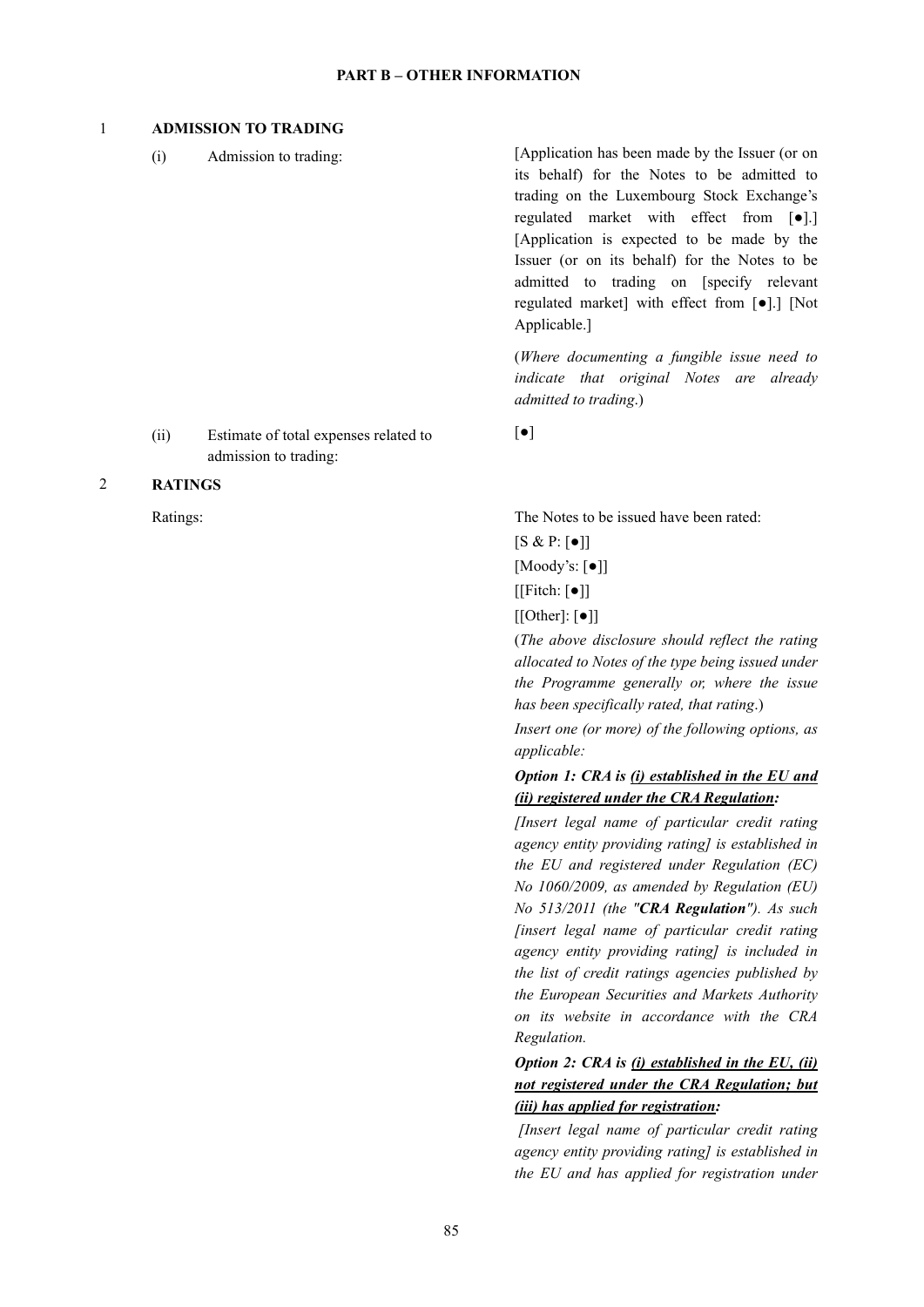## PART B – OTHER INFORMATION

### 1 ADMISSION TO TRADING

(i) Admission to trading:

[Application has been made by the Issuer (or on its behalf) for the Notes to be admitted to trading on the Luxembourg Stock Exchange's regulated market with effect from [●].] [Application is expected to be made by the Issuer (or on its behalf) for the Notes to be admitted to trading on [specify relevant regulated market] with effect from [●].] [Not Applicable.]

(*Where documenting a fungible issue need to indicate that original Notes are already admitted to trading*.)

(ii) Estimate of total expenses related to admission to trading:

[●]

### 2 RATINGS

Ratings:

The Notes to be issued have been rated:

[S & P: [●]]

[Moody's: [●]]

[[Fitch: [●]]

[[Other]: [●]]

(*The above disclosure should reflect the rating allocated to Notes of the type being issued under the Programme generally or, where the issue has been specifically rated, that rating*.)

*Insert one (or more) of the following options, as applicable:*

***Option 1: CRA is <u>(i) established in the EU and (ii) registered under the CRA Regulation</u>:***

*[Insert legal name of particular credit rating agency entity providing rating] is established in the EU and registered under Regulation (EC) No 1060/2009, as amended by Regulation (EU) No 513/2011 (the "**CRA Regulation**"). As such [insert legal name of particular credit rating agency entity providing rating] is included in the list of credit ratings agencies published by the European Securities and Markets Authority on its website in accordance with the CRA Regulation.*

***Option 2: CRA is <u>(i) established in the EU, (ii) not registered under the CRA Regulation; but (iii) has applied for registration</u>:***

*[Insert legal name of particular credit rating agency entity providing rating] is established in the EU and has applied for registration under*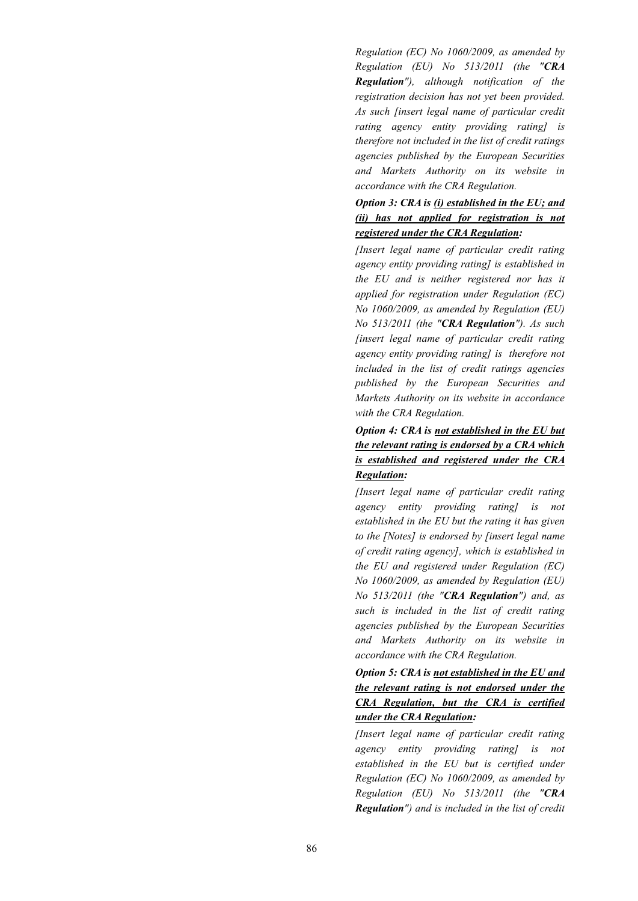*Regulation (EC) No 1060/2009, as amended by Regulation (EU) No 513/2011 (the "**CRA Regulation**"), although notification of the registration decision has not yet been provided. As such [insert legal name of particular credit rating agency entity providing rating] is therefore not included in the list of credit ratings agencies published by the European Securities and Markets Authority on its website in accordance with the CRA Regulation.*

***Option 3: CRA is <u>(i) established in the EU; and (ii) has not applied for registration is not registered under the CRA Regulation</u>:***

*[Insert legal name of particular credit rating agency entity providing rating] is established in the EU and is neither registered nor has it applied for registration under Regulation (EC) No 1060/2009, as amended by Regulation (EU) No 513/2011 (the "**CRA Regulation**"). As such [insert legal name of particular credit rating agency entity providing rating] is therefore not included in the list of credit ratings agencies published by the European Securities and Markets Authority on its website in accordance with the CRA Regulation.*

***Option 4: CRA is <u>not established in the EU but the relevant rating is endorsed by a CRA which is established and registered under the CRA Regulation</u>:***

*[Insert legal name of particular credit rating agency entity providing rating] is not established in the EU but the rating it has given to the [Notes] is endorsed by [insert legal name of credit rating agency], which is established in the EU and registered under Regulation (EC) No 1060/2009, as amended by Regulation (EU) No 513/2011 (the "**CRA Regulation**") and, as such is included in the list of credit rating agencies published by the European Securities and Markets Authority on its website in accordance with the CRA Regulation.*

***Option 5: CRA is <u>not established in the EU and the relevant rating is not endorsed under the CRA Regulation, but the CRA is certified under the CRA Regulation</u>:***

*[Insert legal name of particular credit rating agency entity providing rating] is not established in the EU but is certified under Regulation (EC) No 1060/2009, as amended by Regulation (EU) No 513/2011 (the "**CRA Regulation**") and is included in the list of credit*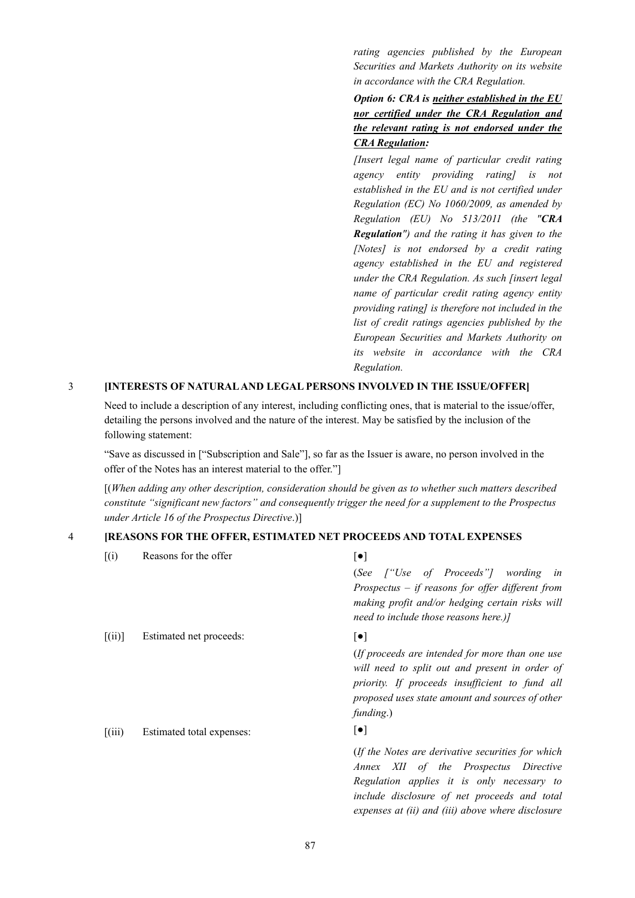*rating agencies published by the European Securities and Markets Authority on its website in accordance with the CRA Regulation.*

***Option 6: CRA is neither established in the EU nor certified under the CRA Regulation and the relevant rating is not endorsed under the CRA Regulation:***

*[Insert legal name of particular credit rating agency entity providing rating] is not established in the EU and is not certified under Regulation (EC) No 1060/2009, as amended by Regulation (EU) No 513/2011 (the "**CRA Regulation**") and the rating it has given to the [Notes] is not endorsed by a credit rating agency established in the EU and registered under the CRA Regulation. As such [insert legal name of particular credit rating agency entity providing rating] is therefore not included in the list of credit ratings agencies published by the European Securities and Markets Authority on its website in accordance with the CRA Regulation.*

## 3 [INTERESTS OF NATURAL AND LEGAL PERSONS INVOLVED IN THE ISSUE/OFFER]

Need to include a description of any interest, including conflicting ones, that is material to the issue/offer, detailing the persons involved and the nature of the interest. May be satisfied by the inclusion of the following statement:

"Save as discussed in ["Subscription and Sale"], so far as the Issuer is aware, no person involved in the offer of the Notes has an interest material to the offer."]

[(*When adding any other description, consideration should be given as to whether such matters described constitute "significant new factors" and consequently trigger the need for a supplement to the Prospectus under Article 16 of the Prospectus Directive*.)]

## 4 [REASONS FOR THE OFFER, ESTIMATED NET PROCEEDS AND TOTAL EXPENSES

| | | |
|---|---|---|
| [(i) | Reasons for the offer | [●]<br>(*See ["Use of Proceeds"] wording in Prospectus – if reasons for offer different from making profit and/or hedging certain risks will need to include those reasons here.)]* |
| [(ii)] | Estimated net proceeds: | [●]<br>(*If proceeds are intended for more than one use will need to split out and present in order of priority. If proceeds insufficient to fund all proposed uses state amount and sources of other funding*.) |
| [(iii) | Estimated total expenses: | [●]<br>(*If the Notes are derivative securities for which Annex XII of the Prospectus Directive Regulation applies it is only necessary to include disclosure of net proceeds and total expenses at (ii) and (iii) above where disclosure* |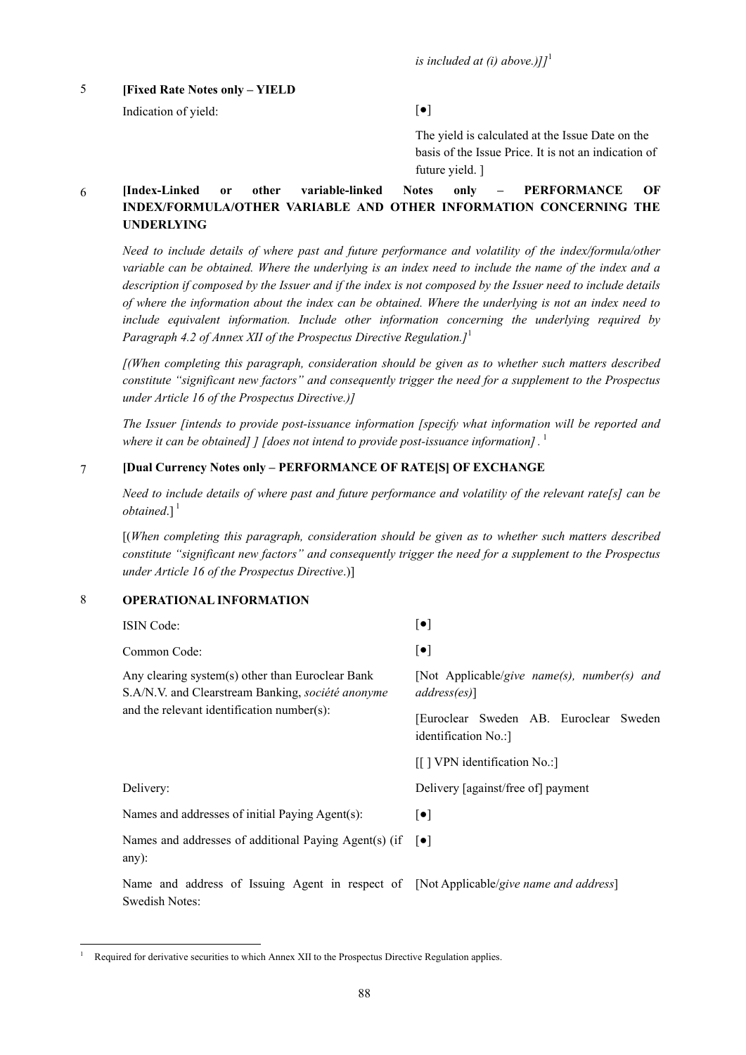*is included at (i) above.)]]*[1]

5 **[Fixed Rate Notes only – YIELD**

| | |
|---|---|
| Indication of yield: | [●] |
| | The yield is calculated at the Issue Date on the basis of the Issue Price. It is not an indication of future yield. ] |

6 **[Index-Linked or other variable-linked Notes only – PERFORMANCE OF INDEX/FORMULA/OTHER VARIABLE AND OTHER INFORMATION CONCERNING THE UNDERLYING**

*Need to include details of where past and future performance and volatility of the index/formula/other variable can be obtained. Where the underlying is an index need to include the name of the index and a description if composed by the Issuer and if the index is not composed by the Issuer need to include details of where the information about the index can be obtained. Where the underlying is not an index need to include equivalent information. Include other information concerning the underlying required by Paragraph 4.2 of Annex XII of the Prospectus Directive Regulation.]*[1]

*[(When completing this paragraph, consideration should be given as to whether such matters described constitute "significant new factors" and consequently trigger the need for a supplement to the Prospectus under Article 16 of the Prospectus Directive.)]*

*The Issuer [intends to provide post-issuance information [specify what information will be reported and where it can be obtained] ] [does not intend to provide post-issuance information] .*[1]

7 **[Dual Currency Notes only – PERFORMANCE OF RATE[S] OF EXCHANGE**

*Need to include details of where past and future performance and volatility of the relevant rate[s] can be obtained.*][1]

[(*When completing this paragraph, consideration should be given as to whether such matters described constitute "significant new factors" and consequently trigger the need for a supplement to the Prospectus under Article 16 of the Prospectus Directive*.)]

8 **OPERATIONAL INFORMATION**

| | |
|---|---|
| ISIN Code: | [●] |
| Common Code: | [●] |
| Any clearing system(s) other than Euroclear Bank S.A/N.V. and Clearstream Banking, *société anonyme* and the relevant identification number(s): | [Not Applicable/*give name(s), number(s) and address(es)*] |
| | [Euroclear Sweden AB. Euroclear Sweden identification No.:] |
| | [[ ] VPN identification No.:] |
| Delivery: | Delivery [against/free of] payment |
| Names and addresses of initial Paying Agent(s): | [●] |
| Names and addresses of additional Paying Agent(s) (if any): | [●] |
| Name and address of Issuing Agent in respect of Swedish Notes: | [Not Applicable/*give name and address*] |

[1] Required for derivative securities to which Annex XII to the Prospectus Directive Regulation applies.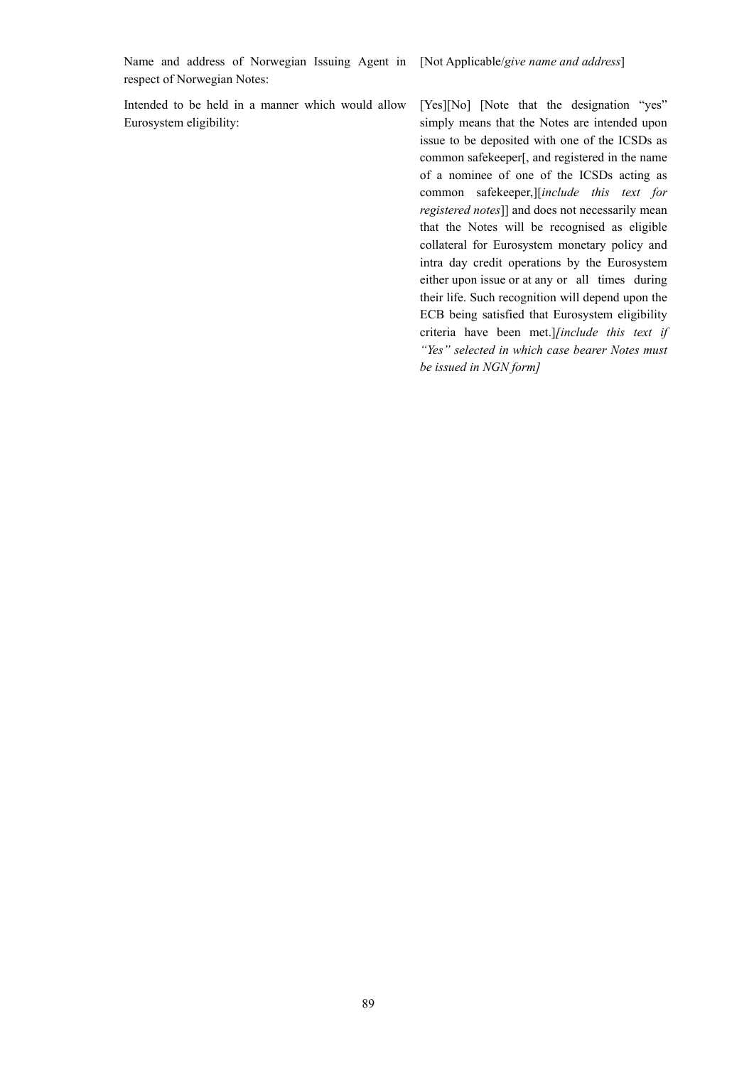| | |
|---|---|
| Name and address of Norwegian Issuing Agent in respect of Norwegian Notes: | [Not Applicable/*give name and address*] |
| Intended to be held in a manner which would allow Eurosystem eligibility: | [Yes][No] [Note that the designation "yes" simply means that the Notes are intended upon issue to be deposited with one of the ICSDs as common safekeeper[, and registered in the name of a nominee of one of the ICSDs acting as common safekeeper,][*include this text for registered notes*]] and does not necessarily mean that the Notes will be recognised as eligible collateral for Eurosystem monetary policy and intra day credit operations by the Eurosystem either upon issue or at any or all times during their life. Such recognition will depend upon the ECB being satisfied that Eurosystem eligibility criteria have been met.]*[include this text if "Yes" selected in which case bearer Notes must be issued in NGN form]* |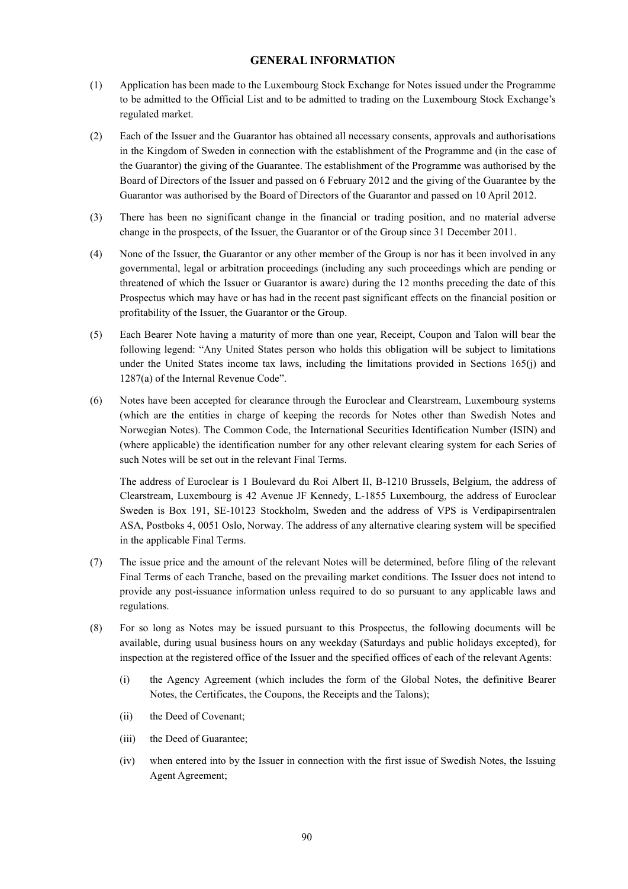## GENERAL INFORMATION

(1) Application has been made to the Luxembourg Stock Exchange for Notes issued under the Programme to be admitted to the Official List and to be admitted to trading on the Luxembourg Stock Exchange's regulated market.

(2) Each of the Issuer and the Guarantor has obtained all necessary consents, approvals and authorisations in the Kingdom of Sweden in connection with the establishment of the Programme and (in the case of the Guarantor) the giving of the Guarantee. The establishment of the Programme was authorised by the Board of Directors of the Issuer and passed on 6 February 2012 and the giving of the Guarantee by the Guarantor was authorised by the Board of Directors of the Guarantor and passed on 10 April 2012.

(3) There has been no significant change in the financial or trading position, and no material adverse change in the prospects, of the Issuer, the Guarantor or of the Group since 31 December 2011.

(4) None of the Issuer, the Guarantor or any other member of the Group is nor has it been involved in any governmental, legal or arbitration proceedings (including any such proceedings which are pending or threatened of which the Issuer or Guarantor is aware) during the 12 months preceding the date of this Prospectus which may have or has had in the recent past significant effects on the financial position or profitability of the Issuer, the Guarantor or the Group.

(5) Each Bearer Note having a maturity of more than one year, Receipt, Coupon and Talon will bear the following legend: "Any United States person who holds this obligation will be subject to limitations under the United States income tax laws, including the limitations provided in Sections 165(j) and 1287(a) of the Internal Revenue Code".

(6) Notes have been accepted for clearance through the Euroclear and Clearstream, Luxembourg systems (which are the entities in charge of keeping the records for Notes other than Swedish Notes and Norwegian Notes). The Common Code, the International Securities Identification Number (ISIN) and (where applicable) the identification number for any other relevant clearing system for each Series of such Notes will be set out in the relevant Final Terms.

    The address of Euroclear is 1 Boulevard du Roi Albert II, B-1210 Brussels, Belgium, the address of Clearstream, Luxembourg is 42 Avenue JF Kennedy, L-1855 Luxembourg, the address of Euroclear Sweden is Box 191, SE-10123 Stockholm, Sweden and the address of VPS is Verdipapirsentralen ASA, Postboks 4, 0051 Oslo, Norway. The address of any alternative clearing system will be specified in the applicable Final Terms.

(7) The issue price and the amount of the relevant Notes will be determined, before filing of the relevant Final Terms of each Tranche, based on the prevailing market conditions. The Issuer does not intend to provide any post-issuance information unless required to do so pursuant to any applicable laws and regulations.

(8) For so long as Notes may be issued pursuant to this Prospectus, the following documents will be available, during usual business hours on any weekday (Saturdays and public holidays excepted), for inspection at the registered office of the Issuer and the specified offices of each of the relevant Agents:

    (i) the Agency Agreement (which includes the form of the Global Notes, the definitive Bearer Notes, the Certificates, the Coupons, the Receipts and the Talons);

    (ii) the Deed of Covenant;

    (iii) the Deed of Guarantee;

    (iv) when entered into by the Issuer in connection with the first issue of Swedish Notes, the Issuing Agent Agreement;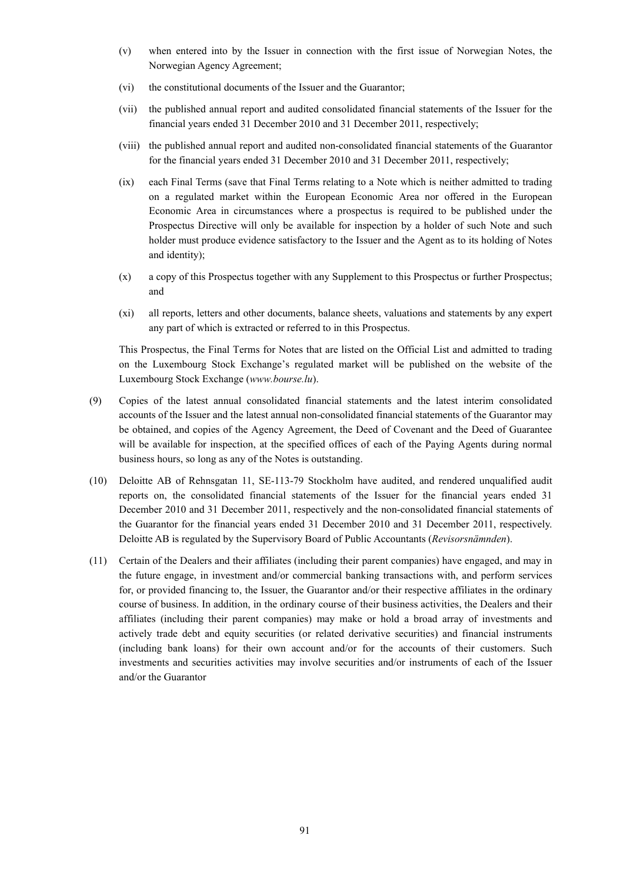(v) when entered into by the Issuer in connection with the first issue of Norwegian Notes, the Norwegian Agency Agreement;

(vi) the constitutional documents of the Issuer and the Guarantor;

(vii) the published annual report and audited consolidated financial statements of the Issuer for the financial years ended 31 December 2010 and 31 December 2011, respectively;

(viii) the published annual report and audited non-consolidated financial statements of the Guarantor for the financial years ended 31 December 2010 and 31 December 2011, respectively;

(ix) each Final Terms (save that Final Terms relating to a Note which is neither admitted to trading on a regulated market within the European Economic Area nor offered in the European Economic Area in circumstances where a prospectus is required to be published under the Prospectus Directive will only be available for inspection by a holder of such Note and such holder must produce evidence satisfactory to the Issuer and the Agent as to its holding of Notes and identity);

(x) a copy of this Prospectus together with any Supplement to this Prospectus or further Prospectus; and

(xi) all reports, letters and other documents, balance sheets, valuations and statements by any expert any part of which is extracted or referred to in this Prospectus.

This Prospectus, the Final Terms for Notes that are listed on the Official List and admitted to trading on the Luxembourg Stock Exchange's regulated market will be published on the website of the Luxembourg Stock Exchange (*www.bourse.lu*).

(9) Copies of the latest annual consolidated financial statements and the latest interim consolidated accounts of the Issuer and the latest annual non-consolidated financial statements of the Guarantor may be obtained, and copies of the Agency Agreement, the Deed of Covenant and the Deed of Guarantee will be available for inspection, at the specified offices of each of the Paying Agents during normal business hours, so long as any of the Notes is outstanding.

(10) Deloitte AB of Rehnsgatan 11, SE-113-79 Stockholm have audited, and rendered unqualified audit reports on, the consolidated financial statements of the Issuer for the financial years ended 31 December 2010 and 31 December 2011, respectively and the non-consolidated financial statements of the Guarantor for the financial years ended 31 December 2010 and 31 December 2011, respectively. Deloitte AB is regulated by the Supervisory Board of Public Accountants (*Revisorsnämnden*).

(11) Certain of the Dealers and their affiliates (including their parent companies) have engaged, and may in the future engage, in investment and/or commercial banking transactions with, and perform services for, or provided financing to, the Issuer, the Guarantor and/or their respective affiliates in the ordinary course of business. In addition, in the ordinary course of their business activities, the Dealers and their affiliates (including their parent companies) may make or hold a broad array of investments and actively trade debt and equity securities (or related derivative securities) and financial instruments (including bank loans) for their own account and/or for the accounts of their customers. Such investments and securities activities may involve securities and/or instruments of each of the Issuer and/or the Guarantor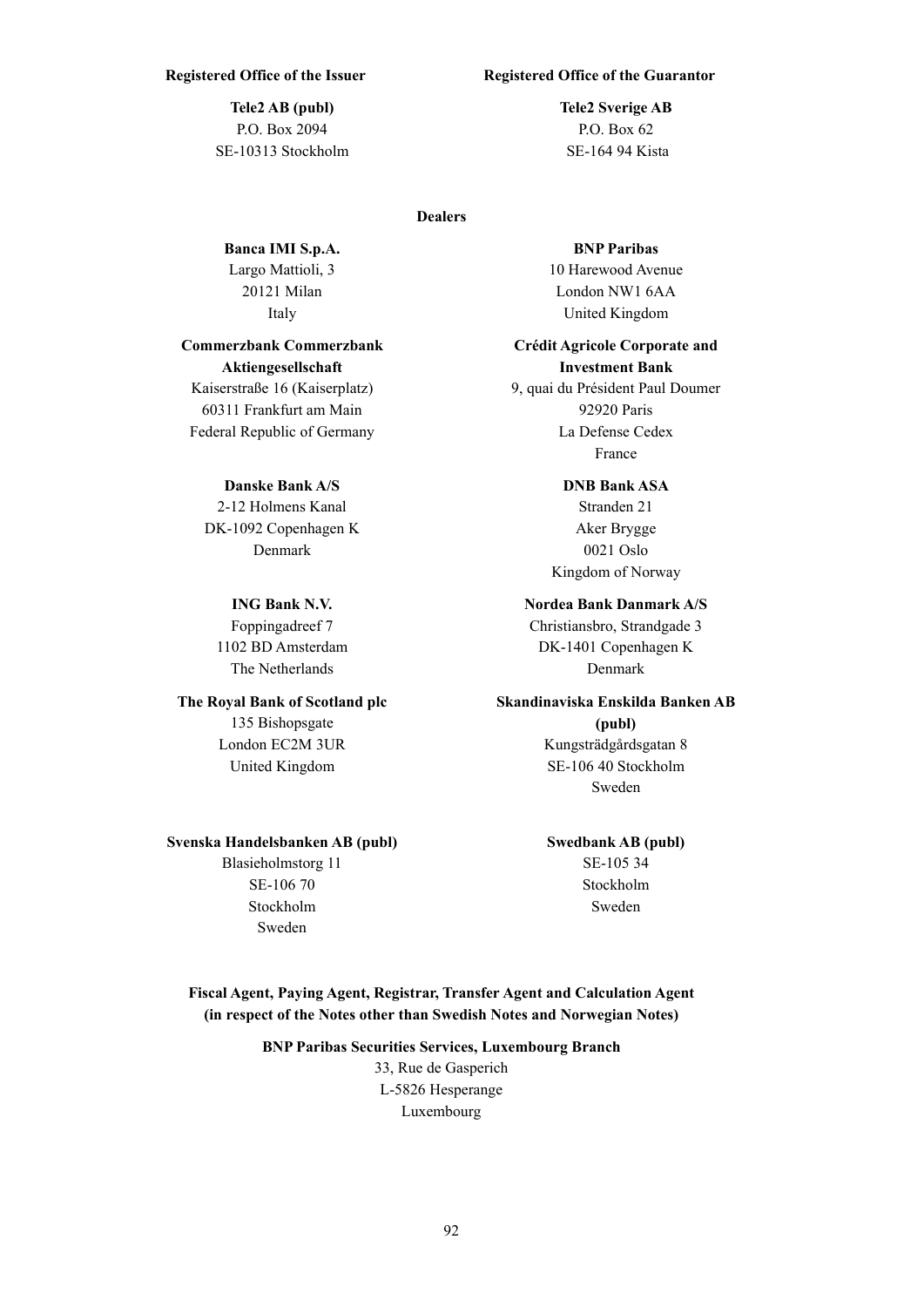**Registered Office of the Issuer**

**Tele2 AB (publ)**
P.O. Box 2094
SE-10313 Stockholm

**Registered Office of the Guarantor**

**Tele2 Sverige AB**
P.O. Box 62
SE-164 94 Kista

**Dealers**

**Banca IMI S.p.A.**
Largo Mattioli, 3
20121 Milan
Italy

**BNP Paribas**
10 Harewood Avenue
London NW1 6AA
United Kingdom

**Commerzbank Commerzbank Aktiengesellschaft**
Kaiserstraße 16 (Kaiserplatz)
60311 Frankfurt am Main
Federal Republic of Germany

**Crédit Agricole Corporate and Investment Bank**
9, quai du Président Paul Doumer
92920 Paris
La Defense Cedex
France

**Danske Bank A/S**
2-12 Holmens Kanal
DK-1092 Copenhagen K
Denmark

**DNB Bank ASA**
Stranden 21
Aker Brygge
0021 Oslo
Kingdom of Norway

**ING Bank N.V.**
Foppingadreef 7
1102 BD Amsterdam
The Netherlands

**Nordea Bank Danmark A/S**
Christiansbro, Strandgade 3
DK-1401 Copenhagen K
Denmark

**The Royal Bank of Scotland plc**
135 Bishopsgate
London EC2M 3UR
United Kingdom

**Skandinaviska Enskilda Banken AB (publ)**
Kungsträdgårdsgatan 8
SE-106 40 Stockholm
Sweden

**Svenska Handelsbanken AB (publ)**
Blasieholmstorg 11
SE-106 70
Stockholm
Sweden

**Swedbank AB (publ)**
SE-105 34
Stockholm
Sweden

**Fiscal Agent, Paying Agent, Registrar, Transfer Agent and Calculation Agent (in respect of the Notes other than Swedish Notes and Norwegian Notes)**

**BNP Paribas Securities Services, Luxembourg Branch**
33, Rue de Gasperich
L-5826 Hesperange
Luxembourg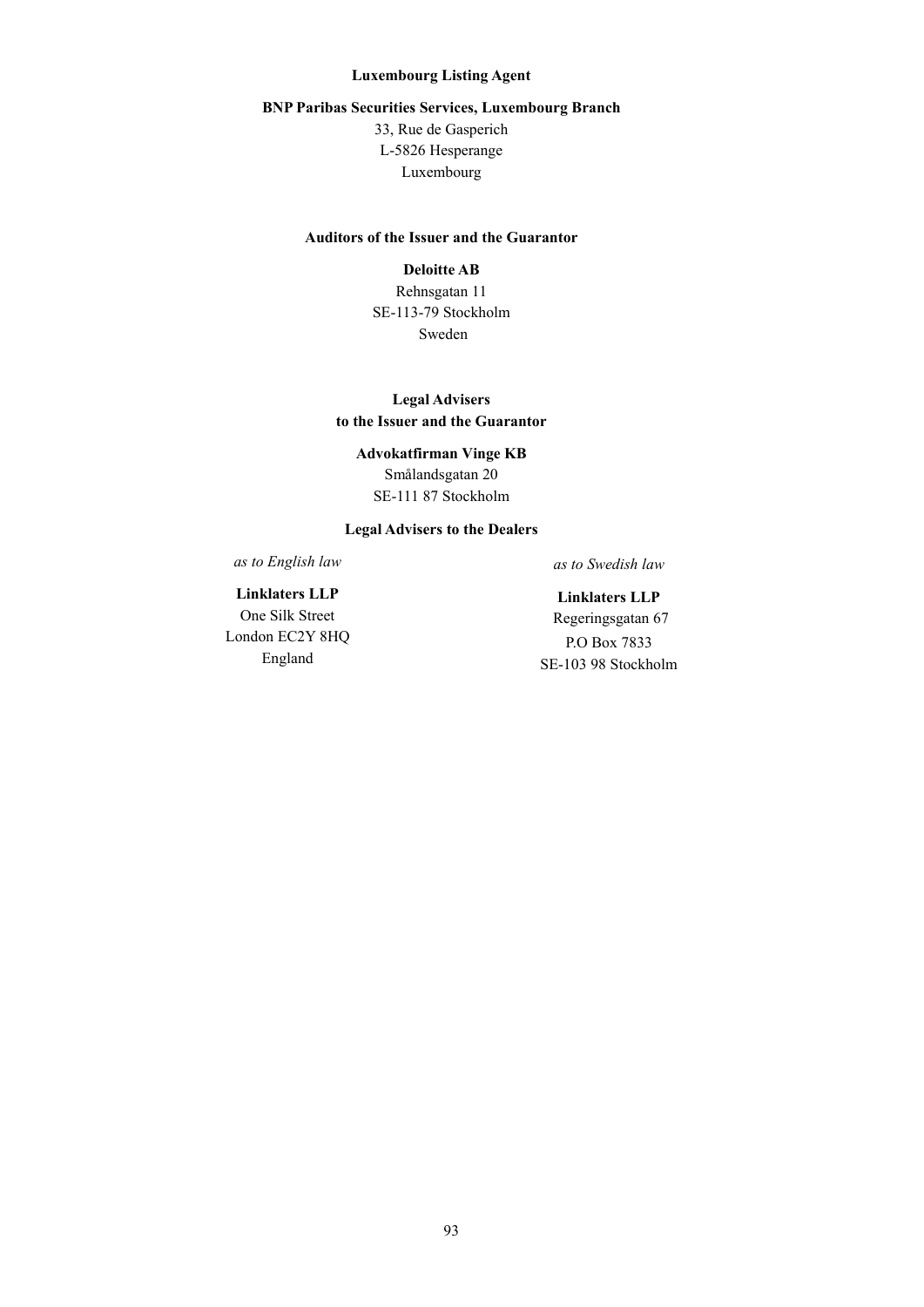**Luxembourg Listing Agent**

**BNP Paribas Securities Services, Luxembourg Branch**

33, Rue de Gasperich
L-5826 Hesperange
Luxembourg

**Auditors of the Issuer and the Guarantor**

**Deloitte AB**

Rehnsgatan 11
SE-113-79 Stockholm
Sweden

**Legal Advisers**
**to the Issuer and the Guarantor**

**Advokatfirman Vinge KB**

Smålandsgatan 20
SE-111 87 Stockholm

**Legal Advisers to the Dealers**

*as to English law*

**Linklaters LLP**

One Silk Street
London EC2Y 8HQ
England

*as to Swedish law*

**Linklaters LLP**

Regeringsgatan 67
P.O Box 7833
SE-103 98 Stockholm